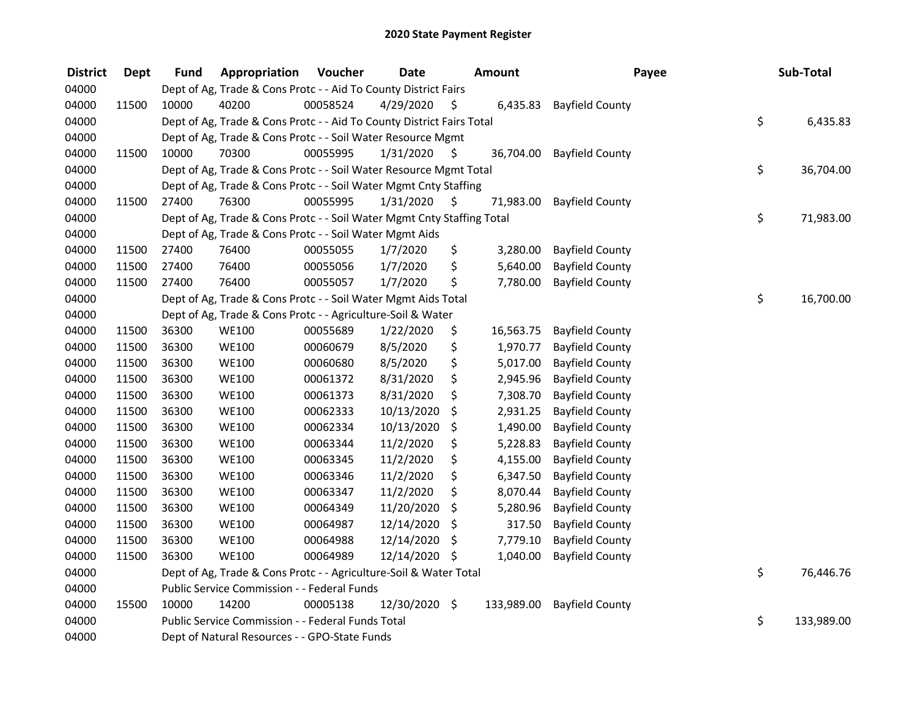# 2020 State Payment Register

| District | Dept | Fund | Appropriation | Voucher | Date | Amount | Payee | Sub-Total |
|---|---|---|---|---|---|---|---|---|
| 04000 | | Dept of Ag, Trade & Cons Protc - - Aid To County District Fairs | | | | | | |
| 04000 | 11500 | 10000 | 40200 | 00058524 | 4/29/2020 | $ 6,435.83 | Bayfield County | |
| 04000 | | Dept of Ag, Trade & Cons Protc - - Aid To County District Fairs Total | | | | | | $ 6,435.83 |
| 04000 | | Dept of Ag, Trade & Cons Protc - - Soil Water Resource Mgmt | | | | | | |
| 04000 | 11500 | 10000 | 70300 | 00055995 | 1/31/2020 | $ 36,704.00 | Bayfield County | |
| 04000 | | Dept of Ag, Trade & Cons Protc - - Soil Water Resource Mgmt Total | | | | | | $ 36,704.00 |
| 04000 | | Dept of Ag, Trade & Cons Protc - - Soil Water Mgmt Cnty Staffing | | | | | | |
| 04000 | 11500 | 27400 | 76300 | 00055995 | 1/31/2020 | $ 71,983.00 | Bayfield County | |
| 04000 | | Dept of Ag, Trade & Cons Protc - - Soil Water Mgmt Cnty Staffing Total | | | | | | $ 71,983.00 |
| 04000 | | Dept of Ag, Trade & Cons Protc - - Soil Water Mgmt Aids | | | | | | |
| 04000 | 11500 | 27400 | 76400 | 00055055 | 1/7/2020 | $ 3,280.00 | Bayfield County | |
| 04000 | 11500 | 27400 | 76400 | 00055056 | 1/7/2020 | $ 5,640.00 | Bayfield County | |
| 04000 | 11500 | 27400 | 76400 | 00055057 | 1/7/2020 | $ 7,780.00 | Bayfield County | |
| 04000 | | Dept of Ag, Trade & Cons Protc - - Soil Water Mgmt Aids Total | | | | | | $ 16,700.00 |
| 04000 | | Dept of Ag, Trade & Cons Protc - - Agriculture-Soil & Water | | | | | | |
| 04000 | 11500 | 36300 | WE100 | 00055689 | 1/22/2020 | $ 16,563.75 | Bayfield County | |
| 04000 | 11500 | 36300 | WE100 | 00060679 | 8/5/2020 | $ 1,970.77 | Bayfield County | |
| 04000 | 11500 | 36300 | WE100 | 00060680 | 8/5/2020 | $ 5,017.00 | Bayfield County | |
| 04000 | 11500 | 36300 | WE100 | 00061372 | 8/31/2020 | $ 2,945.96 | Bayfield County | |
| 04000 | 11500 | 36300 | WE100 | 00061373 | 8/31/2020 | $ 7,308.70 | Bayfield County | |
| 04000 | 11500 | 36300 | WE100 | 00062333 | 10/13/2020 | $ 2,931.25 | Bayfield County | |
| 04000 | 11500 | 36300 | WE100 | 00062334 | 10/13/2020 | $ 1,490.00 | Bayfield County | |
| 04000 | 11500 | 36300 | WE100 | 00063344 | 11/2/2020 | $ 5,228.83 | Bayfield County | |
| 04000 | 11500 | 36300 | WE100 | 00063345 | 11/2/2020 | $ 4,155.00 | Bayfield County | |
| 04000 | 11500 | 36300 | WE100 | 00063346 | 11/2/2020 | $ 6,347.50 | Bayfield County | |
| 04000 | 11500 | 36300 | WE100 | 00063347 | 11/2/2020 | $ 8,070.44 | Bayfield County | |
| 04000 | 11500 | 36300 | WE100 | 00064349 | 11/20/2020 | $ 5,280.96 | Bayfield County | |
| 04000 | 11500 | 36300 | WE100 | 00064987 | 12/14/2020 | $ 317.50 | Bayfield County | |
| 04000 | 11500 | 36300 | WE100 | 00064988 | 12/14/2020 | $ 7,779.10 | Bayfield County | |
| 04000 | 11500 | 36300 | WE100 | 00064989 | 12/14/2020 | $ 1,040.00 | Bayfield County | |
| 04000 | | Dept of Ag, Trade & Cons Protc - - Agriculture-Soil & Water Total | | | | | | $ 76,446.76 |
| 04000 | | Public Service Commission - - Federal Funds | | | | | | |
| 04000 | 15500 | 10000 | 14200 | 00005138 | 12/30/2020 | $ 133,989.00 | Bayfield County | |
| 04000 | | Public Service Commission - - Federal Funds Total | | | | | | $ 133,989.00 |
| 04000 | | Dept of Natural Resources - - GPO-State Funds | | | | | | |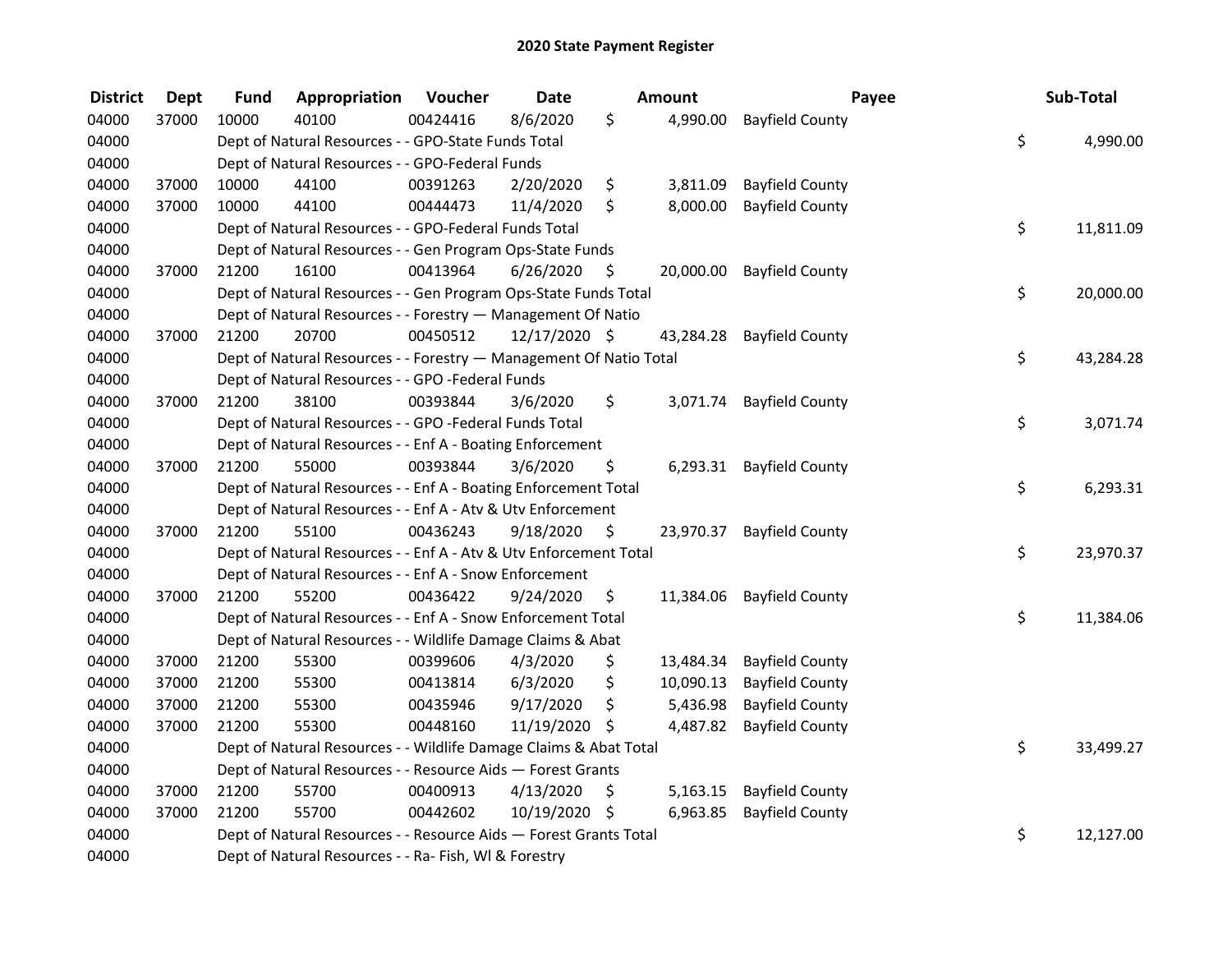## 2020 State Payment Register

| District | Dept | Fund | Appropriation | Voucher | Date | Amount | Payee | Sub-Total |
|---|---|---|---|---|---|---|---|---|
| 04000 | 37000 | 10000 | 40100 | 00424416 | 8/6/2020 | $ 4,990.00 | Bayfield County | |
| 04000 | | Dept of Natural Resources - - GPO-State Funds Total | | | | | | $ 4,990.00 |
| 04000 | | Dept of Natural Resources - - GPO-Federal Funds | | | | | | |
| 04000 | 37000 | 10000 | 44100 | 00391263 | 2/20/2020 | $ 3,811.09 | Bayfield County | |
| 04000 | 37000 | 10000 | 44100 | 00444473 | 11/4/2020 | $ 8,000.00 | Bayfield County | |
| 04000 | | Dept of Natural Resources - - GPO-Federal Funds Total | | | | | | $ 11,811.09 |
| 04000 | | Dept of Natural Resources - - Gen Program Ops-State Funds | | | | | | |
| 04000 | 37000 | 21200 | 16100 | 00413964 | 6/26/2020 | $ 20,000.00 | Bayfield County | |
| 04000 | | Dept of Natural Resources - - Gen Program Ops-State Funds Total | | | | | | $ 20,000.00 |
| 04000 | | Dept of Natural Resources - - Forestry — Management Of Natio | | | | | | |
| 04000 | 37000 | 21200 | 20700 | 00450512 | 12/17/2020 | $ 43,284.28 | Bayfield County | |
| 04000 | | Dept of Natural Resources - - Forestry — Management Of Natio Total | | | | | | $ 43,284.28 |
| 04000 | | Dept of Natural Resources - - GPO -Federal Funds | | | | | | |
| 04000 | 37000 | 21200 | 38100 | 00393844 | 3/6/2020 | $ 3,071.74 | Bayfield County | |
| 04000 | | Dept of Natural Resources - - GPO -Federal Funds Total | | | | | | $ 3,071.74 |
| 04000 | | Dept of Natural Resources - - Enf A - Boating Enforcement | | | | | | |
| 04000 | 37000 | 21200 | 55000 | 00393844 | 3/6/2020 | $ 6,293.31 | Bayfield County | |
| 04000 | | Dept of Natural Resources - - Enf A - Boating Enforcement Total | | | | | | $ 6,293.31 |
| 04000 | | Dept of Natural Resources - - Enf A - Atv & Utv Enforcement | | | | | | |
| 04000 | 37000 | 21200 | 55100 | 00436243 | 9/18/2020 | $ 23,970.37 | Bayfield County | |
| 04000 | | Dept of Natural Resources - - Enf A - Atv & Utv Enforcement Total | | | | | | $ 23,970.37 |
| 04000 | | Dept of Natural Resources - - Enf A - Snow Enforcement | | | | | | |
| 04000 | 37000 | 21200 | 55200 | 00436422 | 9/24/2020 | $ 11,384.06 | Bayfield County | |
| 04000 | | Dept of Natural Resources - - Enf A - Snow Enforcement Total | | | | | | $ 11,384.06 |
| 04000 | | Dept of Natural Resources - - Wildlife Damage Claims & Abat | | | | | | |
| 04000 | 37000 | 21200 | 55300 | 00399606 | 4/3/2020 | $ 13,484.34 | Bayfield County | |
| 04000 | 37000 | 21200 | 55300 | 00413814 | 6/3/2020 | $ 10,090.13 | Bayfield County | |
| 04000 | 37000 | 21200 | 55300 | 00435946 | 9/17/2020 | $ 5,436.98 | Bayfield County | |
| 04000 | 37000 | 21200 | 55300 | 00448160 | 11/19/2020 | $ 4,487.82 | Bayfield County | |
| 04000 | | Dept of Natural Resources - - Wildlife Damage Claims & Abat Total | | | | | | $ 33,499.27 |
| 04000 | | Dept of Natural Resources - - Resource Aids — Forest Grants | | | | | | |
| 04000 | 37000 | 21200 | 55700 | 00400913 | 4/13/2020 | $ 5,163.15 | Bayfield County | |
| 04000 | 37000 | 21200 | 55700 | 00442602 | 10/19/2020 | $ 6,963.85 | Bayfield County | |
| 04000 | | Dept of Natural Resources - - Resource Aids — Forest Grants Total | | | | | | $ 12,127.00 |
| 04000 | | Dept of Natural Resources - - Ra- Fish, Wl & Forestry | | | | | | |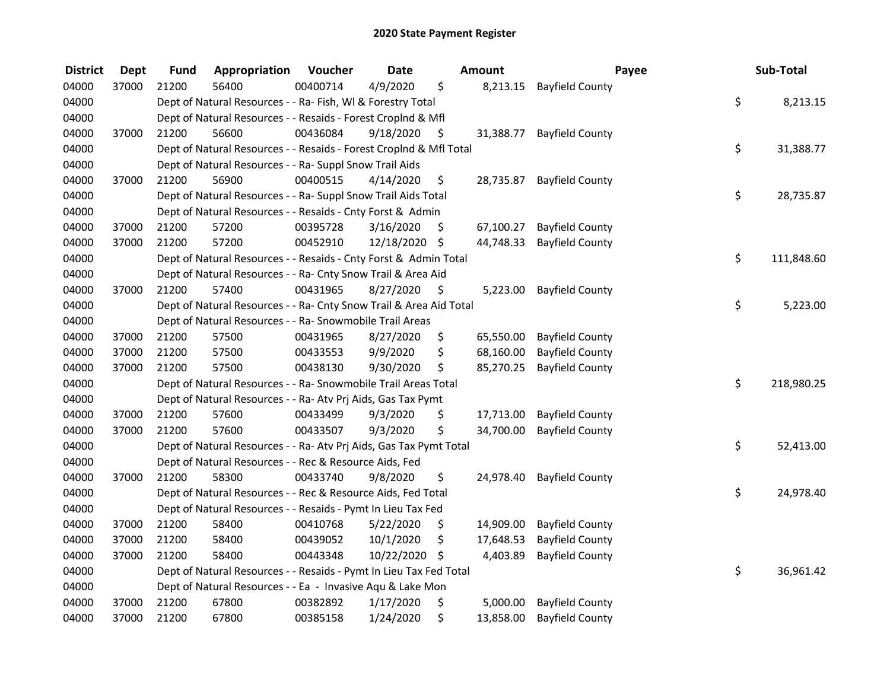# 2020 State Payment Register

| District | Dept | Fund | Appropriation | Voucher | Date | Amount | Payee | Sub-Total |
|---|---|---|---|---|---|---|---|---|
| 04000 | 37000 | 21200 | 56400 | 00400714 | 4/9/2020 | $ 8,213.15 | Bayfield County | |
| 04000 | | Dept of Natural Resources - - Ra- Fish, Wl & Forestry Total | | | | | | $ 8,213.15 |
| 04000 | | Dept of Natural Resources - - Resaids - Forest Croplnd & Mfl | | | | | | |
| 04000 | 37000 | 21200 | 56600 | 00436084 | 9/18/2020 | $ 31,388.77 | Bayfield County | |
| 04000 | | Dept of Natural Resources - - Resaids - Forest Croplnd & Mfl Total | | | | | | $ 31,388.77 |
| 04000 | | Dept of Natural Resources - - Ra- Suppl Snow Trail Aids | | | | | | |
| 04000 | 37000 | 21200 | 56900 | 00400515 | 4/14/2020 | $ 28,735.87 | Bayfield County | |
| 04000 | | Dept of Natural Resources - - Ra- Suppl Snow Trail Aids Total | | | | | | $ 28,735.87 |
| 04000 | | Dept of Natural Resources - - Resaids - Cnty Forst & Admin | | | | | | |
| 04000 | 37000 | 21200 | 57200 | 00395728 | 3/16/2020 | $ 67,100.27 | Bayfield County | |
| 04000 | 37000 | 21200 | 57200 | 00452910 | 12/18/2020 | $ 44,748.33 | Bayfield County | |
| 04000 | | Dept of Natural Resources - - Resaids - Cnty Forst & Admin Total | | | | | | $ 111,848.60 |
| 04000 | | Dept of Natural Resources - - Ra- Cnty Snow Trail & Area Aid | | | | | | |
| 04000 | 37000 | 21200 | 57400 | 00431965 | 8/27/2020 | $ 5,223.00 | Bayfield County | |
| 04000 | | Dept of Natural Resources - - Ra- Cnty Snow Trail & Area Aid Total | | | | | | $ 5,223.00 |
| 04000 | | Dept of Natural Resources - - Ra- Snowmobile Trail Areas | | | | | | |
| 04000 | 37000 | 21200 | 57500 | 00431965 | 8/27/2020 | $ 65,550.00 | Bayfield County | |
| 04000 | 37000 | 21200 | 57500 | 00433553 | 9/9/2020 | $ 68,160.00 | Bayfield County | |
| 04000 | 37000 | 21200 | 57500 | 00438130 | 9/30/2020 | $ 85,270.25 | Bayfield County | |
| 04000 | | Dept of Natural Resources - - Ra- Snowmobile Trail Areas Total | | | | | | $ 218,980.25 |
| 04000 | | Dept of Natural Resources - - Ra- Atv Prj Aids, Gas Tax Pymt | | | | | | |
| 04000 | 37000 | 21200 | 57600 | 00433499 | 9/3/2020 | $ 17,713.00 | Bayfield County | |
| 04000 | 37000 | 21200 | 57600 | 00433507 | 9/3/2020 | $ 34,700.00 | Bayfield County | |
| 04000 | | Dept of Natural Resources - - Ra- Atv Prj Aids, Gas Tax Pymt Total | | | | | | $ 52,413.00 |
| 04000 | | Dept of Natural Resources - - Rec & Resource Aids, Fed | | | | | | |
| 04000 | 37000 | 21200 | 58300 | 00433740 | 9/8/2020 | $ 24,978.40 | Bayfield County | |
| 04000 | | Dept of Natural Resources - - Rec & Resource Aids, Fed Total | | | | | | $ 24,978.40 |
| 04000 | | Dept of Natural Resources - - Resaids - Pymt In Lieu Tax Fed | | | | | | |
| 04000 | 37000 | 21200 | 58400 | 00410768 | 5/22/2020 | $ 14,909.00 | Bayfield County | |
| 04000 | 37000 | 21200 | 58400 | 00439052 | 10/1/2020 | $ 17,648.53 | Bayfield County | |
| 04000 | 37000 | 21200 | 58400 | 00443348 | 10/22/2020 | $ 4,403.89 | Bayfield County | |
| 04000 | | Dept of Natural Resources - - Resaids - Pymt In Lieu Tax Fed Total | | | | | | $ 36,961.42 |
| 04000 | | Dept of Natural Resources - - Ea - Invasive Aqu & Lake Mon | | | | | | |
| 04000 | 37000 | 21200 | 67800 | 00382892 | 1/17/2020 | $ 5,000.00 | Bayfield County | |
| 04000 | 37000 | 21200 | 67800 | 00385158 | 1/24/2020 | $ 13,858.00 | Bayfield County | |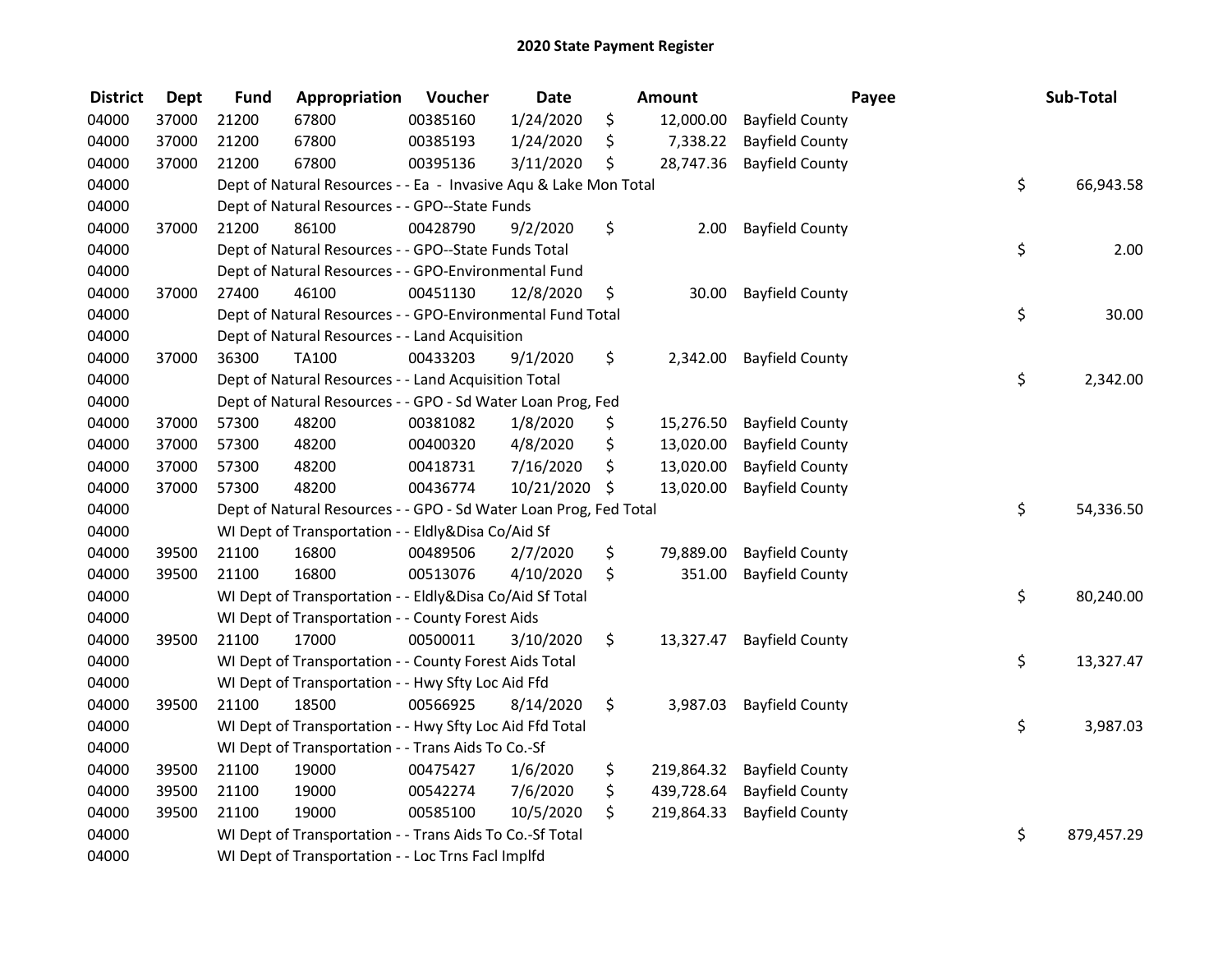# 2020 State Payment Register

| District | Dept | Fund | Appropriation | Voucher | Date | Amount | Payee | Sub-Total |
|---|---|---|---|---|---|---|---|---|
| 04000 | 37000 | 21200 | 67800 | 00385160 | 1/24/2020 | $ 12,000.00 | Bayfield County | |
| 04000 | 37000 | 21200 | 67800 | 00385193 | 1/24/2020 | $ 7,338.22 | Bayfield County | |
| 04000 | 37000 | 21200 | 67800 | 00395136 | 3/11/2020 | $ 28,747.36 | Bayfield County | |
| 04000 | | Dept of Natural Resources - - Ea - Invasive Aqu & Lake Mon Total | | | | | | $ 66,943.58 |
| 04000 | | Dept of Natural Resources - - GPO--State Funds | | | | | | |
| 04000 | 37000 | 21200 | 86100 | 00428790 | 9/2/2020 | $ 2.00 | Bayfield County | |
| 04000 | | Dept of Natural Resources - - GPO--State Funds Total | | | | | | $ 2.00 |
| 04000 | | Dept of Natural Resources - - GPO-Environmental Fund | | | | | | |
| 04000 | 37000 | 27400 | 46100 | 00451130 | 12/8/2020 | $ 30.00 | Bayfield County | |
| 04000 | | Dept of Natural Resources - - GPO-Environmental Fund Total | | | | | | $ 30.00 |
| 04000 | | Dept of Natural Resources - - Land Acquisition | | | | | | |
| 04000 | 37000 | 36300 | TA100 | 00433203 | 9/1/2020 | $ 2,342.00 | Bayfield County | |
| 04000 | | Dept of Natural Resources - - Land Acquisition Total | | | | | | $ 2,342.00 |
| 04000 | | Dept of Natural Resources - - GPO - Sd Water Loan Prog, Fed | | | | | | |
| 04000 | 37000 | 57300 | 48200 | 00381082 | 1/8/2020 | $ 15,276.50 | Bayfield County | |
| 04000 | 37000 | 57300 | 48200 | 00400320 | 4/8/2020 | $ 13,020.00 | Bayfield County | |
| 04000 | 37000 | 57300 | 48200 | 00418731 | 7/16/2020 | $ 13,020.00 | Bayfield County | |
| 04000 | 37000 | 57300 | 48200 | 00436774 | 10/21/2020 | $ 13,020.00 | Bayfield County | |
| 04000 | | Dept of Natural Resources - - GPO - Sd Water Loan Prog, Fed Total | | | | | | $ 54,336.50 |
| 04000 | | WI Dept of Transportation - - Eldly&Disa Co/Aid Sf | | | | | | |
| 04000 | 39500 | 21100 | 16800 | 00489506 | 2/7/2020 | $ 79,889.00 | Bayfield County | |
| 04000 | 39500 | 21100 | 16800 | 00513076 | 4/10/2020 | $ 351.00 | Bayfield County | |
| 04000 | | WI Dept of Transportation - - Eldly&Disa Co/Aid Sf Total | | | | | | $ 80,240.00 |
| 04000 | | WI Dept of Transportation - - County Forest Aids | | | | | | |
| 04000 | 39500 | 21100 | 17000 | 00500011 | 3/10/2020 | $ 13,327.47 | Bayfield County | |
| 04000 | | WI Dept of Transportation - - County Forest Aids Total | | | | | | $ 13,327.47 |
| 04000 | | WI Dept of Transportation - - Hwy Sfty Loc Aid Ffd | | | | | | |
| 04000 | 39500 | 21100 | 18500 | 00566925 | 8/14/2020 | $ 3,987.03 | Bayfield County | |
| 04000 | | WI Dept of Transportation - - Hwy Sfty Loc Aid Ffd Total | | | | | | $ 3,987.03 |
| 04000 | | WI Dept of Transportation - - Trans Aids To Co.-Sf | | | | | | |
| 04000 | 39500 | 21100 | 19000 | 00475427 | 1/6/2020 | $ 219,864.32 | Bayfield County | |
| 04000 | 39500 | 21100 | 19000 | 00542274 | 7/6/2020 | $ 439,728.64 | Bayfield County | |
| 04000 | 39500 | 21100 | 19000 | 00585100 | 10/5/2020 | $ 219,864.33 | Bayfield County | |
| 04000 | | WI Dept of Transportation - - Trans Aids To Co.-Sf Total | | | | | | $ 879,457.29 |
| 04000 | | WI Dept of Transportation - - Loc Trns Facl Implfd | | | | | | |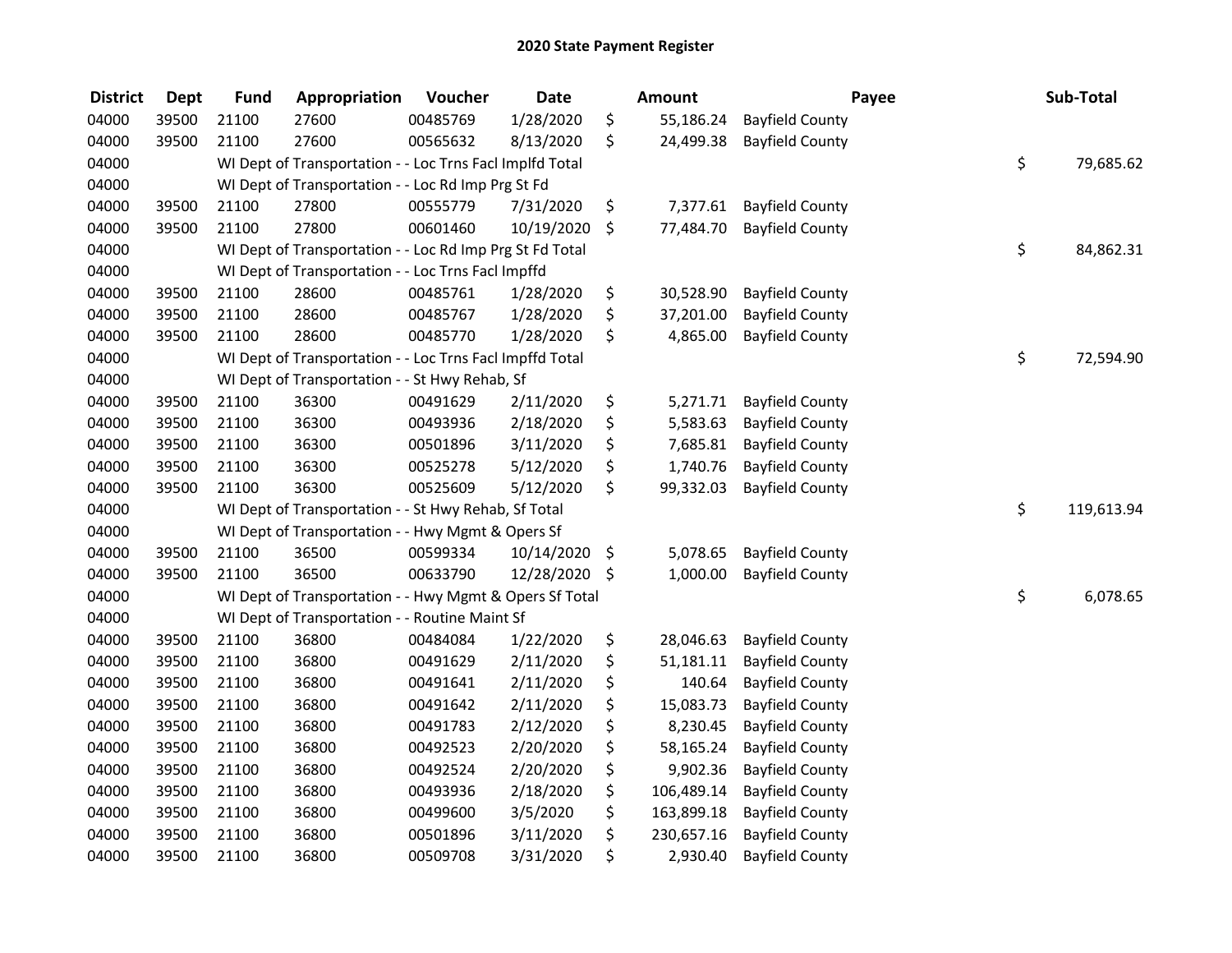## 2020 State Payment Register

| District | Dept | Fund | Appropriation | Voucher | Date | Amount | Payee | Sub-Total |
|---|---|---|---|---|---|---|---|---|
| 04000 | 39500 | 21100 | 27600 | 00485769 | 1/28/2020 | $ 55,186.24 | Bayfield County | |
| 04000 | 39500 | 21100 | 27600 | 00565632 | 8/13/2020 | $ 24,499.38 | Bayfield County | |
| 04000 | | WI Dept of Transportation - - Loc Trns Facl Implfd Total | | | | | | $ 79,685.62 |
| 04000 | | WI Dept of Transportation - - Loc Rd Imp Prg St Fd | | | | | | |
| 04000 | 39500 | 21100 | 27800 | 00555779 | 7/31/2020 | $ 7,377.61 | Bayfield County | |
| 04000 | 39500 | 21100 | 27800 | 00601460 | 10/19/2020 | $ 77,484.70 | Bayfield County | |
| 04000 | | WI Dept of Transportation - - Loc Rd Imp Prg St Fd Total | | | | | | $ 84,862.31 |
| 04000 | | WI Dept of Transportation - - Loc Trns Facl Impffd | | | | | | |
| 04000 | 39500 | 21100 | 28600 | 00485761 | 1/28/2020 | $ 30,528.90 | Bayfield County | |
| 04000 | 39500 | 21100 | 28600 | 00485767 | 1/28/2020 | $ 37,201.00 | Bayfield County | |
| 04000 | 39500 | 21100 | 28600 | 00485770 | 1/28/2020 | $ 4,865.00 | Bayfield County | |
| 04000 | | WI Dept of Transportation - - Loc Trns Facl Impffd Total | | | | | | $ 72,594.90 |
| 04000 | | WI Dept of Transportation - - St Hwy Rehab, Sf | | | | | | |
| 04000 | 39500 | 21100 | 36300 | 00491629 | 2/11/2020 | $ 5,271.71 | Bayfield County | |
| 04000 | 39500 | 21100 | 36300 | 00493936 | 2/18/2020 | $ 5,583.63 | Bayfield County | |
| 04000 | 39500 | 21100 | 36300 | 00501896 | 3/11/2020 | $ 7,685.81 | Bayfield County | |
| 04000 | 39500 | 21100 | 36300 | 00525278 | 5/12/2020 | $ 1,740.76 | Bayfield County | |
| 04000 | 39500 | 21100 | 36300 | 00525609 | 5/12/2020 | $ 99,332.03 | Bayfield County | |
| 04000 | | WI Dept of Transportation - - St Hwy Rehab, Sf Total | | | | | | $ 119,613.94 |
| 04000 | | WI Dept of Transportation - - Hwy Mgmt & Opers Sf | | | | | | |
| 04000 | 39500 | 21100 | 36500 | 00599334 | 10/14/2020 | $ 5,078.65 | Bayfield County | |
| 04000 | 39500 | 21100 | 36500 | 00633790 | 12/28/2020 | $ 1,000.00 | Bayfield County | |
| 04000 | | WI Dept of Transportation - - Hwy Mgmt & Opers Sf Total | | | | | | $ 6,078.65 |
| 04000 | | WI Dept of Transportation - - Routine Maint Sf | | | | | | |
| 04000 | 39500 | 21100 | 36800 | 00484084 | 1/22/2020 | $ 28,046.63 | Bayfield County | |
| 04000 | 39500 | 21100 | 36800 | 00491629 | 2/11/2020 | $ 51,181.11 | Bayfield County | |
| 04000 | 39500 | 21100 | 36800 | 00491641 | 2/11/2020 | $ 140.64 | Bayfield County | |
| 04000 | 39500 | 21100 | 36800 | 00491642 | 2/11/2020 | $ 15,083.73 | Bayfield County | |
| 04000 | 39500 | 21100 | 36800 | 00491783 | 2/12/2020 | $ 8,230.45 | Bayfield County | |
| 04000 | 39500 | 21100 | 36800 | 00492523 | 2/20/2020 | $ 58,165.24 | Bayfield County | |
| 04000 | 39500 | 21100 | 36800 | 00492524 | 2/20/2020 | $ 9,902.36 | Bayfield County | |
| 04000 | 39500 | 21100 | 36800 | 00493936 | 2/18/2020 | $ 106,489.14 | Bayfield County | |
| 04000 | 39500 | 21100 | 36800 | 00499600 | 3/5/2020 | $ 163,899.18 | Bayfield County | |
| 04000 | 39500 | 21100 | 36800 | 00501896 | 3/11/2020 | $ 230,657.16 | Bayfield County | |
| 04000 | 39500 | 21100 | 36800 | 00509708 | 3/31/2020 | $ 2,930.40 | Bayfield County | |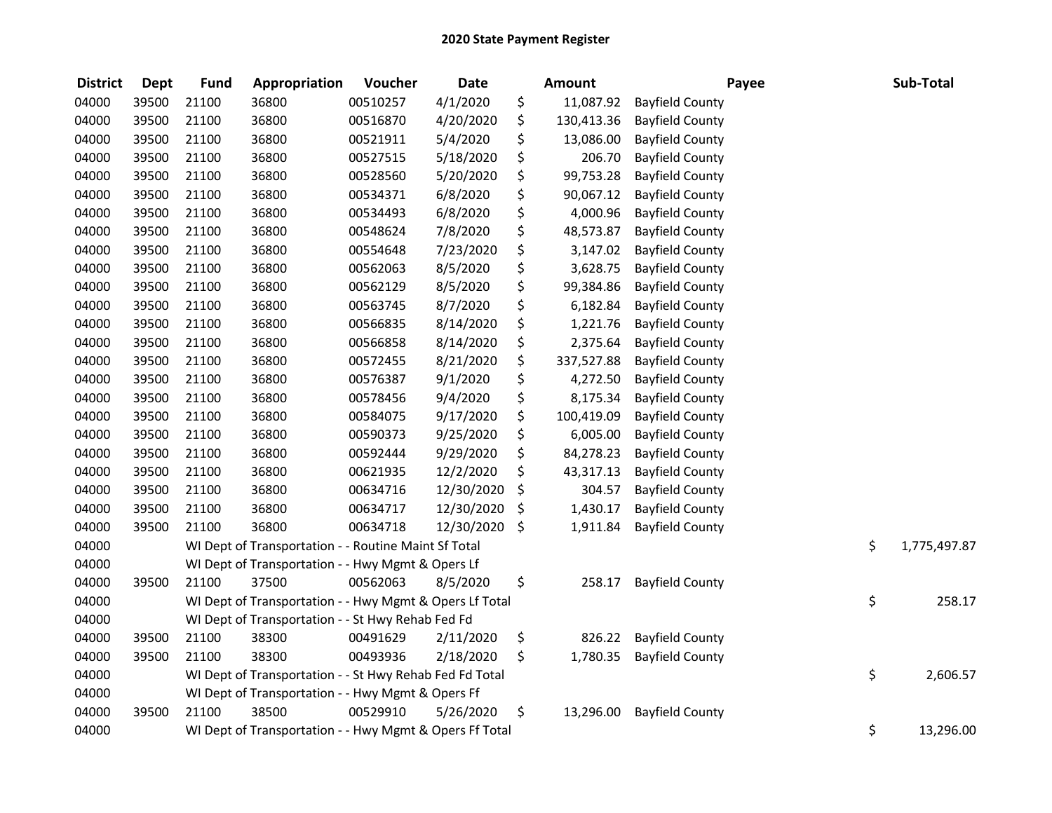# 2020 State Payment Register

| District | Dept | Fund | Appropriation | Voucher | Date | Amount | Payee | Sub-Total |
|---|---|---|---|---|---|---|---|---|
| 04000 | 39500 | 21100 | 36800 | 00510257 | 4/1/2020 | $ 11,087.92 | Bayfield County | |
| 04000 | 39500 | 21100 | 36800 | 00516870 | 4/20/2020 | $ 130,413.36 | Bayfield County | |
| 04000 | 39500 | 21100 | 36800 | 00521911 | 5/4/2020 | $ 13,086.00 | Bayfield County | |
| 04000 | 39500 | 21100 | 36800 | 00527515 | 5/18/2020 | $ 206.70 | Bayfield County | |
| 04000 | 39500 | 21100 | 36800 | 00528560 | 5/20/2020 | $ 99,753.28 | Bayfield County | |
| 04000 | 39500 | 21100 | 36800 | 00534371 | 6/8/2020 | $ 90,067.12 | Bayfield County | |
| 04000 | 39500 | 21100 | 36800 | 00534493 | 6/8/2020 | $ 4,000.96 | Bayfield County | |
| 04000 | 39500 | 21100 | 36800 | 00548624 | 7/8/2020 | $ 48,573.87 | Bayfield County | |
| 04000 | 39500 | 21100 | 36800 | 00554648 | 7/23/2020 | $ 3,147.02 | Bayfield County | |
| 04000 | 39500 | 21100 | 36800 | 00562063 | 8/5/2020 | $ 3,628.75 | Bayfield County | |
| 04000 | 39500 | 21100 | 36800 | 00562129 | 8/5/2020 | $ 99,384.86 | Bayfield County | |
| 04000 | 39500 | 21100 | 36800 | 00563745 | 8/7/2020 | $ 6,182.84 | Bayfield County | |
| 04000 | 39500 | 21100 | 36800 | 00566835 | 8/14/2020 | $ 1,221.76 | Bayfield County | |
| 04000 | 39500 | 21100 | 36800 | 00566858 | 8/14/2020 | $ 2,375.64 | Bayfield County | |
| 04000 | 39500 | 21100 | 36800 | 00572455 | 8/21/2020 | $ 337,527.88 | Bayfield County | |
| 04000 | 39500 | 21100 | 36800 | 00576387 | 9/1/2020 | $ 4,272.50 | Bayfield County | |
| 04000 | 39500 | 21100 | 36800 | 00578456 | 9/4/2020 | $ 8,175.34 | Bayfield County | |
| 04000 | 39500 | 21100 | 36800 | 00584075 | 9/17/2020 | $ 100,419.09 | Bayfield County | |
| 04000 | 39500 | 21100 | 36800 | 00590373 | 9/25/2020 | $ 6,005.00 | Bayfield County | |
| 04000 | 39500 | 21100 | 36800 | 00592444 | 9/29/2020 | $ 84,278.23 | Bayfield County | |
| 04000 | 39500 | 21100 | 36800 | 00621935 | 12/2/2020 | $ 43,317.13 | Bayfield County | |
| 04000 | 39500 | 21100 | 36800 | 00634716 | 12/30/2020 | $ 304.57 | Bayfield County | |
| 04000 | 39500 | 21100 | 36800 | 00634717 | 12/30/2020 | $ 1,430.17 | Bayfield County | |
| 04000 | 39500 | 21100 | 36800 | 00634718 | 12/30/2020 | $ 1,911.84 | Bayfield County | |
| 04000 | | WI Dept of Transportation - - Routine Maint Sf Total | | | | | | $ 1,775,497.87 |
| 04000 | | WI Dept of Transportation - - Hwy Mgmt & Opers Lf | | | | | | |
| 04000 | 39500 | 21100 | 37500 | 00562063 | 8/5/2020 | $ 258.17 | Bayfield County | |
| 04000 | | WI Dept of Transportation - - Hwy Mgmt & Opers Lf Total | | | | | | $ 258.17 |
| 04000 | | WI Dept of Transportation - - St Hwy Rehab Fed Fd | | | | | | |
| 04000 | 39500 | 21100 | 38300 | 00491629 | 2/11/2020 | $ 826.22 | Bayfield County | |
| 04000 | 39500 | 21100 | 38300 | 00493936 | 2/18/2020 | $ 1,780.35 | Bayfield County | |
| 04000 | | WI Dept of Transportation - - St Hwy Rehab Fed Fd Total | | | | | | $ 2,606.57 |
| 04000 | | WI Dept of Transportation - - Hwy Mgmt & Opers Ff | | | | | | |
| 04000 | 39500 | 21100 | 38500 | 00529910 | 5/26/2020 | $ 13,296.00 | Bayfield County | |
| 04000 | | WI Dept of Transportation - - Hwy Mgmt & Opers Ff Total | | | | | | $ 13,296.00 |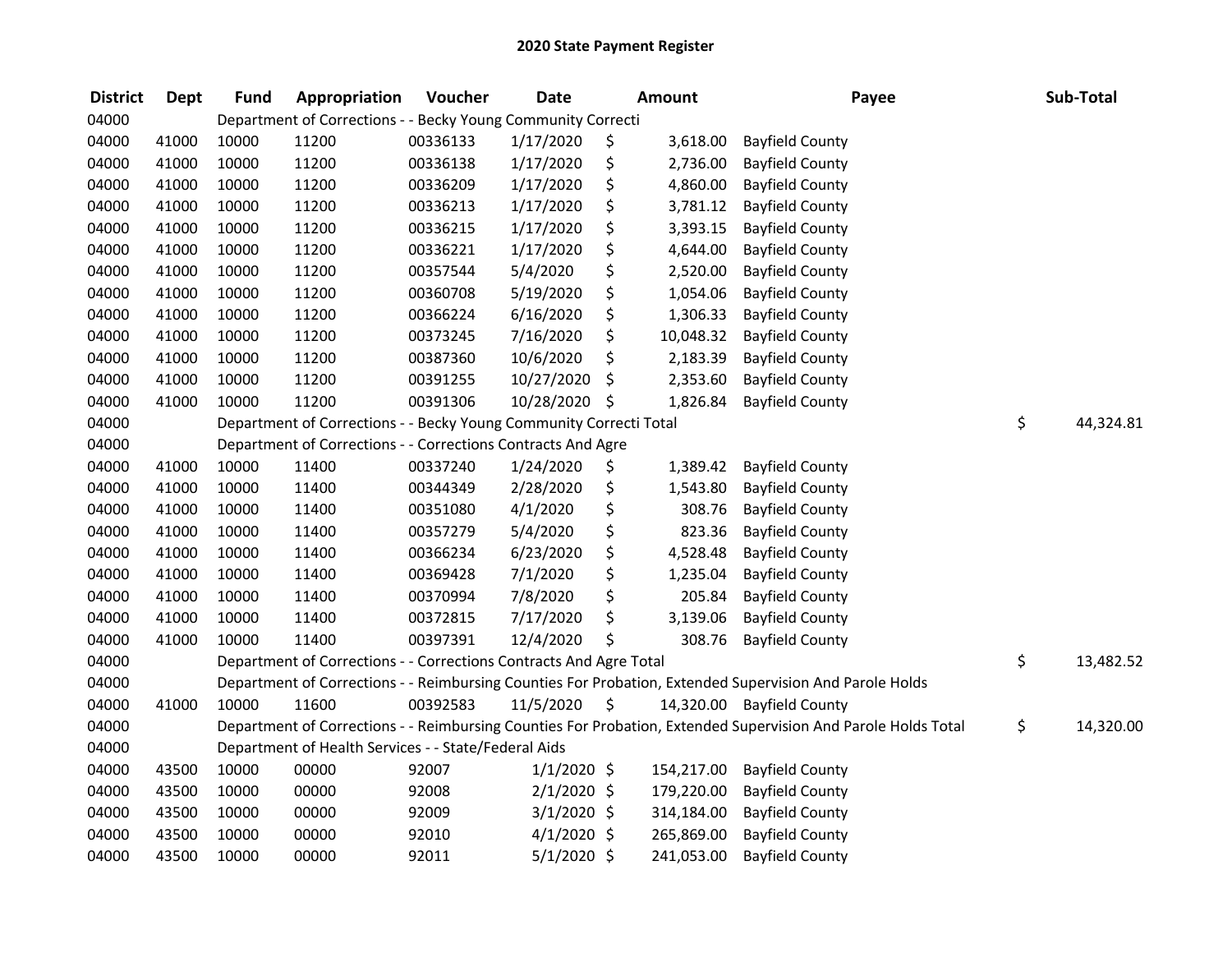# 2020 State Payment Register

| District | Dept | Fund | Appropriation | Voucher | Date | Amount | Payee | Sub-Total |
|---|---|---|---|---|---|---|---|---|
| 04000 | | | Department of Corrections - - Becky Young Community Correcti | | | | | |
| 04000 | 41000 | 10000 | 11200 | 00336133 | 1/17/2020 | $ 3,618.00 | Bayfield County | |
| 04000 | 41000 | 10000 | 11200 | 00336138 | 1/17/2020 | $ 2,736.00 | Bayfield County | |
| 04000 | 41000 | 10000 | 11200 | 00336209 | 1/17/2020 | $ 4,860.00 | Bayfield County | |
| 04000 | 41000 | 10000 | 11200 | 00336213 | 1/17/2020 | $ 3,781.12 | Bayfield County | |
| 04000 | 41000 | 10000 | 11200 | 00336215 | 1/17/2020 | $ 3,393.15 | Bayfield County | |
| 04000 | 41000 | 10000 | 11200 | 00336221 | 1/17/2020 | $ 4,644.00 | Bayfield County | |
| 04000 | 41000 | 10000 | 11200 | 00357544 | 5/4/2020 | $ 2,520.00 | Bayfield County | |
| 04000 | 41000 | 10000 | 11200 | 00360708 | 5/19/2020 | $ 1,054.06 | Bayfield County | |
| 04000 | 41000 | 10000 | 11200 | 00366224 | 6/16/2020 | $ 1,306.33 | Bayfield County | |
| 04000 | 41000 | 10000 | 11200 | 00373245 | 7/16/2020 | $ 10,048.32 | Bayfield County | |
| 04000 | 41000 | 10000 | 11200 | 00387360 | 10/6/2020 | $ 2,183.39 | Bayfield County | |
| 04000 | 41000 | 10000 | 11200 | 00391255 | 10/27/2020 | $ 2,353.60 | Bayfield County | |
| 04000 | 41000 | 10000 | 11200 | 00391306 | 10/28/2020 | $ 1,826.84 | Bayfield County | |
| 04000 | | | Department of Corrections - - Becky Young Community Correcti Total | | | | | $ 44,324.81 |
| 04000 | | | Department of Corrections - - Corrections Contracts And Agre | | | | | |
| 04000 | 41000 | 10000 | 11400 | 00337240 | 1/24/2020 | $ 1,389.42 | Bayfield County | |
| 04000 | 41000 | 10000 | 11400 | 00344349 | 2/28/2020 | $ 1,543.80 | Bayfield County | |
| 04000 | 41000 | 10000 | 11400 | 00351080 | 4/1/2020 | $ 308.76 | Bayfield County | |
| 04000 | 41000 | 10000 | 11400 | 00357279 | 5/4/2020 | $ 823.36 | Bayfield County | |
| 04000 | 41000 | 10000 | 11400 | 00366234 | 6/23/2020 | $ 4,528.48 | Bayfield County | |
| 04000 | 41000 | 10000 | 11400 | 00369428 | 7/1/2020 | $ 1,235.04 | Bayfield County | |
| 04000 | 41000 | 10000 | 11400 | 00370994 | 7/8/2020 | $ 205.84 | Bayfield County | |
| 04000 | 41000 | 10000 | 11400 | 00372815 | 7/17/2020 | $ 3,139.06 | Bayfield County | |
| 04000 | 41000 | 10000 | 11400 | 00397391 | 12/4/2020 | $ 308.76 | Bayfield County | |
| 04000 | | | Department of Corrections - - Corrections Contracts And Agre Total | | | | | $ 13,482.52 |
| 04000 | | | Department of Corrections - - Reimbursing Counties For Probation, Extended Supervision And Parole Holds | | | | | |
| 04000 | 41000 | 10000 | 11600 | 00392583 | 11/5/2020 | $ 14,320.00 | Bayfield County | |
| 04000 | | | Department of Corrections - - Reimbursing Counties For Probation, Extended Supervision And Parole Holds Total | | | | | $ 14,320.00 |
| 04000 | | | Department of Health Services - - State/Federal Aids | | | | | |
| 04000 | 43500 | 10000 | 00000 | 92007 | 1/1/2020 | $ 154,217.00 | Bayfield County | |
| 04000 | 43500 | 10000 | 00000 | 92008 | 2/1/2020 | $ 179,220.00 | Bayfield County | |
| 04000 | 43500 | 10000 | 00000 | 92009 | 3/1/2020 | $ 314,184.00 | Bayfield County | |
| 04000 | 43500 | 10000 | 00000 | 92010 | 4/1/2020 | $ 265,869.00 | Bayfield County | |
| 04000 | 43500 | 10000 | 00000 | 92011 | 5/1/2020 | $ 241,053.00 | Bayfield County | |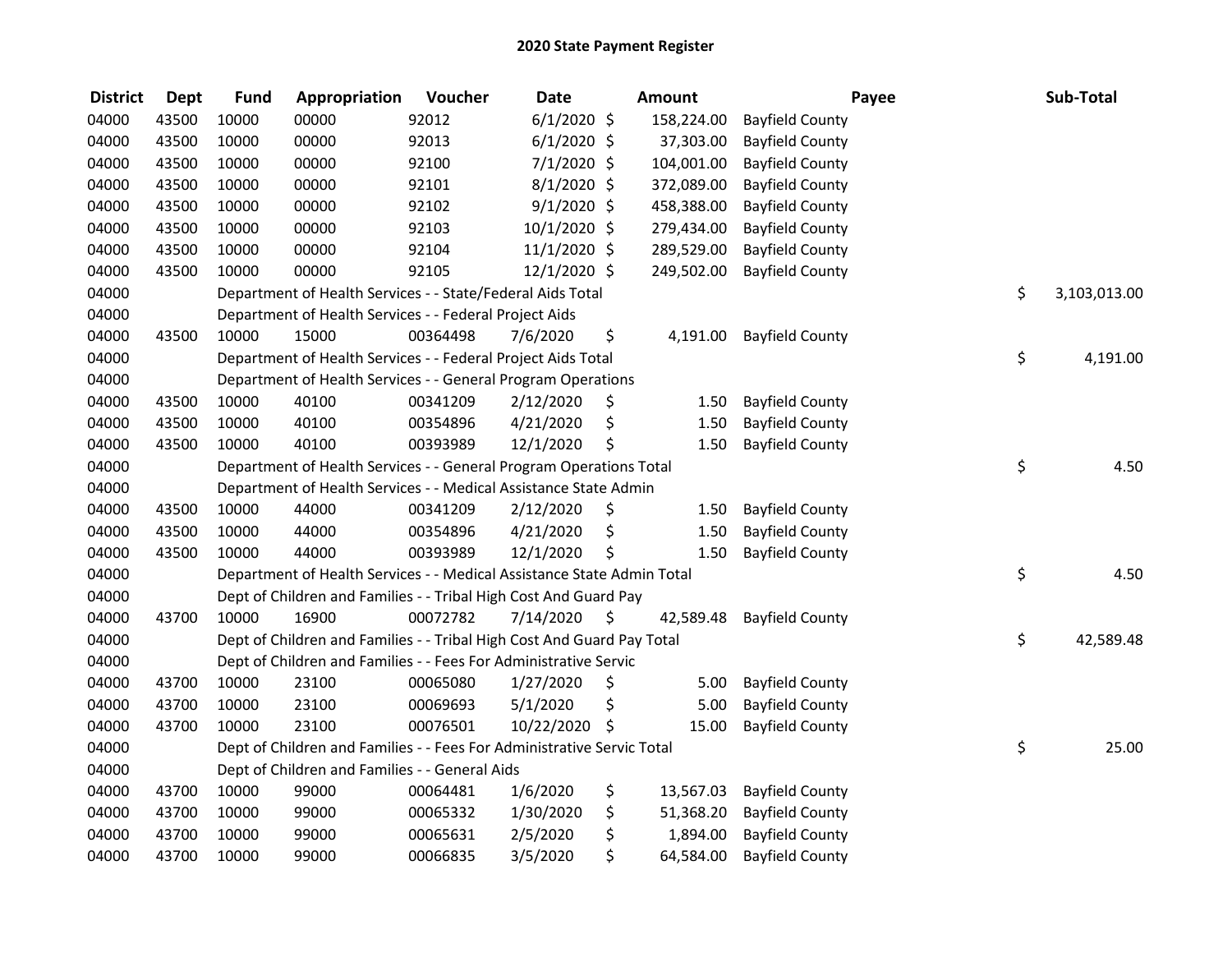# 2020 State Payment Register

| District | Dept | Fund | Appropriation | Voucher | Date | Amount | Payee | Sub-Total |
|---|---|---|---|---|---|---|---|---|
| 04000 | 43500 | 10000 | 00000 | 92012 | 6/1/2020 | $ 158,224.00 | Bayfield County | |
| 04000 | 43500 | 10000 | 00000 | 92013 | 6/1/2020 | $ 37,303.00 | Bayfield County | |
| 04000 | 43500 | 10000 | 00000 | 92100 | 7/1/2020 | $ 104,001.00 | Bayfield County | |
| 04000 | 43500 | 10000 | 00000 | 92101 | 8/1/2020 | $ 372,089.00 | Bayfield County | |
| 04000 | 43500 | 10000 | 00000 | 92102 | 9/1/2020 | $ 458,388.00 | Bayfield County | |
| 04000 | 43500 | 10000 | 00000 | 92103 | 10/1/2020 | $ 279,434.00 | Bayfield County | |
| 04000 | 43500 | 10000 | 00000 | 92104 | 11/1/2020 | $ 289,529.00 | Bayfield County | |
| 04000 | 43500 | 10000 | 00000 | 92105 | 12/1/2020 | $ 249,502.00 | Bayfield County | |
| 04000 | | Department of Health Services - - State/Federal Aids Total | | | | | | $ 3,103,013.00 |
| 04000 | | Department of Health Services - - Federal Project Aids | | | | | | |
| 04000 | 43500 | 10000 | 15000 | 00364498 | 7/6/2020 | $ 4,191.00 | Bayfield County | |
| 04000 | | Department of Health Services - - Federal Project Aids Total | | | | | | $ 4,191.00 |
| 04000 | | Department of Health Services - - General Program Operations | | | | | | |
| 04000 | 43500 | 10000 | 40100 | 00341209 | 2/12/2020 | $ 1.50 | Bayfield County | |
| 04000 | 43500 | 10000 | 40100 | 00354896 | 4/21/2020 | $ 1.50 | Bayfield County | |
| 04000 | 43500 | 10000 | 40100 | 00393989 | 12/1/2020 | $ 1.50 | Bayfield County | |
| 04000 | | Department of Health Services - - General Program Operations Total | | | | | | $ 4.50 |
| 04000 | | Department of Health Services - - Medical Assistance State Admin | | | | | | |
| 04000 | 43500 | 10000 | 44000 | 00341209 | 2/12/2020 | $ 1.50 | Bayfield County | |
| 04000 | 43500 | 10000 | 44000 | 00354896 | 4/21/2020 | $ 1.50 | Bayfield County | |
| 04000 | 43500 | 10000 | 44000 | 00393989 | 12/1/2020 | $ 1.50 | Bayfield County | |
| 04000 | | Department of Health Services - - Medical Assistance State Admin Total | | | | | | $ 4.50 |
| 04000 | | Dept of Children and Families - - Tribal High Cost And Guard Pay | | | | | | |
| 04000 | 43700 | 10000 | 16900 | 00072782 | 7/14/2020 | $ 42,589.48 | Bayfield County | |
| 04000 | | Dept of Children and Families - - Tribal High Cost And Guard Pay Total | | | | | | $ 42,589.48 |
| 04000 | | Dept of Children and Families - - Fees For Administrative Servic | | | | | | |
| 04000 | 43700 | 10000 | 23100 | 00065080 | 1/27/2020 | $ 5.00 | Bayfield County | |
| 04000 | 43700 | 10000 | 23100 | 00069693 | 5/1/2020 | $ 5.00 | Bayfield County | |
| 04000 | 43700 | 10000 | 23100 | 00076501 | 10/22/2020 | $ 15.00 | Bayfield County | |
| 04000 | | Dept of Children and Families - - Fees For Administrative Servic Total | | | | | | $ 25.00 |
| 04000 | | Dept of Children and Families - - General Aids | | | | | | |
| 04000 | 43700 | 10000 | 99000 | 00064481 | 1/6/2020 | $ 13,567.03 | Bayfield County | |
| 04000 | 43700 | 10000 | 99000 | 00065332 | 1/30/2020 | $ 51,368.20 | Bayfield County | |
| 04000 | 43700 | 10000 | 99000 | 00065631 | 2/5/2020 | $ 1,894.00 | Bayfield County | |
| 04000 | 43700 | 10000 | 99000 | 00066835 | 3/5/2020 | $ 64,584.00 | Bayfield County | |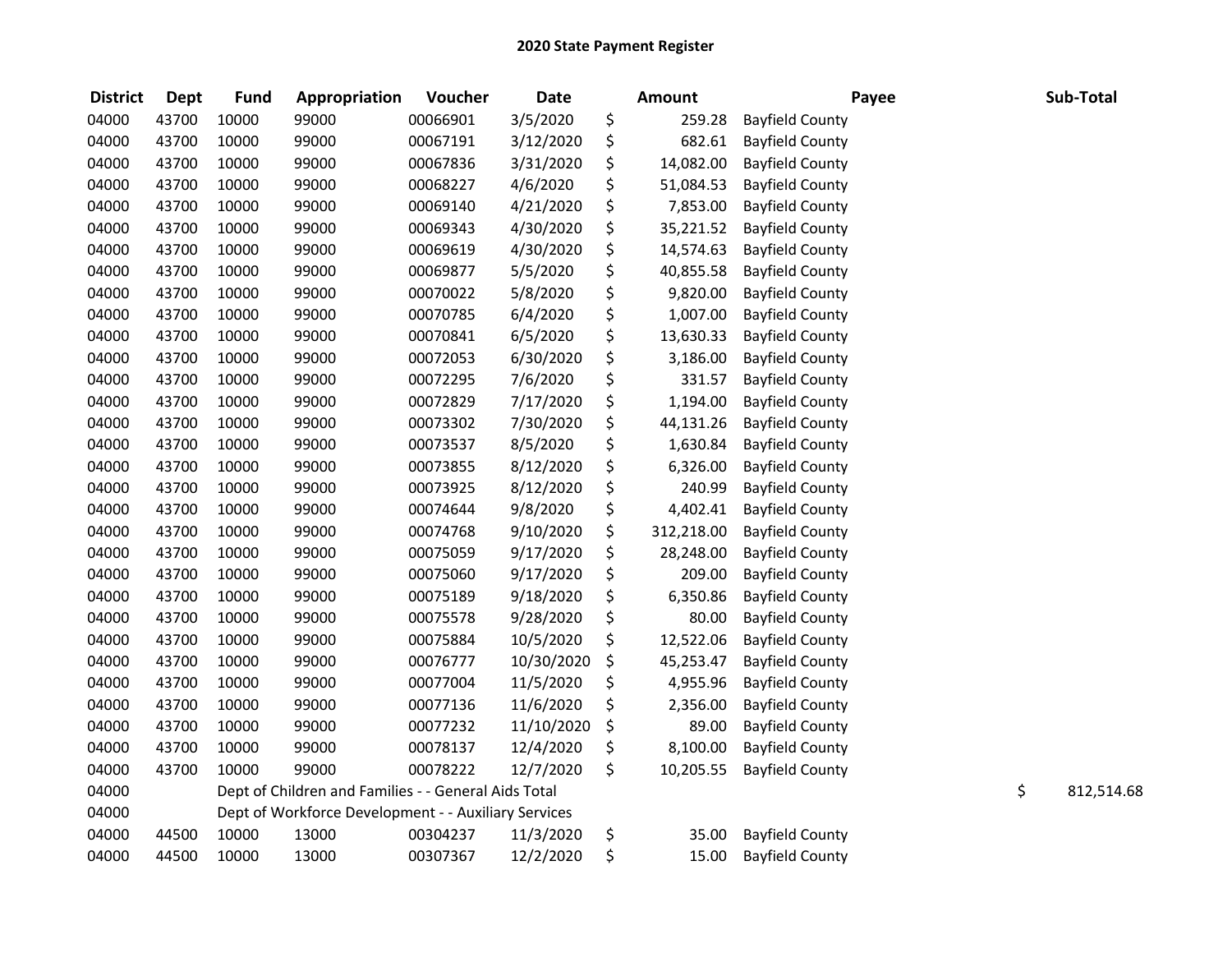## 2020 State Payment Register

| District | Dept | Fund | Appropriation | Voucher | Date | Amount | Payee | Sub-Total |
|---|---|---|---|---|---|---|---|---|
| 04000 | 43700 | 10000 | 99000 | 00066901 | 3/5/2020 | $ 259.28 | Bayfield County | |
| 04000 | 43700 | 10000 | 99000 | 00067191 | 3/12/2020 | $ 682.61 | Bayfield County | |
| 04000 | 43700 | 10000 | 99000 | 00067836 | 3/31/2020 | $ 14,082.00 | Bayfield County | |
| 04000 | 43700 | 10000 | 99000 | 00068227 | 4/6/2020 | $ 51,084.53 | Bayfield County | |
| 04000 | 43700 | 10000 | 99000 | 00069140 | 4/21/2020 | $ 7,853.00 | Bayfield County | |
| 04000 | 43700 | 10000 | 99000 | 00069343 | 4/30/2020 | $ 35,221.52 | Bayfield County | |
| 04000 | 43700 | 10000 | 99000 | 00069619 | 4/30/2020 | $ 14,574.63 | Bayfield County | |
| 04000 | 43700 | 10000 | 99000 | 00069877 | 5/5/2020 | $ 40,855.58 | Bayfield County | |
| 04000 | 43700 | 10000 | 99000 | 00070022 | 5/8/2020 | $ 9,820.00 | Bayfield County | |
| 04000 | 43700 | 10000 | 99000 | 00070785 | 6/4/2020 | $ 1,007.00 | Bayfield County | |
| 04000 | 43700 | 10000 | 99000 | 00070841 | 6/5/2020 | $ 13,630.33 | Bayfield County | |
| 04000 | 43700 | 10000 | 99000 | 00072053 | 6/30/2020 | $ 3,186.00 | Bayfield County | |
| 04000 | 43700 | 10000 | 99000 | 00072295 | 7/6/2020 | $ 331.57 | Bayfield County | |
| 04000 | 43700 | 10000 | 99000 | 00072829 | 7/17/2020 | $ 1,194.00 | Bayfield County | |
| 04000 | 43700 | 10000 | 99000 | 00073302 | 7/30/2020 | $ 44,131.26 | Bayfield County | |
| 04000 | 43700 | 10000 | 99000 | 00073537 | 8/5/2020 | $ 1,630.84 | Bayfield County | |
| 04000 | 43700 | 10000 | 99000 | 00073855 | 8/12/2020 | $ 6,326.00 | Bayfield County | |
| 04000 | 43700 | 10000 | 99000 | 00073925 | 8/12/2020 | $ 240.99 | Bayfield County | |
| 04000 | 43700 | 10000 | 99000 | 00074644 | 9/8/2020 | $ 4,402.41 | Bayfield County | |
| 04000 | 43700 | 10000 | 99000 | 00074768 | 9/10/2020 | $ 312,218.00 | Bayfield County | |
| 04000 | 43700 | 10000 | 99000 | 00075059 | 9/17/2020 | $ 28,248.00 | Bayfield County | |
| 04000 | 43700 | 10000 | 99000 | 00075060 | 9/17/2020 | $ 209.00 | Bayfield County | |
| 04000 | 43700 | 10000 | 99000 | 00075189 | 9/18/2020 | $ 6,350.86 | Bayfield County | |
| 04000 | 43700 | 10000 | 99000 | 00075578 | 9/28/2020 | $ 80.00 | Bayfield County | |
| 04000 | 43700 | 10000 | 99000 | 00075884 | 10/5/2020 | $ 12,522.06 | Bayfield County | |
| 04000 | 43700 | 10000 | 99000 | 00076777 | 10/30/2020 | $ 45,253.47 | Bayfield County | |
| 04000 | 43700 | 10000 | 99000 | 00077004 | 11/5/2020 | $ 4,955.96 | Bayfield County | |
| 04000 | 43700 | 10000 | 99000 | 00077136 | 11/6/2020 | $ 2,356.00 | Bayfield County | |
| 04000 | 43700 | 10000 | 99000 | 00077232 | 11/10/2020 | $ 89.00 | Bayfield County | |
| 04000 | 43700 | 10000 | 99000 | 00078137 | 12/4/2020 | $ 8,100.00 | Bayfield County | |
| 04000 | 43700 | 10000 | 99000 | 00078222 | 12/7/2020 | $ 10,205.55 | Bayfield County | |
| 04000 | | Dept of Children and Families - - General Aids Total | | | | | | $ 812,514.68 |
| 04000 | | Dept of Workforce Development - - Auxiliary Services | | | | | | |
| 04000 | 44500 | 10000 | 13000 | 00304237 | 11/3/2020 | $ 35.00 | Bayfield County | |
| 04000 | 44500 | 10000 | 13000 | 00307367 | 12/2/2020 | $ 15.00 | Bayfield County | |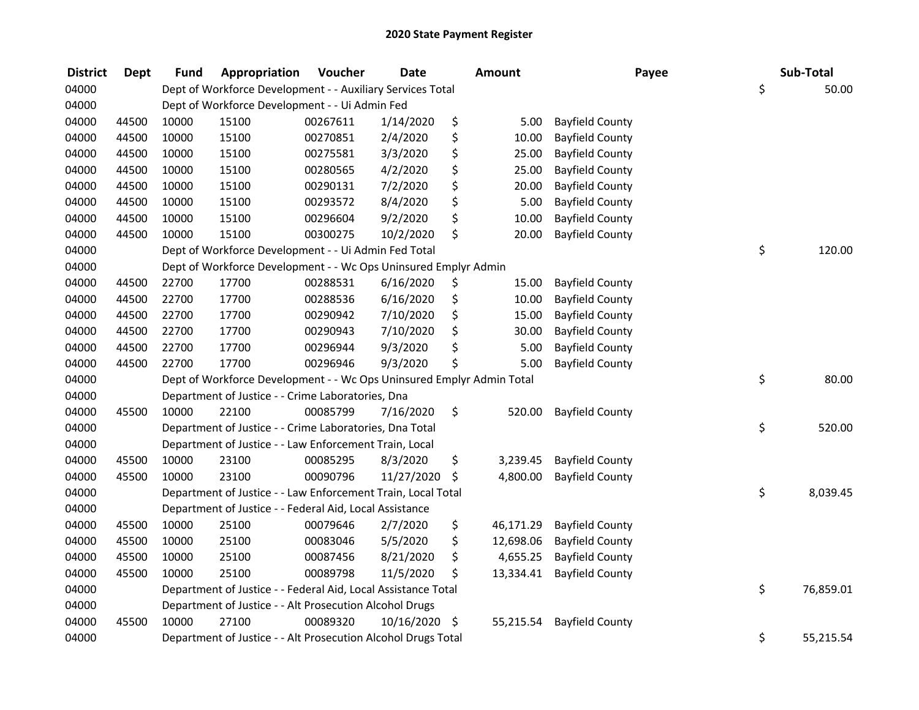## 2020 State Payment Register

| District | Dept | Fund | Appropriation | Voucher | Date | Amount | Payee | Sub-Total |
|---|---|---|---|---|---|---|---|---|
| 04000 | | Dept of Workforce Development - - Auxiliary Services Total | | | | | | $ 50.00 |
| 04000 | | Dept of Workforce Development - - Ui Admin Fed | | | | | | |
| 04000 | 44500 | 10000 | 15100 | 00267611 | 1/14/2020 | $ 5.00 | Bayfield County | |
| 04000 | 44500 | 10000 | 15100 | 00270851 | 2/4/2020 | $ 10.00 | Bayfield County | |
| 04000 | 44500 | 10000 | 15100 | 00275581 | 3/3/2020 | $ 25.00 | Bayfield County | |
| 04000 | 44500 | 10000 | 15100 | 00280565 | 4/2/2020 | $ 25.00 | Bayfield County | |
| 04000 | 44500 | 10000 | 15100 | 00290131 | 7/2/2020 | $ 20.00 | Bayfield County | |
| 04000 | 44500 | 10000 | 15100 | 00293572 | 8/4/2020 | $ 5.00 | Bayfield County | |
| 04000 | 44500 | 10000 | 15100 | 00296604 | 9/2/2020 | $ 10.00 | Bayfield County | |
| 04000 | 44500 | 10000 | 15100 | 00300275 | 10/2/2020 | $ 20.00 | Bayfield County | |
| 04000 | | Dept of Workforce Development - - Ui Admin Fed Total | | | | | | $ 120.00 |
| 04000 | | Dept of Workforce Development - - Wc Ops Uninsured Emplyr Admin | | | | | | |
| 04000 | 44500 | 22700 | 17700 | 00288531 | 6/16/2020 | $ 15.00 | Bayfield County | |
| 04000 | 44500 | 22700 | 17700 | 00288536 | 6/16/2020 | $ 10.00 | Bayfield County | |
| 04000 | 44500 | 22700 | 17700 | 00290942 | 7/10/2020 | $ 15.00 | Bayfield County | |
| 04000 | 44500 | 22700 | 17700 | 00290943 | 7/10/2020 | $ 30.00 | Bayfield County | |
| 04000 | 44500 | 22700 | 17700 | 00296944 | 9/3/2020 | $ 5.00 | Bayfield County | |
| 04000 | 44500 | 22700 | 17700 | 00296946 | 9/3/2020 | $ 5.00 | Bayfield County | |
| 04000 | | Dept of Workforce Development - - Wc Ops Uninsured Emplyr Admin Total | | | | | | $ 80.00 |
| 04000 | | Department of Justice - - Crime Laboratories, Dna | | | | | | |
| 04000 | 45500 | 10000 | 22100 | 00085799 | 7/16/2020 | $ 520.00 | Bayfield County | |
| 04000 | | Department of Justice - - Crime Laboratories, Dna Total | | | | | | $ 520.00 |
| 04000 | | Department of Justice - - Law Enforcement Train, Local | | | | | | |
| 04000 | 45500 | 10000 | 23100 | 00085295 | 8/3/2020 | $ 3,239.45 | Bayfield County | |
| 04000 | 45500 | 10000 | 23100 | 00090796 | 11/27/2020 | $ 4,800.00 | Bayfield County | |
| 04000 | | Department of Justice - - Law Enforcement Train, Local Total | | | | | | $ 8,039.45 |
| 04000 | | Department of Justice - - Federal Aid, Local Assistance | | | | | | |
| 04000 | 45500 | 10000 | 25100 | 00079646 | 2/7/2020 | $ 46,171.29 | Bayfield County | |
| 04000 | 45500 | 10000 | 25100 | 00083046 | 5/5/2020 | $ 12,698.06 | Bayfield County | |
| 04000 | 45500 | 10000 | 25100 | 00087456 | 8/21/2020 | $ 4,655.25 | Bayfield County | |
| 04000 | 45500 | 10000 | 25100 | 00089798 | 11/5/2020 | $ 13,334.41 | Bayfield County | |
| 04000 | | Department of Justice - - Federal Aid, Local Assistance Total | | | | | | $ 76,859.01 |
| 04000 | | Department of Justice - - Alt Prosecution Alcohol Drugs | | | | | | |
| 04000 | 45500 | 10000 | 27100 | 00089320 | 10/16/2020 | $ 55,215.54 | Bayfield County | |
| 04000 | | Department of Justice - - Alt Prosecution Alcohol Drugs Total | | | | | | $ 55,215.54 |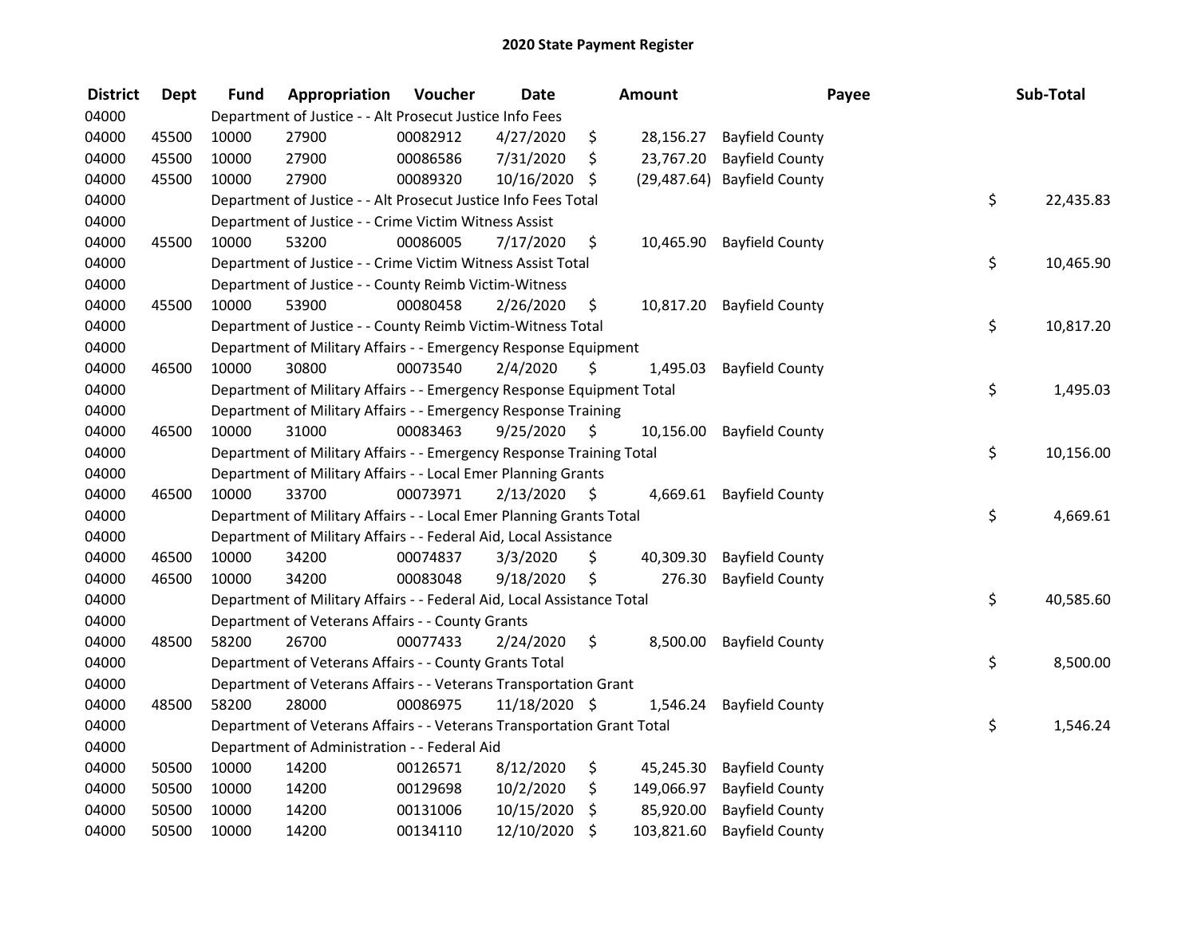## 2020 State Payment Register

| District | Dept | Fund | Appropriation | Voucher | Date | Amount | Payee | Sub-Total |
|---|---|---|---|---|---|---|---|---|
| 04000 | | Department of Justice - - Alt Prosecut Justice Info Fees | | | | | | |
| 04000 | 45500 | 10000 | 27900 | 00082912 | 4/27/2020 | $ 28,156.27 | Bayfield County | |
| 04000 | 45500 | 10000 | 27900 | 00086586 | 7/31/2020 | $ 23,767.20 | Bayfield County | |
| 04000 | 45500 | 10000 | 27900 | 00089320 | 10/16/2020 | $ (29,487.64) | Bayfield County | |
| 04000 | | Department of Justice - - Alt Prosecut Justice Info Fees Total | | | | | | $ 22,435.83 |
| 04000 | | Department of Justice - - Crime Victim Witness Assist | | | | | | |
| 04000 | 45500 | 10000 | 53200 | 00086005 | 7/17/2020 | $ 10,465.90 | Bayfield County | |
| 04000 | | Department of Justice - - Crime Victim Witness Assist Total | | | | | | $ 10,465.90 |
| 04000 | | Department of Justice - - County Reimb Victim-Witness | | | | | | |
| 04000 | 45500 | 10000 | 53900 | 00080458 | 2/26/2020 | $ 10,817.20 | Bayfield County | |
| 04000 | | Department of Justice - - County Reimb Victim-Witness Total | | | | | | $ 10,817.20 |
| 04000 | | Department of Military Affairs - - Emergency Response Equipment | | | | | | |
| 04000 | 46500 | 10000 | 30800 | 00073540 | 2/4/2020 | $ 1,495.03 | Bayfield County | |
| 04000 | | Department of Military Affairs - - Emergency Response Equipment Total | | | | | | $ 1,495.03 |
| 04000 | | Department of Military Affairs - - Emergency Response Training | | | | | | |
| 04000 | 46500 | 10000 | 31000 | 00083463 | 9/25/2020 | $ 10,156.00 | Bayfield County | |
| 04000 | | Department of Military Affairs - - Emergency Response Training Total | | | | | | $ 10,156.00 |
| 04000 | | Department of Military Affairs - - Local Emer Planning Grants | | | | | | |
| 04000 | 46500 | 10000 | 33700 | 00073971 | 2/13/2020 | $ 4,669.61 | Bayfield County | |
| 04000 | | Department of Military Affairs - - Local Emer Planning Grants Total | | | | | | $ 4,669.61 |
| 04000 | | Department of Military Affairs - - Federal Aid, Local Assistance | | | | | | |
| 04000 | 46500 | 10000 | 34200 | 00074837 | 3/3/2020 | $ 40,309.30 | Bayfield County | |
| 04000 | 46500 | 10000 | 34200 | 00083048 | 9/18/2020 | $ 276.30 | Bayfield County | |
| 04000 | | Department of Military Affairs - - Federal Aid, Local Assistance Total | | | | | | $ 40,585.60 |
| 04000 | | Department of Veterans Affairs - - County Grants | | | | | | |
| 04000 | 48500 | 58200 | 26700 | 00077433 | 2/24/2020 | $ 8,500.00 | Bayfield County | |
| 04000 | | Department of Veterans Affairs - - County Grants Total | | | | | | $ 8,500.00 |
| 04000 | | Department of Veterans Affairs - - Veterans Transportation Grant | | | | | | |
| 04000 | 48500 | 58200 | 28000 | 00086975 | 11/18/2020 | $ 1,546.24 | Bayfield County | |
| 04000 | | Department of Veterans Affairs - - Veterans Transportation Grant Total | | | | | | $ 1,546.24 |
| 04000 | | Department of Administration - - Federal Aid | | | | | | |
| 04000 | 50500 | 10000 | 14200 | 00126571 | 8/12/2020 | $ 45,245.30 | Bayfield County | |
| 04000 | 50500 | 10000 | 14200 | 00129698 | 10/2/2020 | $ 149,066.97 | Bayfield County | |
| 04000 | 50500 | 10000 | 14200 | 00131006 | 10/15/2020 | $ 85,920.00 | Bayfield County | |
| 04000 | 50500 | 10000 | 14200 | 00134110 | 12/10/2020 | $ 103,821.60 | Bayfield County | |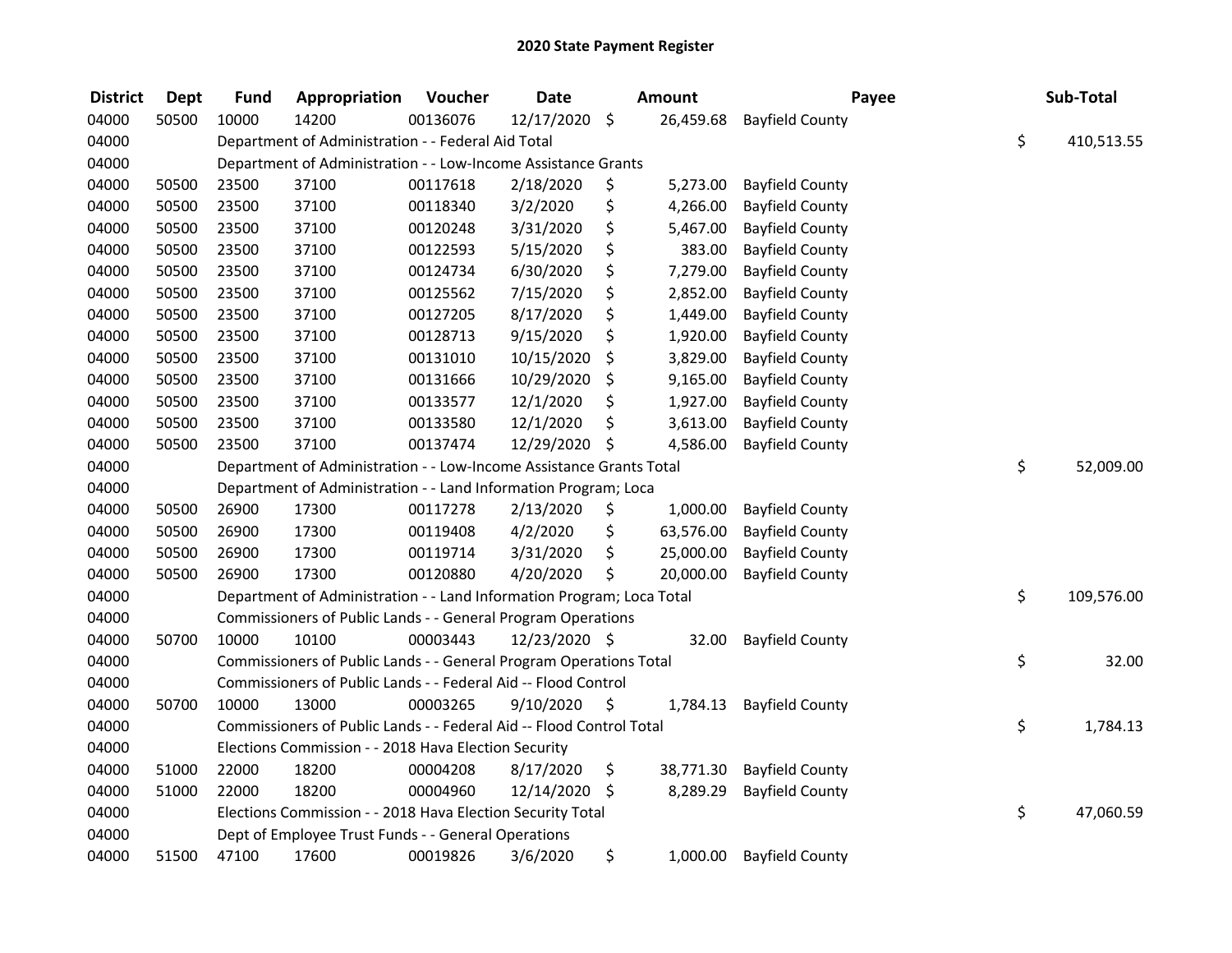# 2020 State Payment Register

| District | Dept | Fund | Appropriation | Voucher | Date | Amount | Payee | Sub-Total |
|---|---|---|---|---|---|---|---|---|
| 04000 | 50500 | 10000 | 14200 | 00136076 | 12/17/2020 | $ 26,459.68 | Bayfield County | |
| 04000 | | Department of Administration - - Federal Aid Total | | | | | | $ 410,513.55 |
| 04000 | | Department of Administration - - Low-Income Assistance Grants | | | | | | |
| 04000 | 50500 | 23500 | 37100 | 00117618 | 2/18/2020 | $ 5,273.00 | Bayfield County | |
| 04000 | 50500 | 23500 | 37100 | 00118340 | 3/2/2020 | $ 4,266.00 | Bayfield County | |
| 04000 | 50500 | 23500 | 37100 | 00120248 | 3/31/2020 | $ 5,467.00 | Bayfield County | |
| 04000 | 50500 | 23500 | 37100 | 00122593 | 5/15/2020 | $ 383.00 | Bayfield County | |
| 04000 | 50500 | 23500 | 37100 | 00124734 | 6/30/2020 | $ 7,279.00 | Bayfield County | |
| 04000 | 50500 | 23500 | 37100 | 00125562 | 7/15/2020 | $ 2,852.00 | Bayfield County | |
| 04000 | 50500 | 23500 | 37100 | 00127205 | 8/17/2020 | $ 1,449.00 | Bayfield County | |
| 04000 | 50500 | 23500 | 37100 | 00128713 | 9/15/2020 | $ 1,920.00 | Bayfield County | |
| 04000 | 50500 | 23500 | 37100 | 00131010 | 10/15/2020 | $ 3,829.00 | Bayfield County | |
| 04000 | 50500 | 23500 | 37100 | 00131666 | 10/29/2020 | $ 9,165.00 | Bayfield County | |
| 04000 | 50500 | 23500 | 37100 | 00133577 | 12/1/2020 | $ 1,927.00 | Bayfield County | |
| 04000 | 50500 | 23500 | 37100 | 00133580 | 12/1/2020 | $ 3,613.00 | Bayfield County | |
| 04000 | 50500 | 23500 | 37100 | 00137474 | 12/29/2020 | $ 4,586.00 | Bayfield County | |
| 04000 | | Department of Administration - - Low-Income Assistance Grants Total | | | | | | $ 52,009.00 |
| 04000 | | Department of Administration - - Land Information Program; Loca | | | | | | |
| 04000 | 50500 | 26900 | 17300 | 00117278 | 2/13/2020 | $ 1,000.00 | Bayfield County | |
| 04000 | 50500 | 26900 | 17300 | 00119408 | 4/2/2020 | $ 63,576.00 | Bayfield County | |
| 04000 | 50500 | 26900 | 17300 | 00119714 | 3/31/2020 | $ 25,000.00 | Bayfield County | |
| 04000 | 50500 | 26900 | 17300 | 00120880 | 4/20/2020 | $ 20,000.00 | Bayfield County | |
| 04000 | | Department of Administration - - Land Information Program; Loca Total | | | | | | $ 109,576.00 |
| 04000 | | Commissioners of Public Lands - - General Program Operations | | | | | | |
| 04000 | 50700 | 10000 | 10100 | 00003443 | 12/23/2020 | $ 32.00 | Bayfield County | |
| 04000 | | Commissioners of Public Lands - - General Program Operations Total | | | | | | $ 32.00 |
| 04000 | | Commissioners of Public Lands - - Federal Aid -- Flood Control | | | | | | |
| 04000 | 50700 | 10000 | 13000 | 00003265 | 9/10/2020 | $ 1,784.13 | Bayfield County | |
| 04000 | | Commissioners of Public Lands - - Federal Aid -- Flood Control Total | | | | | | $ 1,784.13 |
| 04000 | | Elections Commission - - 2018 Hava Election Security | | | | | | |
| 04000 | 51000 | 22000 | 18200 | 00004208 | 8/17/2020 | $ 38,771.30 | Bayfield County | |
| 04000 | 51000 | 22000 | 18200 | 00004960 | 12/14/2020 | $ 8,289.29 | Bayfield County | |
| 04000 | | Elections Commission - - 2018 Hava Election Security Total | | | | | | $ 47,060.59 |
| 04000 | | Dept of Employee Trust Funds - - General Operations | | | | | | |
| 04000 | 51500 | 47100 | 17600 | 00019826 | 3/6/2020 | $ 1,000.00 | Bayfield County | |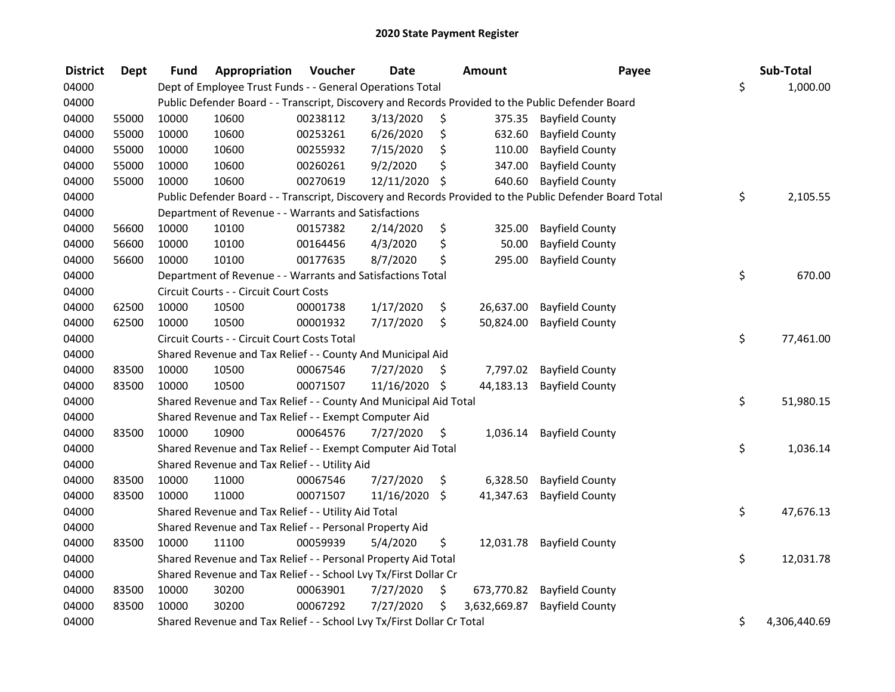## 2020 State Payment Register

| District | Dept | Fund | Appropriation | Voucher | Date | Amount | Payee | Sub-Total |
|---|---|---|---|---|---|---|---|---|
| 04000 | | Dept of Employee Trust Funds - - General Operations Total | | | | | | $ 1,000.00 |
| 04000 | | Public Defender Board - - Transcript, Discovery and Records Provided to the Public Defender Board | | | | | | |
| 04000 | 55000 | 10000 | 10600 | 00238112 | 3/13/2020 | $ 375.35 | Bayfield County | |
| 04000 | 55000 | 10000 | 10600 | 00253261 | 6/26/2020 | $ 632.60 | Bayfield County | |
| 04000 | 55000 | 10000 | 10600 | 00255932 | 7/15/2020 | $ 110.00 | Bayfield County | |
| 04000 | 55000 | 10000 | 10600 | 00260261 | 9/2/2020 | $ 347.00 | Bayfield County | |
| 04000 | 55000 | 10000 | 10600 | 00270619 | 12/11/2020 | $ 640.60 | Bayfield County | |
| 04000 | | Public Defender Board - - Transcript, Discovery and Records Provided to the Public Defender Board Total | | | | | | $ 2,105.55 |
| 04000 | | Department of Revenue - - Warrants and Satisfactions | | | | | | |
| 04000 | 56600 | 10000 | 10100 | 00157382 | 2/14/2020 | $ 325.00 | Bayfield County | |
| 04000 | 56600 | 10000 | 10100 | 00164456 | 4/3/2020 | $ 50.00 | Bayfield County | |
| 04000 | 56600 | 10000 | 10100 | 00177635 | 8/7/2020 | $ 295.00 | Bayfield County | |
| 04000 | | Department of Revenue - - Warrants and Satisfactions Total | | | | | | $ 670.00 |
| 04000 | | Circuit Courts - - Circuit Court Costs | | | | | | |
| 04000 | 62500 | 10000 | 10500 | 00001738 | 1/17/2020 | $ 26,637.00 | Bayfield County | |
| 04000 | 62500 | 10000 | 10500 | 00001932 | 7/17/2020 | $ 50,824.00 | Bayfield County | |
| 04000 | | Circuit Courts - - Circuit Court Costs Total | | | | | | $ 77,461.00 |
| 04000 | | Shared Revenue and Tax Relief - - County And Municipal Aid | | | | | | |
| 04000 | 83500 | 10000 | 10500 | 00067546 | 7/27/2020 | $ 7,797.02 | Bayfield County | |
| 04000 | 83500 | 10000 | 10500 | 00071507 | 11/16/2020 | $ 44,183.13 | Bayfield County | |
| 04000 | | Shared Revenue and Tax Relief - - County And Municipal Aid Total | | | | | | $ 51,980.15 |
| 04000 | | Shared Revenue and Tax Relief - - Exempt Computer Aid | | | | | | |
| 04000 | 83500 | 10000 | 10900 | 00064576 | 7/27/2020 | $ 1,036.14 | Bayfield County | |
| 04000 | | Shared Revenue and Tax Relief - - Exempt Computer Aid Total | | | | | | $ 1,036.14 |
| 04000 | | Shared Revenue and Tax Relief - - Utility Aid | | | | | | |
| 04000 | 83500 | 10000 | 11000 | 00067546 | 7/27/2020 | $ 6,328.50 | Bayfield County | |
| 04000 | 83500 | 10000 | 11000 | 00071507 | 11/16/2020 | $ 41,347.63 | Bayfield County | |
| 04000 | | Shared Revenue and Tax Relief - - Utility Aid Total | | | | | | $ 47,676.13 |
| 04000 | | Shared Revenue and Tax Relief - - Personal Property Aid | | | | | | |
| 04000 | 83500 | 10000 | 11100 | 00059939 | 5/4/2020 | $ 12,031.78 | Bayfield County | |
| 04000 | | Shared Revenue and Tax Relief - - Personal Property Aid Total | | | | | | $ 12,031.78 |
| 04000 | | Shared Revenue and Tax Relief - - School Lvy Tx/First Dollar Cr | | | | | | |
| 04000 | 83500 | 10000 | 30200 | 00063901 | 7/27/2020 | $ 673,770.82 | Bayfield County | |
| 04000 | 83500 | 10000 | 30200 | 00067292 | 7/27/2020 | $ 3,632,669.87 | Bayfield County | |
| 04000 | | Shared Revenue and Tax Relief - - School Lvy Tx/First Dollar Cr Total | | | | | | $ 4,306,440.69 |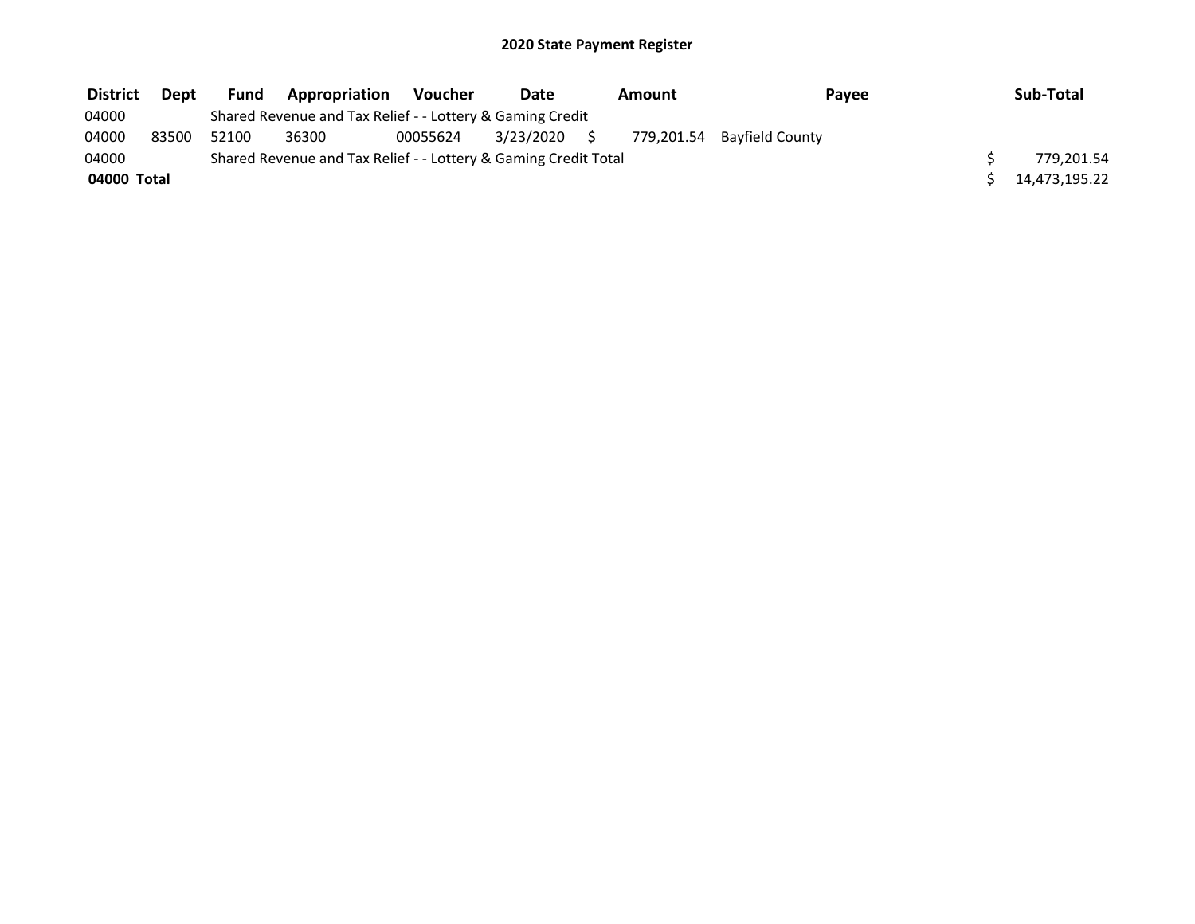## 2020 State Payment Register

| District | Dept | Fund | Appropriation | Voucher | Date | Amount | Payee | Sub-Total |
|---|---|---|---|---|---|---|---|---|
| 04000 | | Shared Revenue and Tax Relief - - Lottery & Gaming Credit | | | | | | |
| 04000 | 83500 | 52100 | 36300 | 00055624 | 3/23/2020 | $ 779,201.54 | Bayfield County | |
| 04000 | | Shared Revenue and Tax Relief - - Lottery & Gaming Credit Total | | | | | | $ 779,201.54 |
| **04000 Total** | | | | | | | | $ 14,473,195.22 |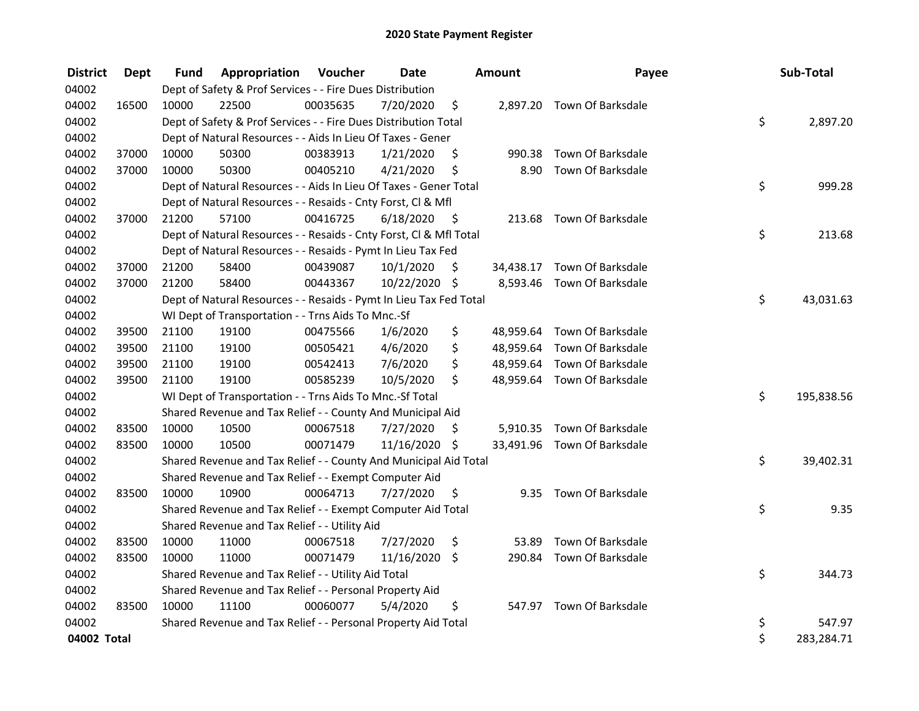# 2020 State Payment Register

| District | Dept | Fund | Appropriation | Voucher | Date | Amount | Payee | Sub-Total |
|---|---|---|---|---|---|---|---|---|
| 04002 | | Dept of Safety & Prof Services - - Fire Dues Distribution | | | | | | |
| 04002 | 16500 | 10000 | 22500 | 00035635 | 7/20/2020 | $ 2,897.20 | Town Of Barksdale | |
| 04002 | | Dept of Safety & Prof Services - - Fire Dues Distribution Total | | | | | | $ 2,897.20 |
| 04002 | | Dept of Natural Resources - - Aids In Lieu Of Taxes - Gener | | | | | | |
| 04002 | 37000 | 10000 | 50300 | 00383913 | 1/21/2020 | $ 990.38 | Town Of Barksdale | |
| 04002 | 37000 | 10000 | 50300 | 00405210 | 4/21/2020 | $ 8.90 | Town Of Barksdale | |
| 04002 | | Dept of Natural Resources - - Aids In Lieu Of Taxes - Gener Total | | | | | | $ 999.28 |
| 04002 | | Dept of Natural Resources - - Resaids - Cnty Forst, Cl & Mfl | | | | | | |
| 04002 | 37000 | 21200 | 57100 | 00416725 | 6/18/2020 | $ 213.68 | Town Of Barksdale | |
| 04002 | | Dept of Natural Resources - - Resaids - Cnty Forst, Cl & Mfl Total | | | | | | $ 213.68 |
| 04002 | | Dept of Natural Resources - - Resaids - Pymt In Lieu Tax Fed | | | | | | |
| 04002 | 37000 | 21200 | 58400 | 00439087 | 10/1/2020 | $ 34,438.17 | Town Of Barksdale | |
| 04002 | 37000 | 21200 | 58400 | 00443367 | 10/22/2020 | $ 8,593.46 | Town Of Barksdale | |
| 04002 | | Dept of Natural Resources - - Resaids - Pymt In Lieu Tax Fed Total | | | | | | $ 43,031.63 |
| 04002 | | WI Dept of Transportation - - Trns Aids To Mnc.-Sf | | | | | | |
| 04002 | 39500 | 21100 | 19100 | 00475566 | 1/6/2020 | $ 48,959.64 | Town Of Barksdale | |
| 04002 | 39500 | 21100 | 19100 | 00505421 | 4/6/2020 | $ 48,959.64 | Town Of Barksdale | |
| 04002 | 39500 | 21100 | 19100 | 00542413 | 7/6/2020 | $ 48,959.64 | Town Of Barksdale | |
| 04002 | 39500 | 21100 | 19100 | 00585239 | 10/5/2020 | $ 48,959.64 | Town Of Barksdale | |
| 04002 | | WI Dept of Transportation - - Trns Aids To Mnc.-Sf Total | | | | | | $ 195,838.56 |
| 04002 | | Shared Revenue and Tax Relief - - County And Municipal Aid | | | | | | |
| 04002 | 83500 | 10000 | 10500 | 00067518 | 7/27/2020 | $ 5,910.35 | Town Of Barksdale | |
| 04002 | 83500 | 10000 | 10500 | 00071479 | 11/16/2020 | $ 33,491.96 | Town Of Barksdale | |
| 04002 | | Shared Revenue and Tax Relief - - County And Municipal Aid Total | | | | | | $ 39,402.31 |
| 04002 | | Shared Revenue and Tax Relief - - Exempt Computer Aid | | | | | | |
| 04002 | 83500 | 10000 | 10900 | 00064713 | 7/27/2020 | $ 9.35 | Town Of Barksdale | |
| 04002 | | Shared Revenue and Tax Relief - - Exempt Computer Aid Total | | | | | | $ 9.35 |
| 04002 | | Shared Revenue and Tax Relief - - Utility Aid | | | | | | |
| 04002 | 83500 | 10000 | 11000 | 00067518 | 7/27/2020 | $ 53.89 | Town Of Barksdale | |
| 04002 | 83500 | 10000 | 11000 | 00071479 | 11/16/2020 | $ 290.84 | Town Of Barksdale | |
| 04002 | | Shared Revenue and Tax Relief - - Utility Aid Total | | | | | | $ 344.73 |
| 04002 | | Shared Revenue and Tax Relief - - Personal Property Aid | | | | | | |
| 04002 | 83500 | 10000 | 11100 | 00060077 | 5/4/2020 | $ 547.97 | Town Of Barksdale | |
| 04002 | | Shared Revenue and Tax Relief - - Personal Property Aid Total | | | | | | $ 547.97 |
| **04002 Total** | | | | | | | | $ 283,284.71 |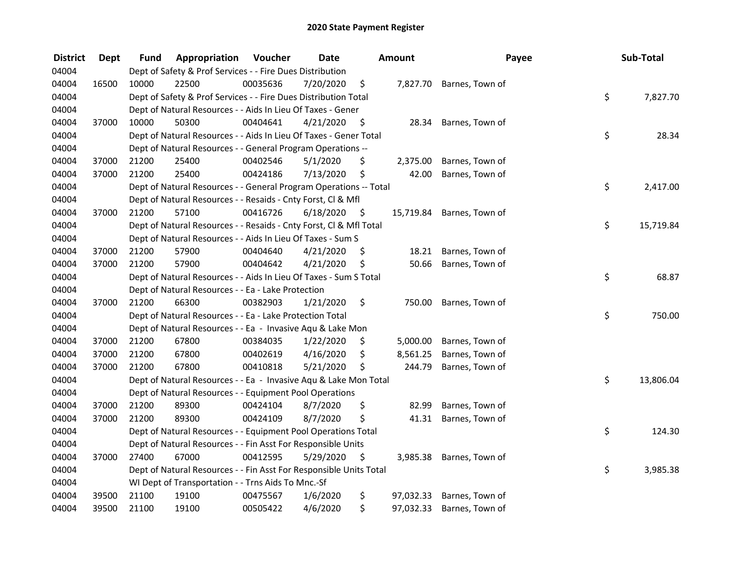# 2020 State Payment Register

| District | Dept | Fund | Appropriation | Voucher | Date | Amount | Payee | Sub-Total |
|---|---|---|---|---|---|---|---|---|
| 04004 | | Dept of Safety & Prof Services - - Fire Dues Distribution | | | | | | |
| 04004 | 16500 | 10000 | 22500 | 00035636 | 7/20/2020 | $ 7,827.70 | Barnes, Town of | |
| 04004 | | Dept of Safety & Prof Services - - Fire Dues Distribution Total | | | | | | $ 7,827.70 |
| 04004 | | Dept of Natural Resources - - Aids In Lieu Of Taxes - Gener | | | | | | |
| 04004 | 37000 | 10000 | 50300 | 00404641 | 4/21/2020 | $ 28.34 | Barnes, Town of | |
| 04004 | | Dept of Natural Resources - - Aids In Lieu Of Taxes - Gener Total | | | | | | $ 28.34 |
| 04004 | | Dept of Natural Resources - - General Program Operations -- | | | | | | |
| 04004 | 37000 | 21200 | 25400 | 00402546 | 5/1/2020 | $ 2,375.00 | Barnes, Town of | |
| 04004 | 37000 | 21200 | 25400 | 00424186 | 7/13/2020 | $ 42.00 | Barnes, Town of | |
| 04004 | | Dept of Natural Resources - - General Program Operations -- Total | | | | | | $ 2,417.00 |
| 04004 | | Dept of Natural Resources - - Resaids - Cnty Forst, Cl & Mfl | | | | | | |
| 04004 | 37000 | 21200 | 57100 | 00416726 | 6/18/2020 | $ 15,719.84 | Barnes, Town of | |
| 04004 | | Dept of Natural Resources - - Resaids - Cnty Forst, Cl & Mfl Total | | | | | | $ 15,719.84 |
| 04004 | | Dept of Natural Resources - - Aids In Lieu Of Taxes - Sum S | | | | | | |
| 04004 | 37000 | 21200 | 57900 | 00404640 | 4/21/2020 | $ 18.21 | Barnes, Town of | |
| 04004 | 37000 | 21200 | 57900 | 00404642 | 4/21/2020 | $ 50.66 | Barnes, Town of | |
| 04004 | | Dept of Natural Resources - - Aids In Lieu Of Taxes - Sum S Total | | | | | | $ 68.87 |
| 04004 | | Dept of Natural Resources - - Ea - Lake Protection | | | | | | |
| 04004 | 37000 | 21200 | 66300 | 00382903 | 1/21/2020 | $ 750.00 | Barnes, Town of | |
| 04004 | | Dept of Natural Resources - - Ea - Lake Protection Total | | | | | | $ 750.00 |
| 04004 | | Dept of Natural Resources - - Ea - Invasive Aqu & Lake Mon | | | | | | |
| 04004 | 37000 | 21200 | 67800 | 00384035 | 1/22/2020 | $ 5,000.00 | Barnes, Town of | |
| 04004 | 37000 | 21200 | 67800 | 00402619 | 4/16/2020 | $ 8,561.25 | Barnes, Town of | |
| 04004 | 37000 | 21200 | 67800 | 00410818 | 5/21/2020 | $ 244.79 | Barnes, Town of | |
| 04004 | | Dept of Natural Resources - - Ea - Invasive Aqu & Lake Mon Total | | | | | | $ 13,806.04 |
| 04004 | | Dept of Natural Resources - - Equipment Pool Operations | | | | | | |
| 04004 | 37000 | 21200 | 89300 | 00424104 | 8/7/2020 | $ 82.99 | Barnes, Town of | |
| 04004 | 37000 | 21200 | 89300 | 00424109 | 8/7/2020 | $ 41.31 | Barnes, Town of | |
| 04004 | | Dept of Natural Resources - - Equipment Pool Operations Total | | | | | | $ 124.30 |
| 04004 | | Dept of Natural Resources - - Fin Asst For Responsible Units | | | | | | |
| 04004 | 37000 | 27400 | 67000 | 00412595 | 5/29/2020 | $ 3,985.38 | Barnes, Town of | |
| 04004 | | Dept of Natural Resources - - Fin Asst For Responsible Units Total | | | | | | $ 3,985.38 |
| 04004 | | WI Dept of Transportation - - Trns Aids To Mnc.-Sf | | | | | | |
| 04004 | 39500 | 21100 | 19100 | 00475567 | 1/6/2020 | $ 97,032.33 | Barnes, Town of | |
| 04004 | 39500 | 21100 | 19100 | 00505422 | 4/6/2020 | $ 97,032.33 | Barnes, Town of | |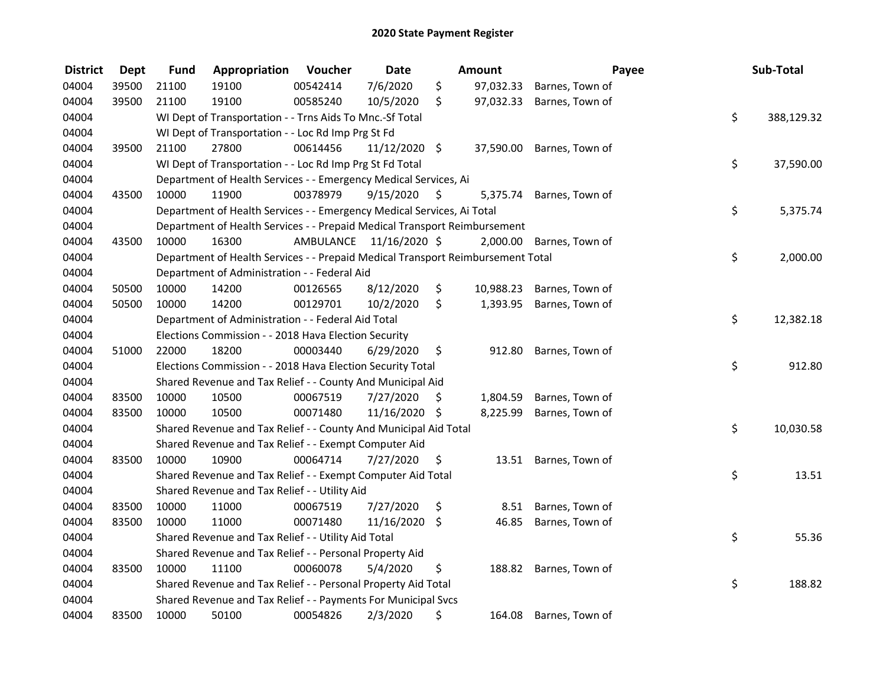# 2020 State Payment Register

| District | Dept | Fund | Appropriation | Voucher | Date | Amount | Payee | Sub-Total |
|---|---|---|---|---|---|---|---|---|
| 04004 | 39500 | 21100 | 19100 | 00542414 | 7/6/2020 | $ 97,032.33 | Barnes, Town of | |
| 04004 | 39500 | 21100 | 19100 | 00585240 | 10/5/2020 | $ 97,032.33 | Barnes, Town of | |
| 04004 | | WI Dept of Transportation - - Trns Aids To Mnc.-Sf Total | | | | | | $ 388,129.32 |
| 04004 | | WI Dept of Transportation - - Loc Rd Imp Prg St Fd | | | | | | |
| 04004 | 39500 | 21100 | 27800 | 00614456 | 11/12/2020 | $ 37,590.00 | Barnes, Town of | |
| 04004 | | WI Dept of Transportation - - Loc Rd Imp Prg St Fd Total | | | | | | $ 37,590.00 |
| 04004 | | Department of Health Services - - Emergency Medical Services, Ai | | | | | | |
| 04004 | 43500 | 10000 | 11900 | 00378979 | 9/15/2020 | $ 5,375.74 | Barnes, Town of | |
| 04004 | | Department of Health Services - - Emergency Medical Services, Ai Total | | | | | | $ 5,375.74 |
| 04004 | | Department of Health Services - - Prepaid Medical Transport Reimbursement | | | | | | |
| 04004 | 43500 | 10000 | 16300 | AMBULANCE | 11/16/2020 | $ 2,000.00 | Barnes, Town of | |
| 04004 | | Department of Health Services - - Prepaid Medical Transport Reimbursement Total | | | | | | $ 2,000.00 |
| 04004 | | Department of Administration - - Federal Aid | | | | | | |
| 04004 | 50500 | 10000 | 14200 | 00126565 | 8/12/2020 | $ 10,988.23 | Barnes, Town of | |
| 04004 | 50500 | 10000 | 14200 | 00129701 | 10/2/2020 | $ 1,393.95 | Barnes, Town of | |
| 04004 | | Department of Administration - - Federal Aid Total | | | | | | $ 12,382.18 |
| 04004 | | Elections Commission - - 2018 Hava Election Security | | | | | | |
| 04004 | 51000 | 22000 | 18200 | 00003440 | 6/29/2020 | $ 912.80 | Barnes, Town of | |
| 04004 | | Elections Commission - - 2018 Hava Election Security Total | | | | | | $ 912.80 |
| 04004 | | Shared Revenue and Tax Relief - - County And Municipal Aid | | | | | | |
| 04004 | 83500 | 10000 | 10500 | 00067519 | 7/27/2020 | $ 1,804.59 | Barnes, Town of | |
| 04004 | 83500 | 10000 | 10500 | 00071480 | 11/16/2020 | $ 8,225.99 | Barnes, Town of | |
| 04004 | | Shared Revenue and Tax Relief - - County And Municipal Aid Total | | | | | | $ 10,030.58 |
| 04004 | | Shared Revenue and Tax Relief - - Exempt Computer Aid | | | | | | |
| 04004 | 83500 | 10000 | 10900 | 00064714 | 7/27/2020 | $ 13.51 | Barnes, Town of | |
| 04004 | | Shared Revenue and Tax Relief - - Exempt Computer Aid Total | | | | | | $ 13.51 |
| 04004 | | Shared Revenue and Tax Relief - - Utility Aid | | | | | | |
| 04004 | 83500 | 10000 | 11000 | 00067519 | 7/27/2020 | $ 8.51 | Barnes, Town of | |
| 04004 | 83500 | 10000 | 11000 | 00071480 | 11/16/2020 | $ 46.85 | Barnes, Town of | |
| 04004 | | Shared Revenue and Tax Relief - - Utility Aid Total | | | | | | $ 55.36 |
| 04004 | | Shared Revenue and Tax Relief - - Personal Property Aid | | | | | | |
| 04004 | 83500 | 10000 | 11100 | 00060078 | 5/4/2020 | $ 188.82 | Barnes, Town of | |
| 04004 | | Shared Revenue and Tax Relief - - Personal Property Aid Total | | | | | | $ 188.82 |
| 04004 | | Shared Revenue and Tax Relief - - Payments For Municipal Svcs | | | | | | |
| 04004 | 83500 | 10000 | 50100 | 00054826 | 2/3/2020 | $ 164.08 | Barnes, Town of | |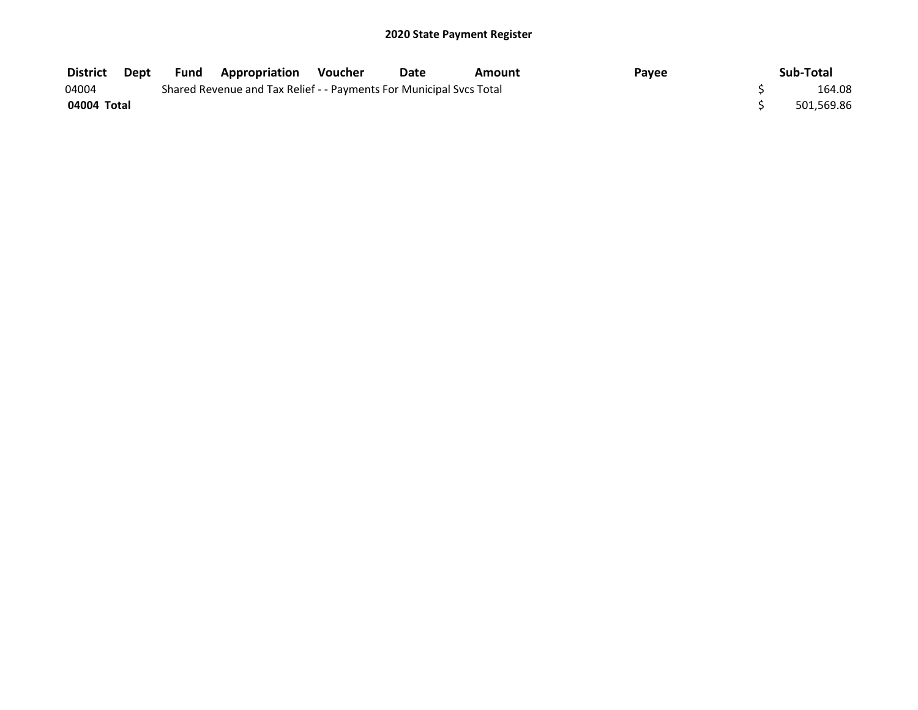## 2020 State Payment Register

| District | Dept | Fund | Appropriation | Voucher | Date | Amount | Payee | Sub-Total |
|---|---|---|---|---|---|---|---|---|
| 04004 | | Shared Revenue and Tax Relief - - Payments For Municipal Svcs Total | | | | | | $ 164.08 |
| **04004 Total** | | | | | | | | $ 501,569.86 |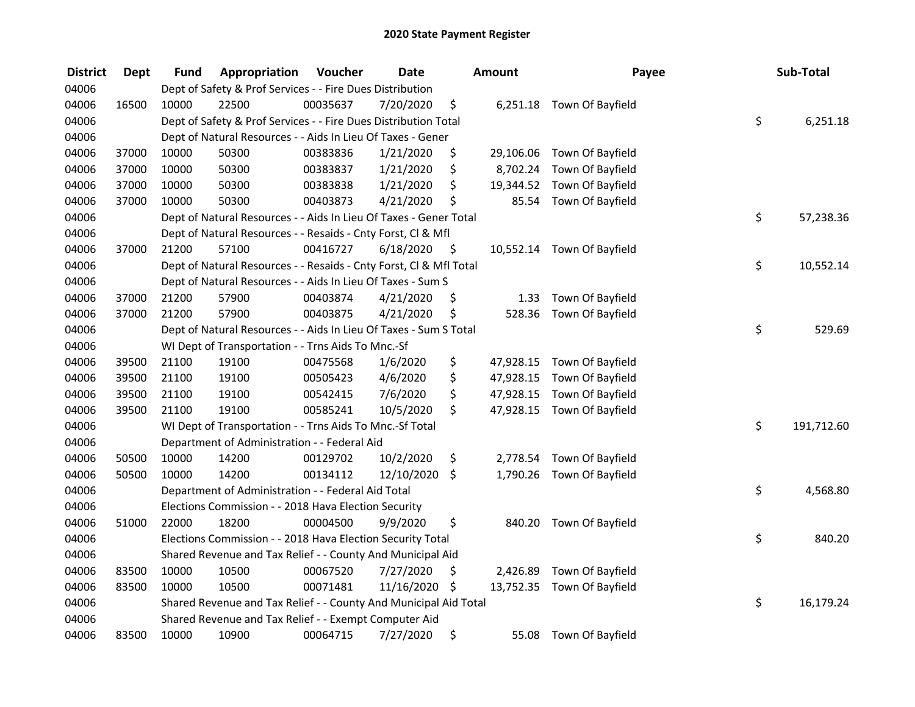# 2020 State Payment Register

| District | Dept | Fund | Appropriation | Voucher | Date | Amount | Payee | Sub-Total |
|---|---|---|---|---|---|---|---|---|
| 04006 | | Dept of Safety & Prof Services - - Fire Dues Distribution | | | | | | |
| 04006 | 16500 | 10000 | 22500 | 00035637 | 7/20/2020 | $ 6,251.18 | Town Of Bayfield | |
| 04006 | | Dept of Safety & Prof Services - - Fire Dues Distribution Total | | | | | | $ 6,251.18 |
| 04006 | | Dept of Natural Resources - - Aids In Lieu Of Taxes - Gener | | | | | | |
| 04006 | 37000 | 10000 | 50300 | 00383836 | 1/21/2020 | $ 29,106.06 | Town Of Bayfield | |
| 04006 | 37000 | 10000 | 50300 | 00383837 | 1/21/2020 | $ 8,702.24 | Town Of Bayfield | |
| 04006 | 37000 | 10000 | 50300 | 00383838 | 1/21/2020 | $ 19,344.52 | Town Of Bayfield | |
| 04006 | 37000 | 10000 | 50300 | 00403873 | 4/21/2020 | $ 85.54 | Town Of Bayfield | |
| 04006 | | Dept of Natural Resources - - Aids In Lieu Of Taxes - Gener Total | | | | | | $ 57,238.36 |
| 04006 | | Dept of Natural Resources - - Resaids - Cnty Forst, Cl & Mfl | | | | | | |
| 04006 | 37000 | 21200 | 57100 | 00416727 | 6/18/2020 | $ 10,552.14 | Town Of Bayfield | |
| 04006 | | Dept of Natural Resources - - Resaids - Cnty Forst, Cl & Mfl Total | | | | | | $ 10,552.14 |
| 04006 | | Dept of Natural Resources - - Aids In Lieu Of Taxes - Sum S | | | | | | |
| 04006 | 37000 | 21200 | 57900 | 00403874 | 4/21/2020 | $ 1.33 | Town Of Bayfield | |
| 04006 | 37000 | 21200 | 57900 | 00403875 | 4/21/2020 | $ 528.36 | Town Of Bayfield | |
| 04006 | | Dept of Natural Resources - - Aids In Lieu Of Taxes - Sum S Total | | | | | | $ 529.69 |
| 04006 | | WI Dept of Transportation - - Trns Aids To Mnc.-Sf | | | | | | |
| 04006 | 39500 | 21100 | 19100 | 00475568 | 1/6/2020 | $ 47,928.15 | Town Of Bayfield | |
| 04006 | 39500 | 21100 | 19100 | 00505423 | 4/6/2020 | $ 47,928.15 | Town Of Bayfield | |
| 04006 | 39500 | 21100 | 19100 | 00542415 | 7/6/2020 | $ 47,928.15 | Town Of Bayfield | |
| 04006 | 39500 | 21100 | 19100 | 00585241 | 10/5/2020 | $ 47,928.15 | Town Of Bayfield | |
| 04006 | | WI Dept of Transportation - - Trns Aids To Mnc.-Sf Total | | | | | | $ 191,712.60 |
| 04006 | | Department of Administration - - Federal Aid | | | | | | |
| 04006 | 50500 | 10000 | 14200 | 00129702 | 10/2/2020 | $ 2,778.54 | Town Of Bayfield | |
| 04006 | 50500 | 10000 | 14200 | 00134112 | 12/10/2020 | $ 1,790.26 | Town Of Bayfield | |
| 04006 | | Department of Administration - - Federal Aid Total | | | | | | $ 4,568.80 |
| 04006 | | Elections Commission - - 2018 Hava Election Security | | | | | | |
| 04006 | 51000 | 22000 | 18200 | 00004500 | 9/9/2020 | $ 840.20 | Town Of Bayfield | |
| 04006 | | Elections Commission - - 2018 Hava Election Security Total | | | | | | $ 840.20 |
| 04006 | | Shared Revenue and Tax Relief - - County And Municipal Aid | | | | | | |
| 04006 | 83500 | 10000 | 10500 | 00067520 | 7/27/2020 | $ 2,426.89 | Town Of Bayfield | |
| 04006 | 83500 | 10000 | 10500 | 00071481 | 11/16/2020 | $ 13,752.35 | Town Of Bayfield | |
| 04006 | | Shared Revenue and Tax Relief - - County And Municipal Aid Total | | | | | | $ 16,179.24 |
| 04006 | | Shared Revenue and Tax Relief - - Exempt Computer Aid | | | | | | |
| 04006 | 83500 | 10000 | 10900 | 00064715 | 7/27/2020 | $ 55.08 | Town Of Bayfield | |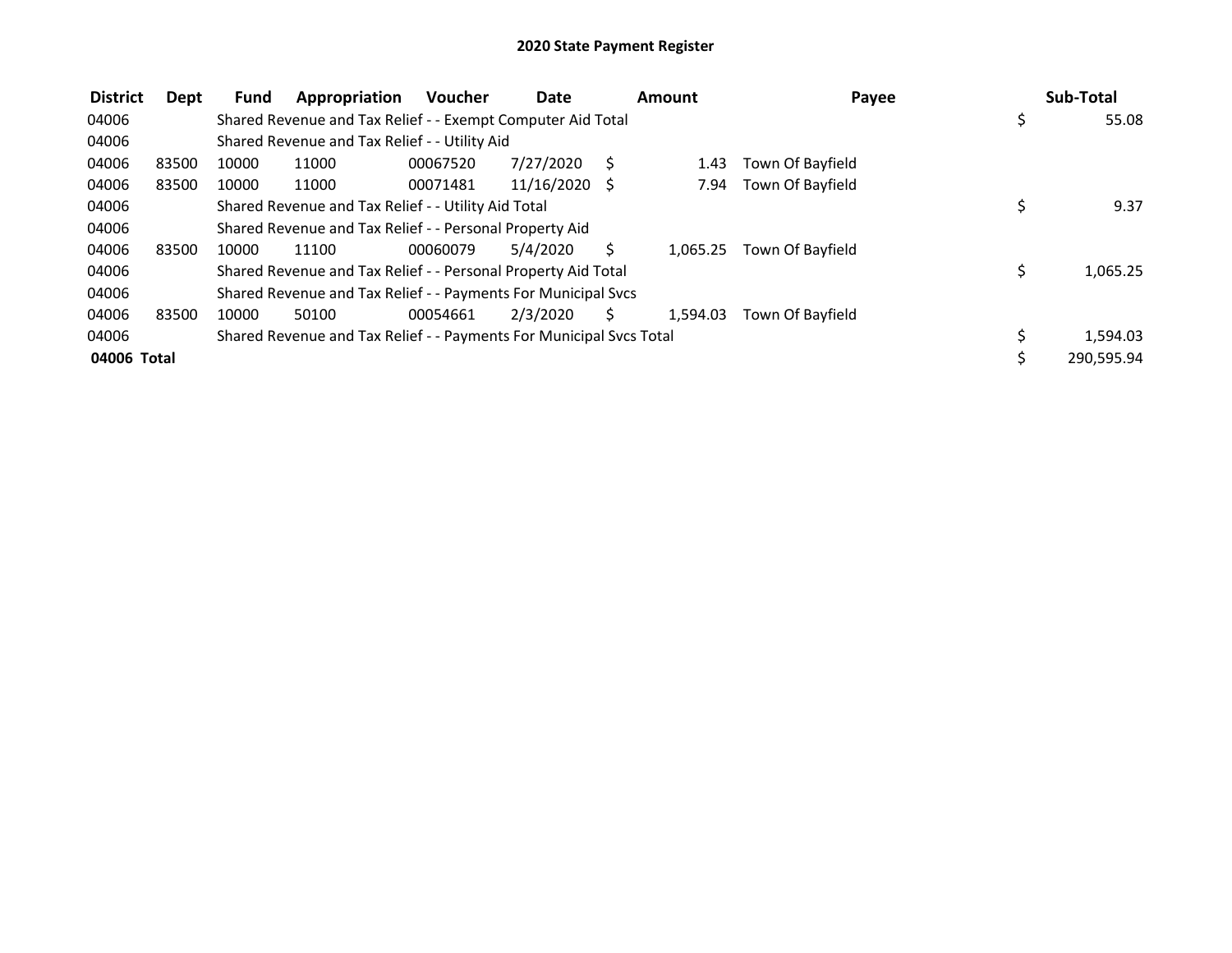# 2020 State Payment Register

| District | Dept | Fund | Appropriation | Voucher | Date | Amount | Payee | Sub-Total |
|---|---|---|---|---|---|---|---|---|
| 04006 | | Shared Revenue and Tax Relief - - Exempt Computer Aid Total | | | | | | $ 55.08 |
| 04006 | | Shared Revenue and Tax Relief - - Utility Aid | | | | | | |
| 04006 | 83500 | 10000 | 11000 | 00067520 | 7/27/2020 | $ 1.43 | Town Of Bayfield | |
| 04006 | 83500 | 10000 | 11000 | 00071481 | 11/16/2020 | $ 7.94 | Town Of Bayfield | |
| 04006 | | Shared Revenue and Tax Relief - - Utility Aid Total | | | | | | $ 9.37 |
| 04006 | | Shared Revenue and Tax Relief - - Personal Property Aid | | | | | | |
| 04006 | 83500 | 10000 | 11100 | 00060079 | 5/4/2020 | $ 1,065.25 | Town Of Bayfield | |
| 04006 | | Shared Revenue and Tax Relief - - Personal Property Aid Total | | | | | | $ 1,065.25 |
| 04006 | | Shared Revenue and Tax Relief - - Payments For Municipal Svcs | | | | | | |
| 04006 | 83500 | 10000 | 50100 | 00054661 | 2/3/2020 | $ 1,594.03 | Town Of Bayfield | |
| 04006 | | Shared Revenue and Tax Relief - - Payments For Municipal Svcs Total | | | | | | $ 1,594.03 |
| **04006 Total** | | | | | | | | $ 290,595.94 |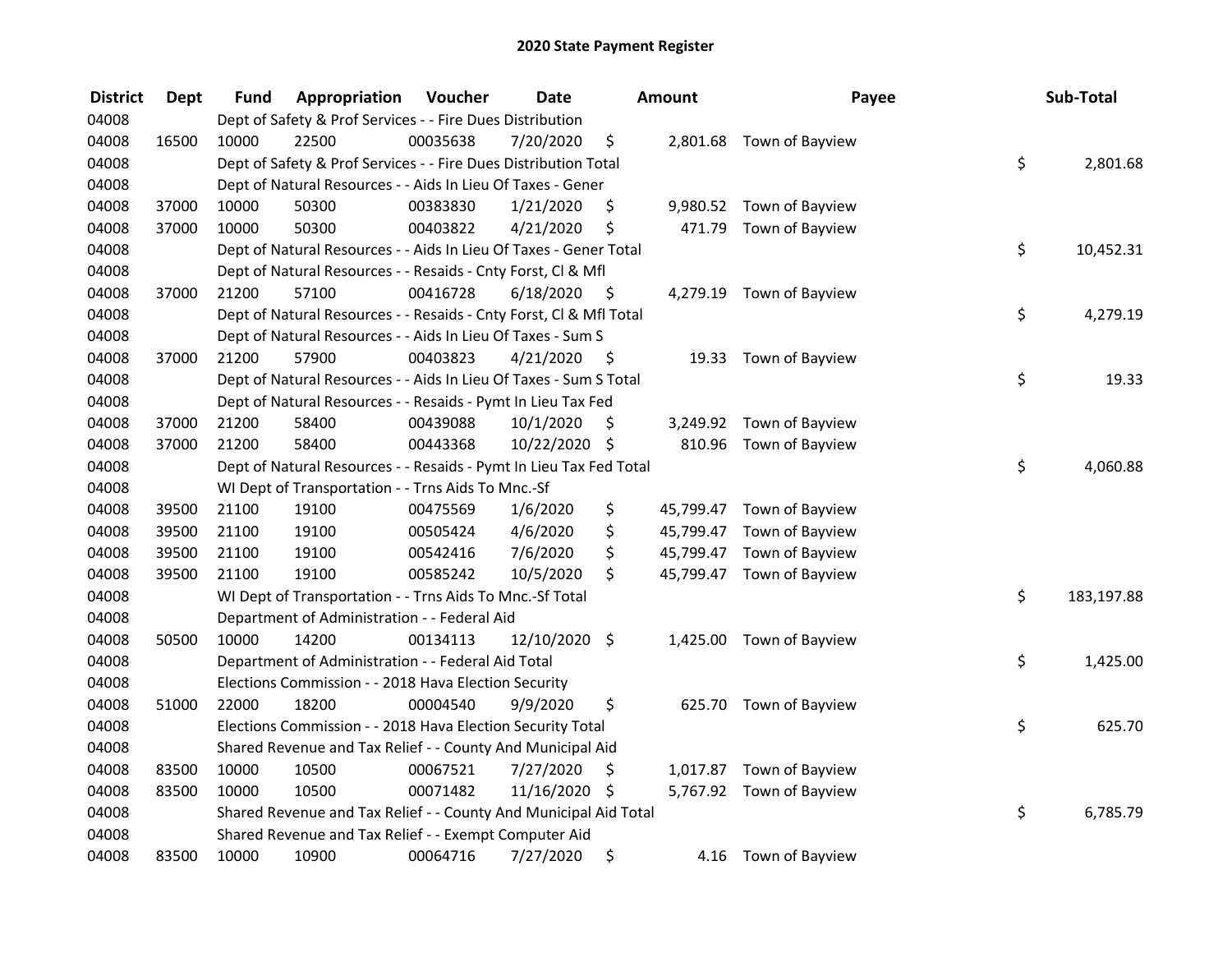# 2020 State Payment Register

| District | Dept | Fund | Appropriation | Voucher | Date | Amount | Payee | Sub-Total |
|---|---|---|---|---|---|---|---|---|
| 04008 | | Dept of Safety & Prof Services - - Fire Dues Distribution | | | | | | |
| 04008 | 16500 | 10000 | 22500 | 00035638 | 7/20/2020 | $ 2,801.68 | Town of Bayview | |
| 04008 | | Dept of Safety & Prof Services - - Fire Dues Distribution Total | | | | | | $ 2,801.68 |
| 04008 | | Dept of Natural Resources - - Aids In Lieu Of Taxes - Gener | | | | | | |
| 04008 | 37000 | 10000 | 50300 | 00383830 | 1/21/2020 | $ 9,980.52 | Town of Bayview | |
| 04008 | 37000 | 10000 | 50300 | 00403822 | 4/21/2020 | $ 471.79 | Town of Bayview | |
| 04008 | | Dept of Natural Resources - - Aids In Lieu Of Taxes - Gener Total | | | | | | $ 10,452.31 |
| 04008 | | Dept of Natural Resources - - Resaids - Cnty Forst, Cl & Mfl | | | | | | |
| 04008 | 37000 | 21200 | 57100 | 00416728 | 6/18/2020 | $ 4,279.19 | Town of Bayview | |
| 04008 | | Dept of Natural Resources - - Resaids - Cnty Forst, Cl & Mfl Total | | | | | | $ 4,279.19 |
| 04008 | | Dept of Natural Resources - - Aids In Lieu Of Taxes - Sum S | | | | | | |
| 04008 | 37000 | 21200 | 57900 | 00403823 | 4/21/2020 | $ 19.33 | Town of Bayview | |
| 04008 | | Dept of Natural Resources - - Aids In Lieu Of Taxes - Sum S Total | | | | | | $ 19.33 |
| 04008 | | Dept of Natural Resources - - Resaids - Pymt In Lieu Tax Fed | | | | | | |
| 04008 | 37000 | 21200 | 58400 | 00439088 | 10/1/2020 | $ 3,249.92 | Town of Bayview | |
| 04008 | 37000 | 21200 | 58400 | 00443368 | 10/22/2020 | $ 810.96 | Town of Bayview | |
| 04008 | | Dept of Natural Resources - - Resaids - Pymt In Lieu Tax Fed Total | | | | | | $ 4,060.88 |
| 04008 | | WI Dept of Transportation - - Trns Aids To Mnc.-Sf | | | | | | |
| 04008 | 39500 | 21100 | 19100 | 00475569 | 1/6/2020 | $ 45,799.47 | Town of Bayview | |
| 04008 | 39500 | 21100 | 19100 | 00505424 | 4/6/2020 | $ 45,799.47 | Town of Bayview | |
| 04008 | 39500 | 21100 | 19100 | 00542416 | 7/6/2020 | $ 45,799.47 | Town of Bayview | |
| 04008 | 39500 | 21100 | 19100 | 00585242 | 10/5/2020 | $ 45,799.47 | Town of Bayview | |
| 04008 | | WI Dept of Transportation - - Trns Aids To Mnc.-Sf Total | | | | | | $ 183,197.88 |
| 04008 | | Department of Administration - - Federal Aid | | | | | | |
| 04008 | 50500 | 10000 | 14200 | 00134113 | 12/10/2020 | $ 1,425.00 | Town of Bayview | |
| 04008 | | Department of Administration - - Federal Aid Total | | | | | | $ 1,425.00 |
| 04008 | | Elections Commission - - 2018 Hava Election Security | | | | | | |
| 04008 | 51000 | 22000 | 18200 | 00004540 | 9/9/2020 | $ 625.70 | Town of Bayview | |
| 04008 | | Elections Commission - - 2018 Hava Election Security Total | | | | | | $ 625.70 |
| 04008 | | Shared Revenue and Tax Relief - - County And Municipal Aid | | | | | | |
| 04008 | 83500 | 10000 | 10500 | 00067521 | 7/27/2020 | $ 1,017.87 | Town of Bayview | |
| 04008 | 83500 | 10000 | 10500 | 00071482 | 11/16/2020 | $ 5,767.92 | Town of Bayview | |
| 04008 | | Shared Revenue and Tax Relief - - County And Municipal Aid Total | | | | | | $ 6,785.79 |
| 04008 | | Shared Revenue and Tax Relief - - Exempt Computer Aid | | | | | | |
| 04008 | 83500 | 10000 | 10900 | 00064716 | 7/27/2020 | $ 4.16 | Town of Bayview | |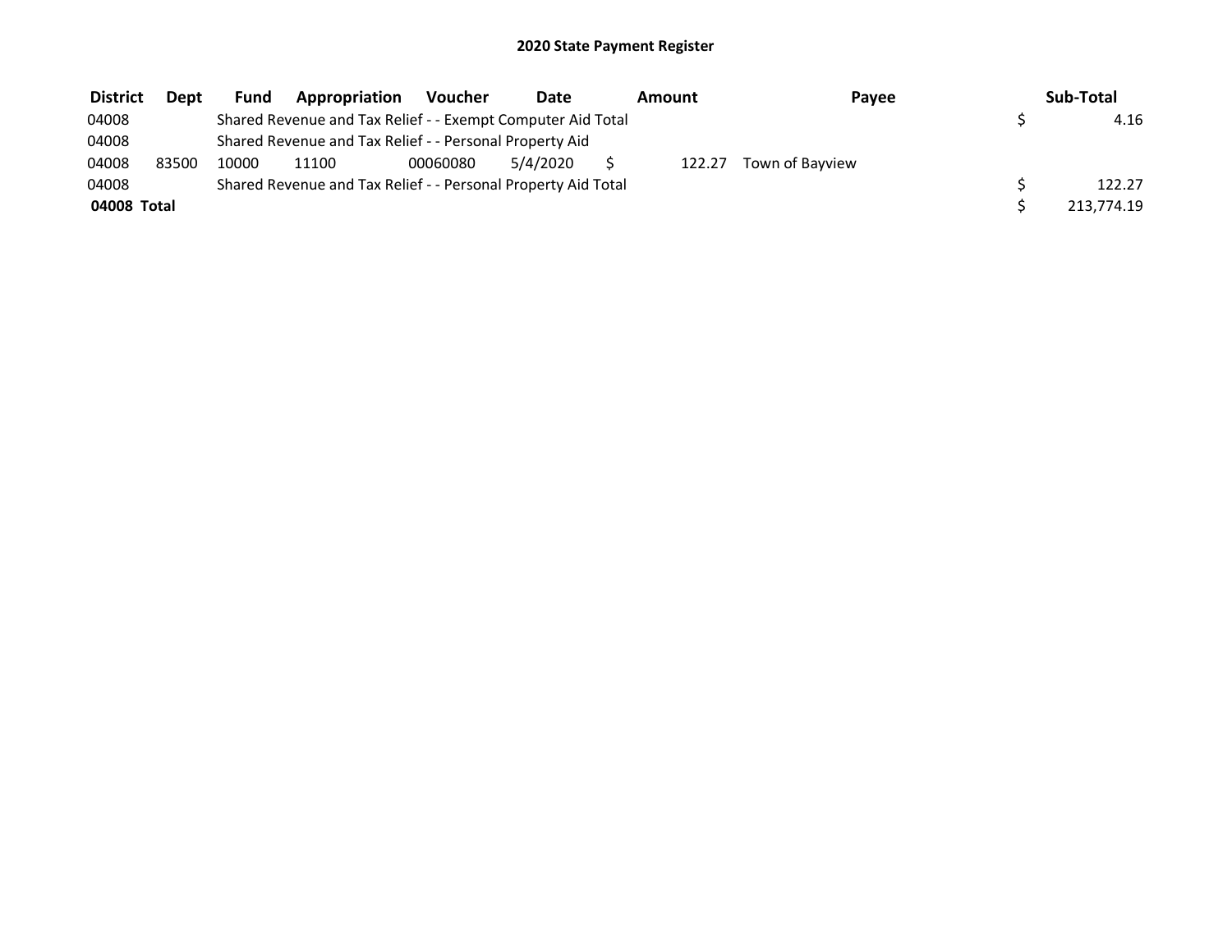# 2020 State Payment Register

| District | Dept | Fund | Appropriation | Voucher | Date | Amount | Payee | Sub-Total |
|---|---|---|---|---|---|---|---|---|
| 04008 | | Shared Revenue and Tax Relief - - Exempt Computer Aid Total | | | | | | $ 4.16 |
| 04008 | | Shared Revenue and Tax Relief - - Personal Property Aid | | | | | | |
| 04008 | 83500 | 10000 | 11100 | 00060080 | 5/4/2020 | $ 122.27 | Town of Bayview | |
| 04008 | | Shared Revenue and Tax Relief - - Personal Property Aid Total | | | | | | $ 122.27 |
| **04008 Total** | | | | | | | | $ 213,774.19 |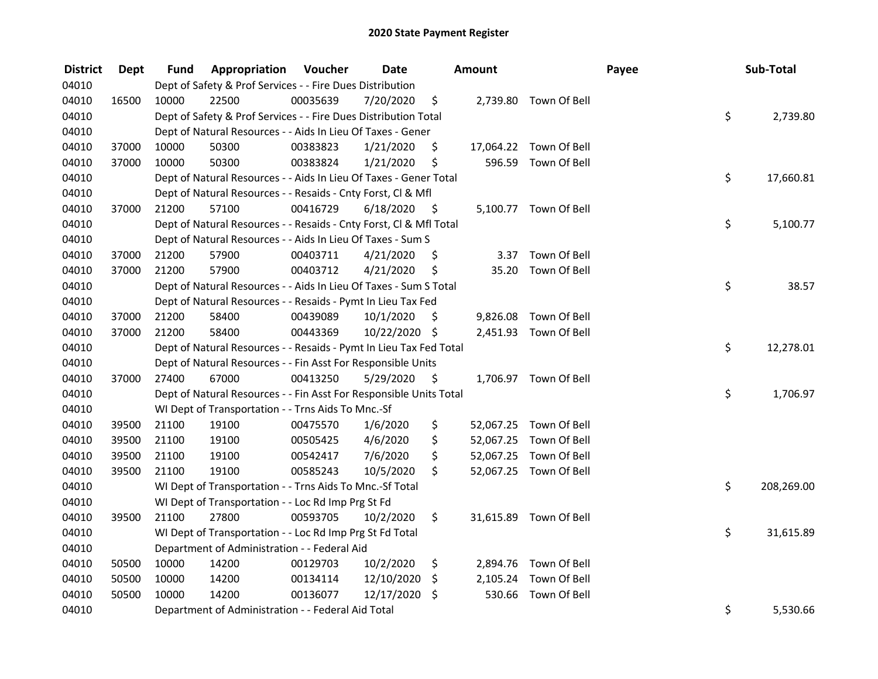# 2020 State Payment Register

| District | Dept | Fund | Appropriation | Voucher | Date | Amount | Payee | Sub-Total |
|---|---|---|---|---|---|---|---|---|
| 04010 | | Dept of Safety & Prof Services - - Fire Dues Distribution | | | | | | |
| 04010 | 16500 | 10000 | 22500 | 00035639 | 7/20/2020 | $ 2,739.80 | Town Of Bell | |
| 04010 | | Dept of Safety & Prof Services - - Fire Dues Distribution Total | | | | | | $ 2,739.80 |
| 04010 | | Dept of Natural Resources - - Aids In Lieu Of Taxes - Gener | | | | | | |
| 04010 | 37000 | 10000 | 50300 | 00383823 | 1/21/2020 | $ 17,064.22 | Town Of Bell | |
| 04010 | 37000 | 10000 | 50300 | 00383824 | 1/21/2020 | $ 596.59 | Town Of Bell | |
| 04010 | | Dept of Natural Resources - - Aids In Lieu Of Taxes - Gener Total | | | | | | $ 17,660.81 |
| 04010 | | Dept of Natural Resources - - Resaids - Cnty Forst, Cl & Mfl | | | | | | |
| 04010 | 37000 | 21200 | 57100 | 00416729 | 6/18/2020 | $ 5,100.77 | Town Of Bell | |
| 04010 | | Dept of Natural Resources - - Resaids - Cnty Forst, Cl & Mfl Total | | | | | | $ 5,100.77 |
| 04010 | | Dept of Natural Resources - - Aids In Lieu Of Taxes - Sum S | | | | | | |
| 04010 | 37000 | 21200 | 57900 | 00403711 | 4/21/2020 | $ 3.37 | Town Of Bell | |
| 04010 | 37000 | 21200 | 57900 | 00403712 | 4/21/2020 | $ 35.20 | Town Of Bell | |
| 04010 | | Dept of Natural Resources - - Aids In Lieu Of Taxes - Sum S Total | | | | | | $ 38.57 |
| 04010 | | Dept of Natural Resources - - Resaids - Pymt In Lieu Tax Fed | | | | | | |
| 04010 | 37000 | 21200 | 58400 | 00439089 | 10/1/2020 | $ 9,826.08 | Town Of Bell | |
| 04010 | 37000 | 21200 | 58400 | 00443369 | 10/22/2020 | $ 2,451.93 | Town Of Bell | |
| 04010 | | Dept of Natural Resources - - Resaids - Pymt In Lieu Tax Fed Total | | | | | | $ 12,278.01 |
| 04010 | | Dept of Natural Resources - - Fin Asst For Responsible Units | | | | | | |
| 04010 | 37000 | 27400 | 67000 | 00413250 | 5/29/2020 | $ 1,706.97 | Town Of Bell | |
| 04010 | | Dept of Natural Resources - - Fin Asst For Responsible Units Total | | | | | | $ 1,706.97 |
| 04010 | | WI Dept of Transportation - - Trns Aids To Mnc.-Sf | | | | | | |
| 04010 | 39500 | 21100 | 19100 | 00475570 | 1/6/2020 | $ 52,067.25 | Town Of Bell | |
| 04010 | 39500 | 21100 | 19100 | 00505425 | 4/6/2020 | $ 52,067.25 | Town Of Bell | |
| 04010 | 39500 | 21100 | 19100 | 00542417 | 7/6/2020 | $ 52,067.25 | Town Of Bell | |
| 04010 | 39500 | 21100 | 19100 | 00585243 | 10/5/2020 | $ 52,067.25 | Town Of Bell | |
| 04010 | | WI Dept of Transportation - - Trns Aids To Mnc.-Sf Total | | | | | | $ 208,269.00 |
| 04010 | | WI Dept of Transportation - - Loc Rd Imp Prg St Fd | | | | | | |
| 04010 | 39500 | 21100 | 27800 | 00593705 | 10/2/2020 | $ 31,615.89 | Town Of Bell | |
| 04010 | | WI Dept of Transportation - - Loc Rd Imp Prg St Fd Total | | | | | | $ 31,615.89 |
| 04010 | | Department of Administration - - Federal Aid | | | | | | |
| 04010 | 50500 | 10000 | 14200 | 00129703 | 10/2/2020 | $ 2,894.76 | Town Of Bell | |
| 04010 | 50500 | 10000 | 14200 | 00134114 | 12/10/2020 | $ 2,105.24 | Town Of Bell | |
| 04010 | 50500 | 10000 | 14200 | 00136077 | 12/17/2020 | $ 530.66 | Town Of Bell | |
| 04010 | | Department of Administration - - Federal Aid Total | | | | | | $ 5,530.66 |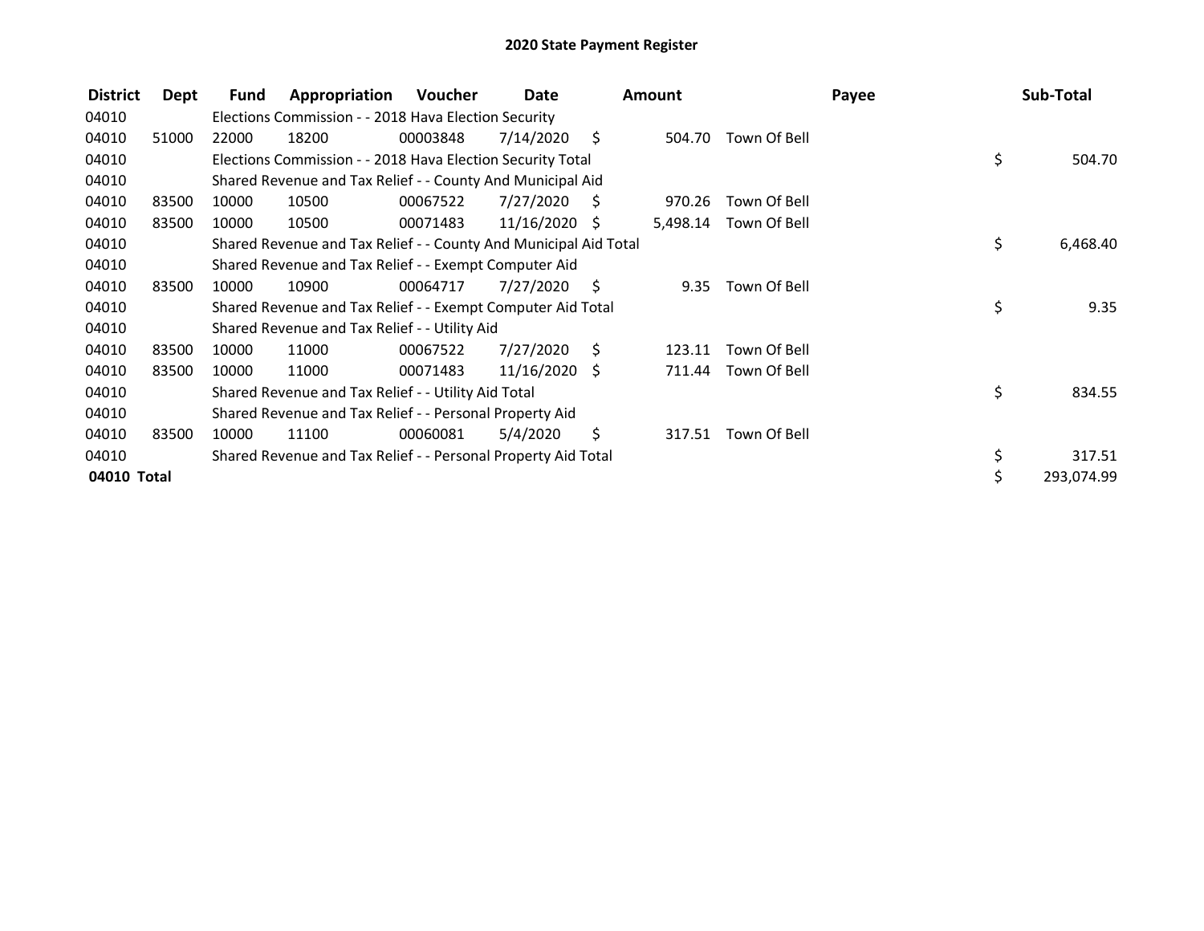## 2020 State Payment Register

| District | Dept | Fund | Appropriation | Voucher | Date | Amount | Payee | Sub-Total |
|---|---|---|---|---|---|---|---|---|
| 04010 | | Elections Commission - - 2018 Hava Election Security | | | | | | |
| 04010 | 51000 | 22000 | 18200 | 00003848 | 7/14/2020 | $ 504.70 | Town Of Bell | |
| 04010 | | Elections Commission - - 2018 Hava Election Security Total | | | | | | $ 504.70 |
| 04010 | | Shared Revenue and Tax Relief - - County And Municipal Aid | | | | | | |
| 04010 | 83500 | 10000 | 10500 | 00067522 | 7/27/2020 | $ 970.26 | Town Of Bell | |
| 04010 | 83500 | 10000 | 10500 | 00071483 | 11/16/2020 | $ 5,498.14 | Town Of Bell | |
| 04010 | | Shared Revenue and Tax Relief - - County And Municipal Aid Total | | | | | | $ 6,468.40 |
| 04010 | | Shared Revenue and Tax Relief - - Exempt Computer Aid | | | | | | |
| 04010 | 83500 | 10000 | 10900 | 00064717 | 7/27/2020 | $ 9.35 | Town Of Bell | |
| 04010 | | Shared Revenue and Tax Relief - - Exempt Computer Aid Total | | | | | | $ 9.35 |
| 04010 | | Shared Revenue and Tax Relief - - Utility Aid | | | | | | |
| 04010 | 83500 | 10000 | 11000 | 00067522 | 7/27/2020 | $ 123.11 | Town Of Bell | |
| 04010 | 83500 | 10000 | 11000 | 00071483 | 11/16/2020 | $ 711.44 | Town Of Bell | |
| 04010 | | Shared Revenue and Tax Relief - - Utility Aid Total | | | | | | $ 834.55 |
| 04010 | | Shared Revenue and Tax Relief - - Personal Property Aid | | | | | | |
| 04010 | 83500 | 10000 | 11100 | 00060081 | 5/4/2020 | $ 317.51 | Town Of Bell | |
| 04010 | | Shared Revenue and Tax Relief - - Personal Property Aid Total | | | | | | $ 317.51 |
| **04010 Total** | | | | | | | | $ 293,074.99 |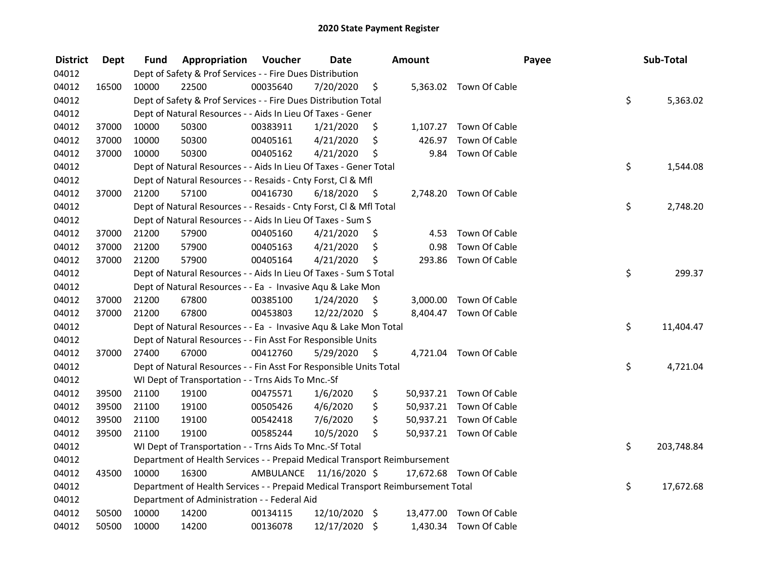# 2020 State Payment Register

| District | Dept | Fund | Appropriation | Voucher | Date | Amount | Payee | Sub-Total |
|---|---|---|---|---|---|---|---|---|
| 04012 | | Dept of Safety & Prof Services - - Fire Dues Distribution | | | | | | |
| 04012 | 16500 | 10000 | 22500 | 00035640 | 7/20/2020 | $ 5,363.02 | Town Of Cable | |
| 04012 | | Dept of Safety & Prof Services - - Fire Dues Distribution Total | | | | | | $ 5,363.02 |
| 04012 | | Dept of Natural Resources - - Aids In Lieu Of Taxes - Gener | | | | | | |
| 04012 | 37000 | 10000 | 50300 | 00383911 | 1/21/2020 | $ 1,107.27 | Town Of Cable | |
| 04012 | 37000 | 10000 | 50300 | 00405161 | 4/21/2020 | $ 426.97 | Town Of Cable | |
| 04012 | 37000 | 10000 | 50300 | 00405162 | 4/21/2020 | $ 9.84 | Town Of Cable | |
| 04012 | | Dept of Natural Resources - - Aids In Lieu Of Taxes - Gener Total | | | | | | $ 1,544.08 |
| 04012 | | Dept of Natural Resources - - Resaids - Cnty Forst, Cl & Mfl | | | | | | |
| 04012 | 37000 | 21200 | 57100 | 00416730 | 6/18/2020 | $ 2,748.20 | Town Of Cable | |
| 04012 | | Dept of Natural Resources - - Resaids - Cnty Forst, Cl & Mfl Total | | | | | | $ 2,748.20 |
| 04012 | | Dept of Natural Resources - - Aids In Lieu Of Taxes - Sum S | | | | | | |
| 04012 | 37000 | 21200 | 57900 | 00405160 | 4/21/2020 | $ 4.53 | Town Of Cable | |
| 04012 | 37000 | 21200 | 57900 | 00405163 | 4/21/2020 | $ 0.98 | Town Of Cable | |
| 04012 | 37000 | 21200 | 57900 | 00405164 | 4/21/2020 | $ 293.86 | Town Of Cable | |
| 04012 | | Dept of Natural Resources - - Aids In Lieu Of Taxes - Sum S Total | | | | | | $ 299.37 |
| 04012 | | Dept of Natural Resources - - Ea - Invasive Aqu & Lake Mon | | | | | | |
| 04012 | 37000 | 21200 | 67800 | 00385100 | 1/24/2020 | $ 3,000.00 | Town Of Cable | |
| 04012 | 37000 | 21200 | 67800 | 00453803 | 12/22/2020 | $ 8,404.47 | Town Of Cable | |
| 04012 | | Dept of Natural Resources - - Ea - Invasive Aqu & Lake Mon Total | | | | | | $ 11,404.47 |
| 04012 | | Dept of Natural Resources - - Fin Asst For Responsible Units | | | | | | |
| 04012 | 37000 | 27400 | 67000 | 00412760 | 5/29/2020 | $ 4,721.04 | Town Of Cable | |
| 04012 | | Dept of Natural Resources - - Fin Asst For Responsible Units Total | | | | | | $ 4,721.04 |
| 04012 | | WI Dept of Transportation - - Trns Aids To Mnc.-Sf | | | | | | |
| 04012 | 39500 | 21100 | 19100 | 00475571 | 1/6/2020 | $ 50,937.21 | Town Of Cable | |
| 04012 | 39500 | 21100 | 19100 | 00505426 | 4/6/2020 | $ 50,937.21 | Town Of Cable | |
| 04012 | 39500 | 21100 | 19100 | 00542418 | 7/6/2020 | $ 50,937.21 | Town Of Cable | |
| 04012 | 39500 | 21100 | 19100 | 00585244 | 10/5/2020 | $ 50,937.21 | Town Of Cable | |
| 04012 | | WI Dept of Transportation - - Trns Aids To Mnc.-Sf Total | | | | | | $ 203,748.84 |
| 04012 | | Department of Health Services - - Prepaid Medical Transport Reimbursement | | | | | | |
| 04012 | 43500 | 10000 | 16300 | AMBULANCE | 11/16/2020 | $ 17,672.68 | Town Of Cable | |
| 04012 | | Department of Health Services - - Prepaid Medical Transport Reimbursement Total | | | | | | $ 17,672.68 |
| 04012 | | Department of Administration - - Federal Aid | | | | | | |
| 04012 | 50500 | 10000 | 14200 | 00134115 | 12/10/2020 | $ 13,477.00 | Town Of Cable | |
| 04012 | 50500 | 10000 | 14200 | 00136078 | 12/17/2020 | $ 1,430.34 | Town Of Cable | |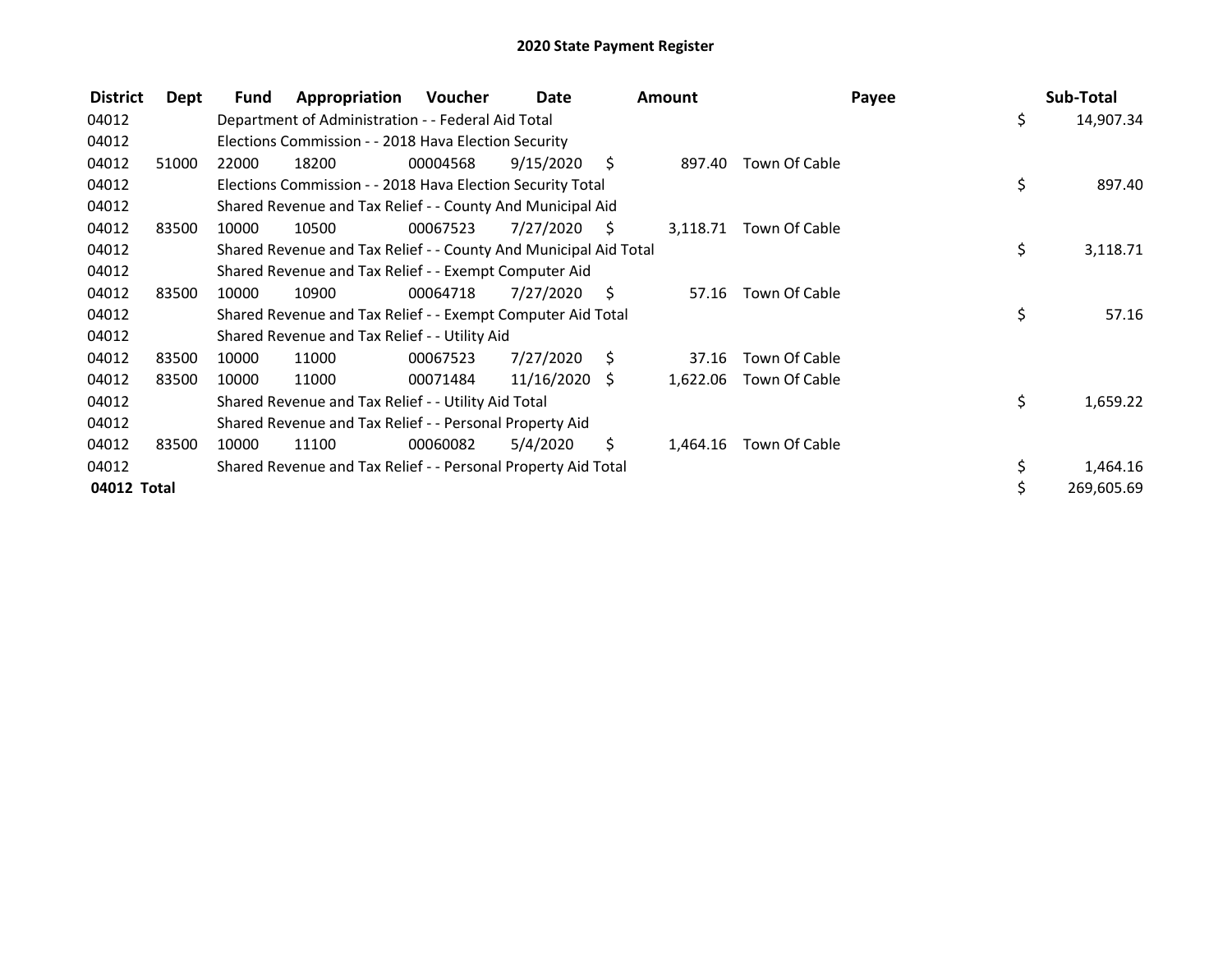## 2020 State Payment Register

| District | Dept | Fund | Appropriation | Voucher | Date | Amount | Payee | Sub-Total |
|---|---|---|---|---|---|---|---|---|
| 04012 | | Department of Administration - - Federal Aid Total | | | | | | $ 14,907.34 |
| 04012 | | Elections Commission - - 2018 Hava Election Security | | | | | | |
| 04012 | 51000 | 22000 | 18200 | 00004568 | 9/15/2020 | $ 897.40 | Town Of Cable | |
| 04012 | | Elections Commission - - 2018 Hava Election Security Total | | | | | | $ 897.40 |
| 04012 | | Shared Revenue and Tax Relief - - County And Municipal Aid | | | | | | |
| 04012 | 83500 | 10000 | 10500 | 00067523 | 7/27/2020 | $ 3,118.71 | Town Of Cable | |
| 04012 | | Shared Revenue and Tax Relief - - County And Municipal Aid Total | | | | | | $ 3,118.71 |
| 04012 | | Shared Revenue and Tax Relief - - Exempt Computer Aid | | | | | | |
| 04012 | 83500 | 10000 | 10900 | 00064718 | 7/27/2020 | $ 57.16 | Town Of Cable | |
| 04012 | | Shared Revenue and Tax Relief - - Exempt Computer Aid Total | | | | | | $ 57.16 |
| 04012 | | Shared Revenue and Tax Relief - - Utility Aid | | | | | | |
| 04012 | 83500 | 10000 | 11000 | 00067523 | 7/27/2020 | $ 37.16 | Town Of Cable | |
| 04012 | 83500 | 10000 | 11000 | 00071484 | 11/16/2020 | $ 1,622.06 | Town Of Cable | |
| 04012 | | Shared Revenue and Tax Relief - - Utility Aid Total | | | | | | $ 1,659.22 |
| 04012 | | Shared Revenue and Tax Relief - - Personal Property Aid | | | | | | |
| 04012 | 83500 | 10000 | 11100 | 00060082 | 5/4/2020 | $ 1,464.16 | Town Of Cable | |
| 04012 | | Shared Revenue and Tax Relief - - Personal Property Aid Total | | | | | | $ 1,464.16 |
| **04012 Total** | | | | | | | | $ 269,605.69 |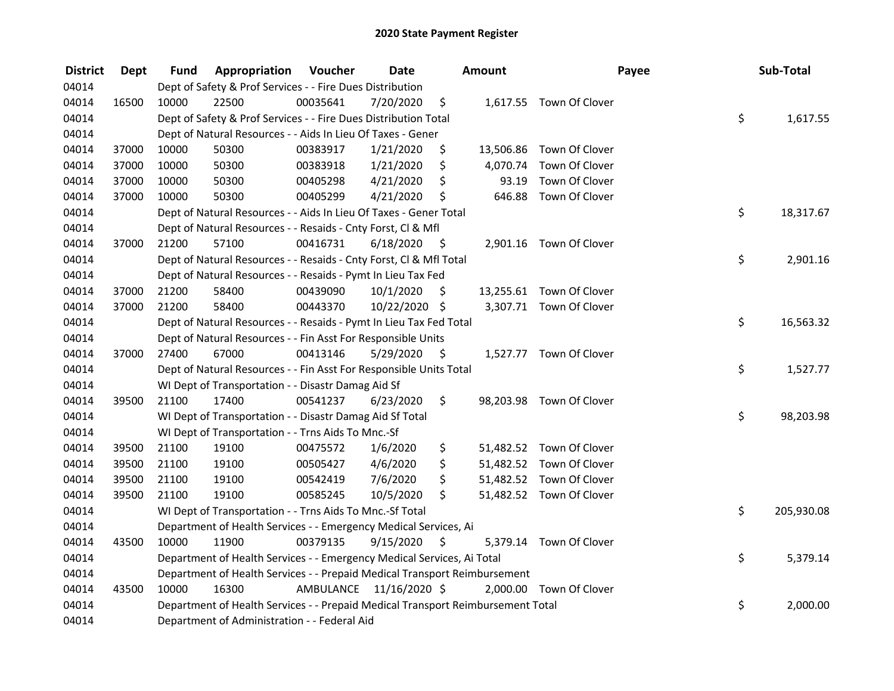## 2020 State Payment Register

| District | Dept | Fund | Appropriation | Voucher | Date | Amount | Payee | Sub-Total |
|---|---|---|---|---|---|---|---|---|
| 04014 | | Dept of Safety & Prof Services - - Fire Dues Distribution | | | | | | |
| 04014 | 16500 | 10000 | 22500 | 00035641 | 7/20/2020 | $ 1,617.55 | Town Of Clover | |
| 04014 | | Dept of Safety & Prof Services - - Fire Dues Distribution Total | | | | | | $ 1,617.55 |
| 04014 | | Dept of Natural Resources - - Aids In Lieu Of Taxes - Gener | | | | | | |
| 04014 | 37000 | 10000 | 50300 | 00383917 | 1/21/2020 | $ 13,506.86 | Town Of Clover | |
| 04014 | 37000 | 10000 | 50300 | 00383918 | 1/21/2020 | $ 4,070.74 | Town Of Clover | |
| 04014 | 37000 | 10000 | 50300 | 00405298 | 4/21/2020 | $ 93.19 | Town Of Clover | |
| 04014 | 37000 | 10000 | 50300 | 00405299 | 4/21/2020 | $ 646.88 | Town Of Clover | |
| 04014 | | Dept of Natural Resources - - Aids In Lieu Of Taxes - Gener Total | | | | | | $ 18,317.67 |
| 04014 | | Dept of Natural Resources - - Resaids - Cnty Forst, Cl & Mfl | | | | | | |
| 04014 | 37000 | 21200 | 57100 | 00416731 | 6/18/2020 | $ 2,901.16 | Town Of Clover | |
| 04014 | | Dept of Natural Resources - - Resaids - Cnty Forst, Cl & Mfl Total | | | | | | $ 2,901.16 |
| 04014 | | Dept of Natural Resources - - Resaids - Pymt In Lieu Tax Fed | | | | | | |
| 04014 | 37000 | 21200 | 58400 | 00439090 | 10/1/2020 | $ 13,255.61 | Town Of Clover | |
| 04014 | 37000 | 21200 | 58400 | 00443370 | 10/22/2020 | $ 3,307.71 | Town Of Clover | |
| 04014 | | Dept of Natural Resources - - Resaids - Pymt In Lieu Tax Fed Total | | | | | | $ 16,563.32 |
| 04014 | | Dept of Natural Resources - - Fin Asst For Responsible Units | | | | | | |
| 04014 | 37000 | 27400 | 67000 | 00413146 | 5/29/2020 | $ 1,527.77 | Town Of Clover | |
| 04014 | | Dept of Natural Resources - - Fin Asst For Responsible Units Total | | | | | | $ 1,527.77 |
| 04014 | | WI Dept of Transportation - - Disastr Damag Aid Sf | | | | | | |
| 04014 | 39500 | 21100 | 17400 | 00541237 | 6/23/2020 | $ 98,203.98 | Town Of Clover | |
| 04014 | | WI Dept of Transportation - - Disastr Damag Aid Sf Total | | | | | | $ 98,203.98 |
| 04014 | | WI Dept of Transportation - - Trns Aids To Mnc.-Sf | | | | | | |
| 04014 | 39500 | 21100 | 19100 | 00475572 | 1/6/2020 | $ 51,482.52 | Town Of Clover | |
| 04014 | 39500 | 21100 | 19100 | 00505427 | 4/6/2020 | $ 51,482.52 | Town Of Clover | |
| 04014 | 39500 | 21100 | 19100 | 00542419 | 7/6/2020 | $ 51,482.52 | Town Of Clover | |
| 04014 | 39500 | 21100 | 19100 | 00585245 | 10/5/2020 | $ 51,482.52 | Town Of Clover | |
| 04014 | | WI Dept of Transportation - - Trns Aids To Mnc.-Sf Total | | | | | | $ 205,930.08 |
| 04014 | | Department of Health Services - - Emergency Medical Services, Ai | | | | | | |
| 04014 | 43500 | 10000 | 11900 | 00379135 | 9/15/2020 | $ 5,379.14 | Town Of Clover | |
| 04014 | | Department of Health Services - - Emergency Medical Services, Ai Total | | | | | | $ 5,379.14 |
| 04014 | | Department of Health Services - - Prepaid Medical Transport Reimbursement | | | | | | |
| 04014 | 43500 | 10000 | 16300 | AMBULANCE | 11/16/2020 | $ 2,000.00 | Town Of Clover | |
| 04014 | | Department of Health Services - - Prepaid Medical Transport Reimbursement Total | | | | | | $ 2,000.00 |
| 04014 | | Department of Administration - - Federal Aid | | | | | | |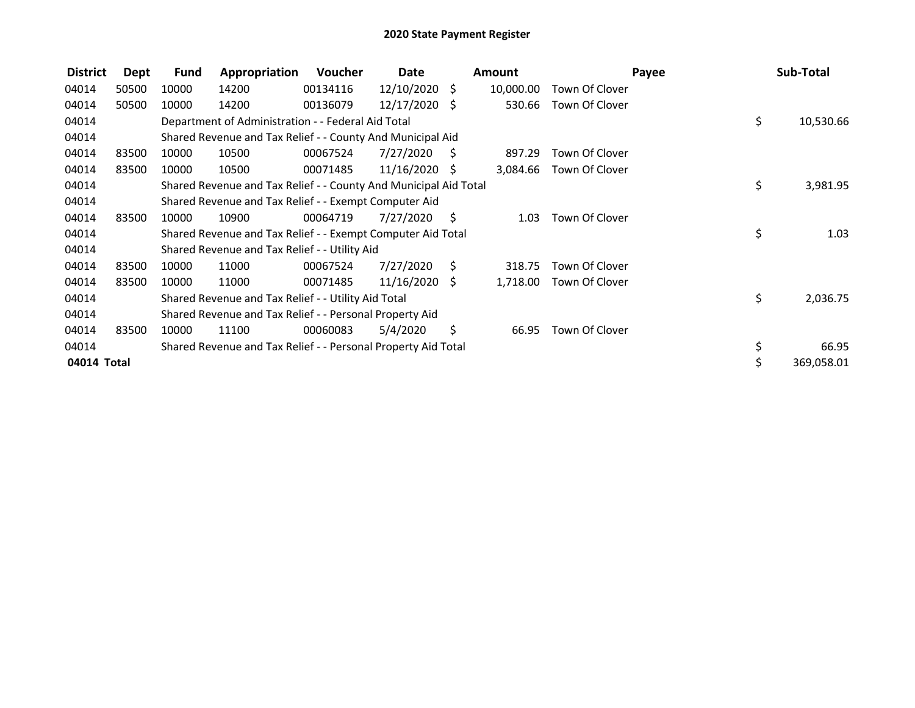# 2020 State Payment Register

| District | Dept | Fund | Appropriation | Voucher | Date | Amount | Payee | Sub-Total |
|---|---|---|---|---|---|---|---|---|
| 04014 | 50500 | 10000 | 14200 | 00134116 | 12/10/2020 | $ 10,000.00 | Town Of Clover | |
| 04014 | 50500 | 10000 | 14200 | 00136079 | 12/17/2020 | $ 530.66 | Town Of Clover | |
| 04014 | | Department of Administration - - Federal Aid Total | | | | | | $ 10,530.66 |
| 04014 | | Shared Revenue and Tax Relief - - County And Municipal Aid | | | | | | |
| 04014 | 83500 | 10000 | 10500 | 00067524 | 7/27/2020 | $ 897.29 | Town Of Clover | |
| 04014 | 83500 | 10000 | 10500 | 00071485 | 11/16/2020 | $ 3,084.66 | Town Of Clover | |
| 04014 | | Shared Revenue and Tax Relief - - County And Municipal Aid Total | | | | | | $ 3,981.95 |
| 04014 | | Shared Revenue and Tax Relief - - Exempt Computer Aid | | | | | | |
| 04014 | 83500 | 10000 | 10900 | 00064719 | 7/27/2020 | $ 1.03 | Town Of Clover | |
| 04014 | | Shared Revenue and Tax Relief - - Exempt Computer Aid Total | | | | | | $ 1.03 |
| 04014 | | Shared Revenue and Tax Relief - - Utility Aid | | | | | | |
| 04014 | 83500 | 10000 | 11000 | 00067524 | 7/27/2020 | $ 318.75 | Town Of Clover | |
| 04014 | 83500 | 10000 | 11000 | 00071485 | 11/16/2020 | $ 1,718.00 | Town Of Clover | |
| 04014 | | Shared Revenue and Tax Relief - - Utility Aid Total | | | | | | $ 2,036.75 |
| 04014 | | Shared Revenue and Tax Relief - - Personal Property Aid | | | | | | |
| 04014 | 83500 | 10000 | 11100 | 00060083 | 5/4/2020 | $ 66.95 | Town Of Clover | |
| 04014 | | Shared Revenue and Tax Relief - - Personal Property Aid Total | | | | | | $ 66.95 |
| **04014 Total** | | | | | | | | $ 369,058.01 |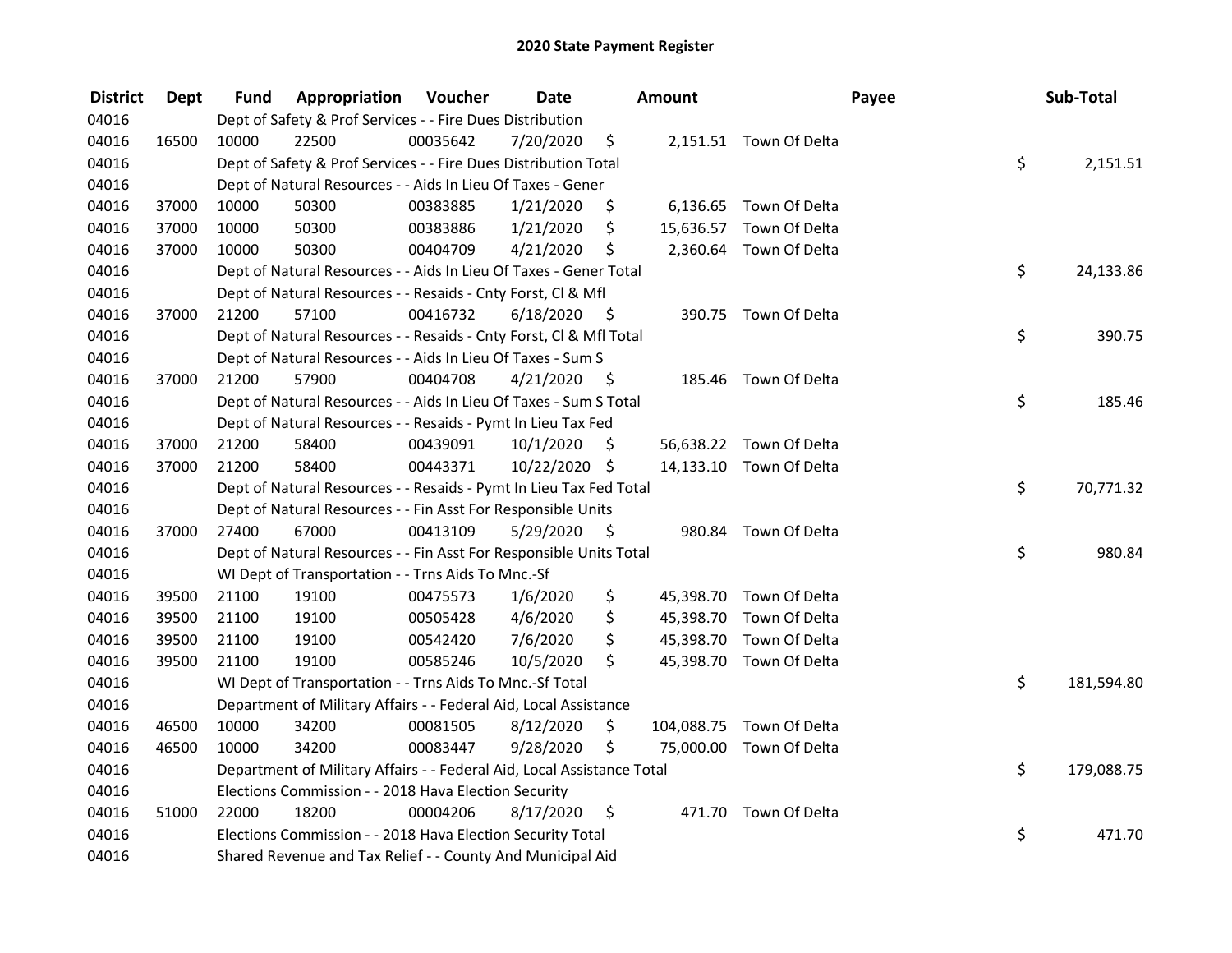# 2020 State Payment Register

| District | Dept | Fund | Appropriation | Voucher | Date | Amount | Payee | Sub-Total |
|---|---|---|---|---|---|---|---|---|
| 04016 | | Dept of Safety & Prof Services - - Fire Dues Distribution | | | | | | |
| 04016 | 16500 | 10000 | 22500 | 00035642 | 7/20/2020 | $ 2,151.51 | Town Of Delta | |
| 04016 | | Dept of Safety & Prof Services - - Fire Dues Distribution Total | | | | | | $ 2,151.51 |
| 04016 | | Dept of Natural Resources - - Aids In Lieu Of Taxes - Gener | | | | | | |
| 04016 | 37000 | 10000 | 50300 | 00383885 | 1/21/2020 | $ 6,136.65 | Town Of Delta | |
| 04016 | 37000 | 10000 | 50300 | 00383886 | 1/21/2020 | $ 15,636.57 | Town Of Delta | |
| 04016 | 37000 | 10000 | 50300 | 00404709 | 4/21/2020 | $ 2,360.64 | Town Of Delta | |
| 04016 | | Dept of Natural Resources - - Aids In Lieu Of Taxes - Gener Total | | | | | | $ 24,133.86 |
| 04016 | | Dept of Natural Resources - - Resaids - Cnty Forst, Cl & Mfl | | | | | | |
| 04016 | 37000 | 21200 | 57100 | 00416732 | 6/18/2020 | $ 390.75 | Town Of Delta | |
| 04016 | | Dept of Natural Resources - - Resaids - Cnty Forst, Cl & Mfl Total | | | | | | $ 390.75 |
| 04016 | | Dept of Natural Resources - - Aids In Lieu Of Taxes - Sum S | | | | | | |
| 04016 | 37000 | 21200 | 57900 | 00404708 | 4/21/2020 | $ 185.46 | Town Of Delta | |
| 04016 | | Dept of Natural Resources - - Aids In Lieu Of Taxes - Sum S Total | | | | | | $ 185.46 |
| 04016 | | Dept of Natural Resources - - Resaids - Pymt In Lieu Tax Fed | | | | | | |
| 04016 | 37000 | 21200 | 58400 | 00439091 | 10/1/2020 | $ 56,638.22 | Town Of Delta | |
| 04016 | 37000 | 21200 | 58400 | 00443371 | 10/22/2020 | $ 14,133.10 | Town Of Delta | |
| 04016 | | Dept of Natural Resources - - Resaids - Pymt In Lieu Tax Fed Total | | | | | | $ 70,771.32 |
| 04016 | | Dept of Natural Resources - - Fin Asst For Responsible Units | | | | | | |
| 04016 | 37000 | 27400 | 67000 | 00413109 | 5/29/2020 | $ 980.84 | Town Of Delta | |
| 04016 | | Dept of Natural Resources - - Fin Asst For Responsible Units Total | | | | | | $ 980.84 |
| 04016 | | WI Dept of Transportation - - Trns Aids To Mnc.-Sf | | | | | | |
| 04016 | 39500 | 21100 | 19100 | 00475573 | 1/6/2020 | $ 45,398.70 | Town Of Delta | |
| 04016 | 39500 | 21100 | 19100 | 00505428 | 4/6/2020 | $ 45,398.70 | Town Of Delta | |
| 04016 | 39500 | 21100 | 19100 | 00542420 | 7/6/2020 | $ 45,398.70 | Town Of Delta | |
| 04016 | 39500 | 21100 | 19100 | 00585246 | 10/5/2020 | $ 45,398.70 | Town Of Delta | |
| 04016 | | WI Dept of Transportation - - Trns Aids To Mnc.-Sf Total | | | | | | $ 181,594.80 |
| 04016 | | Department of Military Affairs - - Federal Aid, Local Assistance | | | | | | |
| 04016 | 46500 | 10000 | 34200 | 00081505 | 8/12/2020 | $ 104,088.75 | Town Of Delta | |
| 04016 | 46500 | 10000 | 34200 | 00083447 | 9/28/2020 | $ 75,000.00 | Town Of Delta | |
| 04016 | | Department of Military Affairs - - Federal Aid, Local Assistance Total | | | | | | $ 179,088.75 |
| 04016 | | Elections Commission - - 2018 Hava Election Security | | | | | | |
| 04016 | 51000 | 22000 | 18200 | 00004206 | 8/17/2020 | $ 471.70 | Town Of Delta | |
| 04016 | | Elections Commission - - 2018 Hava Election Security Total | | | | | | $ 471.70 |
| 04016 | | Shared Revenue and Tax Relief - - County And Municipal Aid | | | | | | |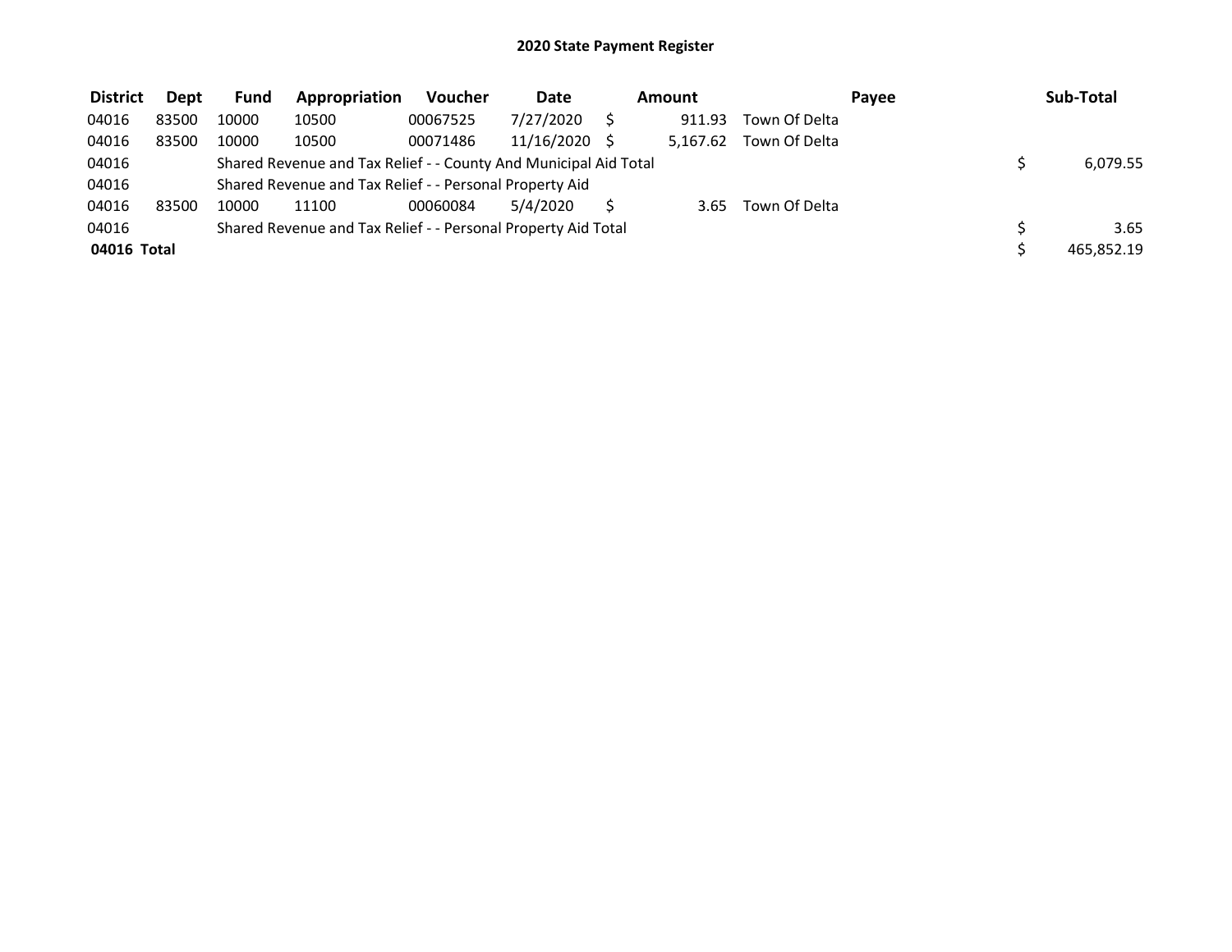# 2020 State Payment Register

| District | Dept | Fund | Appropriation | Voucher | Date | Amount | Payee | Sub-Total |
|---|---|---|---|---|---|---|---|---|
| 04016 | 83500 | 10000 | 10500 | 00067525 | 7/27/2020 | $ 911.93 | Town Of Delta | |
| 04016 | 83500 | 10000 | 10500 | 00071486 | 11/16/2020 | $ 5,167.62 | Town Of Delta | |
| 04016 | | Shared Revenue and Tax Relief - - County And Municipal Aid Total | | | | | | $ 6,079.55 |
| 04016 | | Shared Revenue and Tax Relief - - Personal Property Aid | | | | | | |
| 04016 | 83500 | 10000 | 11100 | 00060084 | 5/4/2020 | $ 3.65 | Town Of Delta | |
| 04016 | | Shared Revenue and Tax Relief - - Personal Property Aid Total | | | | | | $ 3.65 |
| **04016 Total** | | | | | | | | $ 465,852.19 |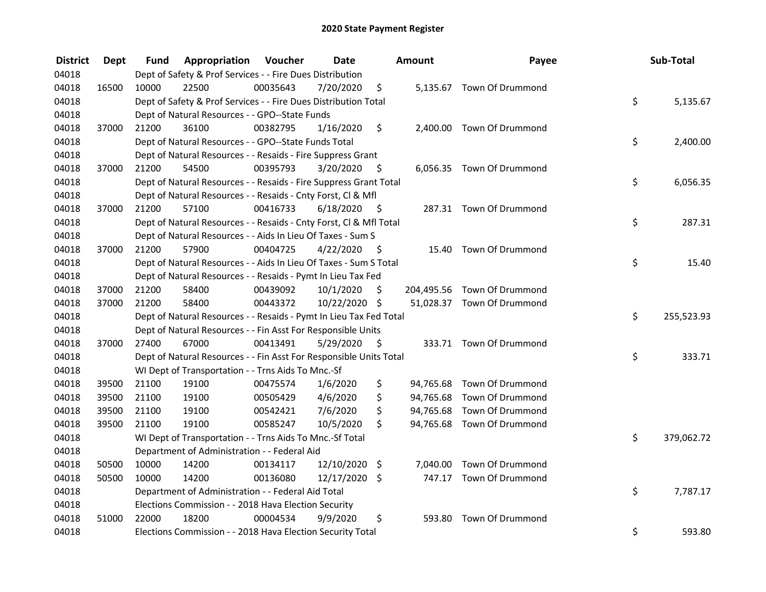## 2020 State Payment Register

| District | Dept | Fund | Appropriation | Voucher | Date | Amount | Payee | Sub-Total |
|---|---|---|---|---|---|---|---|---|
| 04018 | | Dept of Safety & Prof Services - - Fire Dues Distribution | | | | | | |
| 04018 | 16500 | 10000 | 22500 | 00035643 | 7/20/2020 | $ 5,135.67 | Town Of Drummond | |
| 04018 | | Dept of Safety & Prof Services - - Fire Dues Distribution Total | | | | | | $ 5,135.67 |
| 04018 | | Dept of Natural Resources - - GPO--State Funds | | | | | | |
| 04018 | 37000 | 21200 | 36100 | 00382795 | 1/16/2020 | $ 2,400.00 | Town Of Drummond | |
| 04018 | | Dept of Natural Resources - - GPO--State Funds Total | | | | | | $ 2,400.00 |
| 04018 | | Dept of Natural Resources - - Resaids - Fire Suppress Grant | | | | | | |
| 04018 | 37000 | 21200 | 54500 | 00395793 | 3/20/2020 | $ 6,056.35 | Town Of Drummond | |
| 04018 | | Dept of Natural Resources - - Resaids - Fire Suppress Grant Total | | | | | | $ 6,056.35 |
| 04018 | | Dept of Natural Resources - - Resaids - Cnty Forst, Cl & Mfl | | | | | | |
| 04018 | 37000 | 21200 | 57100 | 00416733 | 6/18/2020 | $ 287.31 | Town Of Drummond | |
| 04018 | | Dept of Natural Resources - - Resaids - Cnty Forst, Cl & Mfl Total | | | | | | $ 287.31 |
| 04018 | | Dept of Natural Resources - - Aids In Lieu Of Taxes - Sum S | | | | | | |
| 04018 | 37000 | 21200 | 57900 | 00404725 | 4/22/2020 | $ 15.40 | Town Of Drummond | |
| 04018 | | Dept of Natural Resources - - Aids In Lieu Of Taxes - Sum S Total | | | | | | $ 15.40 |
| 04018 | | Dept of Natural Resources - - Resaids - Pymt In Lieu Tax Fed | | | | | | |
| 04018 | 37000 | 21200 | 58400 | 00439092 | 10/1/2020 | $ 204,495.56 | Town Of Drummond | |
| 04018 | 37000 | 21200 | 58400 | 00443372 | 10/22/2020 | $ 51,028.37 | Town Of Drummond | |
| 04018 | | Dept of Natural Resources - - Resaids - Pymt In Lieu Tax Fed Total | | | | | | $ 255,523.93 |
| 04018 | | Dept of Natural Resources - - Fin Asst For Responsible Units | | | | | | |
| 04018 | 37000 | 27400 | 67000 | 00413491 | 5/29/2020 | $ 333.71 | Town Of Drummond | |
| 04018 | | Dept of Natural Resources - - Fin Asst For Responsible Units Total | | | | | | $ 333.71 |
| 04018 | | WI Dept of Transportation - - Trns Aids To Mnc.-Sf | | | | | | |
| 04018 | 39500 | 21100 | 19100 | 00475574 | 1/6/2020 | $ 94,765.68 | Town Of Drummond | |
| 04018 | 39500 | 21100 | 19100 | 00505429 | 4/6/2020 | $ 94,765.68 | Town Of Drummond | |
| 04018 | 39500 | 21100 | 19100 | 00542421 | 7/6/2020 | $ 94,765.68 | Town Of Drummond | |
| 04018 | 39500 | 21100 | 19100 | 00585247 | 10/5/2020 | $ 94,765.68 | Town Of Drummond | |
| 04018 | | WI Dept of Transportation - - Trns Aids To Mnc.-Sf Total | | | | | | $ 379,062.72 |
| 04018 | | Department of Administration - - Federal Aid | | | | | | |
| 04018 | 50500 | 10000 | 14200 | 00134117 | 12/10/2020 | $ 7,040.00 | Town Of Drummond | |
| 04018 | 50500 | 10000 | 14200 | 00136080 | 12/17/2020 | $ 747.17 | Town Of Drummond | |
| 04018 | | Department of Administration - - Federal Aid Total | | | | | | $ 7,787.17 |
| 04018 | | Elections Commission - - 2018 Hava Election Security | | | | | | |
| 04018 | 51000 | 22000 | 18200 | 00004534 | 9/9/2020 | $ 593.80 | Town Of Drummond | |
| 04018 | | Elections Commission - - 2018 Hava Election Security Total | | | | | | $ 593.80 |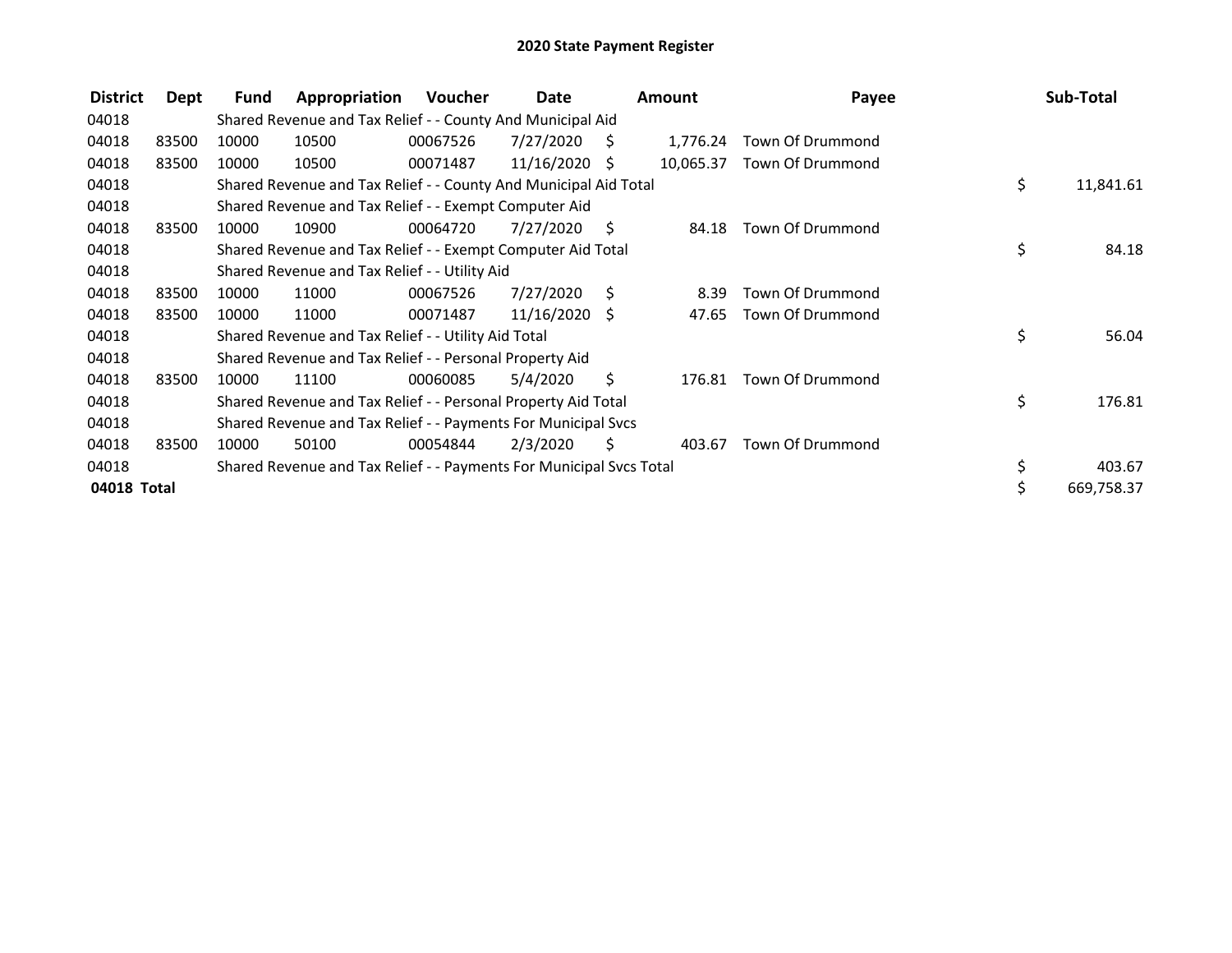# 2020 State Payment Register

| District | Dept | Fund | Appropriation | Voucher | Date | Amount | Payee | Sub-Total |
|---|---|---|---|---|---|---|---|---|
| 04018 | | Shared Revenue and Tax Relief - - County And Municipal Aid | | | | | | |
| 04018 | 83500 | 10000 | 10500 | 00067526 | 7/27/2020 | $ 1,776.24 | Town Of Drummond | |
| 04018 | 83500 | 10000 | 10500 | 00071487 | 11/16/2020 | $ 10,065.37 | Town Of Drummond | |
| 04018 | | Shared Revenue and Tax Relief - - County And Municipal Aid Total | | | | | | $ 11,841.61 |
| 04018 | | Shared Revenue and Tax Relief - - Exempt Computer Aid | | | | | | |
| 04018 | 83500 | 10000 | 10900 | 00064720 | 7/27/2020 | $ 84.18 | Town Of Drummond | |
| 04018 | | Shared Revenue and Tax Relief - - Exempt Computer Aid Total | | | | | | $ 84.18 |
| 04018 | | Shared Revenue and Tax Relief - - Utility Aid | | | | | | |
| 04018 | 83500 | 10000 | 11000 | 00067526 | 7/27/2020 | $ 8.39 | Town Of Drummond | |
| 04018 | 83500 | 10000 | 11000 | 00071487 | 11/16/2020 | $ 47.65 | Town Of Drummond | |
| 04018 | | Shared Revenue and Tax Relief - - Utility Aid Total | | | | | | $ 56.04 |
| 04018 | | Shared Revenue and Tax Relief - - Personal Property Aid | | | | | | |
| 04018 | 83500 | 10000 | 11100 | 00060085 | 5/4/2020 | $ 176.81 | Town Of Drummond | |
| 04018 | | Shared Revenue and Tax Relief - - Personal Property Aid Total | | | | | | $ 176.81 |
| 04018 | | Shared Revenue and Tax Relief - - Payments For Municipal Svcs | | | | | | |
| 04018 | 83500 | 10000 | 50100 | 00054844 | 2/3/2020 | $ 403.67 | Town Of Drummond | |
| 04018 | | Shared Revenue and Tax Relief - - Payments For Municipal Svcs Total | | | | | | $ 403.67 |
| **04018 Total** | | | | | | | | $ 669,758.37 |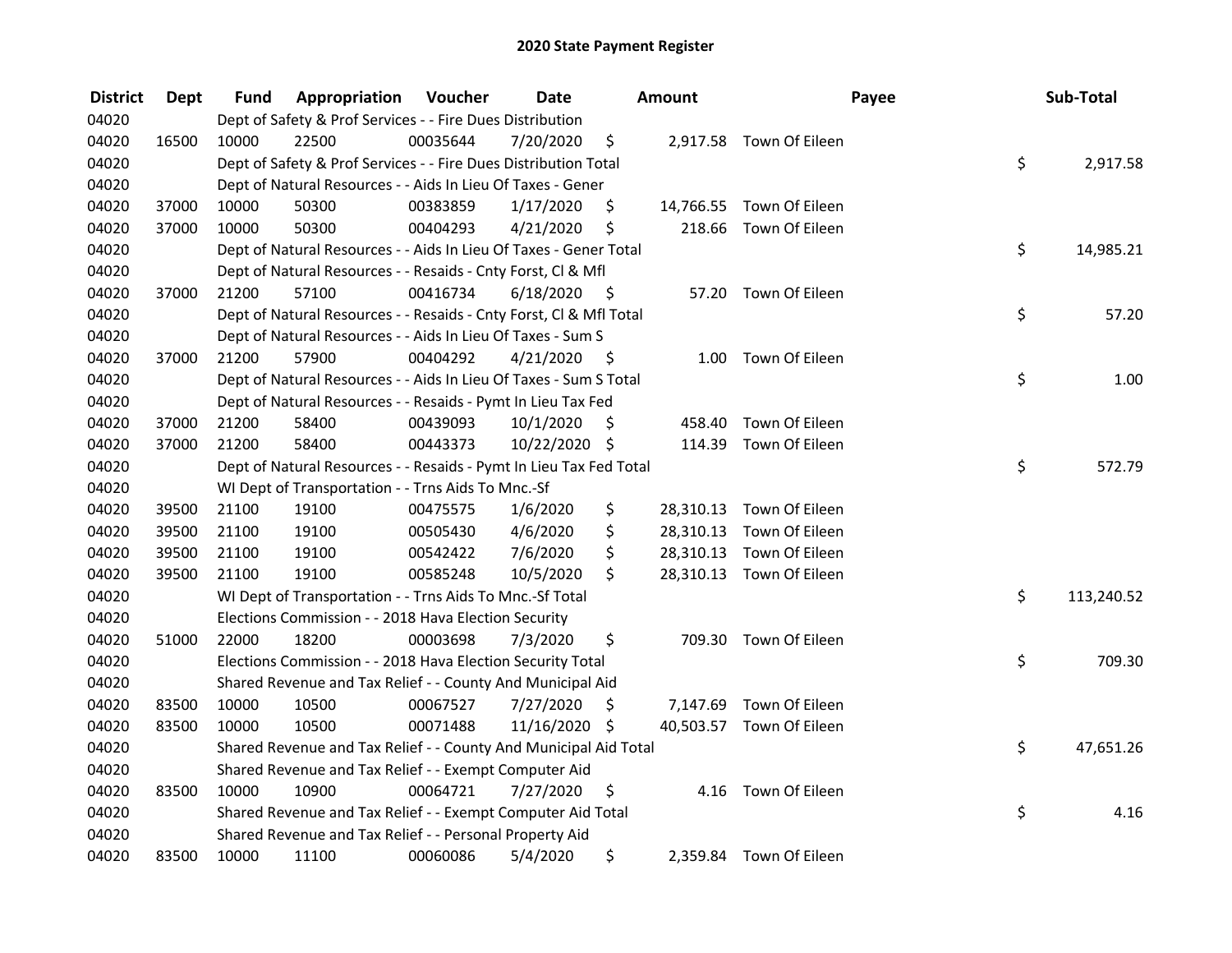## 2020 State Payment Register

| District | Dept | Fund | Appropriation | Voucher | Date | Amount | Payee | Sub-Total |
|---|---|---|---|---|---|---|---|---|
| 04020 | | Dept of Safety & Prof Services - - Fire Dues Distribution | | | | | | |
| 04020 | 16500 | 10000 | 22500 | 00035644 | 7/20/2020 | $ 2,917.58 | Town Of Eileen | |
| 04020 | | Dept of Safety & Prof Services - - Fire Dues Distribution Total | | | | | | $ 2,917.58 |
| 04020 | | Dept of Natural Resources - - Aids In Lieu Of Taxes - Gener | | | | | | |
| 04020 | 37000 | 10000 | 50300 | 00383859 | 1/17/2020 | $ 14,766.55 | Town Of Eileen | |
| 04020 | 37000 | 10000 | 50300 | 00404293 | 4/21/2020 | $ 218.66 | Town Of Eileen | |
| 04020 | | Dept of Natural Resources - - Aids In Lieu Of Taxes - Gener Total | | | | | | $ 14,985.21 |
| 04020 | | Dept of Natural Resources - - Resaids - Cnty Forst, Cl & Mfl | | | | | | |
| 04020 | 37000 | 21200 | 57100 | 00416734 | 6/18/2020 | $ 57.20 | Town Of Eileen | |
| 04020 | | Dept of Natural Resources - - Resaids - Cnty Forst, Cl & Mfl Total | | | | | | $ 57.20 |
| 04020 | | Dept of Natural Resources - - Aids In Lieu Of Taxes - Sum S | | | | | | |
| 04020 | 37000 | 21200 | 57900 | 00404292 | 4/21/2020 | $ 1.00 | Town Of Eileen | |
| 04020 | | Dept of Natural Resources - - Aids In Lieu Of Taxes - Sum S Total | | | | | | $ 1.00 |
| 04020 | | Dept of Natural Resources - - Resaids - Pymt In Lieu Tax Fed | | | | | | |
| 04020 | 37000 | 21200 | 58400 | 00439093 | 10/1/2020 | $ 458.40 | Town Of Eileen | |
| 04020 | 37000 | 21200 | 58400 | 00443373 | 10/22/2020 | $ 114.39 | Town Of Eileen | |
| 04020 | | Dept of Natural Resources - - Resaids - Pymt In Lieu Tax Fed Total | | | | | | $ 572.79 |
| 04020 | | WI Dept of Transportation - - Trns Aids To Mnc.-Sf | | | | | | |
| 04020 | 39500 | 21100 | 19100 | 00475575 | 1/6/2020 | $ 28,310.13 | Town Of Eileen | |
| 04020 | 39500 | 21100 | 19100 | 00505430 | 4/6/2020 | $ 28,310.13 | Town Of Eileen | |
| 04020 | 39500 | 21100 | 19100 | 00542422 | 7/6/2020 | $ 28,310.13 | Town Of Eileen | |
| 04020 | 39500 | 21100 | 19100 | 00585248 | 10/5/2020 | $ 28,310.13 | Town Of Eileen | |
| 04020 | | WI Dept of Transportation - - Trns Aids To Mnc.-Sf Total | | | | | | $ 113,240.52 |
| 04020 | | Elections Commission - - 2018 Hava Election Security | | | | | | |
| 04020 | 51000 | 22000 | 18200 | 00003698 | 7/3/2020 | $ 709.30 | Town Of Eileen | |
| 04020 | | Elections Commission - - 2018 Hava Election Security Total | | | | | | $ 709.30 |
| 04020 | | Shared Revenue and Tax Relief - - County And Municipal Aid | | | | | | |
| 04020 | 83500 | 10000 | 10500 | 00067527 | 7/27/2020 | $ 7,147.69 | Town Of Eileen | |
| 04020 | 83500 | 10000 | 10500 | 00071488 | 11/16/2020 | $ 40,503.57 | Town Of Eileen | |
| 04020 | | Shared Revenue and Tax Relief - - County And Municipal Aid Total | | | | | | $ 47,651.26 |
| 04020 | | Shared Revenue and Tax Relief - - Exempt Computer Aid | | | | | | |
| 04020 | 83500 | 10000 | 10900 | 00064721 | 7/27/2020 | $ 4.16 | Town Of Eileen | |
| 04020 | | Shared Revenue and Tax Relief - - Exempt Computer Aid Total | | | | | | $ 4.16 |
| 04020 | | Shared Revenue and Tax Relief - - Personal Property Aid | | | | | | |
| 04020 | 83500 | 10000 | 11100 | 00060086 | 5/4/2020 | $ 2,359.84 | Town Of Eileen | |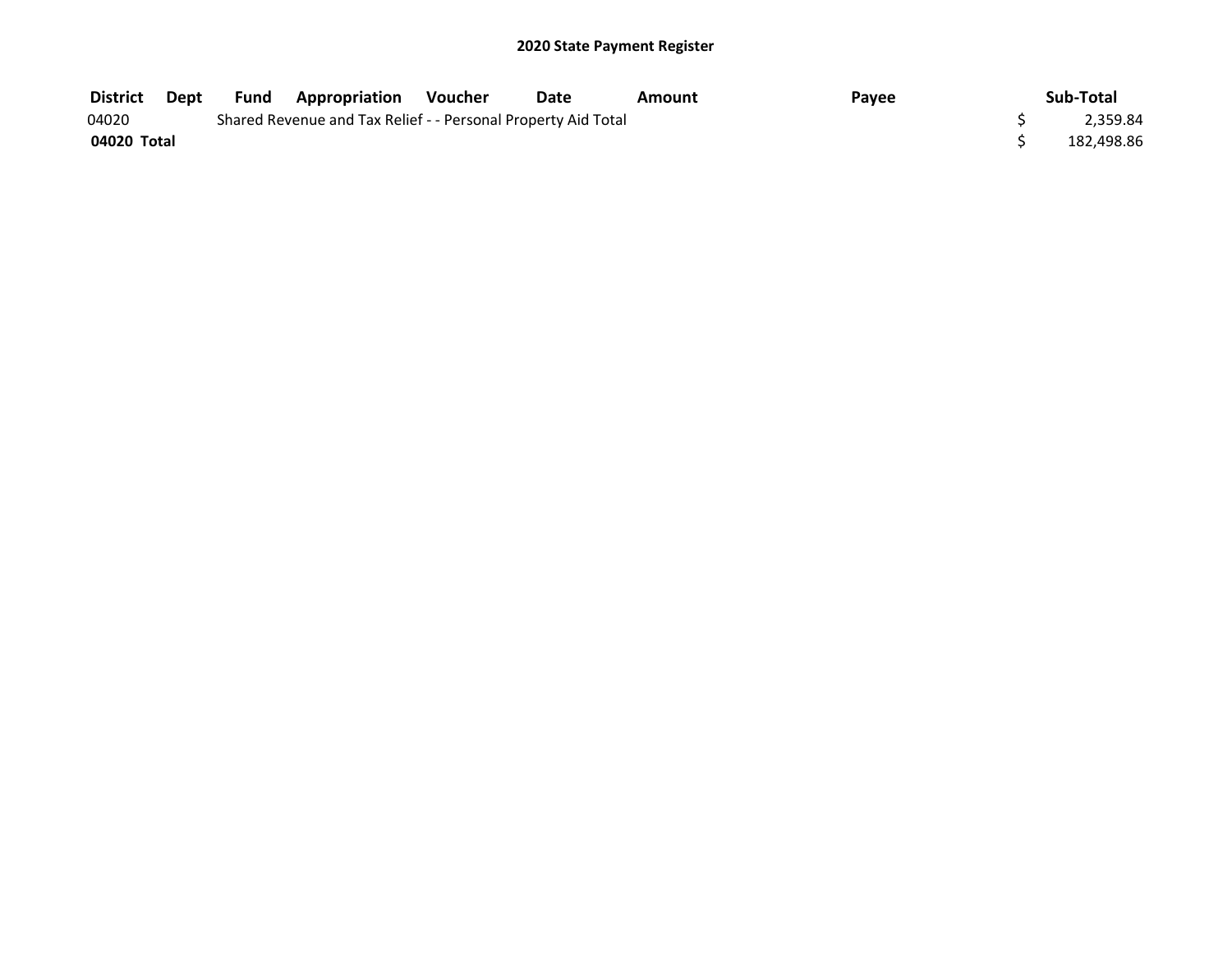# 2020 State Payment Register

| District | Dept | Fund | Appropriation | Voucher | Date | Amount | Payee | Sub-Total |
|---|---|---|---|---|---|---|---|---|
| 04020 | | Shared Revenue and Tax Relief - - Personal Property Aid Total | | | | | | $ 2,359.84 |
| **04020 Total** | | | | | | | | $ 182,498.86 |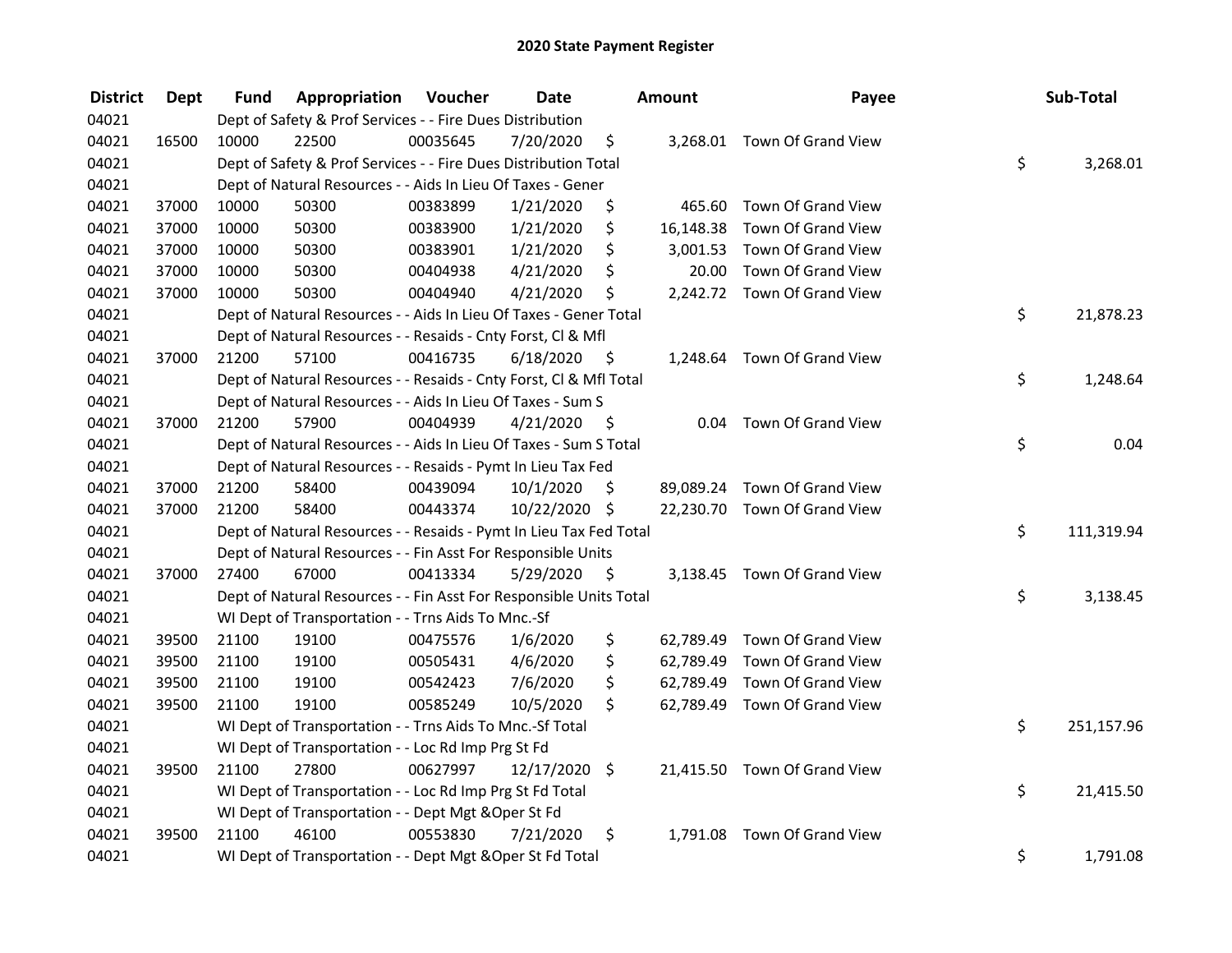# 2020 State Payment Register

| District | Dept | Fund | Appropriation | Voucher | Date | Amount | Payee | Sub-Total |
|---|---|---|---|---|---|---|---|---|
| 04021 | | Dept of Safety & Prof Services - - Fire Dues Distribution | | | | | | |
| 04021 | 16500 | 10000 | 22500 | 00035645 | 7/20/2020 | $ 3,268.01 | Town Of Grand View | |
| 04021 | | Dept of Safety & Prof Services - - Fire Dues Distribution Total | | | | | | $ 3,268.01 |
| 04021 | | Dept of Natural Resources - - Aids In Lieu Of Taxes - Gener | | | | | | |
| 04021 | 37000 | 10000 | 50300 | 00383899 | 1/21/2020 | $ 465.60 | Town Of Grand View | |
| 04021 | 37000 | 10000 | 50300 | 00383900 | 1/21/2020 | $ 16,148.38 | Town Of Grand View | |
| 04021 | 37000 | 10000 | 50300 | 00383901 | 1/21/2020 | $ 3,001.53 | Town Of Grand View | |
| 04021 | 37000 | 10000 | 50300 | 00404938 | 4/21/2020 | $ 20.00 | Town Of Grand View | |
| 04021 | 37000 | 10000 | 50300 | 00404940 | 4/21/2020 | $ 2,242.72 | Town Of Grand View | |
| 04021 | | Dept of Natural Resources - - Aids In Lieu Of Taxes - Gener Total | | | | | | $ 21,878.23 |
| 04021 | | Dept of Natural Resources - - Resaids - Cnty Forst, Cl & Mfl | | | | | | |
| 04021 | 37000 | 21200 | 57100 | 00416735 | 6/18/2020 | $ 1,248.64 | Town Of Grand View | |
| 04021 | | Dept of Natural Resources - - Resaids - Cnty Forst, Cl & Mfl Total | | | | | | $ 1,248.64 |
| 04021 | | Dept of Natural Resources - - Aids In Lieu Of Taxes - Sum S | | | | | | |
| 04021 | 37000 | 21200 | 57900 | 00404939 | 4/21/2020 | $ 0.04 | Town Of Grand View | |
| 04021 | | Dept of Natural Resources - - Aids In Lieu Of Taxes - Sum S Total | | | | | | $ 0.04 |
| 04021 | | Dept of Natural Resources - - Resaids - Pymt In Lieu Tax Fed | | | | | | |
| 04021 | 37000 | 21200 | 58400 | 00439094 | 10/1/2020 | $ 89,089.24 | Town Of Grand View | |
| 04021 | 37000 | 21200 | 58400 | 00443374 | 10/22/2020 | $ 22,230.70 | Town Of Grand View | |
| 04021 | | Dept of Natural Resources - - Resaids - Pymt In Lieu Tax Fed Total | | | | | | $ 111,319.94 |
| 04021 | | Dept of Natural Resources - - Fin Asst For Responsible Units | | | | | | |
| 04021 | 37000 | 27400 | 67000 | 00413334 | 5/29/2020 | $ 3,138.45 | Town Of Grand View | |
| 04021 | | Dept of Natural Resources - - Fin Asst For Responsible Units Total | | | | | | $ 3,138.45 |
| 04021 | | WI Dept of Transportation - - Trns Aids To Mnc.-Sf | | | | | | |
| 04021 | 39500 | 21100 | 19100 | 00475576 | 1/6/2020 | $ 62,789.49 | Town Of Grand View | |
| 04021 | 39500 | 21100 | 19100 | 00505431 | 4/6/2020 | $ 62,789.49 | Town Of Grand View | |
| 04021 | 39500 | 21100 | 19100 | 00542423 | 7/6/2020 | $ 62,789.49 | Town Of Grand View | |
| 04021 | 39500 | 21100 | 19100 | 00585249 | 10/5/2020 | $ 62,789.49 | Town Of Grand View | |
| 04021 | | WI Dept of Transportation - - Trns Aids To Mnc.-Sf Total | | | | | | $ 251,157.96 |
| 04021 | | WI Dept of Transportation - - Loc Rd Imp Prg St Fd | | | | | | |
| 04021 | 39500 | 21100 | 27800 | 00627997 | 12/17/2020 | $ 21,415.50 | Town Of Grand View | |
| 04021 | | WI Dept of Transportation - - Loc Rd Imp Prg St Fd Total | | | | | | $ 21,415.50 |
| 04021 | | WI Dept of Transportation - - Dept Mgt &Oper St Fd | | | | | | |
| 04021 | 39500 | 21100 | 46100 | 00553830 | 7/21/2020 | $ 1,791.08 | Town Of Grand View | |
| 04021 | | WI Dept of Transportation - - Dept Mgt &Oper St Fd Total | | | | | | $ 1,791.08 |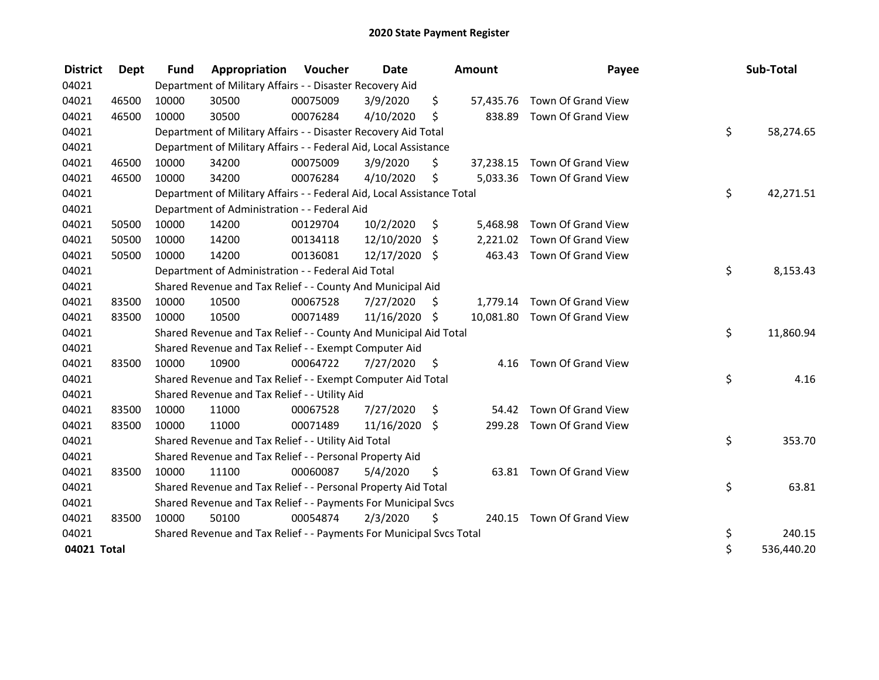# 2020 State Payment Register

| District | Dept | Fund | Appropriation | Voucher | Date | Amount | Payee | Sub-Total |
|---|---|---|---|---|---|---|---|---|
| 04021 | | Department of Military Affairs - - Disaster Recovery Aid | | | | | | |
| 04021 | 46500 | 10000 | 30500 | 00075009 | 3/9/2020 | $ 57,435.76 | Town Of Grand View | |
| 04021 | 46500 | 10000 | 30500 | 00076284 | 4/10/2020 | $ 838.89 | Town Of Grand View | |
| 04021 | | Department of Military Affairs - - Disaster Recovery Aid Total | | | | | | $ 58,274.65 |
| 04021 | | Department of Military Affairs - - Federal Aid, Local Assistance | | | | | | |
| 04021 | 46500 | 10000 | 34200 | 00075009 | 3/9/2020 | $ 37,238.15 | Town Of Grand View | |
| 04021 | 46500 | 10000 | 34200 | 00076284 | 4/10/2020 | $ 5,033.36 | Town Of Grand View | |
| 04021 | | Department of Military Affairs - - Federal Aid, Local Assistance Total | | | | | | $ 42,271.51 |
| 04021 | | Department of Administration - - Federal Aid | | | | | | |
| 04021 | 50500 | 10000 | 14200 | 00129704 | 10/2/2020 | $ 5,468.98 | Town Of Grand View | |
| 04021 | 50500 | 10000 | 14200 | 00134118 | 12/10/2020 | $ 2,221.02 | Town Of Grand View | |
| 04021 | 50500 | 10000 | 14200 | 00136081 | 12/17/2020 | $ 463.43 | Town Of Grand View | |
| 04021 | | Department of Administration - - Federal Aid Total | | | | | | $ 8,153.43 |
| 04021 | | Shared Revenue and Tax Relief - - County And Municipal Aid | | | | | | |
| 04021 | 83500 | 10000 | 10500 | 00067528 | 7/27/2020 | $ 1,779.14 | Town Of Grand View | |
| 04021 | 83500 | 10000 | 10500 | 00071489 | 11/16/2020 | $ 10,081.80 | Town Of Grand View | |
| 04021 | | Shared Revenue and Tax Relief - - County And Municipal Aid Total | | | | | | $ 11,860.94 |
| 04021 | | Shared Revenue and Tax Relief - - Exempt Computer Aid | | | | | | |
| 04021 | 83500 | 10000 | 10900 | 00064722 | 7/27/2020 | $ 4.16 | Town Of Grand View | |
| 04021 | | Shared Revenue and Tax Relief - - Exempt Computer Aid Total | | | | | | $ 4.16 |
| 04021 | | Shared Revenue and Tax Relief - - Utility Aid | | | | | | |
| 04021 | 83500 | 10000 | 11000 | 00067528 | 7/27/2020 | $ 54.42 | Town Of Grand View | |
| 04021 | 83500 | 10000 | 11000 | 00071489 | 11/16/2020 | $ 299.28 | Town Of Grand View | |
| 04021 | | Shared Revenue and Tax Relief - - Utility Aid Total | | | | | | $ 353.70 |
| 04021 | | Shared Revenue and Tax Relief - - Personal Property Aid | | | | | | |
| 04021 | 83500 | 10000 | 11100 | 00060087 | 5/4/2020 | $ 63.81 | Town Of Grand View | |
| 04021 | | Shared Revenue and Tax Relief - - Personal Property Aid Total | | | | | | $ 63.81 |
| 04021 | | Shared Revenue and Tax Relief - - Payments For Municipal Svcs | | | | | | |
| 04021 | 83500 | 10000 | 50100 | 00054874 | 2/3/2020 | $ 240.15 | Town Of Grand View | |
| 04021 | | Shared Revenue and Tax Relief - - Payments For Municipal Svcs Total | | | | | | $ 240.15 |
| **04021 Total** | | | | | | | | $ 536,440.20 |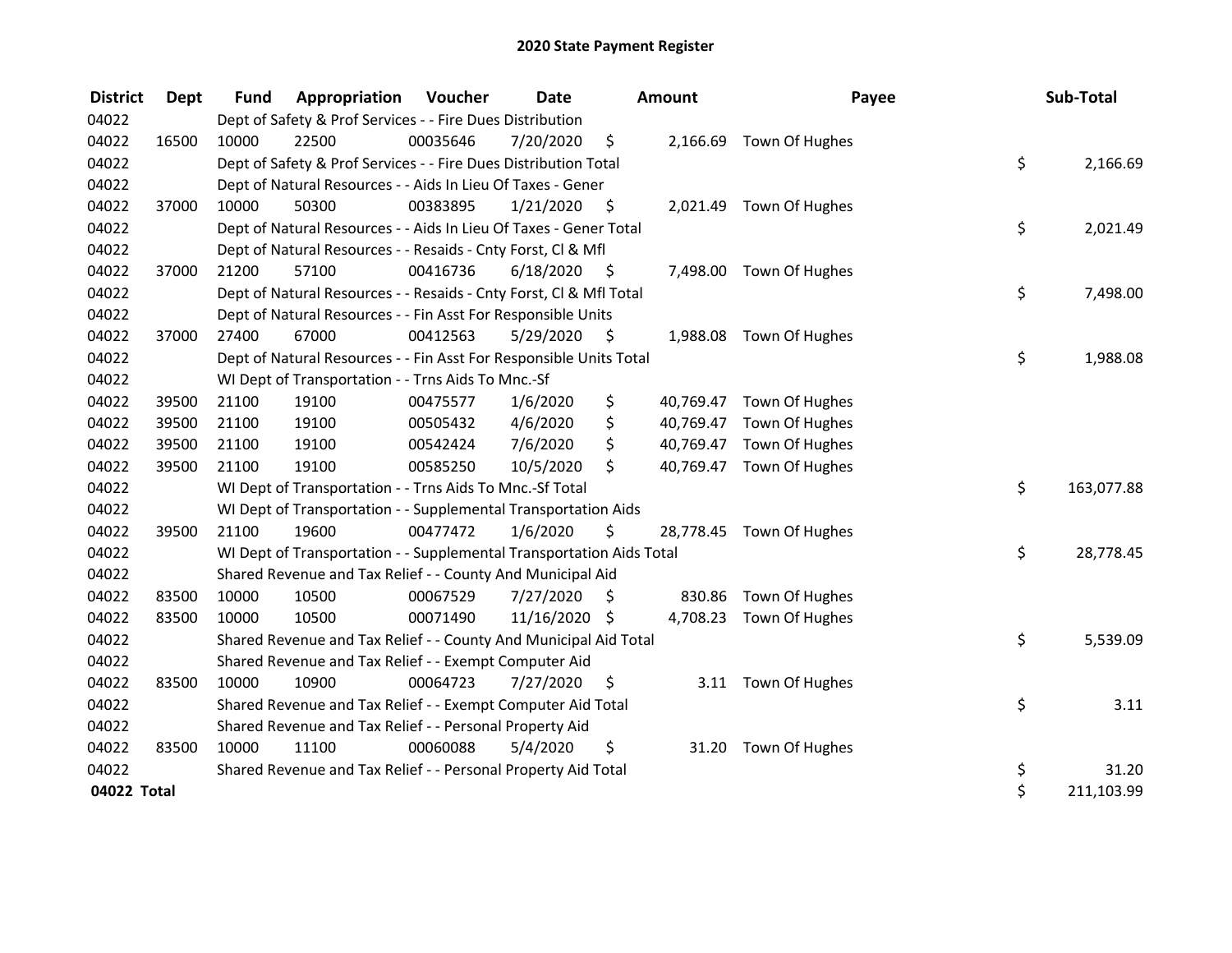# 2020 State Payment Register

| District | Dept | Fund | Appropriation | Voucher | Date | Amount | Payee | Sub-Total |
|---|---|---|---|---|---|---|---|---|
| 04022 | | Dept of Safety & Prof Services - - Fire Dues Distribution | | | | | | |
| 04022 | 16500 | 10000 | 22500 | 00035646 | 7/20/2020 | $ 2,166.69 | Town Of Hughes | |
| 04022 | | Dept of Safety & Prof Services - - Fire Dues Distribution Total | | | | | | $ 2,166.69 |
| 04022 | | Dept of Natural Resources - - Aids In Lieu Of Taxes - Gener | | | | | | |
| 04022 | 37000 | 10000 | 50300 | 00383895 | 1/21/2020 | $ 2,021.49 | Town Of Hughes | |
| 04022 | | Dept of Natural Resources - - Aids In Lieu Of Taxes - Gener Total | | | | | | $ 2,021.49 |
| 04022 | | Dept of Natural Resources - - Resaids - Cnty Forst, Cl & Mfl | | | | | | |
| 04022 | 37000 | 21200 | 57100 | 00416736 | 6/18/2020 | $ 7,498.00 | Town Of Hughes | |
| 04022 | | Dept of Natural Resources - - Resaids - Cnty Forst, Cl & Mfl Total | | | | | | $ 7,498.00 |
| 04022 | | Dept of Natural Resources - - Fin Asst For Responsible Units | | | | | | |
| 04022 | 37000 | 27400 | 67000 | 00412563 | 5/29/2020 | $ 1,988.08 | Town Of Hughes | |
| 04022 | | Dept of Natural Resources - - Fin Asst For Responsible Units Total | | | | | | $ 1,988.08 |
| 04022 | | WI Dept of Transportation - - Trns Aids To Mnc.-Sf | | | | | | |
| 04022 | 39500 | 21100 | 19100 | 00475577 | 1/6/2020 | $ 40,769.47 | Town Of Hughes | |
| 04022 | 39500 | 21100 | 19100 | 00505432 | 4/6/2020 | $ 40,769.47 | Town Of Hughes | |
| 04022 | 39500 | 21100 | 19100 | 00542424 | 7/6/2020 | $ 40,769.47 | Town Of Hughes | |
| 04022 | 39500 | 21100 | 19100 | 00585250 | 10/5/2020 | $ 40,769.47 | Town Of Hughes | |
| 04022 | | WI Dept of Transportation - - Trns Aids To Mnc.-Sf Total | | | | | | $ 163,077.88 |
| 04022 | | WI Dept of Transportation - - Supplemental Transportation Aids | | | | | | |
| 04022 | 39500 | 21100 | 19600 | 00477472 | 1/6/2020 | $ 28,778.45 | Town Of Hughes | |
| 04022 | | WI Dept of Transportation - - Supplemental Transportation Aids Total | | | | | | $ 28,778.45 |
| 04022 | | Shared Revenue and Tax Relief - - County And Municipal Aid | | | | | | |
| 04022 | 83500 | 10000 | 10500 | 00067529 | 7/27/2020 | $ 830.86 | Town Of Hughes | |
| 04022 | 83500 | 10000 | 10500 | 00071490 | 11/16/2020 | $ 4,708.23 | Town Of Hughes | |
| 04022 | | Shared Revenue and Tax Relief - - County And Municipal Aid Total | | | | | | $ 5,539.09 |
| 04022 | | Shared Revenue and Tax Relief - - Exempt Computer Aid | | | | | | |
| 04022 | 83500 | 10000 | 10900 | 00064723 | 7/27/2020 | $ 3.11 | Town Of Hughes | |
| 04022 | | Shared Revenue and Tax Relief - - Exempt Computer Aid Total | | | | | | $ 3.11 |
| 04022 | | Shared Revenue and Tax Relief - - Personal Property Aid | | | | | | |
| 04022 | 83500 | 10000 | 11100 | 00060088 | 5/4/2020 | $ 31.20 | Town Of Hughes | |
| 04022 | | Shared Revenue and Tax Relief - - Personal Property Aid Total | | | | | | $ 31.20 |
| **04022 Total** | | | | | | | | $ 211,103.99 |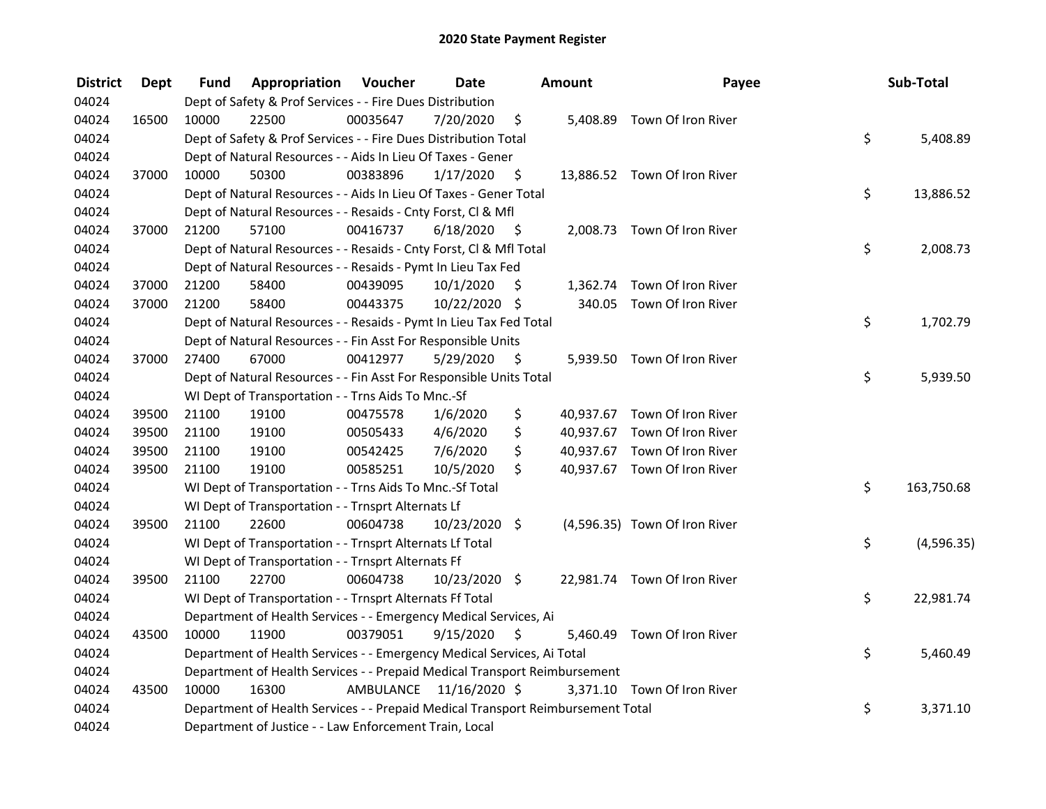# 2020 State Payment Register

| District | Dept | Fund | Appropriation | Voucher | Date | Amount | Payee | Sub-Total |
|---|---|---|---|---|---|---|---|---|
| 04024 | | Dept of Safety & Prof Services - - Fire Dues Distribution | | | | | | |
| 04024 | 16500 | 10000 | 22500 | 00035647 | 7/20/2020 | $ 5,408.89 | Town Of Iron River | |
| 04024 | | Dept of Safety & Prof Services - - Fire Dues Distribution Total | | | | | | $ 5,408.89 |
| 04024 | | Dept of Natural Resources - - Aids In Lieu Of Taxes - Gener | | | | | | |
| 04024 | 37000 | 10000 | 50300 | 00383896 | 1/17/2020 | $ 13,886.52 | Town Of Iron River | |
| 04024 | | Dept of Natural Resources - - Aids In Lieu Of Taxes - Gener Total | | | | | | $ 13,886.52 |
| 04024 | | Dept of Natural Resources - - Resaids - Cnty Forst, Cl & Mfl | | | | | | |
| 04024 | 37000 | 21200 | 57100 | 00416737 | 6/18/2020 | $ 2,008.73 | Town Of Iron River | |
| 04024 | | Dept of Natural Resources - - Resaids - Cnty Forst, Cl & Mfl Total | | | | | | $ 2,008.73 |
| 04024 | | Dept of Natural Resources - - Resaids - Pymt In Lieu Tax Fed | | | | | | |
| 04024 | 37000 | 21200 | 58400 | 00439095 | 10/1/2020 | $ 1,362.74 | Town Of Iron River | |
| 04024 | 37000 | 21200 | 58400 | 00443375 | 10/22/2020 | $ 340.05 | Town Of Iron River | |
| 04024 | | Dept of Natural Resources - - Resaids - Pymt In Lieu Tax Fed Total | | | | | | $ 1,702.79 |
| 04024 | | Dept of Natural Resources - - Fin Asst For Responsible Units | | | | | | |
| 04024 | 37000 | 27400 | 67000 | 00412977 | 5/29/2020 | $ 5,939.50 | Town Of Iron River | |
| 04024 | | Dept of Natural Resources - - Fin Asst For Responsible Units Total | | | | | | $ 5,939.50 |
| 04024 | | WI Dept of Transportation - - Trns Aids To Mnc.-Sf | | | | | | |
| 04024 | 39500 | 21100 | 19100 | 00475578 | 1/6/2020 | $ 40,937.67 | Town Of Iron River | |
| 04024 | 39500 | 21100 | 19100 | 00505433 | 4/6/2020 | $ 40,937.67 | Town Of Iron River | |
| 04024 | 39500 | 21100 | 19100 | 00542425 | 7/6/2020 | $ 40,937.67 | Town Of Iron River | |
| 04024 | 39500 | 21100 | 19100 | 00585251 | 10/5/2020 | $ 40,937.67 | Town Of Iron River | |
| 04024 | | WI Dept of Transportation - - Trns Aids To Mnc.-Sf Total | | | | | | $ 163,750.68 |
| 04024 | | WI Dept of Transportation - - Trnsprt Alternats Lf | | | | | | |
| 04024 | 39500 | 21100 | 22600 | 00604738 | 10/23/2020 | $ (4,596.35) | Town Of Iron River | |
| 04024 | | WI Dept of Transportation - - Trnsprt Alternats Lf Total | | | | | | $ (4,596.35) |
| 04024 | | WI Dept of Transportation - - Trnsprt Alternats Ff | | | | | | |
| 04024 | 39500 | 21100 | 22700 | 00604738 | 10/23/2020 | $ 22,981.74 | Town Of Iron River | |
| 04024 | | WI Dept of Transportation - - Trnsprt Alternats Ff Total | | | | | | $ 22,981.74 |
| 04024 | | Department of Health Services - - Emergency Medical Services, Ai | | | | | | |
| 04024 | 43500 | 10000 | 11900 | 00379051 | 9/15/2020 | $ 5,460.49 | Town Of Iron River | |
| 04024 | | Department of Health Services - - Emergency Medical Services, Ai Total | | | | | | $ 5,460.49 |
| 04024 | | Department of Health Services - - Prepaid Medical Transport Reimbursement | | | | | | |
| 04024 | 43500 | 10000 | 16300 | AMBULANCE | 11/16/2020 | $ 3,371.10 | Town Of Iron River | |
| 04024 | | Department of Health Services - - Prepaid Medical Transport Reimbursement Total | | | | | | $ 3,371.10 |
| 04024 | | Department of Justice - - Law Enforcement Train, Local | | | | | | |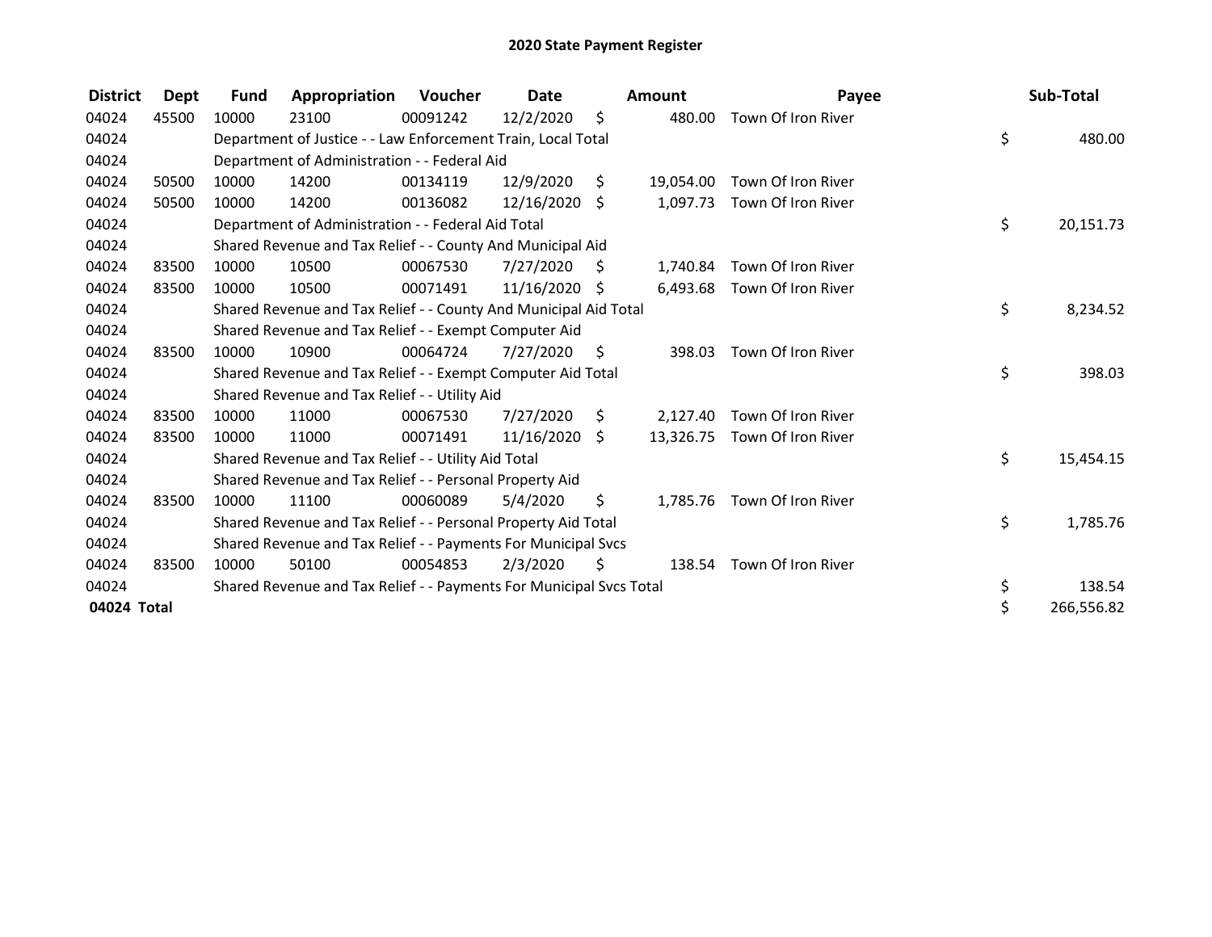# 2020 State Payment Register

| District | Dept | Fund | Appropriation | Voucher | Date | Amount | Payee | Sub-Total |
|---|---|---|---|---|---|---|---|---|
| 04024 | 45500 | 10000 | 23100 | 00091242 | 12/2/2020 | $ 480.00 | Town Of Iron River | |
| 04024 | | Department of Justice - - Law Enforcement Train, Local Total | | | | | | $ 480.00 |
| 04024 | | Department of Administration - - Federal Aid | | | | | | |
| 04024 | 50500 | 10000 | 14200 | 00134119 | 12/9/2020 | $ 19,054.00 | Town Of Iron River | |
| 04024 | 50500 | 10000 | 14200 | 00136082 | 12/16/2020 | $ 1,097.73 | Town Of Iron River | |
| 04024 | | Department of Administration - - Federal Aid Total | | | | | | $ 20,151.73 |
| 04024 | | Shared Revenue and Tax Relief - - County And Municipal Aid | | | | | | |
| 04024 | 83500 | 10000 | 10500 | 00067530 | 7/27/2020 | $ 1,740.84 | Town Of Iron River | |
| 04024 | 83500 | 10000 | 10500 | 00071491 | 11/16/2020 | $ 6,493.68 | Town Of Iron River | |
| 04024 | | Shared Revenue and Tax Relief - - County And Municipal Aid Total | | | | | | $ 8,234.52 |
| 04024 | | Shared Revenue and Tax Relief - - Exempt Computer Aid | | | | | | |
| 04024 | 83500 | 10000 | 10900 | 00064724 | 7/27/2020 | $ 398.03 | Town Of Iron River | |
| 04024 | | Shared Revenue and Tax Relief - - Exempt Computer Aid Total | | | | | | $ 398.03 |
| 04024 | | Shared Revenue and Tax Relief - - Utility Aid | | | | | | |
| 04024 | 83500 | 10000 | 11000 | 00067530 | 7/27/2020 | $ 2,127.40 | Town Of Iron River | |
| 04024 | 83500 | 10000 | 11000 | 00071491 | 11/16/2020 | $ 13,326.75 | Town Of Iron River | |
| 04024 | | Shared Revenue and Tax Relief - - Utility Aid Total | | | | | | $ 15,454.15 |
| 04024 | | Shared Revenue and Tax Relief - - Personal Property Aid | | | | | | |
| 04024 | 83500 | 10000 | 11100 | 00060089 | 5/4/2020 | $ 1,785.76 | Town Of Iron River | |
| 04024 | | Shared Revenue and Tax Relief - - Personal Property Aid Total | | | | | | $ 1,785.76 |
| 04024 | | Shared Revenue and Tax Relief - - Payments For Municipal Svcs | | | | | | |
| 04024 | 83500 | 10000 | 50100 | 00054853 | 2/3/2020 | $ 138.54 | Town Of Iron River | |
| 04024 | | Shared Revenue and Tax Relief - - Payments For Municipal Svcs Total | | | | | | $ 138.54 |
| **04024 Total** | | | | | | | | $ 266,556.82 |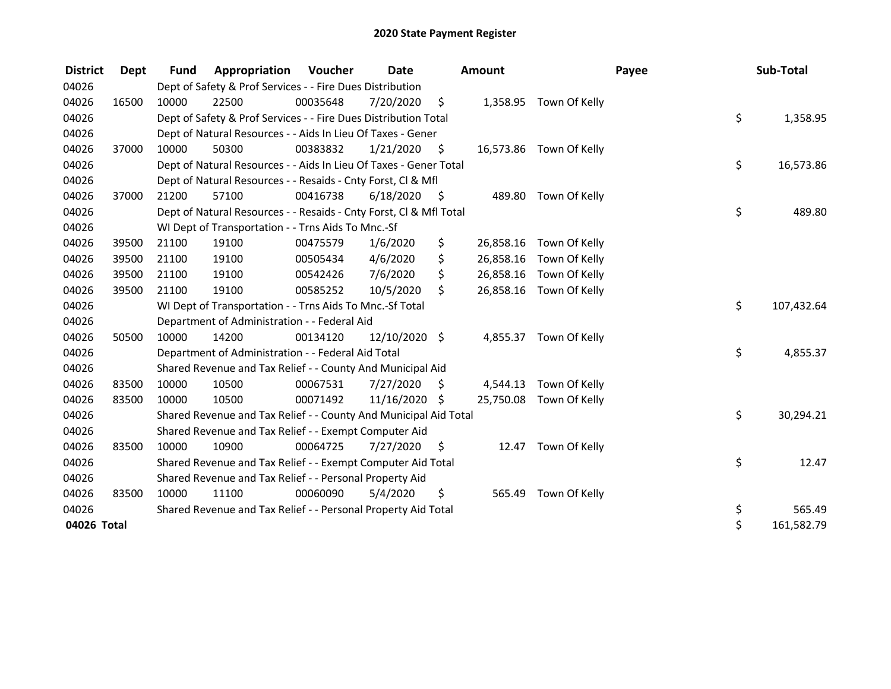# 2020 State Payment Register

| District | Dept | Fund | Appropriation | Voucher | Date | Amount | Payee | Sub-Total |
|---|---|---|---|---|---|---|---|---|
| 04026 | | Dept of Safety & Prof Services - - Fire Dues Distribution | | | | | | |
| 04026 | 16500 | 10000 | 22500 | 00035648 | 7/20/2020 | $ 1,358.95 | Town Of Kelly | |
| 04026 | | Dept of Safety & Prof Services - - Fire Dues Distribution Total | | | | | | $ 1,358.95 |
| 04026 | | Dept of Natural Resources - - Aids In Lieu Of Taxes - Gener | | | | | | |
| 04026 | 37000 | 10000 | 50300 | 00383832 | 1/21/2020 | $ 16,573.86 | Town Of Kelly | |
| 04026 | | Dept of Natural Resources - - Aids In Lieu Of Taxes - Gener Total | | | | | | $ 16,573.86 |
| 04026 | | Dept of Natural Resources - - Resaids - Cnty Forst, Cl & Mfl | | | | | | |
| 04026 | 37000 | 21200 | 57100 | 00416738 | 6/18/2020 | $ 489.80 | Town Of Kelly | |
| 04026 | | Dept of Natural Resources - - Resaids - Cnty Forst, Cl & Mfl Total | | | | | | $ 489.80 |
| 04026 | | WI Dept of Transportation - - Trns Aids To Mnc.-Sf | | | | | | |
| 04026 | 39500 | 21100 | 19100 | 00475579 | 1/6/2020 | $ 26,858.16 | Town Of Kelly | |
| 04026 | 39500 | 21100 | 19100 | 00505434 | 4/6/2020 | $ 26,858.16 | Town Of Kelly | |
| 04026 | 39500 | 21100 | 19100 | 00542426 | 7/6/2020 | $ 26,858.16 | Town Of Kelly | |
| 04026 | 39500 | 21100 | 19100 | 00585252 | 10/5/2020 | $ 26,858.16 | Town Of Kelly | |
| 04026 | | WI Dept of Transportation - - Trns Aids To Mnc.-Sf Total | | | | | | $ 107,432.64 |
| 04026 | | Department of Administration - - Federal Aid | | | | | | |
| 04026 | 50500 | 10000 | 14200 | 00134120 | 12/10/2020 | $ 4,855.37 | Town Of Kelly | |
| 04026 | | Department of Administration - - Federal Aid Total | | | | | | $ 4,855.37 |
| 04026 | | Shared Revenue and Tax Relief - - County And Municipal Aid | | | | | | |
| 04026 | 83500 | 10000 | 10500 | 00067531 | 7/27/2020 | $ 4,544.13 | Town Of Kelly | |
| 04026 | 83500 | 10000 | 10500 | 00071492 | 11/16/2020 | $ 25,750.08 | Town Of Kelly | |
| 04026 | | Shared Revenue and Tax Relief - - County And Municipal Aid Total | | | | | | $ 30,294.21 |
| 04026 | | Shared Revenue and Tax Relief - - Exempt Computer Aid | | | | | | |
| 04026 | 83500 | 10000 | 10900 | 00064725 | 7/27/2020 | $ 12.47 | Town Of Kelly | |
| 04026 | | Shared Revenue and Tax Relief - - Exempt Computer Aid Total | | | | | | $ 12.47 |
| 04026 | | Shared Revenue and Tax Relief - - Personal Property Aid | | | | | | |
| 04026 | 83500 | 10000 | 11100 | 00060090 | 5/4/2020 | $ 565.49 | Town Of Kelly | |
| 04026 | | Shared Revenue and Tax Relief - - Personal Property Aid Total | | | | | | $ 565.49 |
| **04026 Total** | | | | | | | | $ 161,582.79 |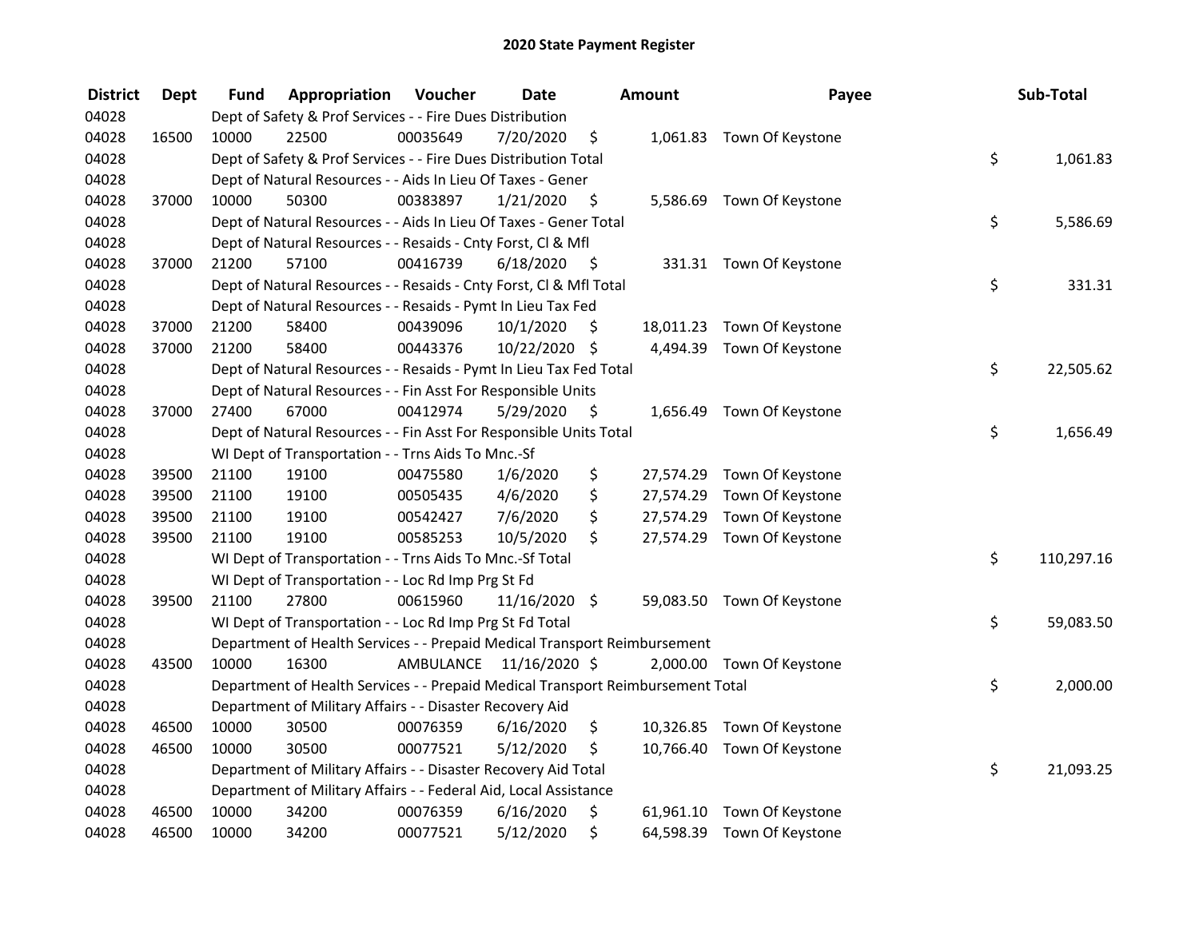# 2020 State Payment Register

| District | Dept | Fund | Appropriation | Voucher | Date | Amount | Payee | Sub-Total |
|---|---|---|---|---|---|---|---|---|
| 04028 | | | Dept of Safety & Prof Services - - Fire Dues Distribution | | | | | |
| 04028 | 16500 | 10000 | 22500 | 00035649 | 7/20/2020 | $ 1,061.83 | Town Of Keystone | |
| 04028 | | | Dept of Safety & Prof Services - - Fire Dues Distribution Total | | | | | $ 1,061.83 |
| 04028 | | | Dept of Natural Resources - - Aids In Lieu Of Taxes - Gener | | | | | |
| 04028 | 37000 | 10000 | 50300 | 00383897 | 1/21/2020 | $ 5,586.69 | Town Of Keystone | |
| 04028 | | | Dept of Natural Resources - - Aids In Lieu Of Taxes - Gener Total | | | | | $ 5,586.69 |
| 04028 | | | Dept of Natural Resources - - Resaids - Cnty Forst, Cl & Mfl | | | | | |
| 04028 | 37000 | 21200 | 57100 | 00416739 | 6/18/2020 | $ 331.31 | Town Of Keystone | |
| 04028 | | | Dept of Natural Resources - - Resaids - Cnty Forst, Cl & Mfl Total | | | | | $ 331.31 |
| 04028 | | | Dept of Natural Resources - - Resaids - Pymt In Lieu Tax Fed | | | | | |
| 04028 | 37000 | 21200 | 58400 | 00439096 | 10/1/2020 | $ 18,011.23 | Town Of Keystone | |
| 04028 | 37000 | 21200 | 58400 | 00443376 | 10/22/2020 | $ 4,494.39 | Town Of Keystone | |
| 04028 | | | Dept of Natural Resources - - Resaids - Pymt In Lieu Tax Fed Total | | | | | $ 22,505.62 |
| 04028 | | | Dept of Natural Resources - - Fin Asst For Responsible Units | | | | | |
| 04028 | 37000 | 27400 | 67000 | 00412974 | 5/29/2020 | $ 1,656.49 | Town Of Keystone | |
| 04028 | | | Dept of Natural Resources - - Fin Asst For Responsible Units Total | | | | | $ 1,656.49 |
| 04028 | | | WI Dept of Transportation - - Trns Aids To Mnc.-Sf | | | | | |
| 04028 | 39500 | 21100 | 19100 | 00475580 | 1/6/2020 | $ 27,574.29 | Town Of Keystone | |
| 04028 | 39500 | 21100 | 19100 | 00505435 | 4/6/2020 | $ 27,574.29 | Town Of Keystone | |
| 04028 | 39500 | 21100 | 19100 | 00542427 | 7/6/2020 | $ 27,574.29 | Town Of Keystone | |
| 04028 | 39500 | 21100 | 19100 | 00585253 | 10/5/2020 | $ 27,574.29 | Town Of Keystone | |
| 04028 | | | WI Dept of Transportation - - Trns Aids To Mnc.-Sf Total | | | | | $ 110,297.16 |
| 04028 | | | WI Dept of Transportation - - Loc Rd Imp Prg St Fd | | | | | |
| 04028 | 39500 | 21100 | 27800 | 00615960 | 11/16/2020 | $ 59,083.50 | Town Of Keystone | |
| 04028 | | | WI Dept of Transportation - - Loc Rd Imp Prg St Fd Total | | | | | $ 59,083.50 |
| 04028 | | | Department of Health Services - - Prepaid Medical Transport Reimbursement | | | | | |
| 04028 | 43500 | 10000 | 16300 | AMBULANCE | 11/16/2020 | $ 2,000.00 | Town Of Keystone | |
| 04028 | | | Department of Health Services - - Prepaid Medical Transport Reimbursement Total | | | | | $ 2,000.00 |
| 04028 | | | Department of Military Affairs - - Disaster Recovery Aid | | | | | |
| 04028 | 46500 | 10000 | 30500 | 00076359 | 6/16/2020 | $ 10,326.85 | Town Of Keystone | |
| 04028 | 46500 | 10000 | 30500 | 00077521 | 5/12/2020 | $ 10,766.40 | Town Of Keystone | |
| 04028 | | | Department of Military Affairs - - Disaster Recovery Aid Total | | | | | $ 21,093.25 |
| 04028 | | | Department of Military Affairs - - Federal Aid, Local Assistance | | | | | |
| 04028 | 46500 | 10000 | 34200 | 00076359 | 6/16/2020 | $ 61,961.10 | Town Of Keystone | |
| 04028 | 46500 | 10000 | 34200 | 00077521 | 5/12/2020 | $ 64,598.39 | Town Of Keystone | |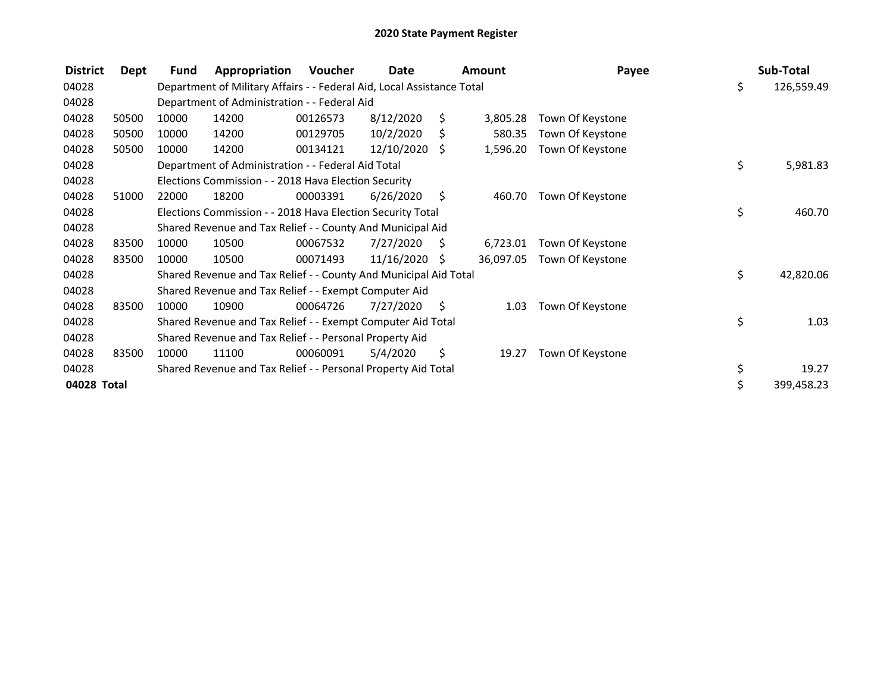# 2020 State Payment Register

| District | Dept | Fund | Appropriation | Voucher | Date | Amount | Payee | Sub-Total |
|---|---|---|---|---|---|---|---|---|
| 04028 | | Department of Military Affairs - - Federal Aid, Local Assistance Total | | | | | | $ 126,559.49 |
| 04028 | | Department of Administration - - Federal Aid | | | | | | |
| 04028 | 50500 | 10000 | 14200 | 00126573 | 8/12/2020 | $ 3,805.28 | Town Of Keystone | |
| 04028 | 50500 | 10000 | 14200 | 00129705 | 10/2/2020 | $ 580.35 | Town Of Keystone | |
| 04028 | 50500 | 10000 | 14200 | 00134121 | 12/10/2020 | $ 1,596.20 | Town Of Keystone | |
| 04028 | | Department of Administration - - Federal Aid Total | | | | | | $ 5,981.83 |
| 04028 | | Elections Commission - - 2018 Hava Election Security | | | | | | |
| 04028 | 51000 | 22000 | 18200 | 00003391 | 6/26/2020 | $ 460.70 | Town Of Keystone | |
| 04028 | | Elections Commission - - 2018 Hava Election Security Total | | | | | | $ 460.70 |
| 04028 | | Shared Revenue and Tax Relief - - County And Municipal Aid | | | | | | |
| 04028 | 83500 | 10000 | 10500 | 00067532 | 7/27/2020 | $ 6,723.01 | Town Of Keystone | |
| 04028 | 83500 | 10000 | 10500 | 00071493 | 11/16/2020 | $ 36,097.05 | Town Of Keystone | |
| 04028 | | Shared Revenue and Tax Relief - - County And Municipal Aid Total | | | | | | $ 42,820.06 |
| 04028 | | Shared Revenue and Tax Relief - - Exempt Computer Aid | | | | | | |
| 04028 | 83500 | 10000 | 10900 | 00064726 | 7/27/2020 | $ 1.03 | Town Of Keystone | |
| 04028 | | Shared Revenue and Tax Relief - - Exempt Computer Aid Total | | | | | | $ 1.03 |
| 04028 | | Shared Revenue and Tax Relief - - Personal Property Aid | | | | | | |
| 04028 | 83500 | 10000 | 11100 | 00060091 | 5/4/2020 | $ 19.27 | Town Of Keystone | |
| 04028 | | Shared Revenue and Tax Relief - - Personal Property Aid Total | | | | | | $ 19.27 |
| **04028 Total** | | | | | | | | $ 399,458.23 |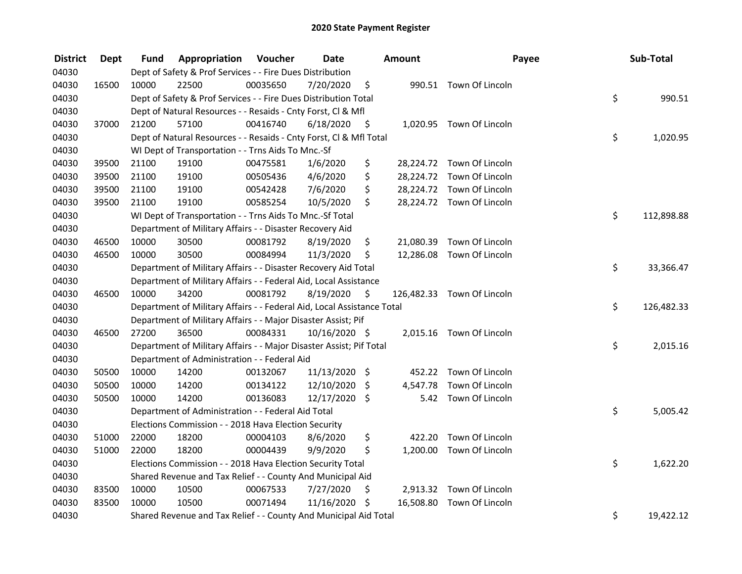# 2020 State Payment Register

| District | Dept | Fund | Appropriation | Voucher | Date | Amount | Payee | Sub-Total |
|---|---|---|---|---|---|---|---|---|
| 04030 | | Dept of Safety & Prof Services - - Fire Dues Distribution | | | | | | |
| 04030 | 16500 | 10000 | 22500 | 00035650 | 7/20/2020 | $ 990.51 | Town Of Lincoln | |
| 04030 | | Dept of Safety & Prof Services - - Fire Dues Distribution Total | | | | | | $ 990.51 |
| 04030 | | Dept of Natural Resources - - Resaids - Cnty Forst, Cl & Mfl | | | | | | |
| 04030 | 37000 | 21200 | 57100 | 00416740 | 6/18/2020 | $ 1,020.95 | Town Of Lincoln | |
| 04030 | | Dept of Natural Resources - - Resaids - Cnty Forst, Cl & Mfl Total | | | | | | $ 1,020.95 |
| 04030 | | WI Dept of Transportation - - Trns Aids To Mnc.-Sf | | | | | | |
| 04030 | 39500 | 21100 | 19100 | 00475581 | 1/6/2020 | $ 28,224.72 | Town Of Lincoln | |
| 04030 | 39500 | 21100 | 19100 | 00505436 | 4/6/2020 | $ 28,224.72 | Town Of Lincoln | |
| 04030 | 39500 | 21100 | 19100 | 00542428 | 7/6/2020 | $ 28,224.72 | Town Of Lincoln | |
| 04030 | 39500 | 21100 | 19100 | 00585254 | 10/5/2020 | $ 28,224.72 | Town Of Lincoln | |
| 04030 | | WI Dept of Transportation - - Trns Aids To Mnc.-Sf Total | | | | | | $ 112,898.88 |
| 04030 | | Department of Military Affairs - - Disaster Recovery Aid | | | | | | |
| 04030 | 46500 | 10000 | 30500 | 00081792 | 8/19/2020 | $ 21,080.39 | Town Of Lincoln | |
| 04030 | 46500 | 10000 | 30500 | 00084994 | 11/3/2020 | $ 12,286.08 | Town Of Lincoln | |
| 04030 | | Department of Military Affairs - - Disaster Recovery Aid Total | | | | | | $ 33,366.47 |
| 04030 | | Department of Military Affairs - - Federal Aid, Local Assistance | | | | | | |
| 04030 | 46500 | 10000 | 34200 | 00081792 | 8/19/2020 | $ 126,482.33 | Town Of Lincoln | |
| 04030 | | Department of Military Affairs - - Federal Aid, Local Assistance Total | | | | | | $ 126,482.33 |
| 04030 | | Department of Military Affairs - - Major Disaster Assist; Pif | | | | | | |
| 04030 | 46500 | 27200 | 36500 | 00084331 | 10/16/2020 | $ 2,015.16 | Town Of Lincoln | |
| 04030 | | Department of Military Affairs - - Major Disaster Assist; Pif Total | | | | | | $ 2,015.16 |
| 04030 | | Department of Administration - - Federal Aid | | | | | | |
| 04030 | 50500 | 10000 | 14200 | 00132067 | 11/13/2020 | $ 452.22 | Town Of Lincoln | |
| 04030 | 50500 | 10000 | 14200 | 00134122 | 12/10/2020 | $ 4,547.78 | Town Of Lincoln | |
| 04030 | 50500 | 10000 | 14200 | 00136083 | 12/17/2020 | $ 5.42 | Town Of Lincoln | |
| 04030 | | Department of Administration - - Federal Aid Total | | | | | | $ 5,005.42 |
| 04030 | | Elections Commission - - 2018 Hava Election Security | | | | | | |
| 04030 | 51000 | 22000 | 18200 | 00004103 | 8/6/2020 | $ 422.20 | Town Of Lincoln | |
| 04030 | 51000 | 22000 | 18200 | 00004439 | 9/9/2020 | $ 1,200.00 | Town Of Lincoln | |
| 04030 | | Elections Commission - - 2018 Hava Election Security Total | | | | | | $ 1,622.20 |
| 04030 | | Shared Revenue and Tax Relief - - County And Municipal Aid | | | | | | |
| 04030 | 83500 | 10000 | 10500 | 00067533 | 7/27/2020 | $ 2,913.32 | Town Of Lincoln | |
| 04030 | 83500 | 10000 | 10500 | 00071494 | 11/16/2020 | $ 16,508.80 | Town Of Lincoln | |
| 04030 | | Shared Revenue and Tax Relief - - County And Municipal Aid Total | | | | | | $ 19,422.12 |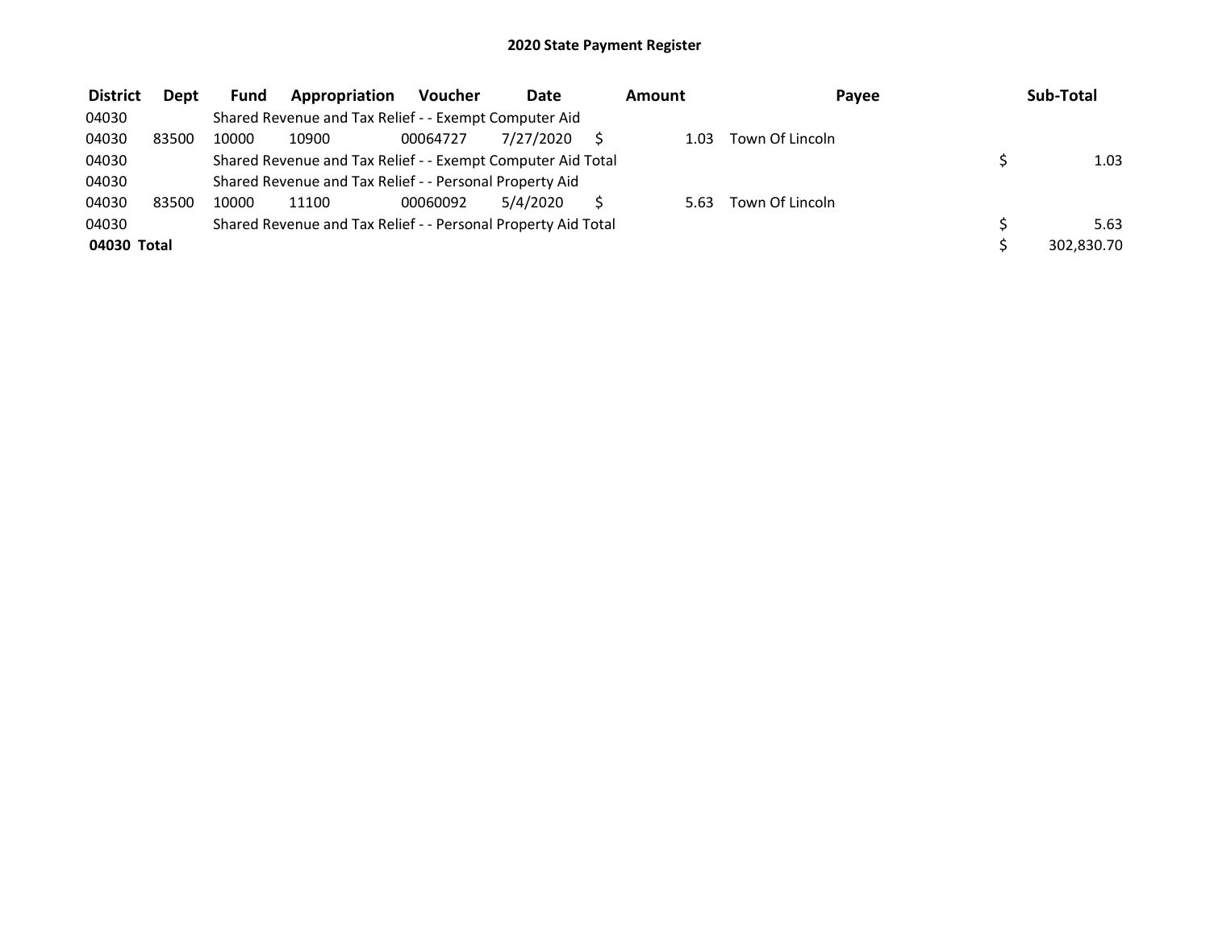# 2020 State Payment Register

| District | Dept | Fund | Appropriation | Voucher | Date | Amount | Payee | Sub-Total |
|---|---|---|---|---|---|---|---|---|
| 04030 | | Shared Revenue and Tax Relief - - Exempt Computer Aid | | | | | | |
| 04030 | 83500 | 10000 | 10900 | 00064727 | 7/27/2020 | $ 1.03 | Town Of Lincoln | |
| 04030 | | Shared Revenue and Tax Relief - - Exempt Computer Aid Total | | | | | | $ 1.03 |
| 04030 | | Shared Revenue and Tax Relief - - Personal Property Aid | | | | | | |
| 04030 | 83500 | 10000 | 11100 | 00060092 | 5/4/2020 | $ 5.63 | Town Of Lincoln | |
| 04030 | | Shared Revenue and Tax Relief - - Personal Property Aid Total | | | | | | $ 5.63 |
| **04030 Total** | | | | | | | | $ 302,830.70 |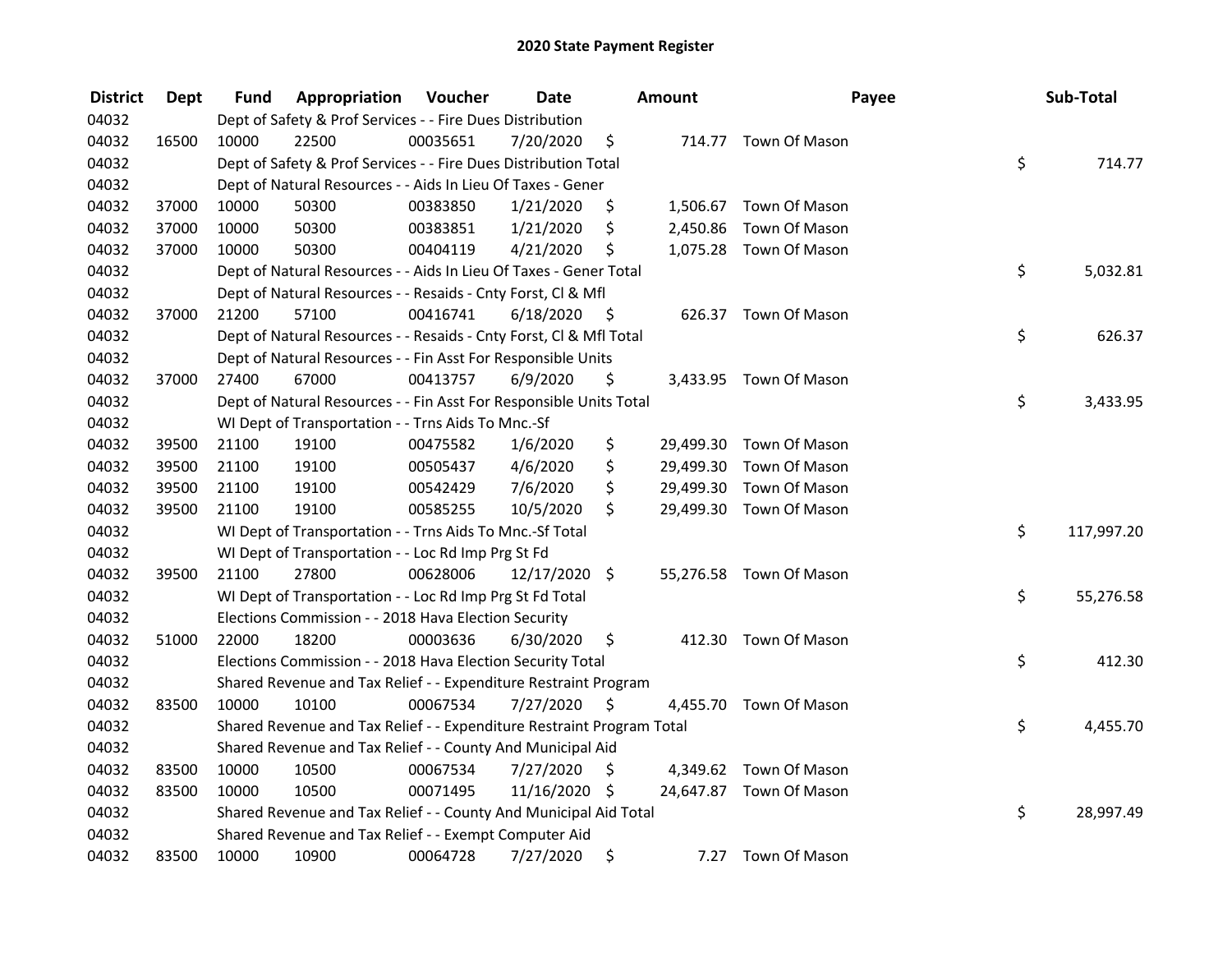# 2020 State Payment Register

| District | Dept | Fund | Appropriation | Voucher | Date | Amount | Payee | Sub-Total |
|---|---|---|---|---|---|---|---|---|
| 04032 | | Dept of Safety & Prof Services - - Fire Dues Distribution | | | | | | |
| 04032 | 16500 | 10000 | 22500 | 00035651 | 7/20/2020 | $ 714.77 | Town Of Mason | |
| 04032 | | Dept of Safety & Prof Services - - Fire Dues Distribution Total | | | | | | $ 714.77 |
| 04032 | | Dept of Natural Resources - - Aids In Lieu Of Taxes - Gener | | | | | | |
| 04032 | 37000 | 10000 | 50300 | 00383850 | 1/21/2020 | $ 1,506.67 | Town Of Mason | |
| 04032 | 37000 | 10000 | 50300 | 00383851 | 1/21/2020 | $ 2,450.86 | Town Of Mason | |
| 04032 | 37000 | 10000 | 50300 | 00404119 | 4/21/2020 | $ 1,075.28 | Town Of Mason | |
| 04032 | | Dept of Natural Resources - - Aids In Lieu Of Taxes - Gener Total | | | | | | $ 5,032.81 |
| 04032 | | Dept of Natural Resources - - Resaids - Cnty Forst, Cl & Mfl | | | | | | |
| 04032 | 37000 | 21200 | 57100 | 00416741 | 6/18/2020 | $ 626.37 | Town Of Mason | |
| 04032 | | Dept of Natural Resources - - Resaids - Cnty Forst, Cl & Mfl Total | | | | | | $ 626.37 |
| 04032 | | Dept of Natural Resources - - Fin Asst For Responsible Units | | | | | | |
| 04032 | 37000 | 27400 | 67000 | 00413757 | 6/9/2020 | $ 3,433.95 | Town Of Mason | |
| 04032 | | Dept of Natural Resources - - Fin Asst For Responsible Units Total | | | | | | $ 3,433.95 |
| 04032 | | WI Dept of Transportation - - Trns Aids To Mnc.-Sf | | | | | | |
| 04032 | 39500 | 21100 | 19100 | 00475582 | 1/6/2020 | $ 29,499.30 | Town Of Mason | |
| 04032 | 39500 | 21100 | 19100 | 00505437 | 4/6/2020 | $ 29,499.30 | Town Of Mason | |
| 04032 | 39500 | 21100 | 19100 | 00542429 | 7/6/2020 | $ 29,499.30 | Town Of Mason | |
| 04032 | 39500 | 21100 | 19100 | 00585255 | 10/5/2020 | $ 29,499.30 | Town Of Mason | |
| 04032 | | WI Dept of Transportation - - Trns Aids To Mnc.-Sf Total | | | | | | $ 117,997.20 |
| 04032 | | WI Dept of Transportation - - Loc Rd Imp Prg St Fd | | | | | | |
| 04032 | 39500 | 21100 | 27800 | 00628006 | 12/17/2020 | $ 55,276.58 | Town Of Mason | |
| 04032 | | WI Dept of Transportation - - Loc Rd Imp Prg St Fd Total | | | | | | $ 55,276.58 |
| 04032 | | Elections Commission - - 2018 Hava Election Security | | | | | | |
| 04032 | 51000 | 22000 | 18200 | 00003636 | 6/30/2020 | $ 412.30 | Town Of Mason | |
| 04032 | | Elections Commission - - 2018 Hava Election Security Total | | | | | | $ 412.30 |
| 04032 | | Shared Revenue and Tax Relief - - Expenditure Restraint Program | | | | | | |
| 04032 | 83500 | 10000 | 10100 | 00067534 | 7/27/2020 | $ 4,455.70 | Town Of Mason | |
| 04032 | | Shared Revenue and Tax Relief - - Expenditure Restraint Program Total | | | | | | $ 4,455.70 |
| 04032 | | Shared Revenue and Tax Relief - - County And Municipal Aid | | | | | | |
| 04032 | 83500 | 10000 | 10500 | 00067534 | 7/27/2020 | $ 4,349.62 | Town Of Mason | |
| 04032 | 83500 | 10000 | 10500 | 00071495 | 11/16/2020 | $ 24,647.87 | Town Of Mason | |
| 04032 | | Shared Revenue and Tax Relief - - County And Municipal Aid Total | | | | | | $ 28,997.49 |
| 04032 | | Shared Revenue and Tax Relief - - Exempt Computer Aid | | | | | | |
| 04032 | 83500 | 10000 | 10900 | 00064728 | 7/27/2020 | $ 7.27 | Town Of Mason | |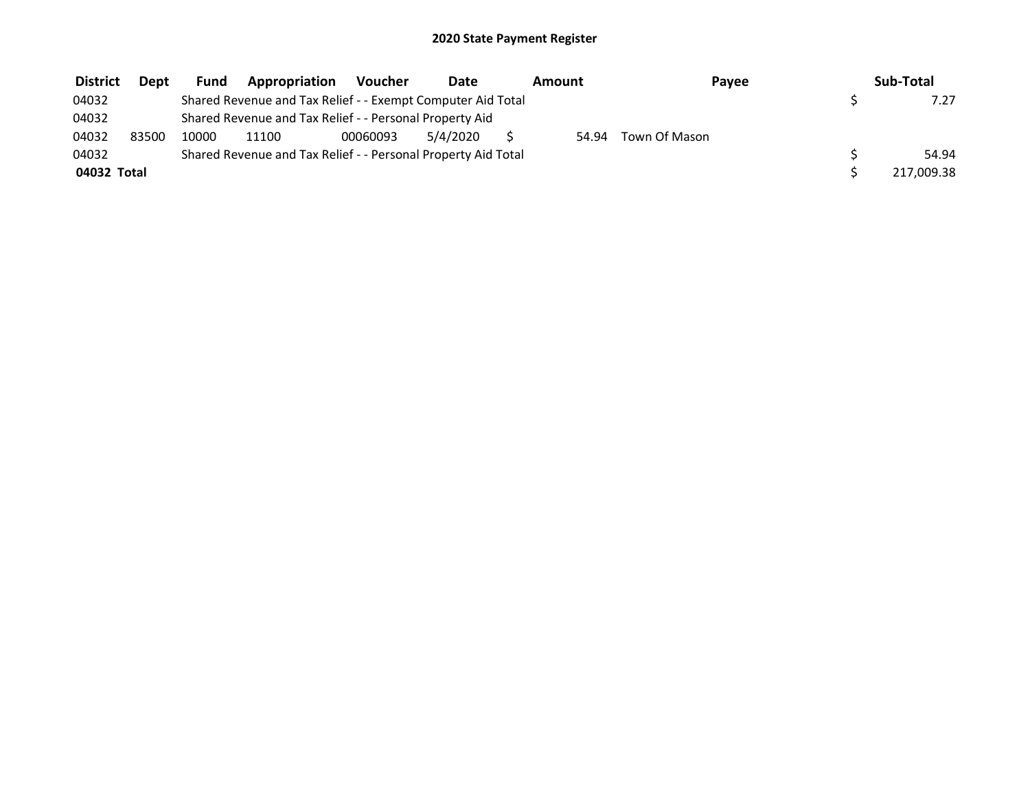## 2020 State Payment Register

| District | Dept | Fund | Appropriation | Voucher | Date | Amount | Payee | Sub-Total |
|---|---|---|---|---|---|---|---|---|
| 04032 | | Shared Revenue and Tax Relief - - Exempt Computer Aid Total | | | | | | $ 7.27 |
| 04032 | | Shared Revenue and Tax Relief - - Personal Property Aid | | | | | | |
| 04032 | 83500 | 10000 | 11100 | 00060093 | 5/4/2020 | $ 54.94 | Town Of Mason | |
| 04032 | | Shared Revenue and Tax Relief - - Personal Property Aid Total | | | | | | $ 54.94 |
| **04032 Total** | | | | | | | | $ 217,009.38 |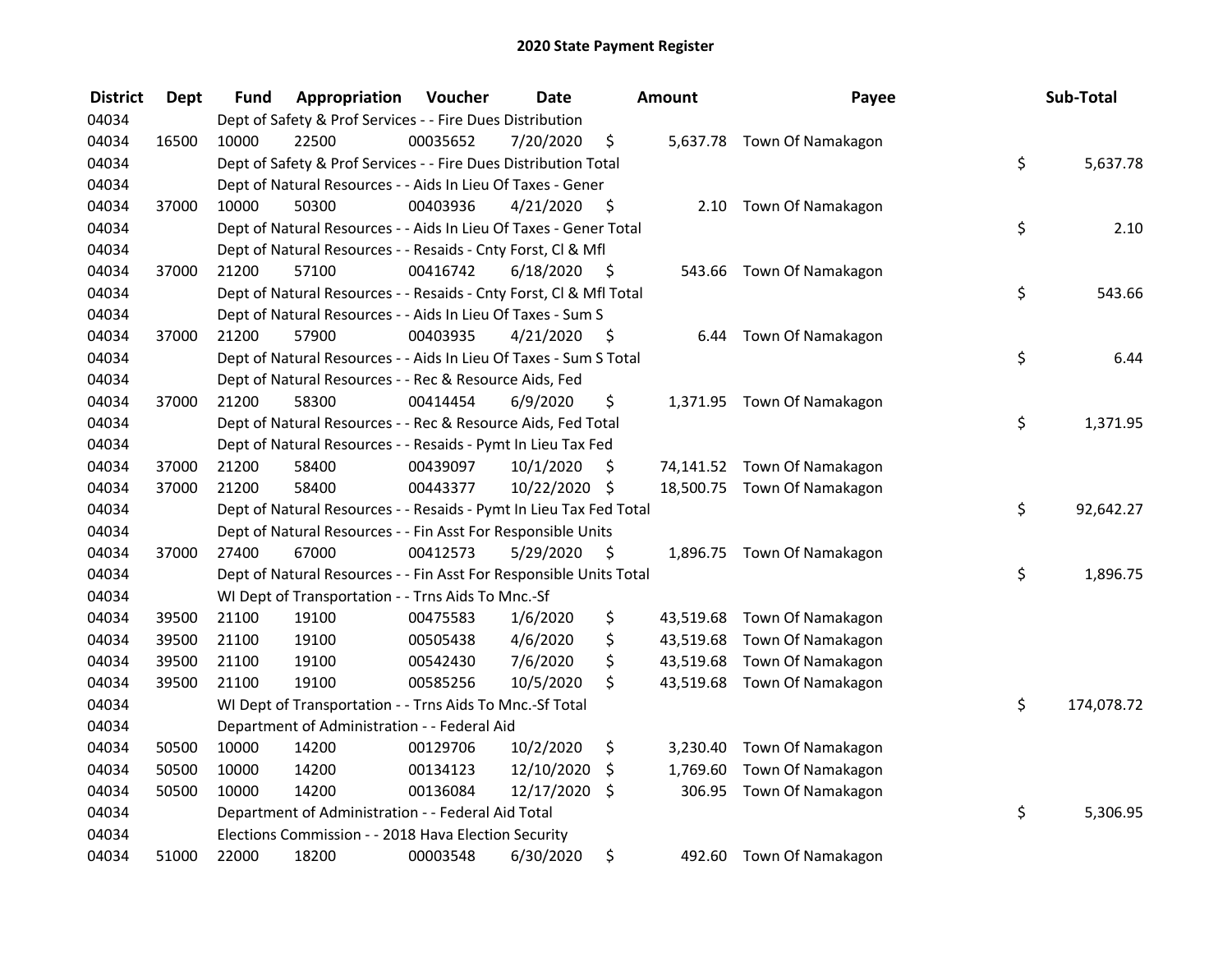# 2020 State Payment Register

| District | Dept | Fund | Appropriation | Voucher | Date | Amount | Payee | Sub-Total |
|---|---|---|---|---|---|---|---|---|
| 04034 | | | Dept of Safety & Prof Services - - Fire Dues Distribution | | | | | |
| 04034 | 16500 | 10000 | 22500 | 00035652 | 7/20/2020 | $ 5,637.78 | Town Of Namakagon | |
| 04034 | | | Dept of Safety & Prof Services - - Fire Dues Distribution Total | | | | | $ 5,637.78 |
| 04034 | | | Dept of Natural Resources - - Aids In Lieu Of Taxes - Gener | | | | | |
| 04034 | 37000 | 10000 | 50300 | 00403936 | 4/21/2020 | $ 2.10 | Town Of Namakagon | |
| 04034 | | | Dept of Natural Resources - - Aids In Lieu Of Taxes - Gener Total | | | | | $ 2.10 |
| 04034 | | | Dept of Natural Resources - - Resaids - Cnty Forst, Cl & Mfl | | | | | |
| 04034 | 37000 | 21200 | 57100 | 00416742 | 6/18/2020 | $ 543.66 | Town Of Namakagon | |
| 04034 | | | Dept of Natural Resources - - Resaids - Cnty Forst, Cl & Mfl Total | | | | | $ 543.66 |
| 04034 | | | Dept of Natural Resources - - Aids In Lieu Of Taxes - Sum S | | | | | |
| 04034 | 37000 | 21200 | 57900 | 00403935 | 4/21/2020 | $ 6.44 | Town Of Namakagon | |
| 04034 | | | Dept of Natural Resources - - Aids In Lieu Of Taxes - Sum S Total | | | | | $ 6.44 |
| 04034 | | | Dept of Natural Resources - - Rec & Resource Aids, Fed | | | | | |
| 04034 | 37000 | 21200 | 58300 | 00414454 | 6/9/2020 | $ 1,371.95 | Town Of Namakagon | |
| 04034 | | | Dept of Natural Resources - - Rec & Resource Aids, Fed Total | | | | | $ 1,371.95 |
| 04034 | | | Dept of Natural Resources - - Resaids - Pymt In Lieu Tax Fed | | | | | |
| 04034 | 37000 | 21200 | 58400 | 00439097 | 10/1/2020 | $ 74,141.52 | Town Of Namakagon | |
| 04034 | 37000 | 21200 | 58400 | 00443377 | 10/22/2020 | $ 18,500.75 | Town Of Namakagon | |
| 04034 | | | Dept of Natural Resources - - Resaids - Pymt In Lieu Tax Fed Total | | | | | $ 92,642.27 |
| 04034 | | | Dept of Natural Resources - - Fin Asst For Responsible Units | | | | | |
| 04034 | 37000 | 27400 | 67000 | 00412573 | 5/29/2020 | $ 1,896.75 | Town Of Namakagon | |
| 04034 | | | Dept of Natural Resources - - Fin Asst For Responsible Units Total | | | | | $ 1,896.75 |
| 04034 | | | WI Dept of Transportation - - Trns Aids To Mnc.-Sf | | | | | |
| 04034 | 39500 | 21100 | 19100 | 00475583 | 1/6/2020 | $ 43,519.68 | Town Of Namakagon | |
| 04034 | 39500 | 21100 | 19100 | 00505438 | 4/6/2020 | $ 43,519.68 | Town Of Namakagon | |
| 04034 | 39500 | 21100 | 19100 | 00542430 | 7/6/2020 | $ 43,519.68 | Town Of Namakagon | |
| 04034 | 39500 | 21100 | 19100 | 00585256 | 10/5/2020 | $ 43,519.68 | Town Of Namakagon | |
| 04034 | | | WI Dept of Transportation - - Trns Aids To Mnc.-Sf Total | | | | | $ 174,078.72 |
| 04034 | | | Department of Administration - - Federal Aid | | | | | |
| 04034 | 50500 | 10000 | 14200 | 00129706 | 10/2/2020 | $ 3,230.40 | Town Of Namakagon | |
| 04034 | 50500 | 10000 | 14200 | 00134123 | 12/10/2020 | $ 1,769.60 | Town Of Namakagon | |
| 04034 | 50500 | 10000 | 14200 | 00136084 | 12/17/2020 | $ 306.95 | Town Of Namakagon | |
| 04034 | | | Department of Administration - - Federal Aid Total | | | | | $ 5,306.95 |
| 04034 | | | Elections Commission - - 2018 Hava Election Security | | | | | |
| 04034 | 51000 | 22000 | 18200 | 00003548 | 6/30/2020 | $ 492.60 | Town Of Namakagon | |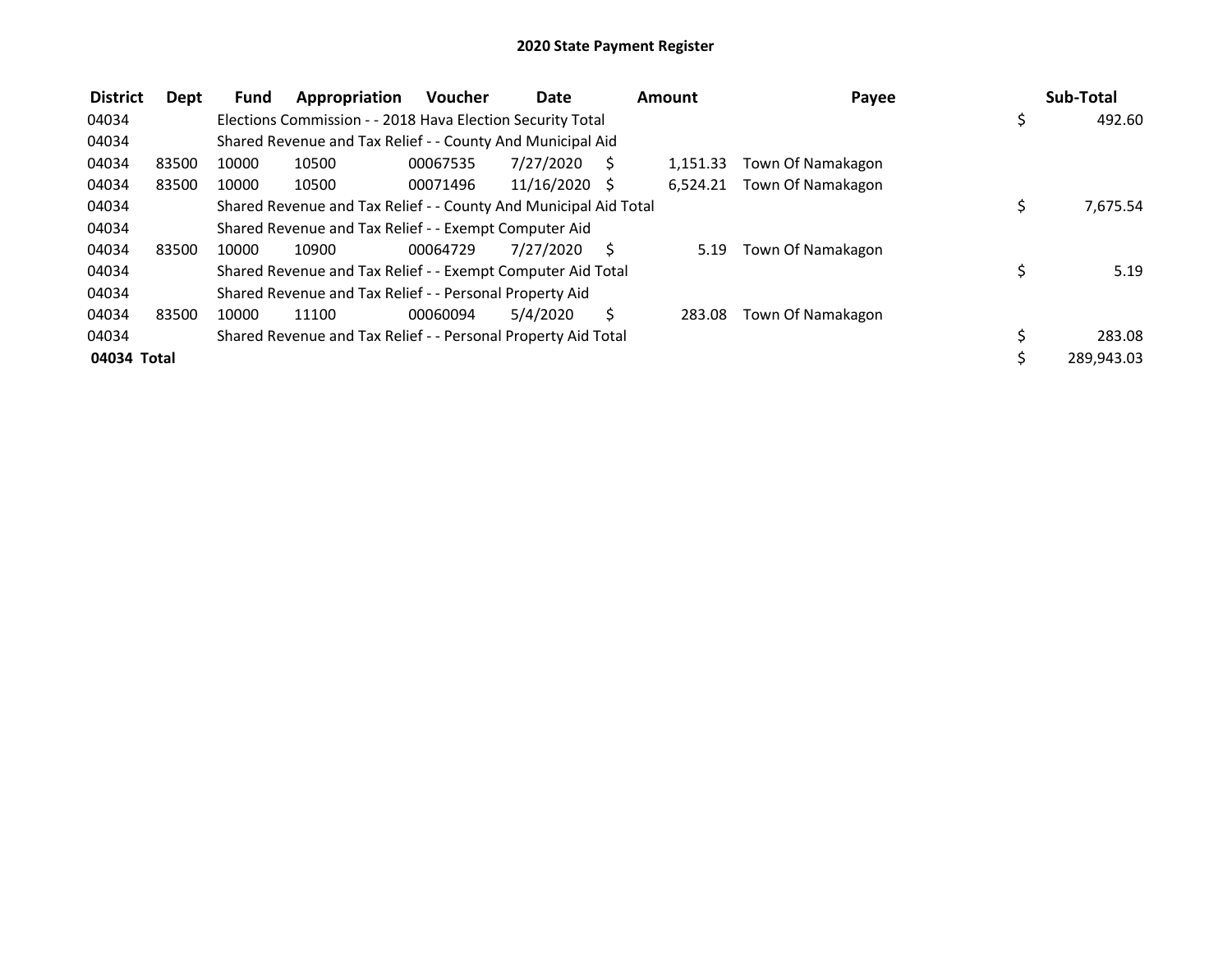# 2020 State Payment Register

| District | Dept | Fund | Appropriation | Voucher | Date | Amount | Payee | Sub-Total |
|---|---|---|---|---|---|---|---|---|
| 04034 | | Elections Commission - - 2018 Hava Election Security Total | | | | | | $ 492.60 |
| 04034 | | Shared Revenue and Tax Relief - - County And Municipal Aid | | | | | | |
| 04034 | 83500 | 10000 | 10500 | 00067535 | 7/27/2020 | $ 1,151.33 | Town Of Namakagon | |
| 04034 | 83500 | 10000 | 10500 | 00071496 | 11/16/2020 | $ 6,524.21 | Town Of Namakagon | |
| 04034 | | Shared Revenue and Tax Relief - - County And Municipal Aid Total | | | | | | $ 7,675.54 |
| 04034 | | Shared Revenue and Tax Relief - - Exempt Computer Aid | | | | | | |
| 04034 | 83500 | 10000 | 10900 | 00064729 | 7/27/2020 | $ 5.19 | Town Of Namakagon | |
| 04034 | | Shared Revenue and Tax Relief - - Exempt Computer Aid Total | | | | | | $ 5.19 |
| 04034 | | Shared Revenue and Tax Relief - - Personal Property Aid | | | | | | |
| 04034 | 83500 | 10000 | 11100 | 00060094 | 5/4/2020 | $ 283.08 | Town Of Namakagon | |
| 04034 | | Shared Revenue and Tax Relief - - Personal Property Aid Total | | | | | | $ 283.08 |
| **04034 Total** | | | | | | | | $ 289,943.03 |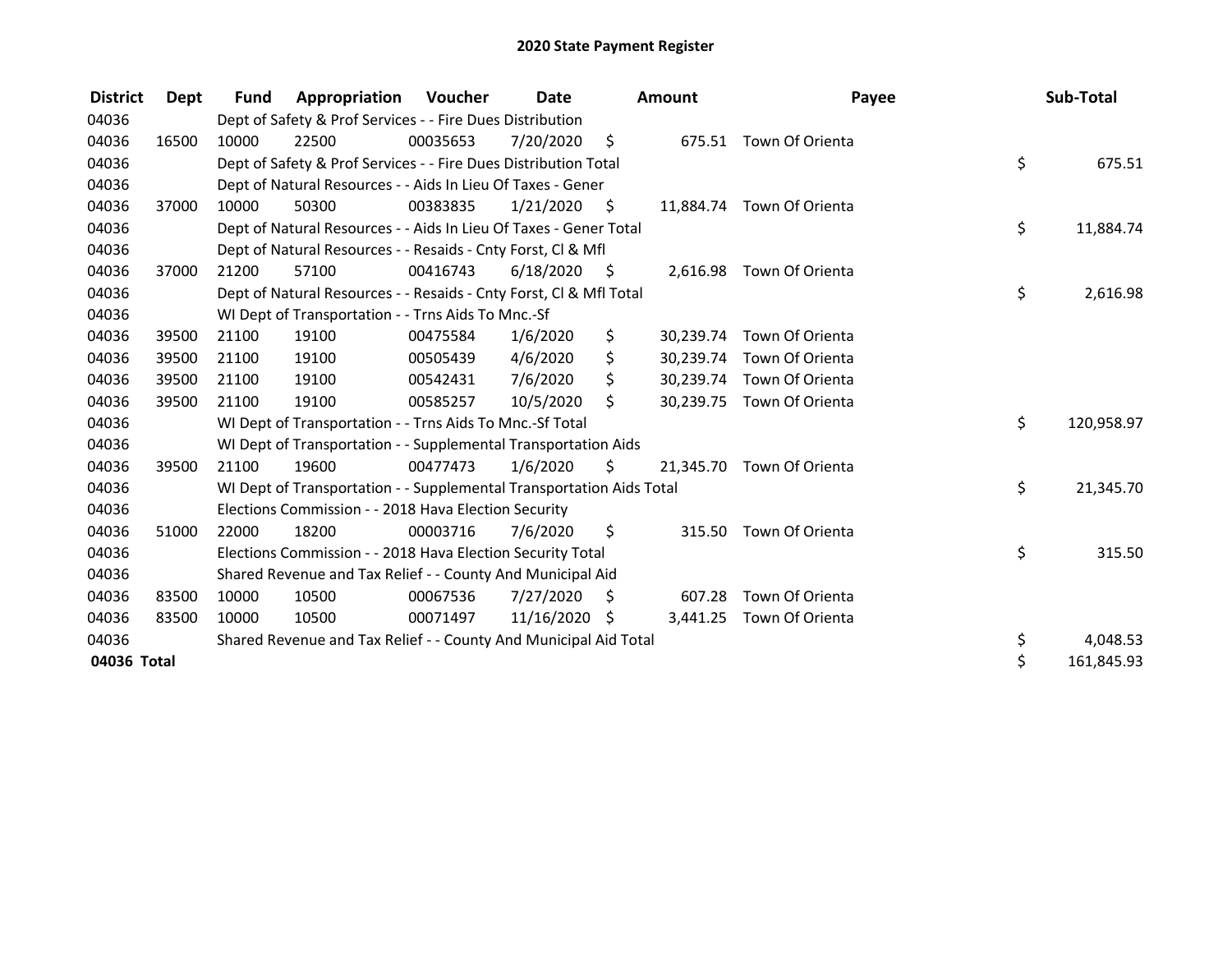# 2020 State Payment Register

| District | Dept | Fund | Appropriation | Voucher | Date | Amount | Payee | Sub-Total |
|---|---|---|---|---|---|---|---|---|
| 04036 | | Dept of Safety & Prof Services - - Fire Dues Distribution | | | | | | |
| 04036 | 16500 | 10000 | 22500 | 00035653 | 7/20/2020 | $ 675.51 | Town Of Orienta | |
| 04036 | | Dept of Safety & Prof Services - - Fire Dues Distribution Total | | | | | | $ 675.51 |
| 04036 | | Dept of Natural Resources - - Aids In Lieu Of Taxes - Gener | | | | | | |
| 04036 | 37000 | 10000 | 50300 | 00383835 | 1/21/2020 | $ 11,884.74 | Town Of Orienta | |
| 04036 | | Dept of Natural Resources - - Aids In Lieu Of Taxes - Gener Total | | | | | | $ 11,884.74 |
| 04036 | | Dept of Natural Resources - - Resaids - Cnty Forst, Cl & Mfl | | | | | | |
| 04036 | 37000 | 21200 | 57100 | 00416743 | 6/18/2020 | $ 2,616.98 | Town Of Orienta | |
| 04036 | | Dept of Natural Resources - - Resaids - Cnty Forst, Cl & Mfl Total | | | | | | $ 2,616.98 |
| 04036 | | WI Dept of Transportation - - Trns Aids To Mnc.-Sf | | | | | | |
| 04036 | 39500 | 21100 | 19100 | 00475584 | 1/6/2020 | $ 30,239.74 | Town Of Orienta | |
| 04036 | 39500 | 21100 | 19100 | 00505439 | 4/6/2020 | $ 30,239.74 | Town Of Orienta | |
| 04036 | 39500 | 21100 | 19100 | 00542431 | 7/6/2020 | $ 30,239.74 | Town Of Orienta | |
| 04036 | 39500 | 21100 | 19100 | 00585257 | 10/5/2020 | $ 30,239.75 | Town Of Orienta | |
| 04036 | | WI Dept of Transportation - - Trns Aids To Mnc.-Sf Total | | | | | | $ 120,958.97 |
| 04036 | | WI Dept of Transportation - - Supplemental Transportation Aids | | | | | | |
| 04036 | 39500 | 21100 | 19600 | 00477473 | 1/6/2020 | $ 21,345.70 | Town Of Orienta | |
| 04036 | | WI Dept of Transportation - - Supplemental Transportation Aids Total | | | | | | $ 21,345.70 |
| 04036 | | Elections Commission - - 2018 Hava Election Security | | | | | | |
| 04036 | 51000 | 22000 | 18200 | 00003716 | 7/6/2020 | $ 315.50 | Town Of Orienta | |
| 04036 | | Elections Commission - - 2018 Hava Election Security Total | | | | | | $ 315.50 |
| 04036 | | Shared Revenue and Tax Relief - - County And Municipal Aid | | | | | | |
| 04036 | 83500 | 10000 | 10500 | 00067536 | 7/27/2020 | $ 607.28 | Town Of Orienta | |
| 04036 | 83500 | 10000 | 10500 | 00071497 | 11/16/2020 | $ 3,441.25 | Town Of Orienta | |
| 04036 | | Shared Revenue and Tax Relief - - County And Municipal Aid Total | | | | | | $ 4,048.53 |
| **04036 Total** | | | | | | | | $ 161,845.93 |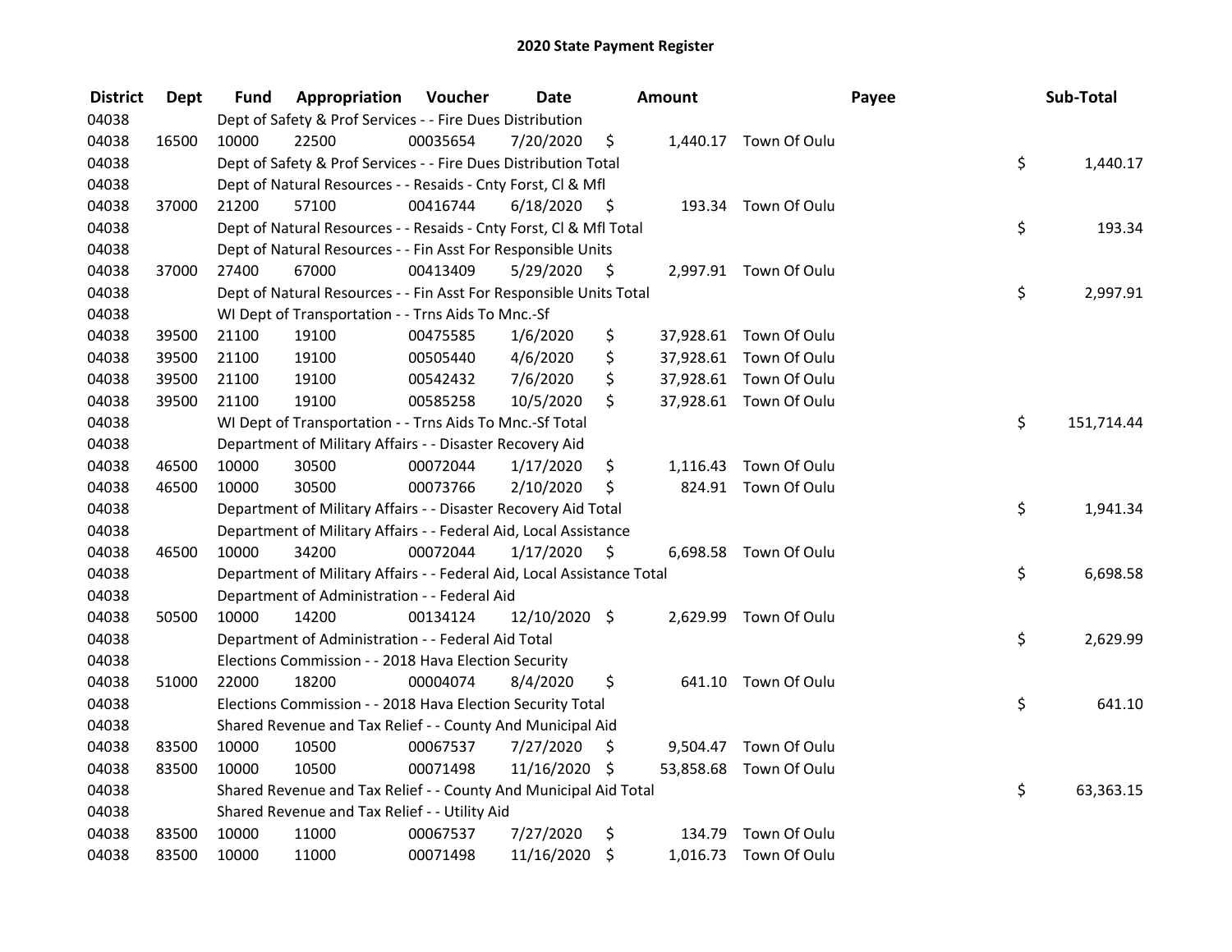# 2020 State Payment Register

| District | Dept | Fund | Appropriation | Voucher | Date | Amount | Payee | Sub-Total |
|---|---|---|---|---|---|---|---|---|
| 04038 | | Dept of Safety & Prof Services - - Fire Dues Distribution | | | | | | |
| 04038 | 16500 | 10000 | 22500 | 00035654 | 7/20/2020 | $ 1,440.17 | Town Of Oulu | |
| 04038 | | Dept of Safety & Prof Services - - Fire Dues Distribution Total | | | | | | $ 1,440.17 |
| 04038 | | Dept of Natural Resources - - Resaids - Cnty Forst, Cl & Mfl | | | | | | |
| 04038 | 37000 | 21200 | 57100 | 00416744 | 6/18/2020 | $ 193.34 | Town Of Oulu | |
| 04038 | | Dept of Natural Resources - - Resaids - Cnty Forst, Cl & Mfl Total | | | | | | $ 193.34 |
| 04038 | | Dept of Natural Resources - - Fin Asst For Responsible Units | | | | | | |
| 04038 | 37000 | 27400 | 67000 | 00413409 | 5/29/2020 | $ 2,997.91 | Town Of Oulu | |
| 04038 | | Dept of Natural Resources - - Fin Asst For Responsible Units Total | | | | | | $ 2,997.91 |
| 04038 | | WI Dept of Transportation - - Trns Aids To Mnc.-Sf | | | | | | |
| 04038 | 39500 | 21100 | 19100 | 00475585 | 1/6/2020 | $ 37,928.61 | Town Of Oulu | |
| 04038 | 39500 | 21100 | 19100 | 00505440 | 4/6/2020 | $ 37,928.61 | Town Of Oulu | |
| 04038 | 39500 | 21100 | 19100 | 00542432 | 7/6/2020 | $ 37,928.61 | Town Of Oulu | |
| 04038 | 39500 | 21100 | 19100 | 00585258 | 10/5/2020 | $ 37,928.61 | Town Of Oulu | |
| 04038 | | WI Dept of Transportation - - Trns Aids To Mnc.-Sf Total | | | | | | $ 151,714.44 |
| 04038 | | Department of Military Affairs - - Disaster Recovery Aid | | | | | | |
| 04038 | 46500 | 10000 | 30500 | 00072044 | 1/17/2020 | $ 1,116.43 | Town Of Oulu | |
| 04038 | 46500 | 10000 | 30500 | 00073766 | 2/10/2020 | $ 824.91 | Town Of Oulu | |
| 04038 | | Department of Military Affairs - - Disaster Recovery Aid Total | | | | | | $ 1,941.34 |
| 04038 | | Department of Military Affairs - - Federal Aid, Local Assistance | | | | | | |
| 04038 | 46500 | 10000 | 34200 | 00072044 | 1/17/2020 | $ 6,698.58 | Town Of Oulu | |
| 04038 | | Department of Military Affairs - - Federal Aid, Local Assistance Total | | | | | | $ 6,698.58 |
| 04038 | | Department of Administration - - Federal Aid | | | | | | |
| 04038 | 50500 | 10000 | 14200 | 00134124 | 12/10/2020 | $ 2,629.99 | Town Of Oulu | |
| 04038 | | Department of Administration - - Federal Aid Total | | | | | | $ 2,629.99 |
| 04038 | | Elections Commission - - 2018 Hava Election Security | | | | | | |
| 04038 | 51000 | 22000 | 18200 | 00004074 | 8/4/2020 | $ 641.10 | Town Of Oulu | |
| 04038 | | Elections Commission - - 2018 Hava Election Security Total | | | | | | $ 641.10 |
| 04038 | | Shared Revenue and Tax Relief - - County And Municipal Aid | | | | | | |
| 04038 | 83500 | 10000 | 10500 | 00067537 | 7/27/2020 | $ 9,504.47 | Town Of Oulu | |
| 04038 | 83500 | 10000 | 10500 | 00071498 | 11/16/2020 | $ 53,858.68 | Town Of Oulu | |
| 04038 | | Shared Revenue and Tax Relief - - County And Municipal Aid Total | | | | | | $ 63,363.15 |
| 04038 | | Shared Revenue and Tax Relief - - Utility Aid | | | | | | |
| 04038 | 83500 | 10000 | 11000 | 00067537 | 7/27/2020 | $ 134.79 | Town Of Oulu | |
| 04038 | 83500 | 10000 | 11000 | 00071498 | 11/16/2020 | $ 1,016.73 | Town Of Oulu | |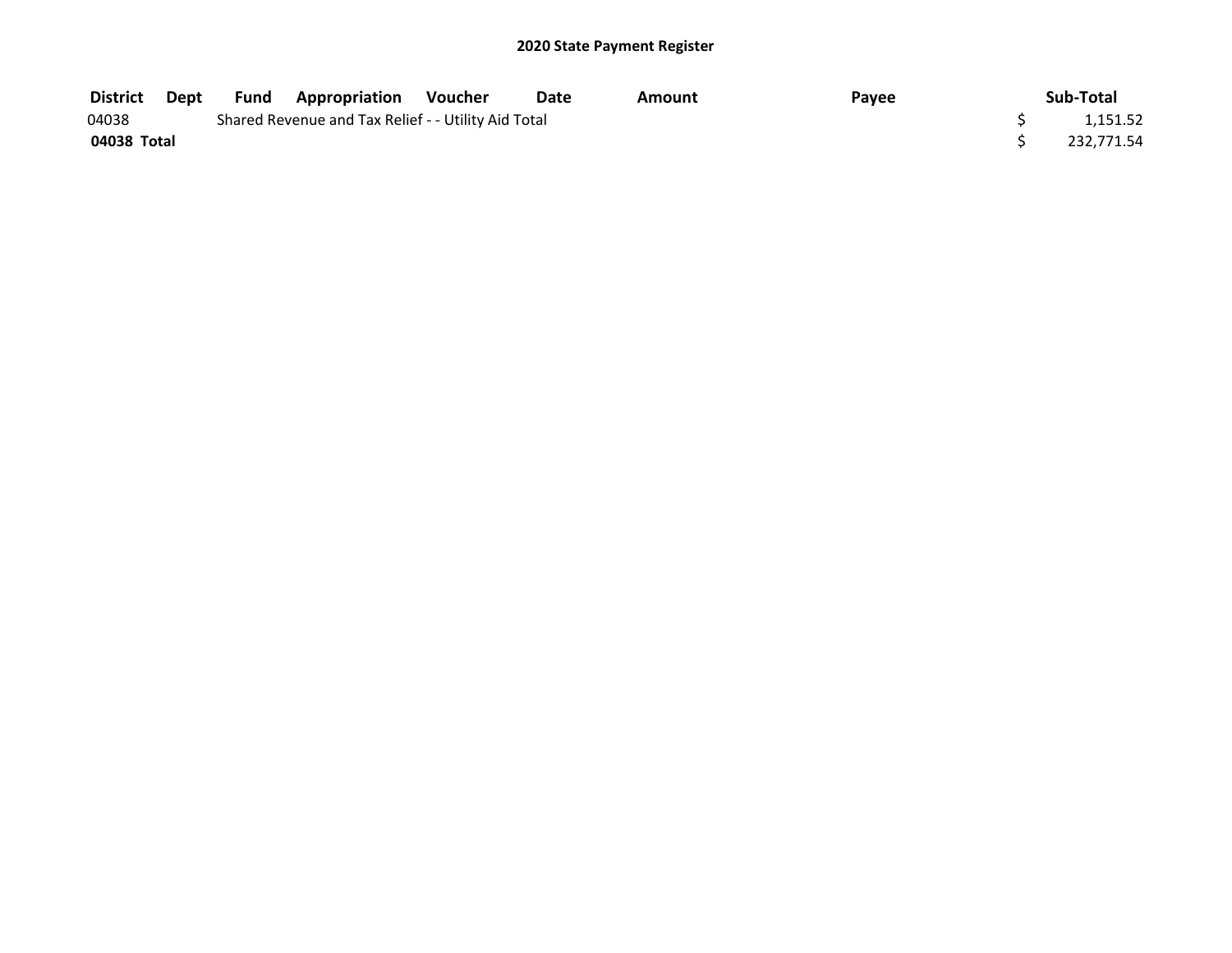## 2020 State Payment Register

| District | Dept | Fund | Appropriation | Voucher | Date | Amount | Payee | Sub-Total |
|---|---|---|---|---|---|---|---|---|
| 04038 | | Shared Revenue and Tax Relief - - Utility Aid Total | | | | | | $ 1,151.52 |
| **04038 Total** | | | | | | | | $ 232,771.54 |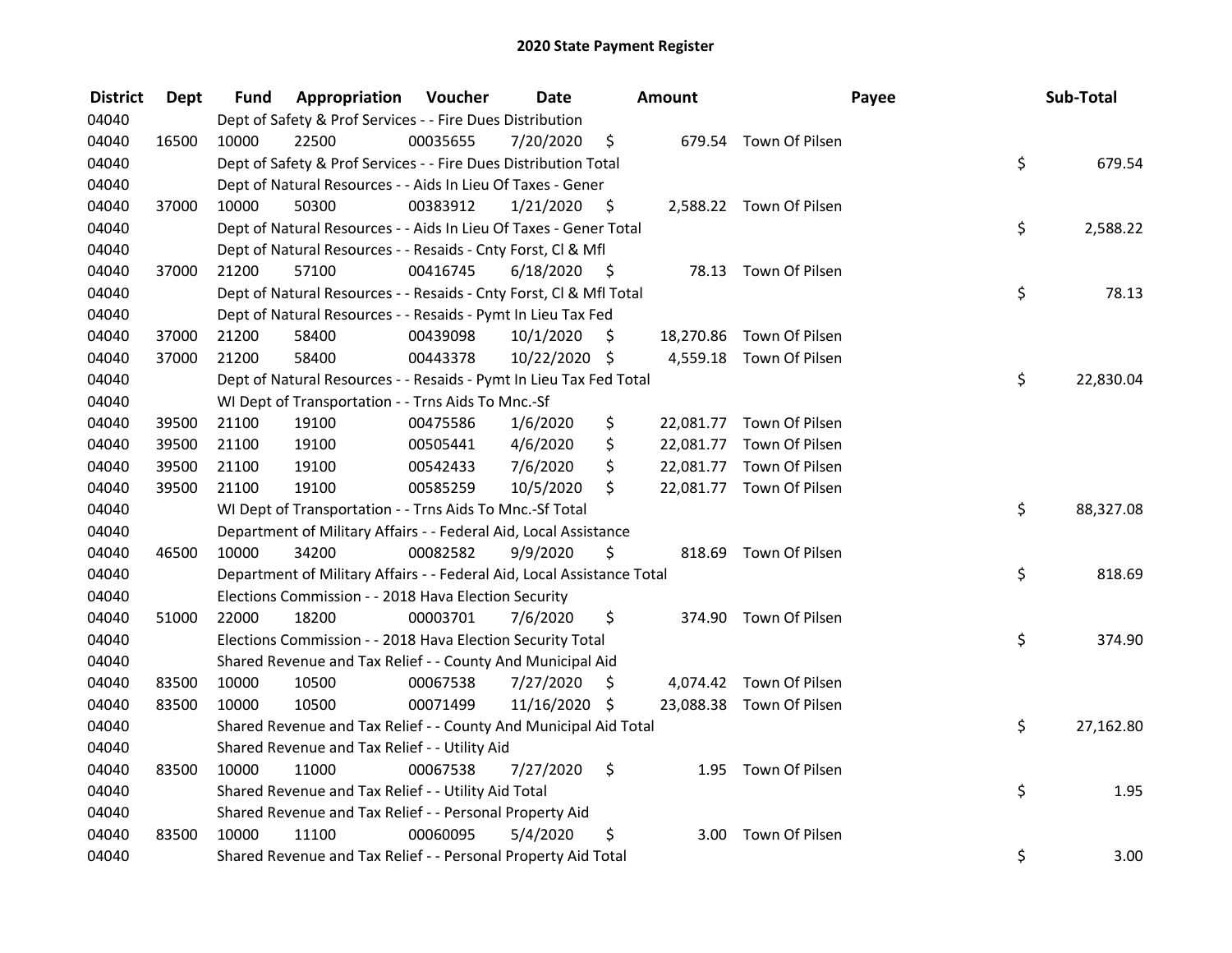# 2020 State Payment Register

| District | Dept | Fund | Appropriation | Voucher | Date | Amount | Payee | Sub-Total |
|---|---|---|---|---|---|---|---|---|
| 04040 | | Dept of Safety & Prof Services - - Fire Dues Distribution | | | | | | |
| 04040 | 16500 | 10000 | 22500 | 00035655 | 7/20/2020 | $ 679.54 | Town Of Pilsen | |
| 04040 | | Dept of Safety & Prof Services - - Fire Dues Distribution Total | | | | | | $ 679.54 |
| 04040 | | Dept of Natural Resources - - Aids In Lieu Of Taxes - Gener | | | | | | |
| 04040 | 37000 | 10000 | 50300 | 00383912 | 1/21/2020 | $ 2,588.22 | Town Of Pilsen | |
| 04040 | | Dept of Natural Resources - - Aids In Lieu Of Taxes - Gener Total | | | | | | $ 2,588.22 |
| 04040 | | Dept of Natural Resources - - Resaids - Cnty Forst, Cl & Mfl | | | | | | |
| 04040 | 37000 | 21200 | 57100 | 00416745 | 6/18/2020 | $ 78.13 | Town Of Pilsen | |
| 04040 | | Dept of Natural Resources - - Resaids - Cnty Forst, Cl & Mfl Total | | | | | | $ 78.13 |
| 04040 | | Dept of Natural Resources - - Resaids - Pymt In Lieu Tax Fed | | | | | | |
| 04040 | 37000 | 21200 | 58400 | 00439098 | 10/1/2020 | $ 18,270.86 | Town Of Pilsen | |
| 04040 | 37000 | 21200 | 58400 | 00443378 | 10/22/2020 | $ 4,559.18 | Town Of Pilsen | |
| 04040 | | Dept of Natural Resources - - Resaids - Pymt In Lieu Tax Fed Total | | | | | | $ 22,830.04 |
| 04040 | | WI Dept of Transportation - - Trns Aids To Mnc.-Sf | | | | | | |
| 04040 | 39500 | 21100 | 19100 | 00475586 | 1/6/2020 | $ 22,081.77 | Town Of Pilsen | |
| 04040 | 39500 | 21100 | 19100 | 00505441 | 4/6/2020 | $ 22,081.77 | Town Of Pilsen | |
| 04040 | 39500 | 21100 | 19100 | 00542433 | 7/6/2020 | $ 22,081.77 | Town Of Pilsen | |
| 04040 | 39500 | 21100 | 19100 | 00585259 | 10/5/2020 | $ 22,081.77 | Town Of Pilsen | |
| 04040 | | WI Dept of Transportation - - Trns Aids To Mnc.-Sf Total | | | | | | $ 88,327.08 |
| 04040 | | Department of Military Affairs - - Federal Aid, Local Assistance | | | | | | |
| 04040 | 46500 | 10000 | 34200 | 00082582 | 9/9/2020 | $ 818.69 | Town Of Pilsen | |
| 04040 | | Department of Military Affairs - - Federal Aid, Local Assistance Total | | | | | | $ 818.69 |
| 04040 | | Elections Commission - - 2018 Hava Election Security | | | | | | |
| 04040 | 51000 | 22000 | 18200 | 00003701 | 7/6/2020 | $ 374.90 | Town Of Pilsen | |
| 04040 | | Elections Commission - - 2018 Hava Election Security Total | | | | | | $ 374.90 |
| 04040 | | Shared Revenue and Tax Relief - - County And Municipal Aid | | | | | | |
| 04040 | 83500 | 10000 | 10500 | 00067538 | 7/27/2020 | $ 4,074.42 | Town Of Pilsen | |
| 04040 | 83500 | 10000 | 10500 | 00071499 | 11/16/2020 | $ 23,088.38 | Town Of Pilsen | |
| 04040 | | Shared Revenue and Tax Relief - - County And Municipal Aid Total | | | | | | $ 27,162.80 |
| 04040 | | Shared Revenue and Tax Relief - - Utility Aid | | | | | | |
| 04040 | 83500 | 10000 | 11000 | 00067538 | 7/27/2020 | $ 1.95 | Town Of Pilsen | |
| 04040 | | Shared Revenue and Tax Relief - - Utility Aid Total | | | | | | $ 1.95 |
| 04040 | | Shared Revenue and Tax Relief - - Personal Property Aid | | | | | | |
| 04040 | 83500 | 10000 | 11100 | 00060095 | 5/4/2020 | $ 3.00 | Town Of Pilsen | |
| 04040 | | Shared Revenue and Tax Relief - - Personal Property Aid Total | | | | | | $ 3.00 |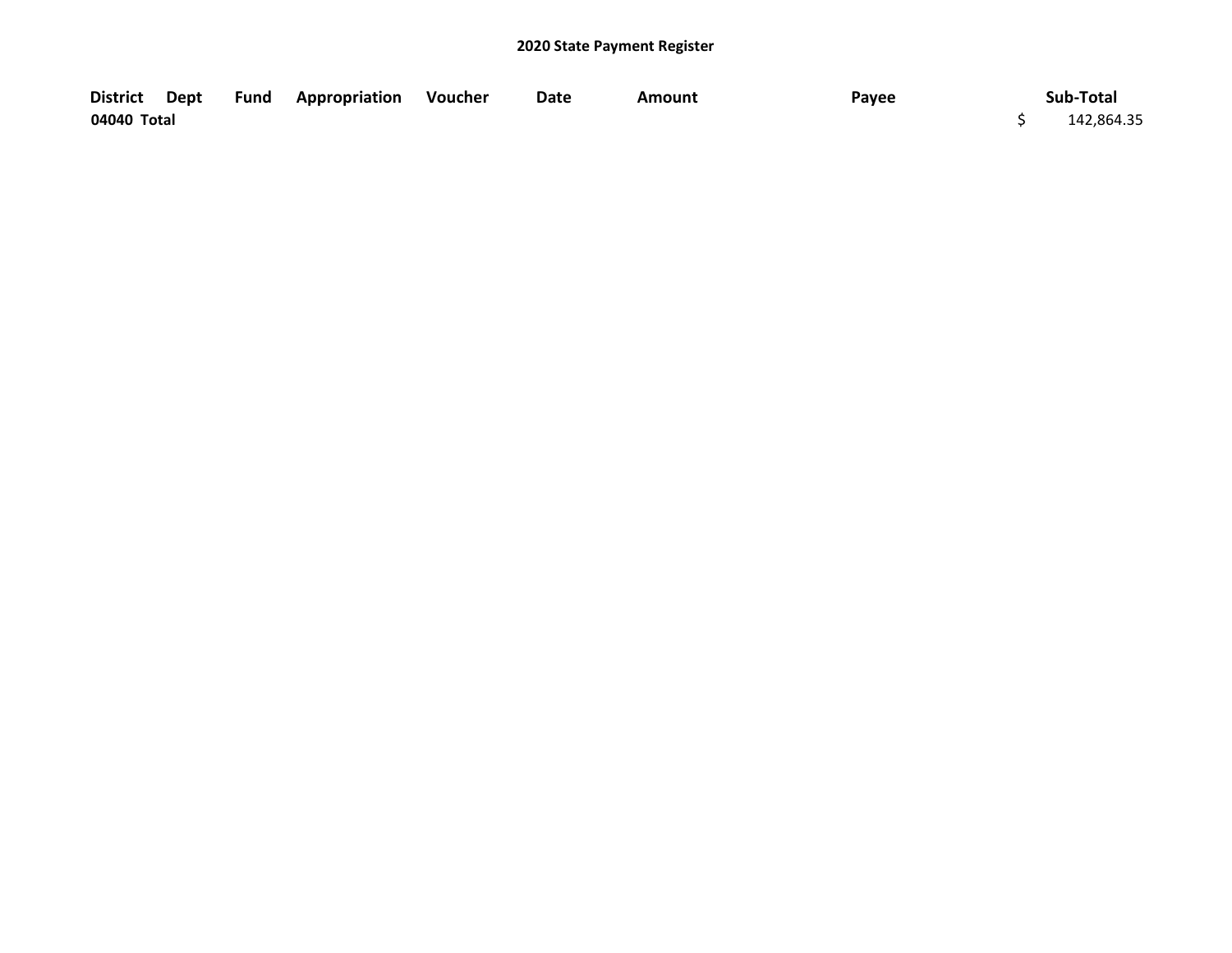**2020 State Payment Register**

| District | Dept | Fund | Appropriation | Voucher | Date | Amount | Payee | Sub-Total |
|---|---|---|---|---|---|---|---|---|
| **04040 Total** | | | | | | | | $ 142,864.35 |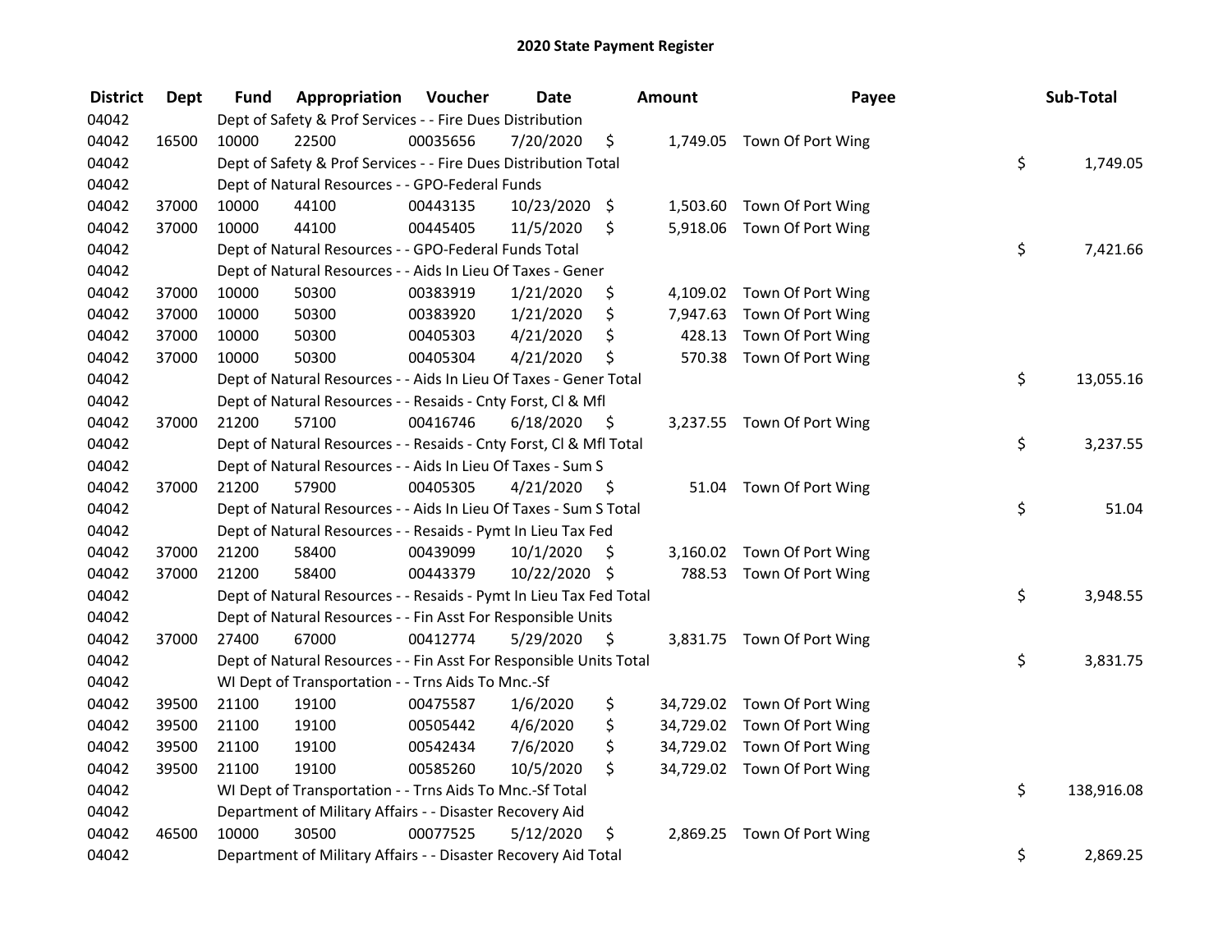# 2020 State Payment Register

| District | Dept | Fund | Appropriation | Voucher | Date | Amount | Payee | Sub-Total |
|---|---|---|---|---|---|---|---|---|
| 04042 | | Dept of Safety & Prof Services - - Fire Dues Distribution | | | | | | |
| 04042 | 16500 | 10000 | 22500 | 00035656 | 7/20/2020 | $ 1,749.05 | Town Of Port Wing | |
| 04042 | | Dept of Safety & Prof Services - - Fire Dues Distribution Total | | | | | | $ 1,749.05 |
| 04042 | | Dept of Natural Resources - - GPO-Federal Funds | | | | | | |
| 04042 | 37000 | 10000 | 44100 | 00443135 | 10/23/2020 | $ 1,503.60 | Town Of Port Wing | |
| 04042 | 37000 | 10000 | 44100 | 00445405 | 11/5/2020 | $ 5,918.06 | Town Of Port Wing | |
| 04042 | | Dept of Natural Resources - - GPO-Federal Funds Total | | | | | | $ 7,421.66 |
| 04042 | | Dept of Natural Resources - - Aids In Lieu Of Taxes - Gener | | | | | | |
| 04042 | 37000 | 10000 | 50300 | 00383919 | 1/21/2020 | $ 4,109.02 | Town Of Port Wing | |
| 04042 | 37000 | 10000 | 50300 | 00383920 | 1/21/2020 | $ 7,947.63 | Town Of Port Wing | |
| 04042 | 37000 | 10000 | 50300 | 00405303 | 4/21/2020 | $ 428.13 | Town Of Port Wing | |
| 04042 | 37000 | 10000 | 50300 | 00405304 | 4/21/2020 | $ 570.38 | Town Of Port Wing | |
| 04042 | | Dept of Natural Resources - - Aids In Lieu Of Taxes - Gener Total | | | | | | $ 13,055.16 |
| 04042 | | Dept of Natural Resources - - Resaids - Cnty Forst, Cl & Mfl | | | | | | |
| 04042 | 37000 | 21200 | 57100 | 00416746 | 6/18/2020 | $ 3,237.55 | Town Of Port Wing | |
| 04042 | | Dept of Natural Resources - - Resaids - Cnty Forst, Cl & Mfl Total | | | | | | $ 3,237.55 |
| 04042 | | Dept of Natural Resources - - Aids In Lieu Of Taxes - Sum S | | | | | | |
| 04042 | 37000 | 21200 | 57900 | 00405305 | 4/21/2020 | $ 51.04 | Town Of Port Wing | |
| 04042 | | Dept of Natural Resources - - Aids In Lieu Of Taxes - Sum S Total | | | | | | $ 51.04 |
| 04042 | | Dept of Natural Resources - - Resaids - Pymt In Lieu Tax Fed | | | | | | |
| 04042 | 37000 | 21200 | 58400 | 00439099 | 10/1/2020 | $ 3,160.02 | Town Of Port Wing | |
| 04042 | 37000 | 21200 | 58400 | 00443379 | 10/22/2020 | $ 788.53 | Town Of Port Wing | |
| 04042 | | Dept of Natural Resources - - Resaids - Pymt In Lieu Tax Fed Total | | | | | | $ 3,948.55 |
| 04042 | | Dept of Natural Resources - - Fin Asst For Responsible Units | | | | | | |
| 04042 | 37000 | 27400 | 67000 | 00412774 | 5/29/2020 | $ 3,831.75 | Town Of Port Wing | |
| 04042 | | Dept of Natural Resources - - Fin Asst For Responsible Units Total | | | | | | $ 3,831.75 |
| 04042 | | WI Dept of Transportation - - Trns Aids To Mnc.-Sf | | | | | | |
| 04042 | 39500 | 21100 | 19100 | 00475587 | 1/6/2020 | $ 34,729.02 | Town Of Port Wing | |
| 04042 | 39500 | 21100 | 19100 | 00505442 | 4/6/2020 | $ 34,729.02 | Town Of Port Wing | |
| 04042 | 39500 | 21100 | 19100 | 00542434 | 7/6/2020 | $ 34,729.02 | Town Of Port Wing | |
| 04042 | 39500 | 21100 | 19100 | 00585260 | 10/5/2020 | $ 34,729.02 | Town Of Port Wing | |
| 04042 | | WI Dept of Transportation - - Trns Aids To Mnc.-Sf Total | | | | | | $ 138,916.08 |
| 04042 | | Department of Military Affairs - - Disaster Recovery Aid | | | | | | |
| 04042 | 46500 | 10000 | 30500 | 00077525 | 5/12/2020 | $ 2,869.25 | Town Of Port Wing | |
| 04042 | | Department of Military Affairs - - Disaster Recovery Aid Total | | | | | | $ 2,869.25 |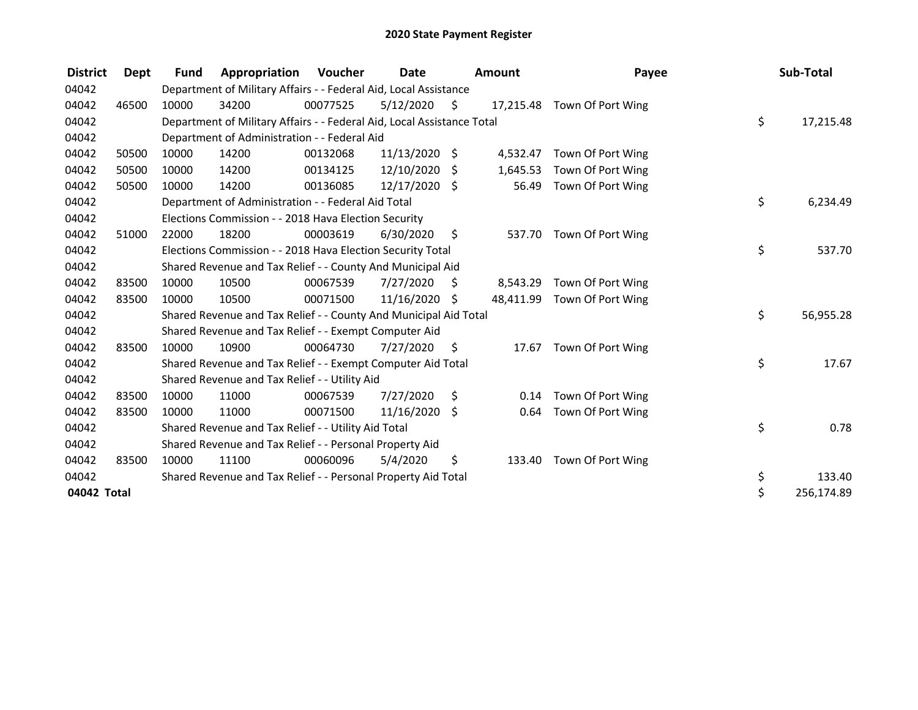# 2020 State Payment Register

| District | Dept | Fund | Appropriation | Voucher | Date | Amount | Payee | Sub-Total |
|---|---|---|---|---|---|---|---|---|
| 04042 | | Department of Military Affairs - - Federal Aid, Local Assistance | | | | | | |
| 04042 | 46500 | 10000 | 34200 | 00077525 | 5/12/2020 | $ 17,215.48 | Town Of Port Wing | |
| 04042 | | Department of Military Affairs - - Federal Aid, Local Assistance Total | | | | | | $ 17,215.48 |
| 04042 | | Department of Administration - - Federal Aid | | | | | | |
| 04042 | 50500 | 10000 | 14200 | 00132068 | 11/13/2020 | $ 4,532.47 | Town Of Port Wing | |
| 04042 | 50500 | 10000 | 14200 | 00134125 | 12/10/2020 | $ 1,645.53 | Town Of Port Wing | |
| 04042 | 50500 | 10000 | 14200 | 00136085 | 12/17/2020 | $ 56.49 | Town Of Port Wing | |
| 04042 | | Department of Administration - - Federal Aid Total | | | | | | $ 6,234.49 |
| 04042 | | Elections Commission - - 2018 Hava Election Security | | | | | | |
| 04042 | 51000 | 22000 | 18200 | 00003619 | 6/30/2020 | $ 537.70 | Town Of Port Wing | |
| 04042 | | Elections Commission - - 2018 Hava Election Security Total | | | | | | $ 537.70 |
| 04042 | | Shared Revenue and Tax Relief - - County And Municipal Aid | | | | | | |
| 04042 | 83500 | 10000 | 10500 | 00067539 | 7/27/2020 | $ 8,543.29 | Town Of Port Wing | |
| 04042 | 83500 | 10000 | 10500 | 00071500 | 11/16/2020 | $ 48,411.99 | Town Of Port Wing | |
| 04042 | | Shared Revenue and Tax Relief - - County And Municipal Aid Total | | | | | | $ 56,955.28 |
| 04042 | | Shared Revenue and Tax Relief - - Exempt Computer Aid | | | | | | |
| 04042 | 83500 | 10000 | 10900 | 00064730 | 7/27/2020 | $ 17.67 | Town Of Port Wing | |
| 04042 | | Shared Revenue and Tax Relief - - Exempt Computer Aid Total | | | | | | $ 17.67 |
| 04042 | | Shared Revenue and Tax Relief - - Utility Aid | | | | | | |
| 04042 | 83500 | 10000 | 11000 | 00067539 | 7/27/2020 | $ 0.14 | Town Of Port Wing | |
| 04042 | 83500 | 10000 | 11000 | 00071500 | 11/16/2020 | $ 0.64 | Town Of Port Wing | |
| 04042 | | Shared Revenue and Tax Relief - - Utility Aid Total | | | | | | $ 0.78 |
| 04042 | | Shared Revenue and Tax Relief - - Personal Property Aid | | | | | | |
| 04042 | 83500 | 10000 | 11100 | 00060096 | 5/4/2020 | $ 133.40 | Town Of Port Wing | |
| 04042 | | Shared Revenue and Tax Relief - - Personal Property Aid Total | | | | | | $ 133.40 |
| **04042 Total** | | | | | | | | $ 256,174.89 |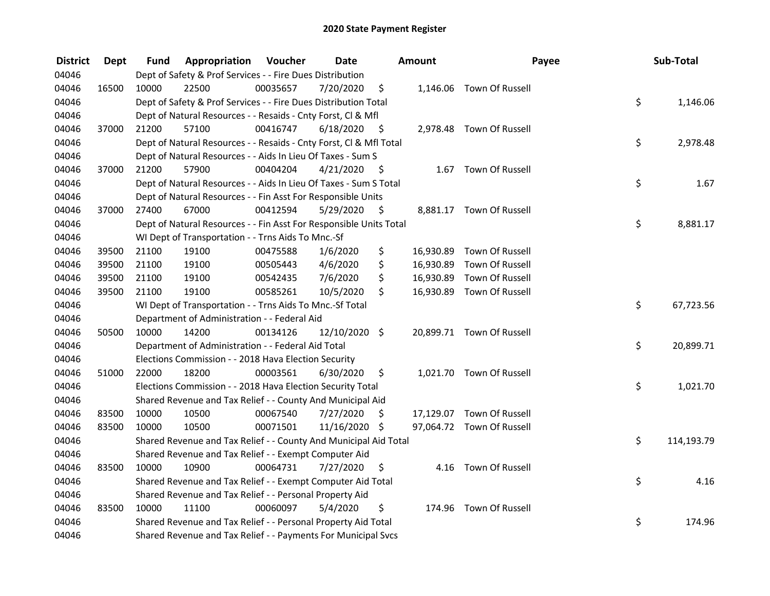# 2020 State Payment Register

| District | Dept | Fund | Appropriation | Voucher | Date | Amount | Payee | Sub-Total |
|---|---|---|---|---|---|---|---|---|
| 04046 | | Dept of Safety & Prof Services - - Fire Dues Distribution | | | | | | |
| 04046 | 16500 | 10000 | 22500 | 00035657 | 7/20/2020 | $ 1,146.06 | Town Of Russell | |
| 04046 | | Dept of Safety & Prof Services - - Fire Dues Distribution Total | | | | | | $ 1,146.06 |
| 04046 | | Dept of Natural Resources - - Resaids - Cnty Forst, Cl & Mfl | | | | | | |
| 04046 | 37000 | 21200 | 57100 | 00416747 | 6/18/2020 | $ 2,978.48 | Town Of Russell | |
| 04046 | | Dept of Natural Resources - - Resaids - Cnty Forst, Cl & Mfl Total | | | | | | $ 2,978.48 |
| 04046 | | Dept of Natural Resources - - Aids In Lieu Of Taxes - Sum S | | | | | | |
| 04046 | 37000 | 21200 | 57900 | 00404204 | 4/21/2020 | $ 1.67 | Town Of Russell | |
| 04046 | | Dept of Natural Resources - - Aids In Lieu Of Taxes - Sum S Total | | | | | | $ 1.67 |
| 04046 | | Dept of Natural Resources - - Fin Asst For Responsible Units | | | | | | |
| 04046 | 37000 | 27400 | 67000 | 00412594 | 5/29/2020 | $ 8,881.17 | Town Of Russell | |
| 04046 | | Dept of Natural Resources - - Fin Asst For Responsible Units Total | | | | | | $ 8,881.17 |
| 04046 | | WI Dept of Transportation - - Trns Aids To Mnc.-Sf | | | | | | |
| 04046 | 39500 | 21100 | 19100 | 00475588 | 1/6/2020 | $ 16,930.89 | Town Of Russell | |
| 04046 | 39500 | 21100 | 19100 | 00505443 | 4/6/2020 | $ 16,930.89 | Town Of Russell | |
| 04046 | 39500 | 21100 | 19100 | 00542435 | 7/6/2020 | $ 16,930.89 | Town Of Russell | |
| 04046 | 39500 | 21100 | 19100 | 00585261 | 10/5/2020 | $ 16,930.89 | Town Of Russell | |
| 04046 | | WI Dept of Transportation - - Trns Aids To Mnc.-Sf Total | | | | | | $ 67,723.56 |
| 04046 | | Department of Administration - - Federal Aid | | | | | | |
| 04046 | 50500 | 10000 | 14200 | 00134126 | 12/10/2020 | $ 20,899.71 | Town Of Russell | |
| 04046 | | Department of Administration - - Federal Aid Total | | | | | | $ 20,899.71 |
| 04046 | | Elections Commission - - 2018 Hava Election Security | | | | | | |
| 04046 | 51000 | 22000 | 18200 | 00003561 | 6/30/2020 | $ 1,021.70 | Town Of Russell | |
| 04046 | | Elections Commission - - 2018 Hava Election Security Total | | | | | | $ 1,021.70 |
| 04046 | | Shared Revenue and Tax Relief - - County And Municipal Aid | | | | | | |
| 04046 | 83500 | 10000 | 10500 | 00067540 | 7/27/2020 | $ 17,129.07 | Town Of Russell | |
| 04046 | 83500 | 10000 | 10500 | 00071501 | 11/16/2020 | $ 97,064.72 | Town Of Russell | |
| 04046 | | Shared Revenue and Tax Relief - - County And Municipal Aid Total | | | | | | $ 114,193.79 |
| 04046 | | Shared Revenue and Tax Relief - - Exempt Computer Aid | | | | | | |
| 04046 | 83500 | 10000 | 10900 | 00064731 | 7/27/2020 | $ 4.16 | Town Of Russell | |
| 04046 | | Shared Revenue and Tax Relief - - Exempt Computer Aid Total | | | | | | $ 4.16 |
| 04046 | | Shared Revenue and Tax Relief - - Personal Property Aid | | | | | | |
| 04046 | 83500 | 10000 | 11100 | 00060097 | 5/4/2020 | $ 174.96 | Town Of Russell | |
| 04046 | | Shared Revenue and Tax Relief - - Personal Property Aid Total | | | | | | $ 174.96 |
| 04046 | | Shared Revenue and Tax Relief - - Payments For Municipal Svcs | | | | | | |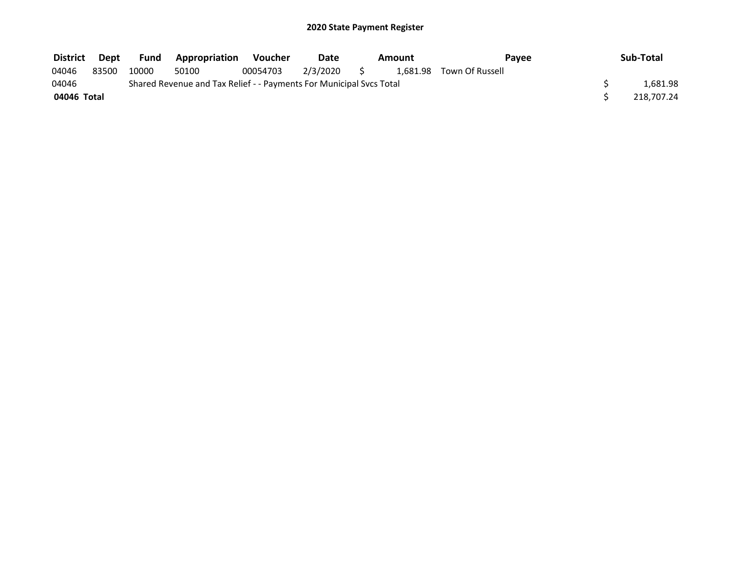# 2020 State Payment Register

| District | Dept | Fund | Appropriation | Voucher | Date | Amount | Payee | Sub-Total |
|---|---|---|---|---|---|---|---|---|
| 04046 | 83500 | 10000 | 50100 | 00054703 | 2/3/2020 | $ 1,681.98 | Town Of Russell | |
| 04046 | | Shared Revenue and Tax Relief - - Payments For Municipal Svcs Total | | | | | | $ 1,681.98 |
| **04046 Total** | | | | | | | | $ 218,707.24 |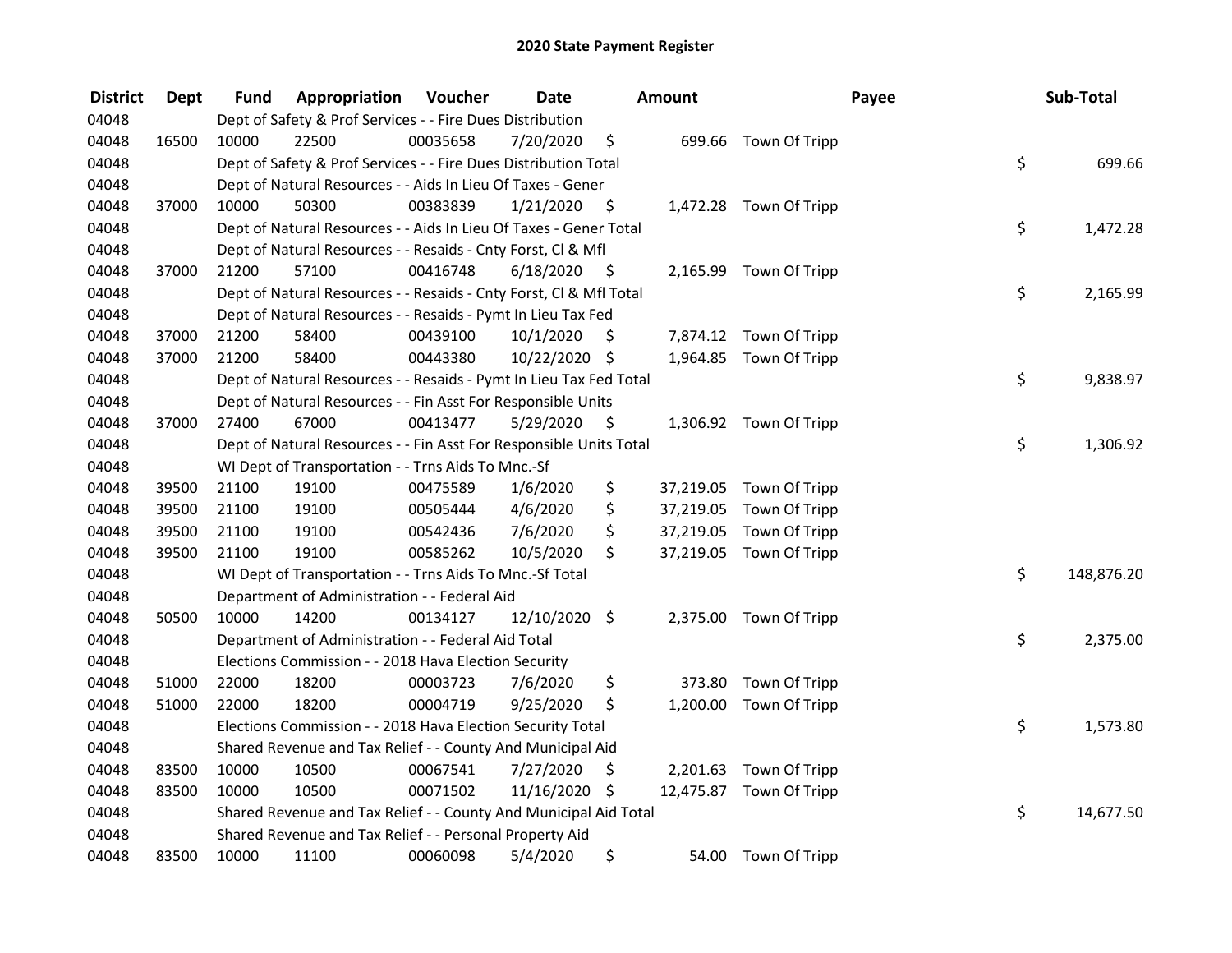# 2020 State Payment Register

| District | Dept | Fund | Appropriation | Voucher | Date | Amount | Payee | Sub-Total |
|---|---|---|---|---|---|---|---|---|
| 04048 | | Dept of Safety & Prof Services - - Fire Dues Distribution | | | | | | |
| 04048 | 16500 | 10000 | 22500 | 00035658 | 7/20/2020 | $ 699.66 | Town Of Tripp | |
| 04048 | | Dept of Safety & Prof Services - - Fire Dues Distribution Total | | | | | | $ 699.66 |
| 04048 | | Dept of Natural Resources - - Aids In Lieu Of Taxes - Gener | | | | | | |
| 04048 | 37000 | 10000 | 50300 | 00383839 | 1/21/2020 | $ 1,472.28 | Town Of Tripp | |
| 04048 | | Dept of Natural Resources - - Aids In Lieu Of Taxes - Gener Total | | | | | | $ 1,472.28 |
| 04048 | | Dept of Natural Resources - - Resaids - Cnty Forst, Cl & Mfl | | | | | | |
| 04048 | 37000 | 21200 | 57100 | 00416748 | 6/18/2020 | $ 2,165.99 | Town Of Tripp | |
| 04048 | | Dept of Natural Resources - - Resaids - Cnty Forst, Cl & Mfl Total | | | | | | $ 2,165.99 |
| 04048 | | Dept of Natural Resources - - Resaids - Pymt In Lieu Tax Fed | | | | | | |
| 04048 | 37000 | 21200 | 58400 | 00439100 | 10/1/2020 | $ 7,874.12 | Town Of Tripp | |
| 04048 | 37000 | 21200 | 58400 | 00443380 | 10/22/2020 | $ 1,964.85 | Town Of Tripp | |
| 04048 | | Dept of Natural Resources - - Resaids - Pymt In Lieu Tax Fed Total | | | | | | $ 9,838.97 |
| 04048 | | Dept of Natural Resources - - Fin Asst For Responsible Units | | | | | | |
| 04048 | 37000 | 27400 | 67000 | 00413477 | 5/29/2020 | $ 1,306.92 | Town Of Tripp | |
| 04048 | | Dept of Natural Resources - - Fin Asst For Responsible Units Total | | | | | | $ 1,306.92 |
| 04048 | | WI Dept of Transportation - - Trns Aids To Mnc.-Sf | | | | | | |
| 04048 | 39500 | 21100 | 19100 | 00475589 | 1/6/2020 | $ 37,219.05 | Town Of Tripp | |
| 04048 | 39500 | 21100 | 19100 | 00505444 | 4/6/2020 | $ 37,219.05 | Town Of Tripp | |
| 04048 | 39500 | 21100 | 19100 | 00542436 | 7/6/2020 | $ 37,219.05 | Town Of Tripp | |
| 04048 | 39500 | 21100 | 19100 | 00585262 | 10/5/2020 | $ 37,219.05 | Town Of Tripp | |
| 04048 | | WI Dept of Transportation - - Trns Aids To Mnc.-Sf Total | | | | | | $ 148,876.20 |
| 04048 | | Department of Administration - - Federal Aid | | | | | | |
| 04048 | 50500 | 10000 | 14200 | 00134127 | 12/10/2020 | $ 2,375.00 | Town Of Tripp | |
| 04048 | | Department of Administration - - Federal Aid Total | | | | | | $ 2,375.00 |
| 04048 | | Elections Commission - - 2018 Hava Election Security | | | | | | |
| 04048 | 51000 | 22000 | 18200 | 00003723 | 7/6/2020 | $ 373.80 | Town Of Tripp | |
| 04048 | 51000 | 22000 | 18200 | 00004719 | 9/25/2020 | $ 1,200.00 | Town Of Tripp | |
| 04048 | | Elections Commission - - 2018 Hava Election Security Total | | | | | | $ 1,573.80 |
| 04048 | | Shared Revenue and Tax Relief - - County And Municipal Aid | | | | | | |
| 04048 | 83500 | 10000 | 10500 | 00067541 | 7/27/2020 | $ 2,201.63 | Town Of Tripp | |
| 04048 | 83500 | 10000 | 10500 | 00071502 | 11/16/2020 | $ 12,475.87 | Town Of Tripp | |
| 04048 | | Shared Revenue and Tax Relief - - County And Municipal Aid Total | | | | | | $ 14,677.50 |
| 04048 | | Shared Revenue and Tax Relief - - Personal Property Aid | | | | | | |
| 04048 | 83500 | 10000 | 11100 | 00060098 | 5/4/2020 | $ 54.00 | Town Of Tripp | |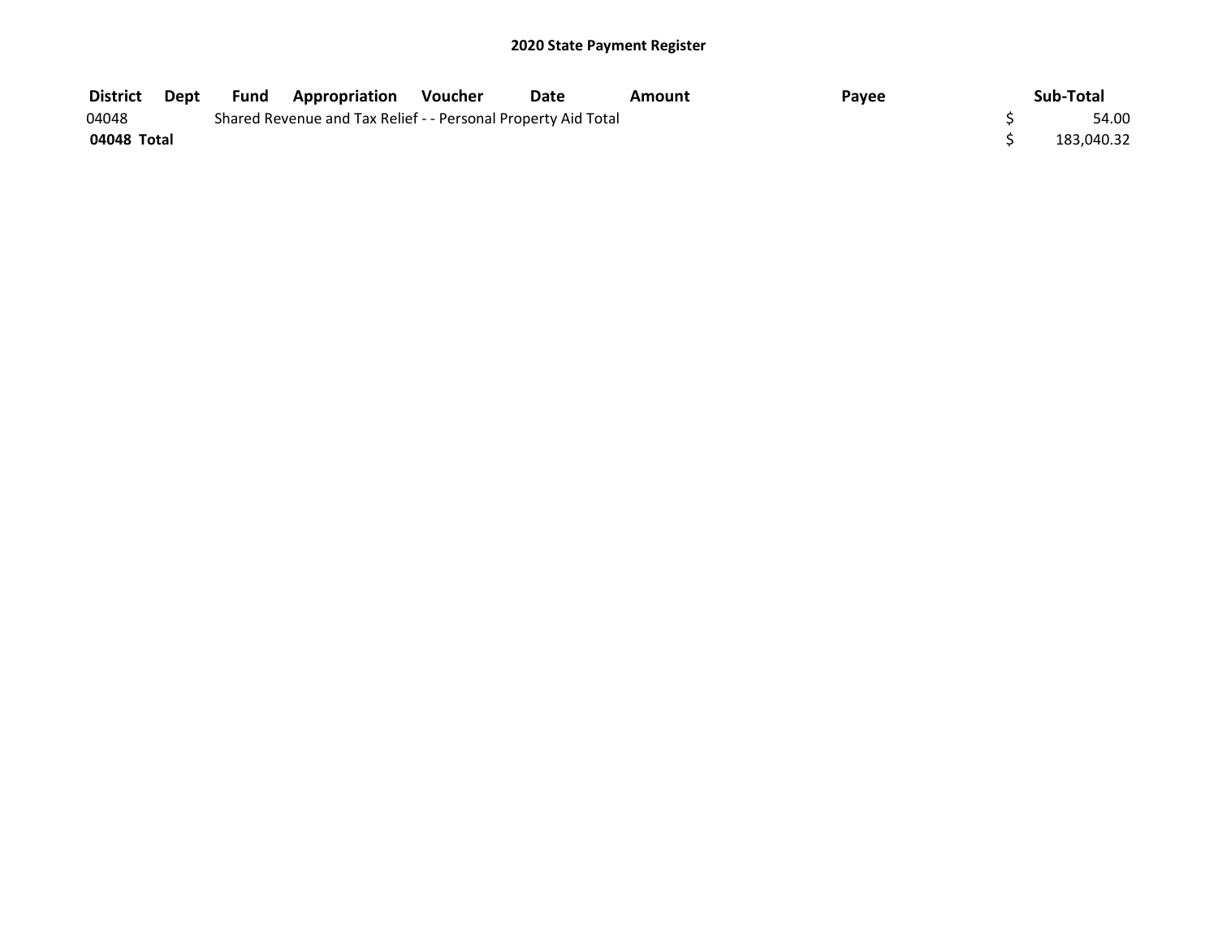## 2020 State Payment Register

| District | Dept | Fund | Appropriation | Voucher | Date | Amount | Payee | Sub-Total |
|---|---|---|---|---|---|---|---|---|
| 04048 | | Shared Revenue and Tax Relief - - Personal Property Aid Total | | | | | | $ 54.00 |
| **04048 Total** | | | | | | | | $ 183,040.32 |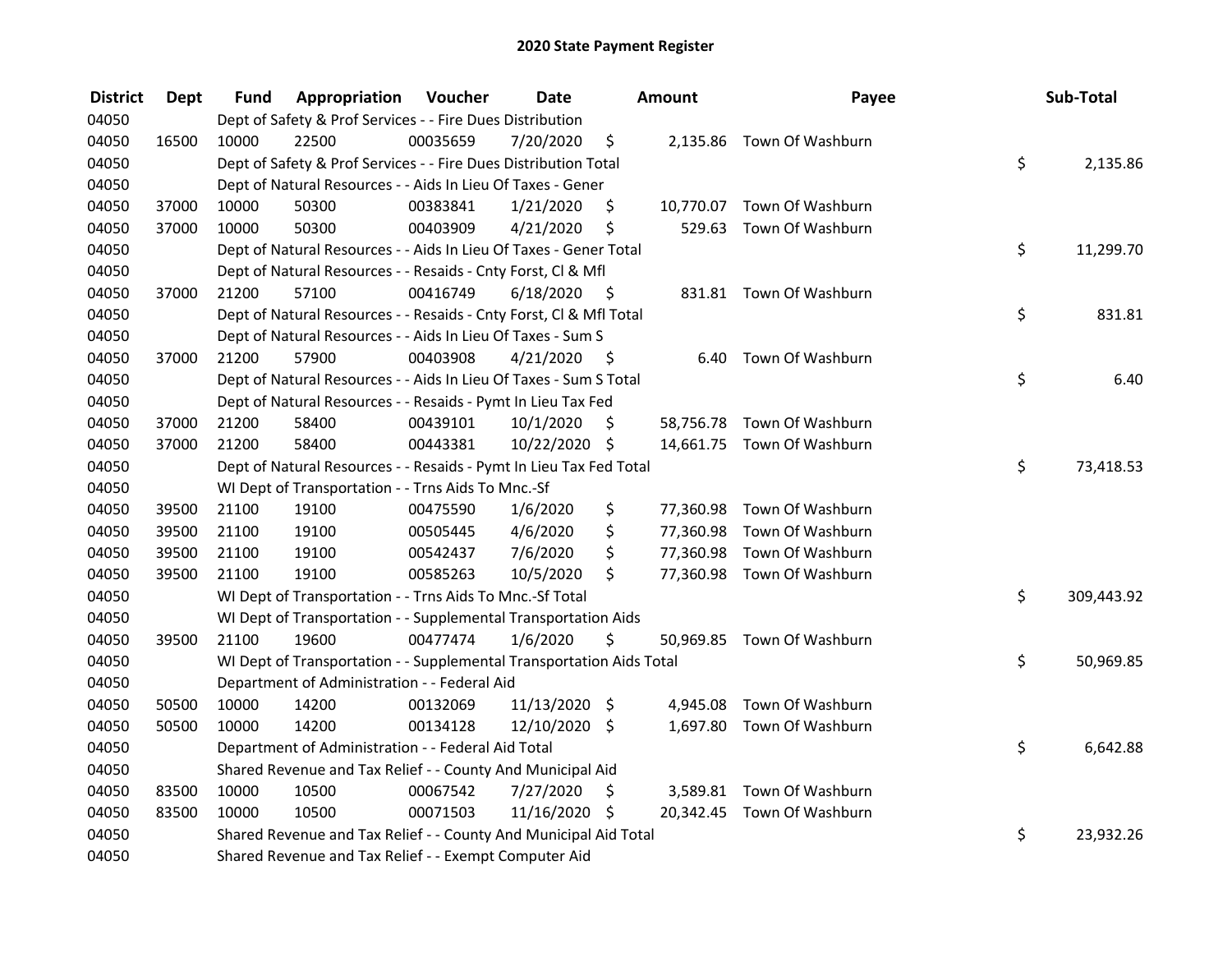# 2020 State Payment Register

| District | Dept | Fund | Appropriation | Voucher | Date | Amount | Payee | Sub-Total |
|---|---|---|---|---|---|---|---|---|
| 04050 | | | Dept of Safety & Prof Services - - Fire Dues Distribution | | | | | |
| 04050 | 16500 | 10000 | 22500 | 00035659 | 7/20/2020 | $ 2,135.86 | Town Of Washburn | |
| 04050 | | | Dept of Safety & Prof Services - - Fire Dues Distribution Total | | | | | $ 2,135.86 |
| 04050 | | | Dept of Natural Resources - - Aids In Lieu Of Taxes - Gener | | | | | |
| 04050 | 37000 | 10000 | 50300 | 00383841 | 1/21/2020 | $ 10,770.07 | Town Of Washburn | |
| 04050 | 37000 | 10000 | 50300 | 00403909 | 4/21/2020 | $ 529.63 | Town Of Washburn | |
| 04050 | | | Dept of Natural Resources - - Aids In Lieu Of Taxes - Gener Total | | | | | $ 11,299.70 |
| 04050 | | | Dept of Natural Resources - - Resaids - Cnty Forst, Cl & Mfl | | | | | |
| 04050 | 37000 | 21200 | 57100 | 00416749 | 6/18/2020 | $ 831.81 | Town Of Washburn | |
| 04050 | | | Dept of Natural Resources - - Resaids - Cnty Forst, Cl & Mfl Total | | | | | $ 831.81 |
| 04050 | | | Dept of Natural Resources - - Aids In Lieu Of Taxes - Sum S | | | | | |
| 04050 | 37000 | 21200 | 57900 | 00403908 | 4/21/2020 | $ 6.40 | Town Of Washburn | |
| 04050 | | | Dept of Natural Resources - - Aids In Lieu Of Taxes - Sum S Total | | | | | $ 6.40 |
| 04050 | | | Dept of Natural Resources - - Resaids - Pymt In Lieu Tax Fed | | | | | |
| 04050 | 37000 | 21200 | 58400 | 00439101 | 10/1/2020 | $ 58,756.78 | Town Of Washburn | |
| 04050 | 37000 | 21200 | 58400 | 00443381 | 10/22/2020 | $ 14,661.75 | Town Of Washburn | |
| 04050 | | | Dept of Natural Resources - - Resaids - Pymt In Lieu Tax Fed Total | | | | | $ 73,418.53 |
| 04050 | | | WI Dept of Transportation - - Trns Aids To Mnc.-Sf | | | | | |
| 04050 | 39500 | 21100 | 19100 | 00475590 | 1/6/2020 | $ 77,360.98 | Town Of Washburn | |
| 04050 | 39500 | 21100 | 19100 | 00505445 | 4/6/2020 | $ 77,360.98 | Town Of Washburn | |
| 04050 | 39500 | 21100 | 19100 | 00542437 | 7/6/2020 | $ 77,360.98 | Town Of Washburn | |
| 04050 | 39500 | 21100 | 19100 | 00585263 | 10/5/2020 | $ 77,360.98 | Town Of Washburn | |
| 04050 | | | WI Dept of Transportation - - Trns Aids To Mnc.-Sf Total | | | | | $ 309,443.92 |
| 04050 | | | WI Dept of Transportation - - Supplemental Transportation Aids | | | | | |
| 04050 | 39500 | 21100 | 19600 | 00477474 | 1/6/2020 | $ 50,969.85 | Town Of Washburn | |
| 04050 | | | WI Dept of Transportation - - Supplemental Transportation Aids Total | | | | | $ 50,969.85 |
| 04050 | | | Department of Administration - - Federal Aid | | | | | |
| 04050 | 50500 | 10000 | 14200 | 00132069 | 11/13/2020 | $ 4,945.08 | Town Of Washburn | |
| 04050 | 50500 | 10000 | 14200 | 00134128 | 12/10/2020 | $ 1,697.80 | Town Of Washburn | |
| 04050 | | | Department of Administration - - Federal Aid Total | | | | | $ 6,642.88 |
| 04050 | | | Shared Revenue and Tax Relief - - County And Municipal Aid | | | | | |
| 04050 | 83500 | 10000 | 10500 | 00067542 | 7/27/2020 | $ 3,589.81 | Town Of Washburn | |
| 04050 | 83500 | 10000 | 10500 | 00071503 | 11/16/2020 | $ 20,342.45 | Town Of Washburn | |
| 04050 | | | Shared Revenue and Tax Relief - - County And Municipal Aid Total | | | | | $ 23,932.26 |
| 04050 | | | Shared Revenue and Tax Relief - - Exempt Computer Aid | | | | | |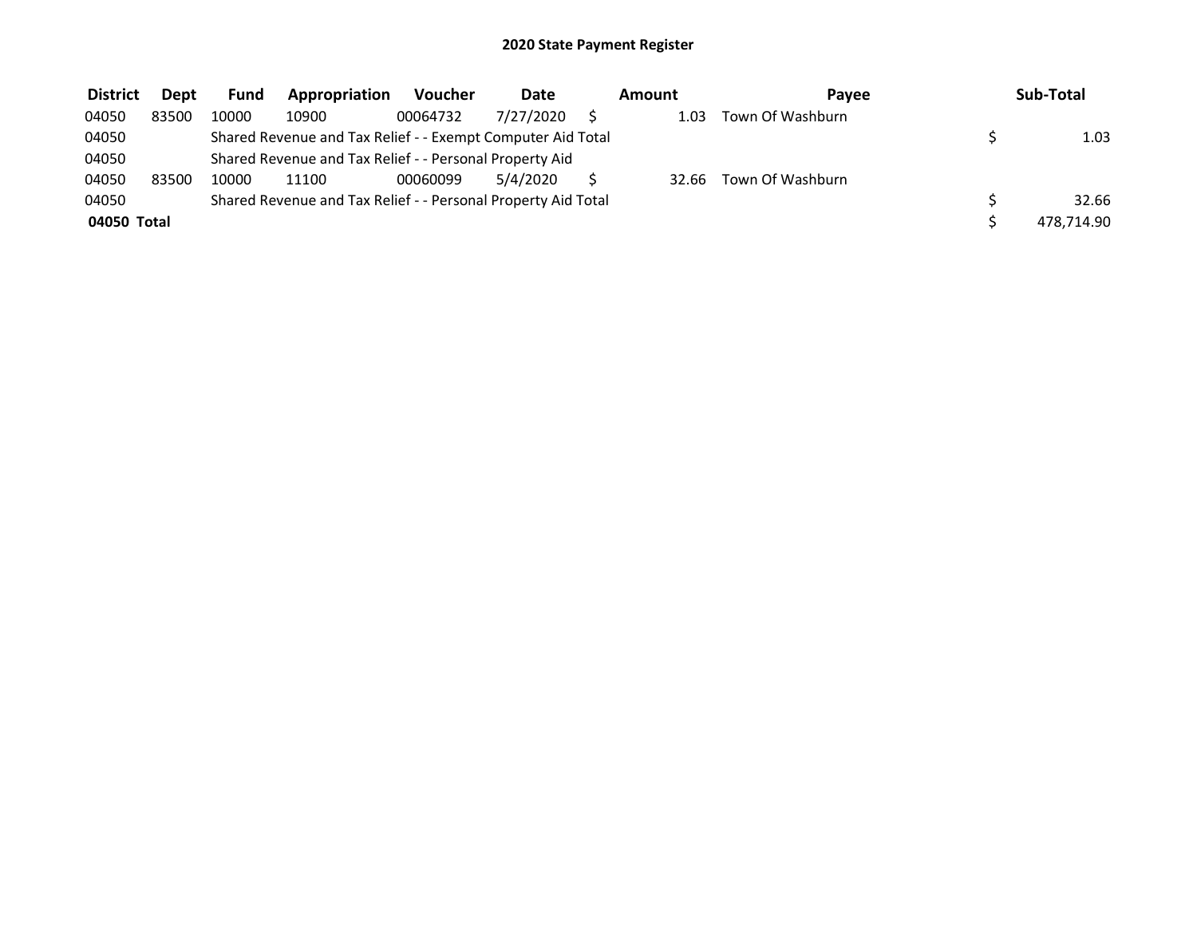# 2020 State Payment Register

| District | Dept | Fund | Appropriation | Voucher | Date | Amount | Payee | Sub-Total |
|---|---|---|---|---|---|---|---|---|
| 04050 | 83500 | 10000 | 10900 | 00064732 | 7/27/2020 | $ 1.03 | Town Of Washburn | |
| 04050 | | Shared Revenue and Tax Relief - - Exempt Computer Aid Total | | | | | | $ 1.03 |
| 04050 | | Shared Revenue and Tax Relief - - Personal Property Aid | | | | | | |
| 04050 | 83500 | 10000 | 11100 | 00060099 | 5/4/2020 | $ 32.66 | Town Of Washburn | |
| 04050 | | Shared Revenue and Tax Relief - - Personal Property Aid Total | | | | | | $ 32.66 |
| **04050 Total** | | | | | | | | $ 478,714.90 |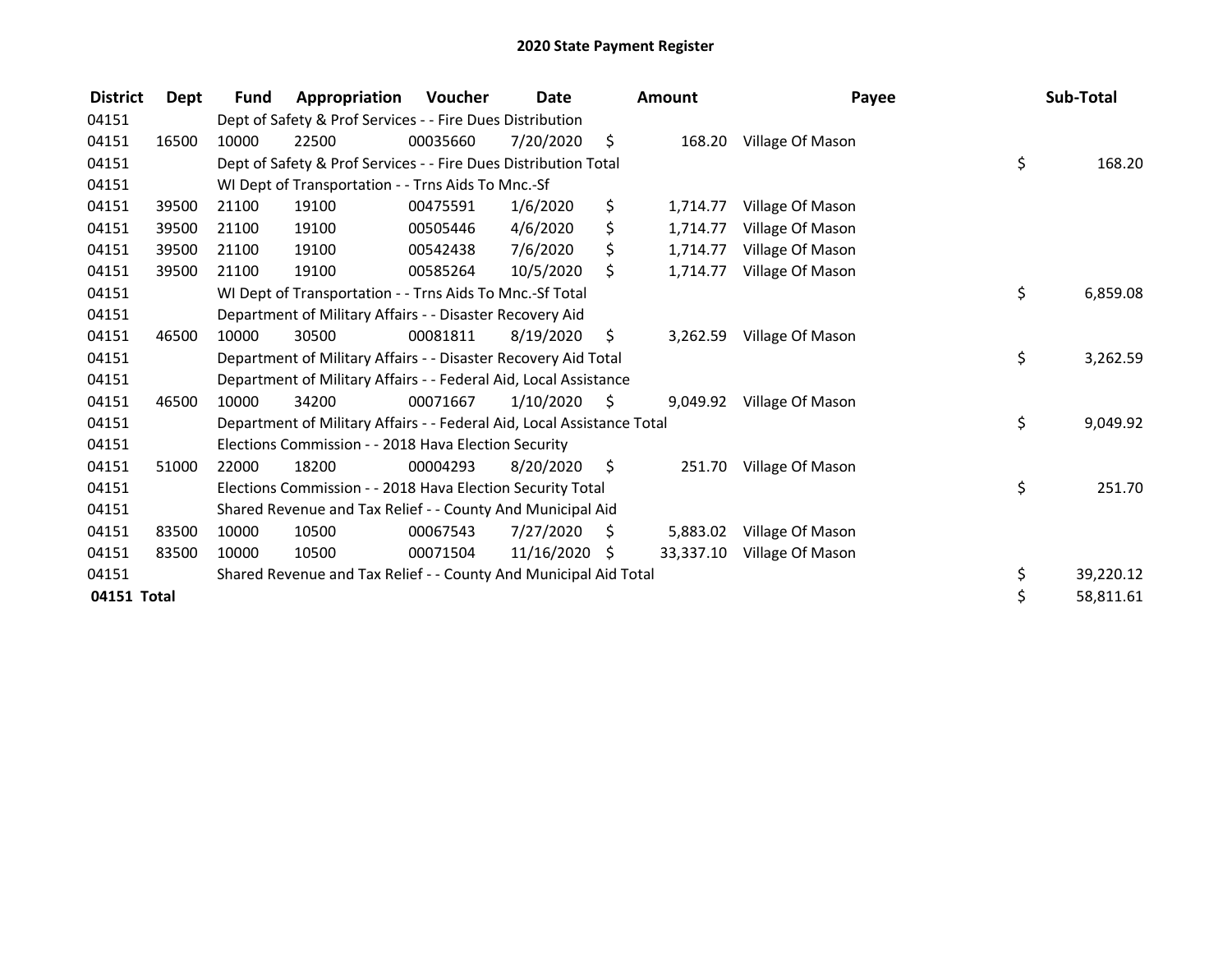# 2020 State Payment Register

| District | Dept | Fund | Appropriation | Voucher | Date | Amount | Payee | Sub-Total |
|---|---|---|---|---|---|---|---|---|
| 04151 | | Dept of Safety & Prof Services - - Fire Dues Distribution | | | | | | |
| 04151 | 16500 | 10000 | 22500 | 00035660 | 7/20/2020 | $ 168.20 | Village Of Mason | |
| 04151 | | Dept of Safety & Prof Services - - Fire Dues Distribution Total | | | | | | $ 168.20 |
| 04151 | | WI Dept of Transportation - - Trns Aids To Mnc.-Sf | | | | | | |
| 04151 | 39500 | 21100 | 19100 | 00475591 | 1/6/2020 | $ 1,714.77 | Village Of Mason | |
| 04151 | 39500 | 21100 | 19100 | 00505446 | 4/6/2020 | $ 1,714.77 | Village Of Mason | |
| 04151 | 39500 | 21100 | 19100 | 00542438 | 7/6/2020 | $ 1,714.77 | Village Of Mason | |
| 04151 | 39500 | 21100 | 19100 | 00585264 | 10/5/2020 | $ 1,714.77 | Village Of Mason | |
| 04151 | | WI Dept of Transportation - - Trns Aids To Mnc.-Sf Total | | | | | | $ 6,859.08 |
| 04151 | | Department of Military Affairs - - Disaster Recovery Aid | | | | | | |
| 04151 | 46500 | 10000 | 30500 | 00081811 | 8/19/2020 | $ 3,262.59 | Village Of Mason | |
| 04151 | | Department of Military Affairs - - Disaster Recovery Aid Total | | | | | | $ 3,262.59 |
| 04151 | | Department of Military Affairs - - Federal Aid, Local Assistance | | | | | | |
| 04151 | 46500 | 10000 | 34200 | 00071667 | 1/10/2020 | $ 9,049.92 | Village Of Mason | |
| 04151 | | Department of Military Affairs - - Federal Aid, Local Assistance Total | | | | | | $ 9,049.92 |
| 04151 | | Elections Commission - - 2018 Hava Election Security | | | | | | |
| 04151 | 51000 | 22000 | 18200 | 00004293 | 8/20/2020 | $ 251.70 | Village Of Mason | |
| 04151 | | Elections Commission - - 2018 Hava Election Security Total | | | | | | $ 251.70 |
| 04151 | | Shared Revenue and Tax Relief - - County And Municipal Aid | | | | | | |
| 04151 | 83500 | 10000 | 10500 | 00067543 | 7/27/2020 | $ 5,883.02 | Village Of Mason | |
| 04151 | 83500 | 10000 | 10500 | 00071504 | 11/16/2020 | $ 33,337.10 | Village Of Mason | |
| 04151 | | Shared Revenue and Tax Relief - - County And Municipal Aid Total | | | | | | $ 39,220.12 |
| **04151 Total** | | | | | | | | $ 58,811.61 |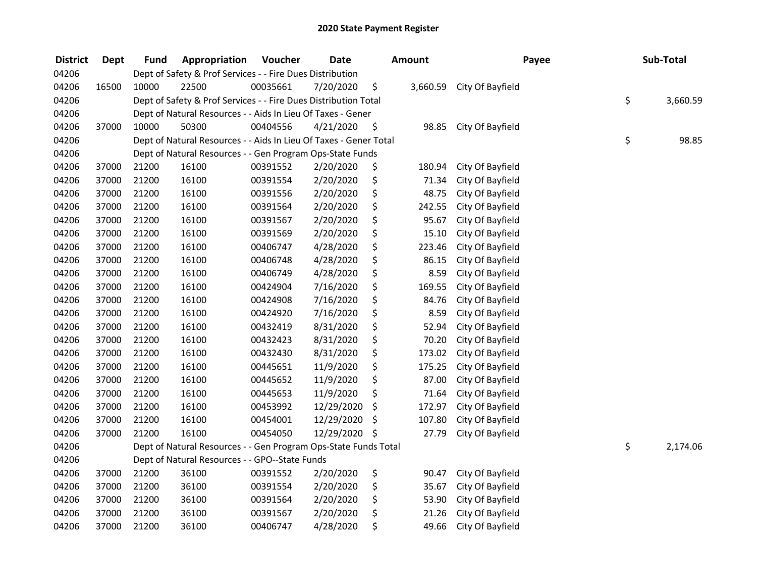## 2020 State Payment Register

| District | Dept | Fund | Appropriation | Voucher | Date | Amount | Payee | Sub-Total |
|---|---|---|---|---|---|---|---|---|
| 04206 | | Dept of Safety & Prof Services - - Fire Dues Distribution | | | | | | |
| 04206 | 16500 | 10000 | 22500 | 00035661 | 7/20/2020 | $ 3,660.59 | City Of Bayfield | |
| 04206 | | Dept of Safety & Prof Services - - Fire Dues Distribution Total | | | | | | $ 3,660.59 |
| 04206 | | Dept of Natural Resources - - Aids In Lieu Of Taxes - Gener | | | | | | |
| 04206 | 37000 | 10000 | 50300 | 00404556 | 4/21/2020 | $ 98.85 | City Of Bayfield | |
| 04206 | | Dept of Natural Resources - - Aids In Lieu Of Taxes - Gener Total | | | | | | $ 98.85 |
| 04206 | | Dept of Natural Resources - - Gen Program Ops-State Funds | | | | | | |
| 04206 | 37000 | 21200 | 16100 | 00391552 | 2/20/2020 | $ 180.94 | City Of Bayfield | |
| 04206 | 37000 | 21200 | 16100 | 00391554 | 2/20/2020 | $ 71.34 | City Of Bayfield | |
| 04206 | 37000 | 21200 | 16100 | 00391556 | 2/20/2020 | $ 48.75 | City Of Bayfield | |
| 04206 | 37000 | 21200 | 16100 | 00391564 | 2/20/2020 | $ 242.55 | City Of Bayfield | |
| 04206 | 37000 | 21200 | 16100 | 00391567 | 2/20/2020 | $ 95.67 | City Of Bayfield | |
| 04206 | 37000 | 21200 | 16100 | 00391569 | 2/20/2020 | $ 15.10 | City Of Bayfield | |
| 04206 | 37000 | 21200 | 16100 | 00406747 | 4/28/2020 | $ 223.46 | City Of Bayfield | |
| 04206 | 37000 | 21200 | 16100 | 00406748 | 4/28/2020 | $ 86.15 | City Of Bayfield | |
| 04206 | 37000 | 21200 | 16100 | 00406749 | 4/28/2020 | $ 8.59 | City Of Bayfield | |
| 04206 | 37000 | 21200 | 16100 | 00424904 | 7/16/2020 | $ 169.55 | City Of Bayfield | |
| 04206 | 37000 | 21200 | 16100 | 00424908 | 7/16/2020 | $ 84.76 | City Of Bayfield | |
| 04206 | 37000 | 21200 | 16100 | 00424920 | 7/16/2020 | $ 8.59 | City Of Bayfield | |
| 04206 | 37000 | 21200 | 16100 | 00432419 | 8/31/2020 | $ 52.94 | City Of Bayfield | |
| 04206 | 37000 | 21200 | 16100 | 00432423 | 8/31/2020 | $ 70.20 | City Of Bayfield | |
| 04206 | 37000 | 21200 | 16100 | 00432430 | 8/31/2020 | $ 173.02 | City Of Bayfield | |
| 04206 | 37000 | 21200 | 16100 | 00445651 | 11/9/2020 | $ 175.25 | City Of Bayfield | |
| 04206 | 37000 | 21200 | 16100 | 00445652 | 11/9/2020 | $ 87.00 | City Of Bayfield | |
| 04206 | 37000 | 21200 | 16100 | 00445653 | 11/9/2020 | $ 71.64 | City Of Bayfield | |
| 04206 | 37000 | 21200 | 16100 | 00453992 | 12/29/2020 | $ 172.97 | City Of Bayfield | |
| 04206 | 37000 | 21200 | 16100 | 00454001 | 12/29/2020 | $ 107.80 | City Of Bayfield | |
| 04206 | 37000 | 21200 | 16100 | 00454050 | 12/29/2020 | $ 27.79 | City Of Bayfield | |
| 04206 | | Dept of Natural Resources - - Gen Program Ops-State Funds Total | | | | | | $ 2,174.06 |
| 04206 | | Dept of Natural Resources - - GPO--State Funds | | | | | | |
| 04206 | 37000 | 21200 | 36100 | 00391552 | 2/20/2020 | $ 90.47 | City Of Bayfield | |
| 04206 | 37000 | 21200 | 36100 | 00391554 | 2/20/2020 | $ 35.67 | City Of Bayfield | |
| 04206 | 37000 | 21200 | 36100 | 00391564 | 2/20/2020 | $ 53.90 | City Of Bayfield | |
| 04206 | 37000 | 21200 | 36100 | 00391567 | 2/20/2020 | $ 21.26 | City Of Bayfield | |
| 04206 | 37000 | 21200 | 36100 | 00406747 | 4/28/2020 | $ 49.66 | City Of Bayfield | |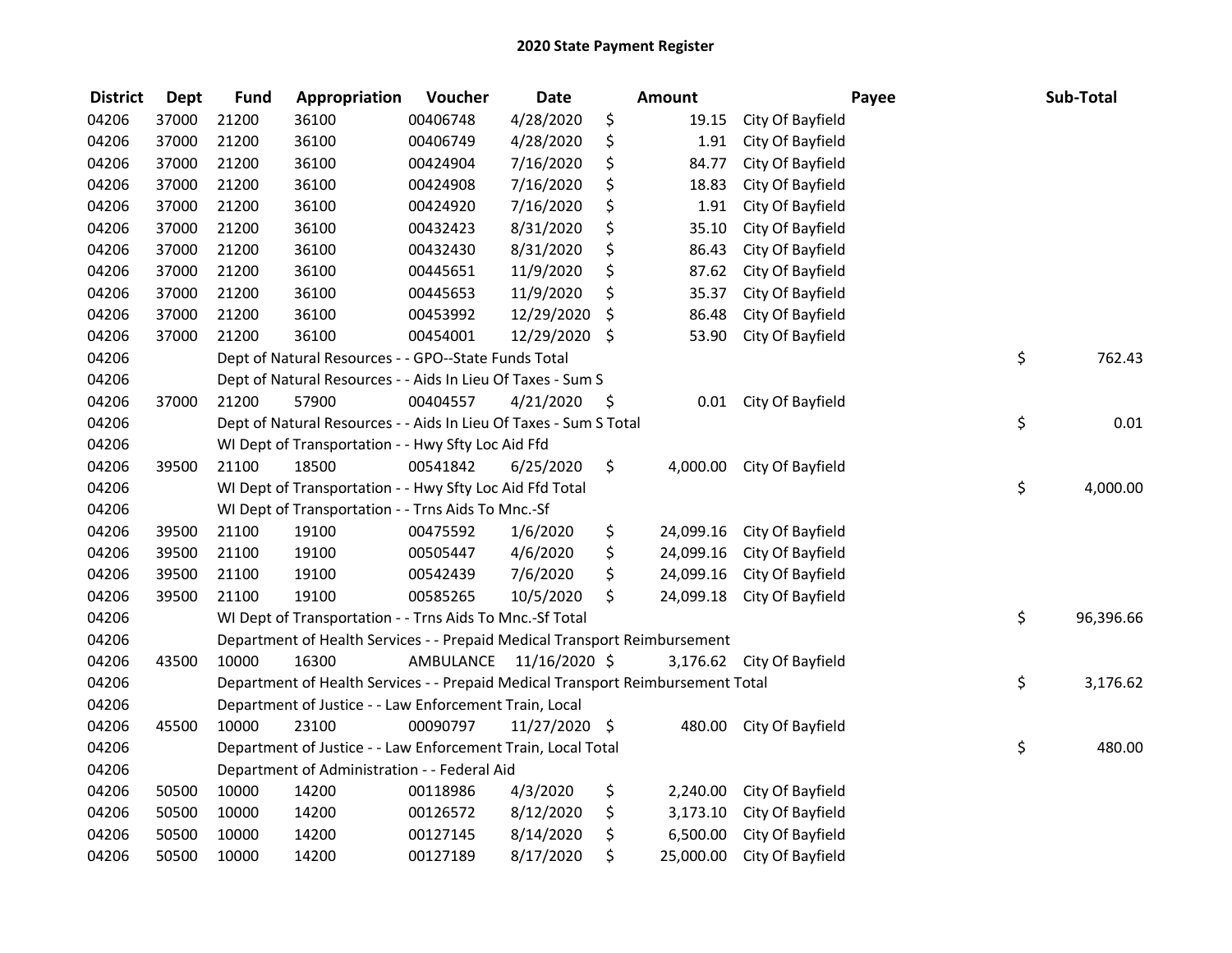# 2020 State Payment Register

| District | Dept | Fund | Appropriation | Voucher | Date | Amount | Payee | Sub-Total |
|---|---|---|---|---|---|---|---|---|
| 04206 | 37000 | 21200 | 36100 | 00406748 | 4/28/2020 | $ 19.15 | City Of Bayfield | |
| 04206 | 37000 | 21200 | 36100 | 00406749 | 4/28/2020 | $ 1.91 | City Of Bayfield | |
| 04206 | 37000 | 21200 | 36100 | 00424904 | 7/16/2020 | $ 84.77 | City Of Bayfield | |
| 04206 | 37000 | 21200 | 36100 | 00424908 | 7/16/2020 | $ 18.83 | City Of Bayfield | |
| 04206 | 37000 | 21200 | 36100 | 00424920 | 7/16/2020 | $ 1.91 | City Of Bayfield | |
| 04206 | 37000 | 21200 | 36100 | 00432423 | 8/31/2020 | $ 35.10 | City Of Bayfield | |
| 04206 | 37000 | 21200 | 36100 | 00432430 | 8/31/2020 | $ 86.43 | City Of Bayfield | |
| 04206 | 37000 | 21200 | 36100 | 00445651 | 11/9/2020 | $ 87.62 | City Of Bayfield | |
| 04206 | 37000 | 21200 | 36100 | 00445653 | 11/9/2020 | $ 35.37 | City Of Bayfield | |
| 04206 | 37000 | 21200 | 36100 | 00453992 | 12/29/2020 | $ 86.48 | City Of Bayfield | |
| 04206 | 37000 | 21200 | 36100 | 00454001 | 12/29/2020 | $ 53.90 | City Of Bayfield | |
| 04206 | | Dept of Natural Resources - - GPO--State Funds Total | | | | | | $ 762.43 |
| 04206 | | Dept of Natural Resources - - Aids In Lieu Of Taxes - Sum S | | | | | | |
| 04206 | 37000 | 21200 | 57900 | 00404557 | 4/21/2020 | $ 0.01 | City Of Bayfield | |
| 04206 | | Dept of Natural Resources - - Aids In Lieu Of Taxes - Sum S Total | | | | | | $ 0.01 |
| 04206 | | WI Dept of Transportation - - Hwy Sfty Loc Aid Ffd | | | | | | |
| 04206 | 39500 | 21100 | 18500 | 00541842 | 6/25/2020 | $ 4,000.00 | City Of Bayfield | |
| 04206 | | WI Dept of Transportation - - Hwy Sfty Loc Aid Ffd Total | | | | | | $ 4,000.00 |
| 04206 | | WI Dept of Transportation - - Trns Aids To Mnc.-Sf | | | | | | |
| 04206 | 39500 | 21100 | 19100 | 00475592 | 1/6/2020 | $ 24,099.16 | City Of Bayfield | |
| 04206 | 39500 | 21100 | 19100 | 00505447 | 4/6/2020 | $ 24,099.16 | City Of Bayfield | |
| 04206 | 39500 | 21100 | 19100 | 00542439 | 7/6/2020 | $ 24,099.16 | City Of Bayfield | |
| 04206 | 39500 | 21100 | 19100 | 00585265 | 10/5/2020 | $ 24,099.18 | City Of Bayfield | |
| 04206 | | WI Dept of Transportation - - Trns Aids To Mnc.-Sf Total | | | | | | $ 96,396.66 |
| 04206 | | Department of Health Services - - Prepaid Medical Transport Reimbursement | | | | | | |
| 04206 | 43500 | 10000 | 16300 | AMBULANCE | 11/16/2020 | $ 3,176.62 | City Of Bayfield | |
| 04206 | | Department of Health Services - - Prepaid Medical Transport Reimbursement Total | | | | | | $ 3,176.62 |
| 04206 | | Department of Justice - - Law Enforcement Train, Local | | | | | | |
| 04206 | 45500 | 10000 | 23100 | 00090797 | 11/27/2020 | $ 480.00 | City Of Bayfield | |
| 04206 | | Department of Justice - - Law Enforcement Train, Local Total | | | | | | $ 480.00 |
| 04206 | | Department of Administration - - Federal Aid | | | | | | |
| 04206 | 50500 | 10000 | 14200 | 00118986 | 4/3/2020 | $ 2,240.00 | City Of Bayfield | |
| 04206 | 50500 | 10000 | 14200 | 00126572 | 8/12/2020 | $ 3,173.10 | City Of Bayfield | |
| 04206 | 50500 | 10000 | 14200 | 00127145 | 8/14/2020 | $ 6,500.00 | City Of Bayfield | |
| 04206 | 50500 | 10000 | 14200 | 00127189 | 8/17/2020 | $ 25,000.00 | City Of Bayfield | |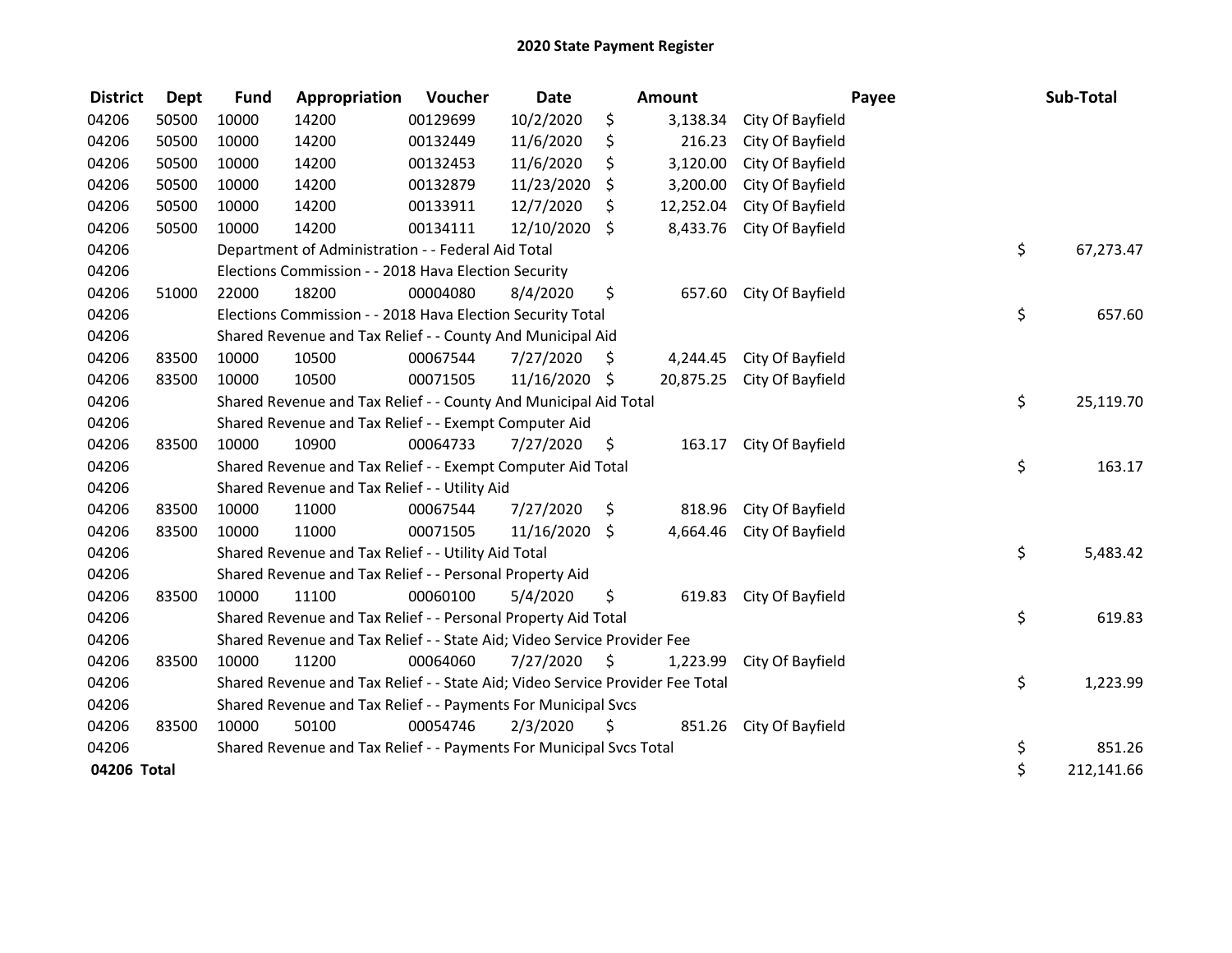# 2020 State Payment Register

| District | Dept | Fund | Appropriation | Voucher | Date | Amount | Payee | Sub-Total |
|---|---|---|---|---|---|---|---|---|
| 04206 | 50500 | 10000 | 14200 | 00129699 | 10/2/2020 | $ 3,138.34 | City Of Bayfield | |
| 04206 | 50500 | 10000 | 14200 | 00132449 | 11/6/2020 | $ 216.23 | City Of Bayfield | |
| 04206 | 50500 | 10000 | 14200 | 00132453 | 11/6/2020 | $ 3,120.00 | City Of Bayfield | |
| 04206 | 50500 | 10000 | 14200 | 00132879 | 11/23/2020 | $ 3,200.00 | City Of Bayfield | |
| 04206 | 50500 | 10000 | 14200 | 00133911 | 12/7/2020 | $ 12,252.04 | City Of Bayfield | |
| 04206 | 50500 | 10000 | 14200 | 00134111 | 12/10/2020 | $ 8,433.76 | City Of Bayfield | |
| 04206 | | Department of Administration - - Federal Aid Total | | | | | | $ 67,273.47 |
| 04206 | | Elections Commission - - 2018 Hava Election Security | | | | | | |
| 04206 | 51000 | 22000 | 18200 | 00004080 | 8/4/2020 | $ 657.60 | City Of Bayfield | |
| 04206 | | Elections Commission - - 2018 Hava Election Security Total | | | | | | $ 657.60 |
| 04206 | | Shared Revenue and Tax Relief - - County And Municipal Aid | | | | | | |
| 04206 | 83500 | 10000 | 10500 | 00067544 | 7/27/2020 | $ 4,244.45 | City Of Bayfield | |
| 04206 | 83500 | 10000 | 10500 | 00071505 | 11/16/2020 | $ 20,875.25 | City Of Bayfield | |
| 04206 | | Shared Revenue and Tax Relief - - County And Municipal Aid Total | | | | | | $ 25,119.70 |
| 04206 | | Shared Revenue and Tax Relief - - Exempt Computer Aid | | | | | | |
| 04206 | 83500 | 10000 | 10900 | 00064733 | 7/27/2020 | $ 163.17 | City Of Bayfield | |
| 04206 | | Shared Revenue and Tax Relief - - Exempt Computer Aid Total | | | | | | $ 163.17 |
| 04206 | | Shared Revenue and Tax Relief - - Utility Aid | | | | | | |
| 04206 | 83500 | 10000 | 11000 | 00067544 | 7/27/2020 | $ 818.96 | City Of Bayfield | |
| 04206 | 83500 | 10000 | 11000 | 00071505 | 11/16/2020 | $ 4,664.46 | City Of Bayfield | |
| 04206 | | Shared Revenue and Tax Relief - - Utility Aid Total | | | | | | $ 5,483.42 |
| 04206 | | Shared Revenue and Tax Relief - - Personal Property Aid | | | | | | |
| 04206 | 83500 | 10000 | 11100 | 00060100 | 5/4/2020 | $ 619.83 | City Of Bayfield | |
| 04206 | | Shared Revenue and Tax Relief - - Personal Property Aid Total | | | | | | $ 619.83 |
| 04206 | | Shared Revenue and Tax Relief - - State Aid; Video Service Provider Fee | | | | | | |
| 04206 | 83500 | 10000 | 11200 | 00064060 | 7/27/2020 | $ 1,223.99 | City Of Bayfield | |
| 04206 | | Shared Revenue and Tax Relief - - State Aid; Video Service Provider Fee Total | | | | | | $ 1,223.99 |
| 04206 | | Shared Revenue and Tax Relief - - Payments For Municipal Svcs | | | | | | |
| 04206 | 83500 | 10000 | 50100 | 00054746 | 2/3/2020 | $ 851.26 | City Of Bayfield | |
| 04206 | | Shared Revenue and Tax Relief - - Payments For Municipal Svcs Total | | | | | | $ 851.26 |
| **04206 Total** | | | | | | | | $ 212,141.66 |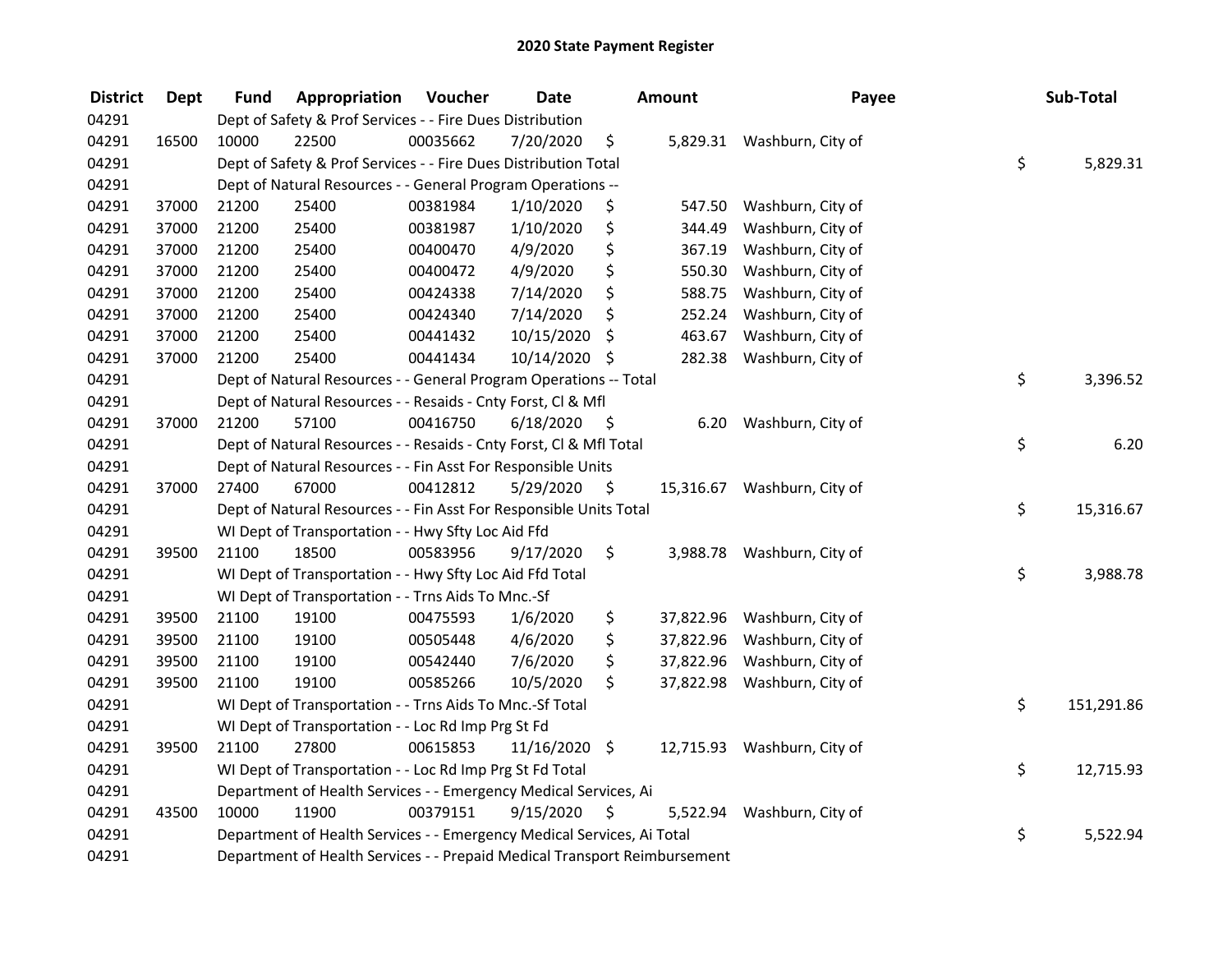# 2020 State Payment Register

| District | Dept | Fund | Appropriation | Voucher | Date | Amount | Payee | Sub-Total |
|---|---|---|---|---|---|---|---|---|
| 04291 | | Dept of Safety & Prof Services - - Fire Dues Distribution | | | | | | |
| 04291 | 16500 | 10000 | 22500 | 00035662 | 7/20/2020 | $ 5,829.31 | Washburn, City of | |
| 04291 | | Dept of Safety & Prof Services - - Fire Dues Distribution Total | | | | | | $ 5,829.31 |
| 04291 | | Dept of Natural Resources - - General Program Operations -- | | | | | | |
| 04291 | 37000 | 21200 | 25400 | 00381984 | 1/10/2020 | $ 547.50 | Washburn, City of | |
| 04291 | 37000 | 21200 | 25400 | 00381987 | 1/10/2020 | $ 344.49 | Washburn, City of | |
| 04291 | 37000 | 21200 | 25400 | 00400470 | 4/9/2020 | $ 367.19 | Washburn, City of | |
| 04291 | 37000 | 21200 | 25400 | 00400472 | 4/9/2020 | $ 550.30 | Washburn, City of | |
| 04291 | 37000 | 21200 | 25400 | 00424338 | 7/14/2020 | $ 588.75 | Washburn, City of | |
| 04291 | 37000 | 21200 | 25400 | 00424340 | 7/14/2020 | $ 252.24 | Washburn, City of | |
| 04291 | 37000 | 21200 | 25400 | 00441432 | 10/15/2020 | $ 463.67 | Washburn, City of | |
| 04291 | 37000 | 21200 | 25400 | 00441434 | 10/14/2020 | $ 282.38 | Washburn, City of | |
| 04291 | | Dept of Natural Resources - - General Program Operations -- Total | | | | | | $ 3,396.52 |
| 04291 | | Dept of Natural Resources - - Resaids - Cnty Forst, Cl & Mfl | | | | | | |
| 04291 | 37000 | 21200 | 57100 | 00416750 | 6/18/2020 | $ 6.20 | Washburn, City of | |
| 04291 | | Dept of Natural Resources - - Resaids - Cnty Forst, Cl & Mfl Total | | | | | | $ 6.20 |
| 04291 | | Dept of Natural Resources - - Fin Asst For Responsible Units | | | | | | |
| 04291 | 37000 | 27400 | 67000 | 00412812 | 5/29/2020 | $ 15,316.67 | Washburn, City of | |
| 04291 | | Dept of Natural Resources - - Fin Asst For Responsible Units Total | | | | | | $ 15,316.67 |
| 04291 | | WI Dept of Transportation - - Hwy Sfty Loc Aid Ffd | | | | | | |
| 04291 | 39500 | 21100 | 18500 | 00583956 | 9/17/2020 | $ 3,988.78 | Washburn, City of | |
| 04291 | | WI Dept of Transportation - - Hwy Sfty Loc Aid Ffd Total | | | | | | $ 3,988.78 |
| 04291 | | WI Dept of Transportation - - Trns Aids To Mnc.-Sf | | | | | | |
| 04291 | 39500 | 21100 | 19100 | 00475593 | 1/6/2020 | $ 37,822.96 | Washburn, City of | |
| 04291 | 39500 | 21100 | 19100 | 00505448 | 4/6/2020 | $ 37,822.96 | Washburn, City of | |
| 04291 | 39500 | 21100 | 19100 | 00542440 | 7/6/2020 | $ 37,822.96 | Washburn, City of | |
| 04291 | 39500 | 21100 | 19100 | 00585266 | 10/5/2020 | $ 37,822.98 | Washburn, City of | |
| 04291 | | WI Dept of Transportation - - Trns Aids To Mnc.-Sf Total | | | | | | $ 151,291.86 |
| 04291 | | WI Dept of Transportation - - Loc Rd Imp Prg St Fd | | | | | | |
| 04291 | 39500 | 21100 | 27800 | 00615853 | 11/16/2020 | $ 12,715.93 | Washburn, City of | |
| 04291 | | WI Dept of Transportation - - Loc Rd Imp Prg St Fd Total | | | | | | $ 12,715.93 |
| 04291 | | Department of Health Services - - Emergency Medical Services, Ai | | | | | | |
| 04291 | 43500 | 10000 | 11900 | 00379151 | 9/15/2020 | $ 5,522.94 | Washburn, City of | |
| 04291 | | Department of Health Services - - Emergency Medical Services, Ai Total | | | | | | $ 5,522.94 |
| 04291 | | Department of Health Services - - Prepaid Medical Transport Reimbursement | | | | | | |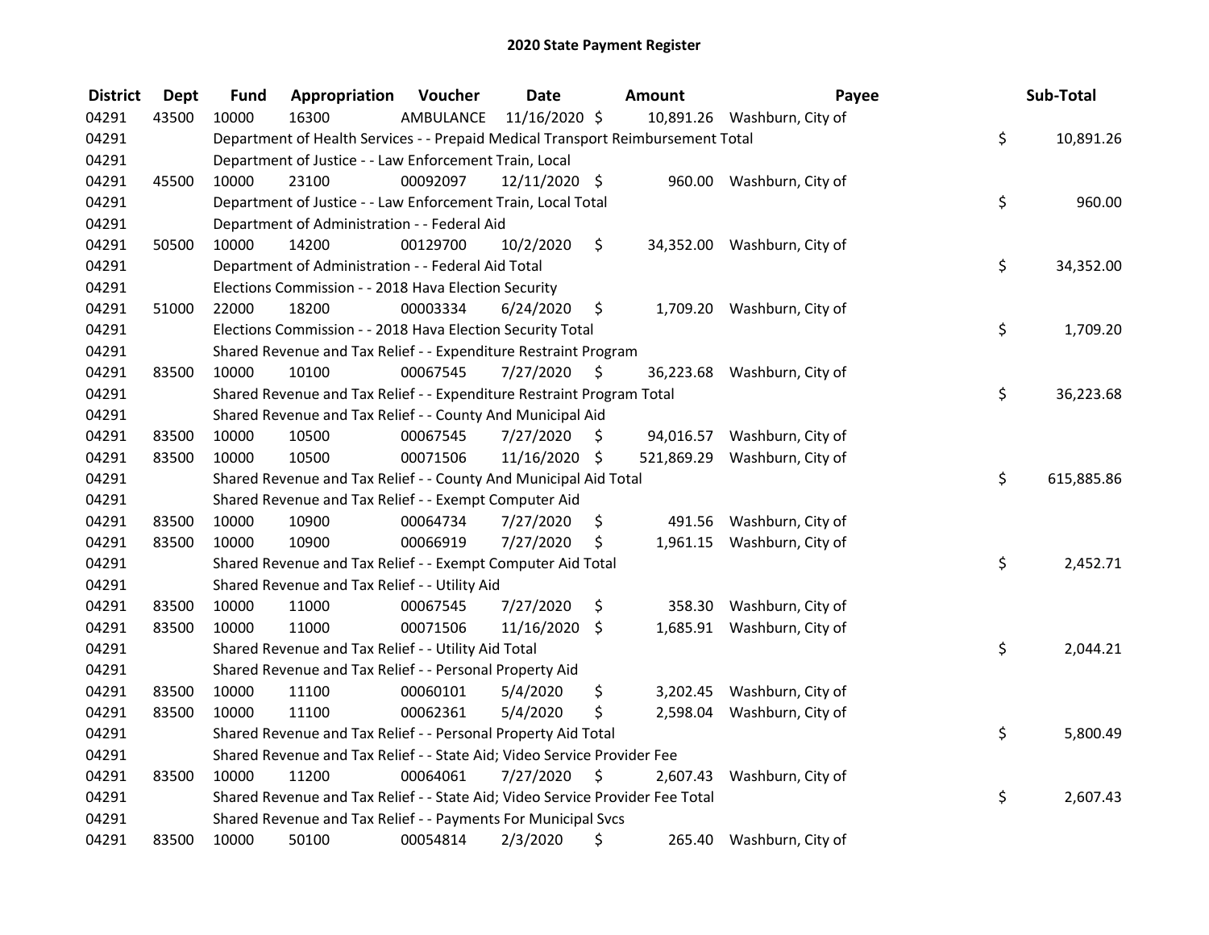# 2020 State Payment Register

| District | Dept | Fund | Appropriation | Voucher | Date | Amount | Payee | Sub-Total |
|---|---|---|---|---|---|---|---|---|
| 04291 | 43500 | 10000 | 16300 | AMBULANCE | 11/16/2020 | $ 10,891.26 | Washburn, City of | |
| 04291 | | Department of Health Services - - Prepaid Medical Transport Reimbursement Total | | | | | | $ 10,891.26 |
| 04291 | | Department of Justice - - Law Enforcement Train, Local | | | | | | |
| 04291 | 45500 | 10000 | 23100 | 00092097 | 12/11/2020 | $ 960.00 | Washburn, City of | |
| 04291 | | Department of Justice - - Law Enforcement Train, Local Total | | | | | | $ 960.00 |
| 04291 | | Department of Administration - - Federal Aid | | | | | | |
| 04291 | 50500 | 10000 | 14200 | 00129700 | 10/2/2020 | $ 34,352.00 | Washburn, City of | |
| 04291 | | Department of Administration - - Federal Aid Total | | | | | | $ 34,352.00 |
| 04291 | | Elections Commission - - 2018 Hava Election Security | | | | | | |
| 04291 | 51000 | 22000 | 18200 | 00003334 | 6/24/2020 | $ 1,709.20 | Washburn, City of | |
| 04291 | | Elections Commission - - 2018 Hava Election Security Total | | | | | | $ 1,709.20 |
| 04291 | | Shared Revenue and Tax Relief - - Expenditure Restraint Program | | | | | | |
| 04291 | 83500 | 10000 | 10100 | 00067545 | 7/27/2020 | $ 36,223.68 | Washburn, City of | |
| 04291 | | Shared Revenue and Tax Relief - - Expenditure Restraint Program Total | | | | | | $ 36,223.68 |
| 04291 | | Shared Revenue and Tax Relief - - County And Municipal Aid | | | | | | |
| 04291 | 83500 | 10000 | 10500 | 00067545 | 7/27/2020 | $ 94,016.57 | Washburn, City of | |
| 04291 | 83500 | 10000 | 10500 | 00071506 | 11/16/2020 | $ 521,869.29 | Washburn, City of | |
| 04291 | | Shared Revenue and Tax Relief - - County And Municipal Aid Total | | | | | | $ 615,885.86 |
| 04291 | | Shared Revenue and Tax Relief - - Exempt Computer Aid | | | | | | |
| 04291 | 83500 | 10000 | 10900 | 00064734 | 7/27/2020 | $ 491.56 | Washburn, City of | |
| 04291 | 83500 | 10000 | 10900 | 00066919 | 7/27/2020 | $ 1,961.15 | Washburn, City of | |
| 04291 | | Shared Revenue and Tax Relief - - Exempt Computer Aid Total | | | | | | $ 2,452.71 |
| 04291 | | Shared Revenue and Tax Relief - - Utility Aid | | | | | | |
| 04291 | 83500 | 10000 | 11000 | 00067545 | 7/27/2020 | $ 358.30 | Washburn, City of | |
| 04291 | 83500 | 10000 | 11000 | 00071506 | 11/16/2020 | $ 1,685.91 | Washburn, City of | |
| 04291 | | Shared Revenue and Tax Relief - - Utility Aid Total | | | | | | $ 2,044.21 |
| 04291 | | Shared Revenue and Tax Relief - - Personal Property Aid | | | | | | |
| 04291 | 83500 | 10000 | 11100 | 00060101 | 5/4/2020 | $ 3,202.45 | Washburn, City of | |
| 04291 | 83500 | 10000 | 11100 | 00062361 | 5/4/2020 | $ 2,598.04 | Washburn, City of | |
| 04291 | | Shared Revenue and Tax Relief - - Personal Property Aid Total | | | | | | $ 5,800.49 |
| 04291 | | Shared Revenue and Tax Relief - - State Aid; Video Service Provider Fee | | | | | | |
| 04291 | 83500 | 10000 | 11200 | 00064061 | 7/27/2020 | $ 2,607.43 | Washburn, City of | |
| 04291 | | Shared Revenue and Tax Relief - - State Aid; Video Service Provider Fee Total | | | | | | $ 2,607.43 |
| 04291 | | Shared Revenue and Tax Relief - - Payments For Municipal Svcs | | | | | | |
| 04291 | 83500 | 10000 | 50100 | 00054814 | 2/3/2020 | $ 265.40 | Washburn, City of | |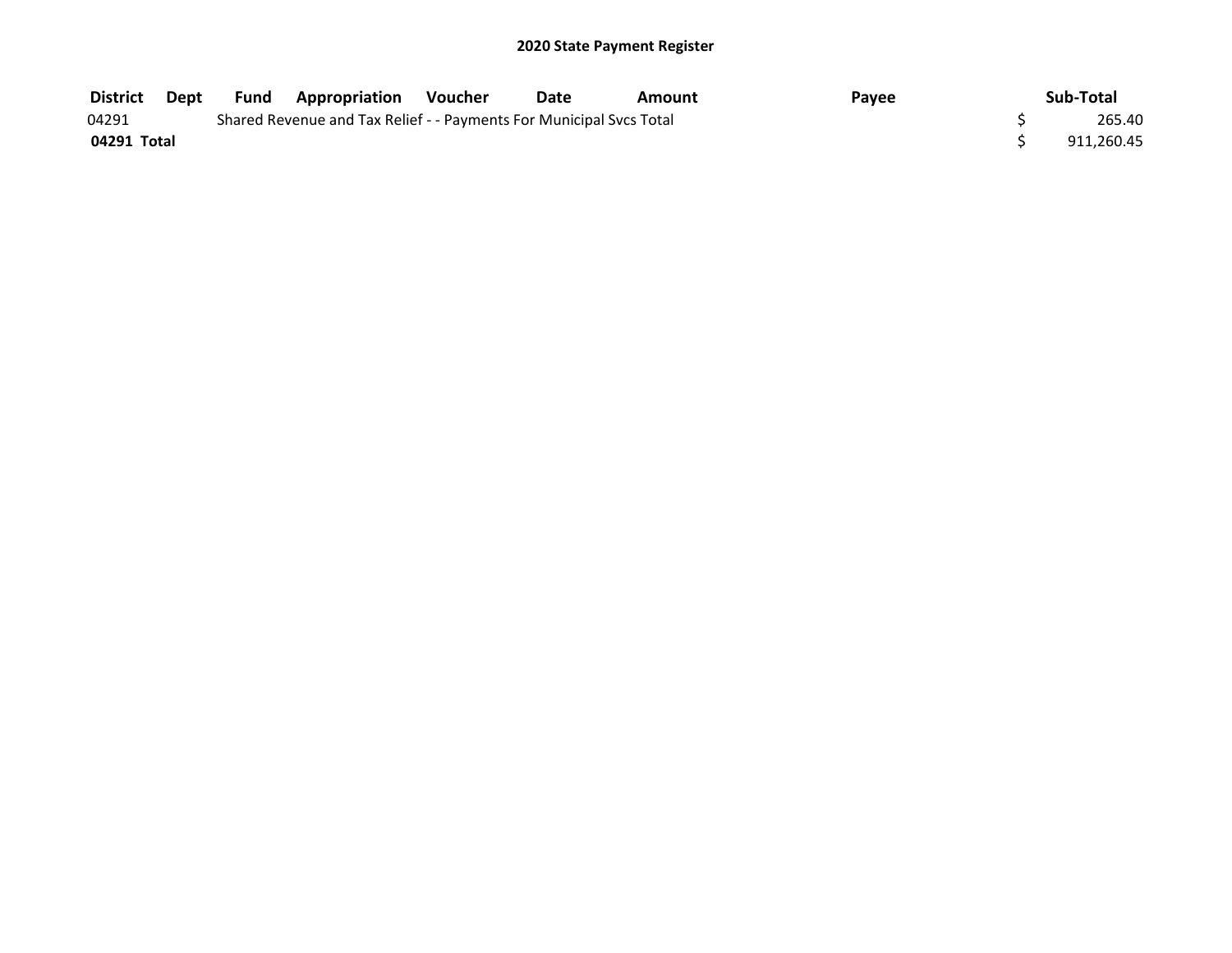## 2020 State Payment Register

| District | Dept | Fund | Appropriation | Voucher | Date | Amount | Payee | Sub-Total |
|---|---|---|---|---|---|---|---|---|
| 04291 | | Shared Revenue and Tax Relief - - Payments For Municipal Svcs Total | | | | | | $ 265.40 |
| **04291 Total** | | | | | | | | $ 911,260.45 |